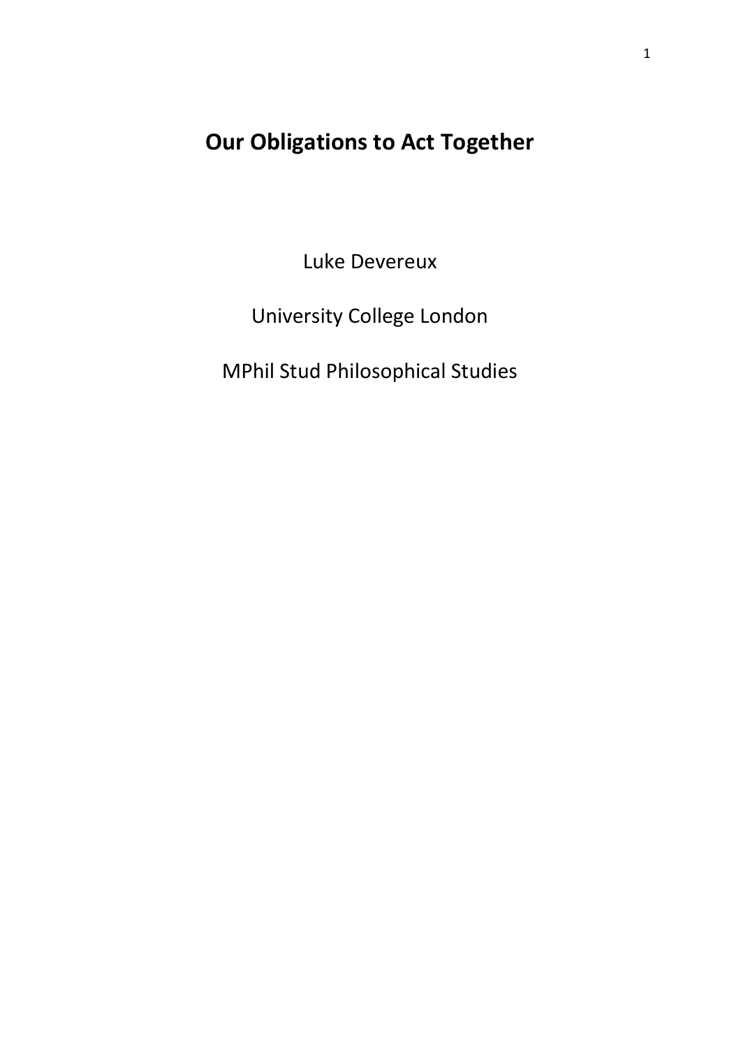# Our Obligations to Act Together

Luke Devereux

University College London

MPhil Stud Philosophical Studies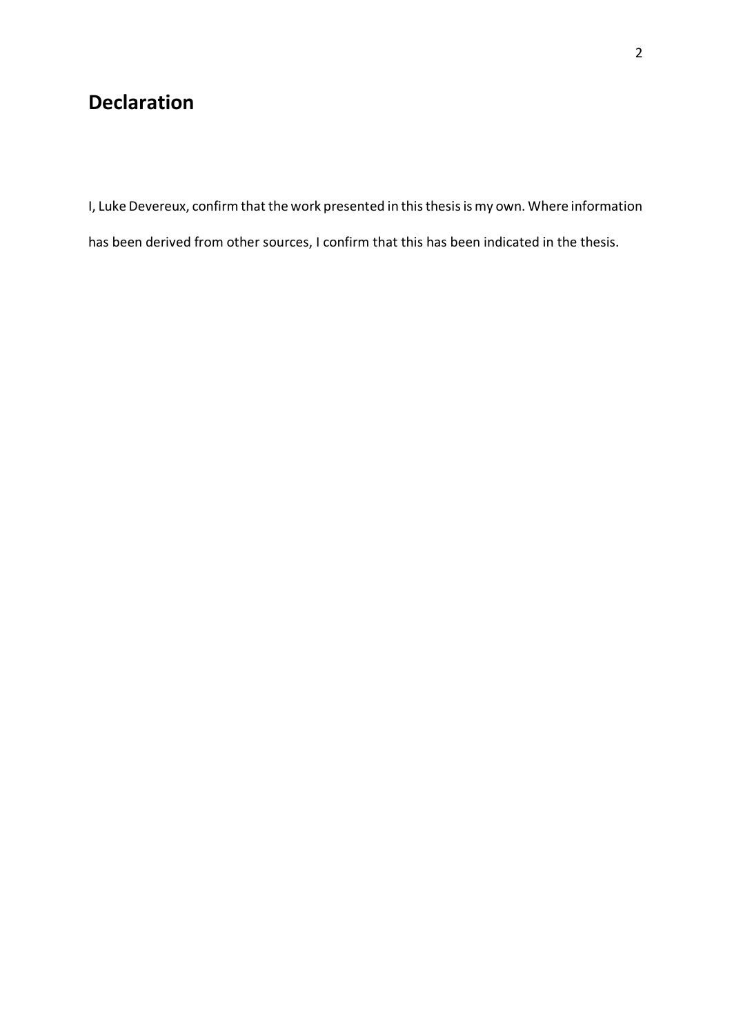# Declaration

I, Luke Devereux, confirm that the work presented in this thesis is my own. Where information has been derived from other sources, I confirm that this has been indicated in the thesis.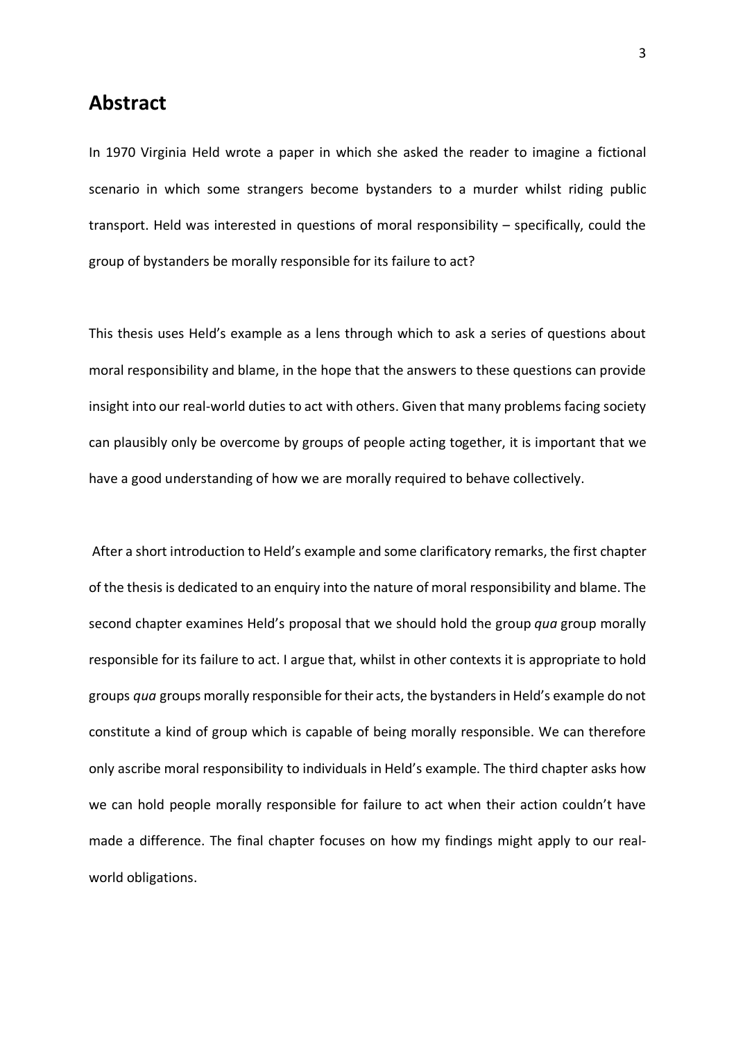# Abstract

In 1970 Virginia Held wrote a paper in which she asked the reader to imagine a fictional scenario in which some strangers become bystanders to a murder whilst riding public transport. Held was interested in questions of moral responsibility – specifically, could the group of bystanders be morally responsible for its failure to act?

This thesis uses Held's example as a lens through which to ask a series of questions about moral responsibility and blame, in the hope that the answers to these questions can provide insight into our real-world duties to act with others. Given that many problems facing society can plausibly only be overcome by groups of people acting together, it is important that we have a good understanding of how we are morally required to behave collectively.

After a short introduction to Held's example and some clarificatory remarks, the first chapter of the thesis is dedicated to an enquiry into the nature of moral responsibility and blame. The second chapter examines Held's proposal that we should hold the group *qua* group morally responsible for its failure to act. I argue that, whilst in other contexts it is appropriate to hold groups *qua* groups morally responsible for their acts, the bystanders in Held's example do not constitute a kind of group which is capable of being morally responsible. We can therefore only ascribe moral responsibility to individuals in Held's example. The third chapter asks how we can hold people morally responsible for failure to act when their action couldn't have made a difference. The final chapter focuses on how my findings might apply to our real-world obligations.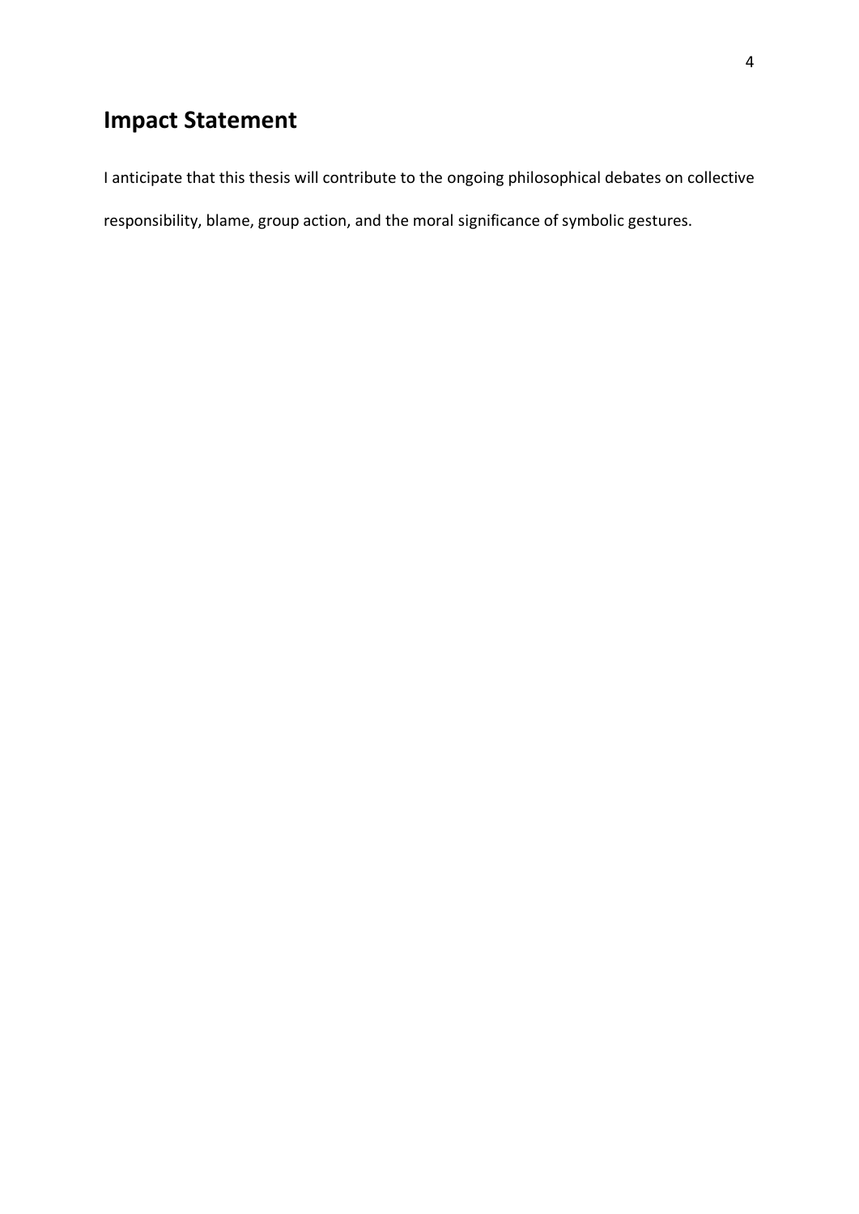# Impact Statement

I anticipate that this thesis will contribute to the ongoing philosophical debates on collective responsibility, blame, group action, and the moral significance of symbolic gestures.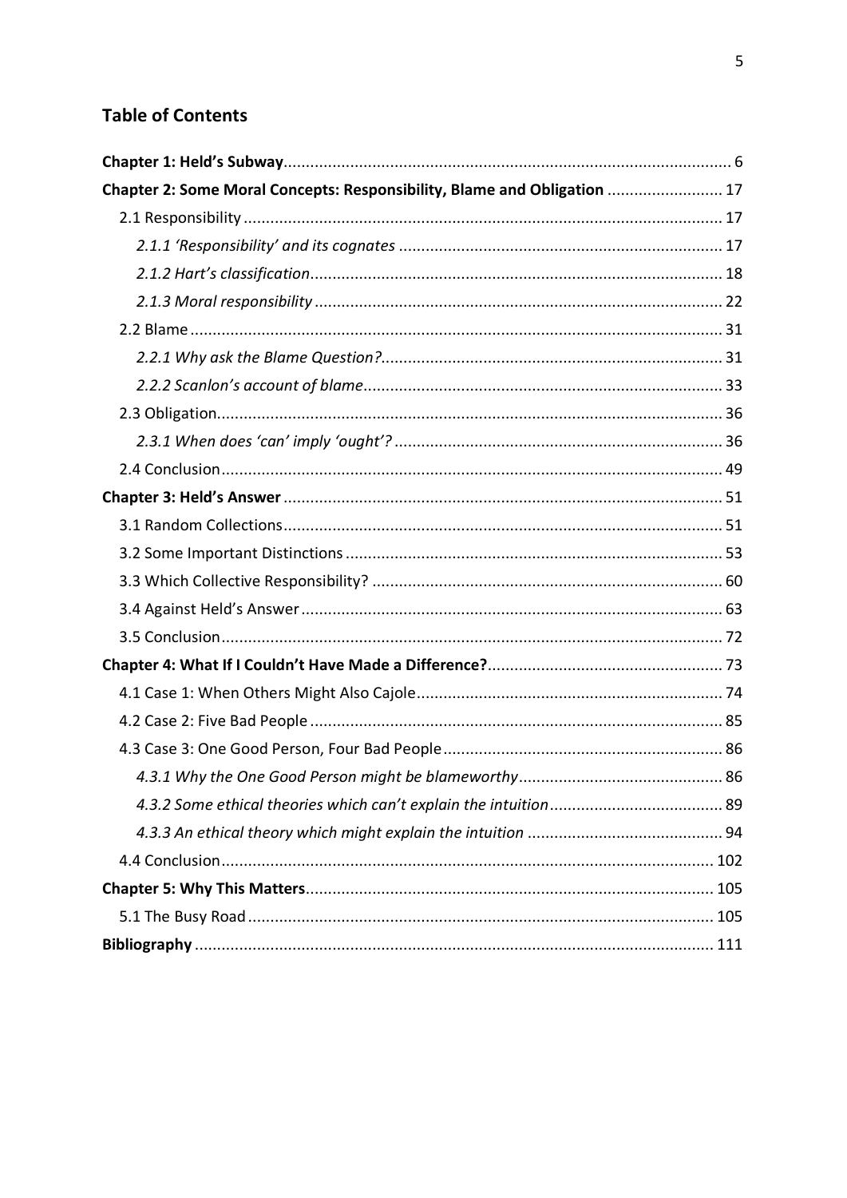## Table of Contents

**Chapter 1: Held's Subway** ..... 6

**Chapter 2: Some Moral Concepts: Responsibility, Blame and Obligation** ..... 17

- 2.1 Responsibility ..... 17
  - *2.1.1 'Responsibility' and its cognates* ..... 17
  - *2.1.2 Hart's classification* ..... 18
  - *2.1.3 Moral responsibility* ..... 22
- 2.2 Blame ..... 31
  - *2.2.1 Why ask the Blame Question?* ..... 31
  - *2.2.2 Scanlon's account of blame* ..... 33
- 2.3 Obligation ..... 36
  - *2.3.1 When does 'can' imply 'ought'?* ..... 36
- 2.4 Conclusion ..... 49

**Chapter 3: Held's Answer** ..... 51

- 3.1 Random Collections ..... 51
- 3.2 Some Important Distinctions ..... 53
- 3.3 Which Collective Responsibility? ..... 60
- 3.4 Against Held's Answer ..... 63
- 3.5 Conclusion ..... 72

**Chapter 4: What If I Couldn't Have Made a Difference?** ..... 73

- 4.1 Case 1: When Others Might Also Cajole ..... 74
- 4.2 Case 2: Five Bad People ..... 85
- 4.3 Case 3: One Good Person, Four Bad People ..... 86
  - *4.3.1 Why the One Good Person might be blameworthy* ..... 86
  - *4.3.2 Some ethical theories which can't explain the intuition* ..... 89
  - *4.3.3 An ethical theory which might explain the intuition* ..... 94
- 4.4 Conclusion ..... 102

**Chapter 5: Why This Matters** ..... 105

- 5.1 The Busy Road ..... 105

**Bibliography** ..... 111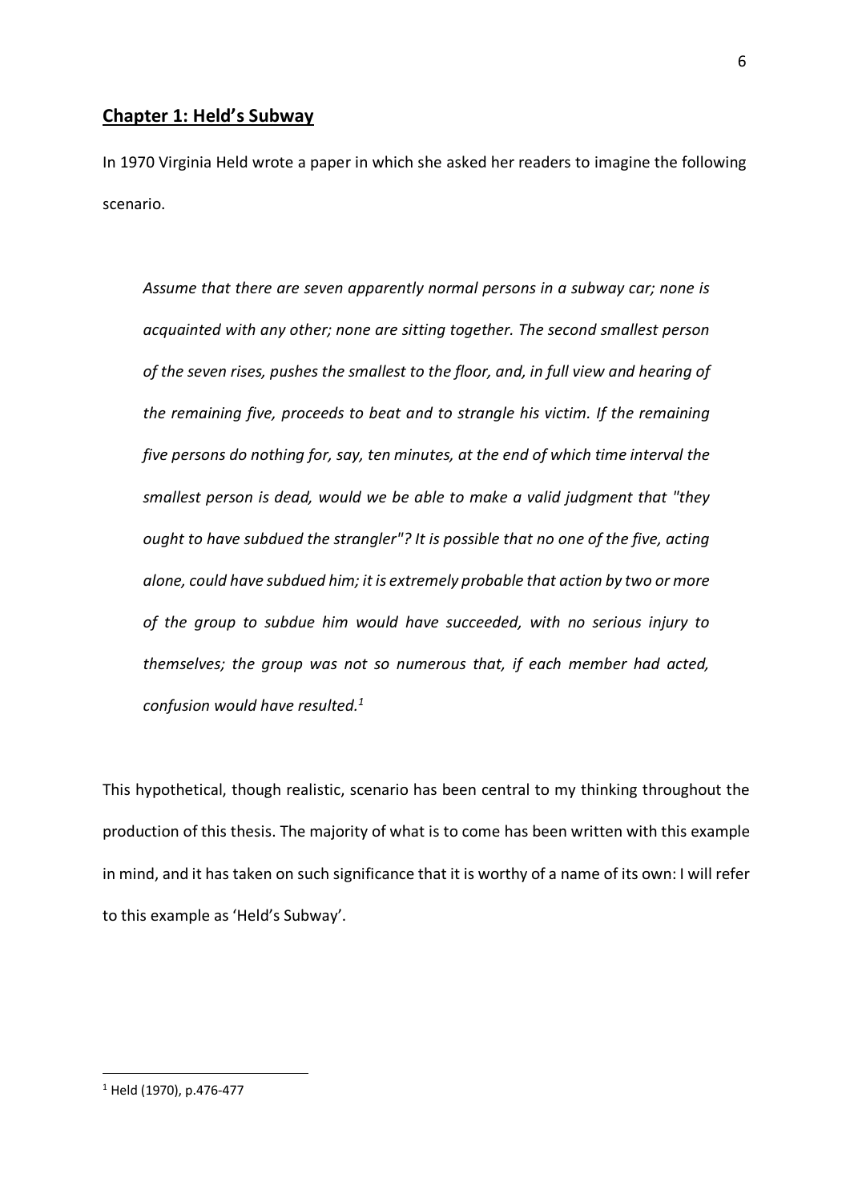## **Chapter 1: Held's Subway**

In 1970 Virginia Held wrote a paper in which she asked her readers to imagine the following scenario.

> *Assume that there are seven apparently normal persons in a subway car; none is acquainted with any other; none are sitting together. The second smallest person of the seven rises, pushes the smallest to the floor, and, in full view and hearing of the remaining five, proceeds to beat and to strangle his victim. If the remaining five persons do nothing for, say, ten minutes, at the end of which time interval the smallest person is dead, would we be able to make a valid judgment that "they ought to have subdued the strangler"? It is possible that no one of the five, acting alone, could have subdued him; it is extremely probable that action by two or more of the group to subdue him would have succeeded, with no serious injury to themselves; the group was not so numerous that, if each member had acted, confusion would have resulted.*[1]

This hypothetical, though realistic, scenario has been central to my thinking throughout the production of this thesis. The majority of what is to come has been written with this example in mind, and it has taken on such significance that it is worthy of a name of its own: I will refer to this example as 'Held's Subway'.

---

[1] Held (1970), p.476-477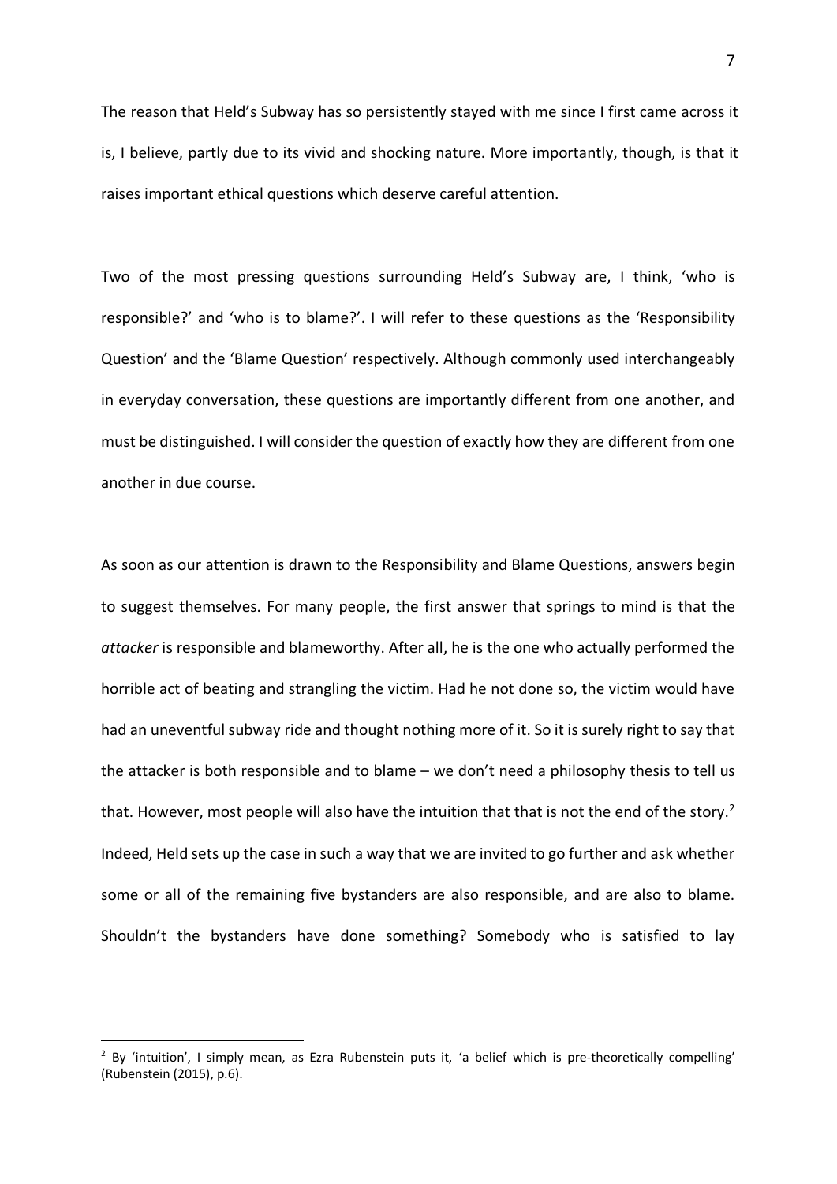The reason that Held's Subway has so persistently stayed with me since I first came across it is, I believe, partly due to its vivid and shocking nature. More importantly, though, is that it raises important ethical questions which deserve careful attention.

Two of the most pressing questions surrounding Held's Subway are, I think, 'who is responsible?' and 'who is to blame?'. I will refer to these questions as the 'Responsibility Question' and the 'Blame Question' respectively. Although commonly used interchangeably in everyday conversation, these questions are importantly different from one another, and must be distinguished. I will consider the question of exactly how they are different from one another in due course.

As soon as our attention is drawn to the Responsibility and Blame Questions, answers begin to suggest themselves. For many people, the first answer that springs to mind is that the *attacker* is responsible and blameworthy. After all, he is the one who actually performed the horrible act of beating and strangling the victim. Had he not done so, the victim would have had an uneventful subway ride and thought nothing more of it. So it is surely right to say that the attacker is both responsible and to blame – we don't need a philosophy thesis to tell us that. However, most people will also have the intuition that that is not the end of the story.[2] Indeed, Held sets up the case in such a way that we are invited to go further and ask whether some or all of the remaining five bystanders are also responsible, and are also to blame. Shouldn't the bystanders have done something? Somebody who is satisfied to lay

[2] By 'intuition', I simply mean, as Ezra Rubenstein puts it, 'a belief which is pre-theoretically compelling' (Rubenstein (2015), p.6).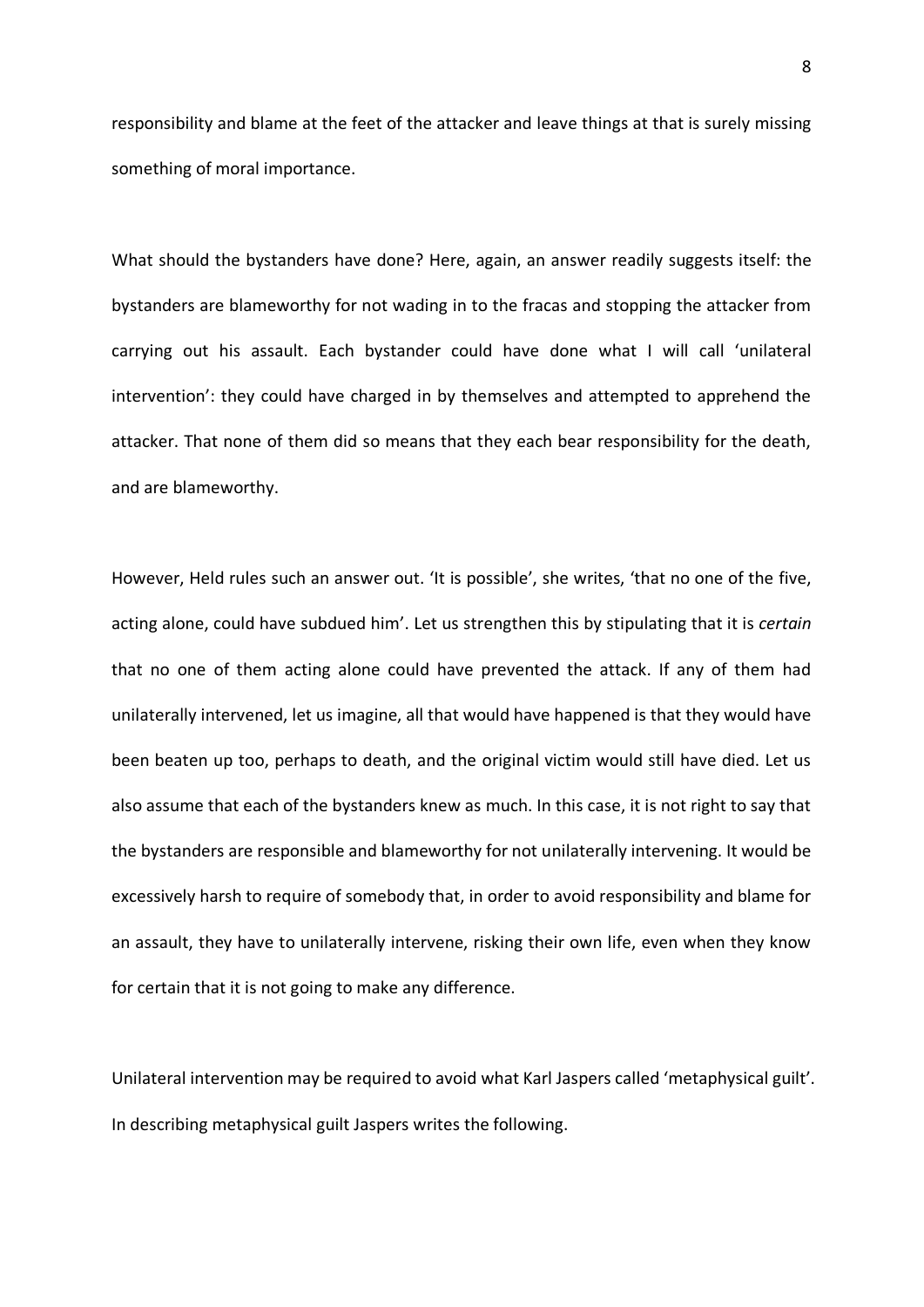responsibility and blame at the feet of the attacker and leave things at that is surely missing something of moral importance.

What should the bystanders have done? Here, again, an answer readily suggests itself: the bystanders are blameworthy for not wading in to the fracas and stopping the attacker from carrying out his assault. Each bystander could have done what I will call 'unilateral intervention': they could have charged in by themselves and attempted to apprehend the attacker. That none of them did so means that they each bear responsibility for the death, and are blameworthy.

However, Held rules such an answer out. 'It is possible', she writes, 'that no one of the five, acting alone, could have subdued him'. Let us strengthen this by stipulating that it is *certain* that no one of them acting alone could have prevented the attack. If any of them had unilaterally intervened, let us imagine, all that would have happened is that they would have been beaten up too, perhaps to death, and the original victim would still have died. Let us also assume that each of the bystanders knew as much. In this case, it is not right to say that the bystanders are responsible and blameworthy for not unilaterally intervening. It would be excessively harsh to require of somebody that, in order to avoid responsibility and blame for an assault, they have to unilaterally intervene, risking their own life, even when they know for certain that it is not going to make any difference.

Unilateral intervention may be required to avoid what Karl Jaspers called 'metaphysical guilt'. In describing metaphysical guilt Jaspers writes the following.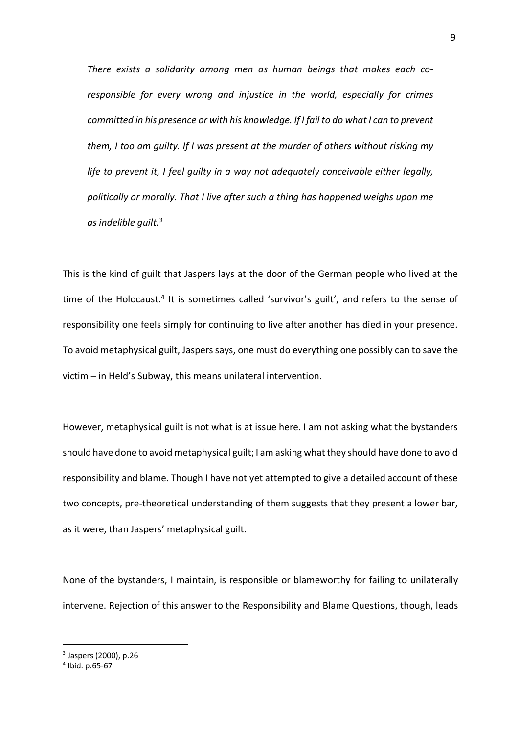*There exists a solidarity among men as human beings that makes each co-responsible for every wrong and injustice in the world, especially for crimes committed in his presence or with his knowledge. If I fail to do what I can to prevent them, I too am guilty. If I was present at the murder of others without risking my life to prevent it, I feel guilty in a way not adequately conceivable either legally, politically or morally. That I live after such a thing has happened weighs upon me as indelible guilt.*[3]

This is the kind of guilt that Jaspers lays at the door of the German people who lived at the time of the Holocaust.[4] It is sometimes called 'survivor's guilt', and refers to the sense of responsibility one feels simply for continuing to live after another has died in your presence. To avoid metaphysical guilt, Jaspers says, one must do everything one possibly can to save the victim – in Held's Subway, this means unilateral intervention.

However, metaphysical guilt is not what is at issue here. I am not asking what the bystanders should have done to avoid metaphysical guilt; I am asking what they should have done to avoid responsibility and blame. Though I have not yet attempted to give a detailed account of these two concepts, pre-theoretical understanding of them suggests that they present a lower bar, as it were, than Jaspers' metaphysical guilt.

None of the bystanders, I maintain, is responsible or blameworthy for failing to unilaterally intervene. Rejection of this answer to the Responsibility and Blame Questions, though, leads

[3] Jaspers (2000), p.26

[4] Ibid. p.65-67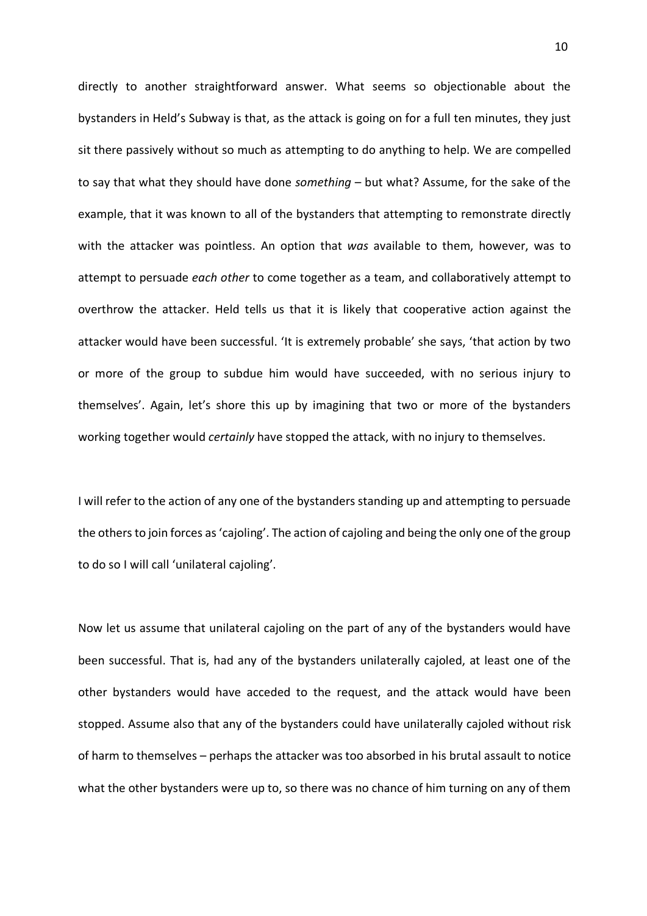directly to another straightforward answer. What seems so objectionable about the bystanders in Held's Subway is that, as the attack is going on for a full ten minutes, they just sit there passively without so much as attempting to do anything to help. We are compelled to say that what they should have done *something* – but what? Assume, for the sake of the example, that it was known to all of the bystanders that attempting to remonstrate directly with the attacker was pointless. An option that *was* available to them, however, was to attempt to persuade *each other* to come together as a team, and collaboratively attempt to overthrow the attacker. Held tells us that it is likely that cooperative action against the attacker would have been successful. 'It is extremely probable' she says, 'that action by two or more of the group to subdue him would have succeeded, with no serious injury to themselves'. Again, let's shore this up by imagining that two or more of the bystanders working together would *certainly* have stopped the attack, with no injury to themselves.

I will refer to the action of any one of the bystanders standing up and attempting to persuade the others to join forces as 'cajoling'. The action of cajoling and being the only one of the group to do so I will call 'unilateral cajoling'.

Now let us assume that unilateral cajoling on the part of any of the bystanders would have been successful. That is, had any of the bystanders unilaterally cajoled, at least one of the other bystanders would have acceded to the request, and the attack would have been stopped. Assume also that any of the bystanders could have unilaterally cajoled without risk of harm to themselves – perhaps the attacker was too absorbed in his brutal assault to notice what the other bystanders were up to, so there was no chance of him turning on any of them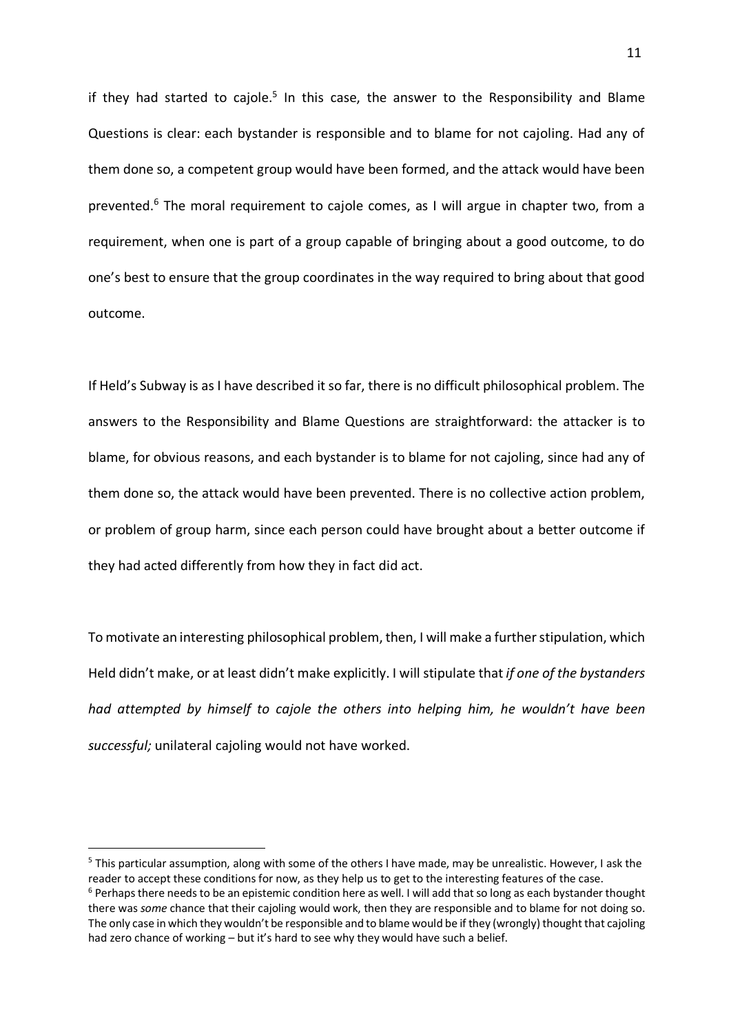if they had started to cajole.[5] In this case, the answer to the Responsibility and Blame Questions is clear: each bystander is responsible and to blame for not cajoling. Had any of them done so, a competent group would have been formed, and the attack would have been prevented.[6] The moral requirement to cajole comes, as I will argue in chapter two, from a requirement, when one is part of a group capable of bringing about a good outcome, to do one's best to ensure that the group coordinates in the way required to bring about that good outcome.

If Held's Subway is as I have described it so far, there is no difficult philosophical problem. The answers to the Responsibility and Blame Questions are straightforward: the attacker is to blame, for obvious reasons, and each bystander is to blame for not cajoling, since had any of them done so, the attack would have been prevented. There is no collective action problem, or problem of group harm, since each person could have brought about a better outcome if they had acted differently from how they in fact did act.

To motivate an interesting philosophical problem, then, I will make a further stipulation, which Held didn't make, or at least didn't make explicitly. I will stipulate that *if one of the bystanders had attempted by himself to cajole the others into helping him, he wouldn't have been successful;* unilateral cajoling would not have worked.

---

[5] This particular assumption, along with some of the others I have made, may be unrealistic. However, I ask the reader to accept these conditions for now, as they help us to get to the interesting features of the case.

[6] Perhaps there needs to be an epistemic condition here as well. I will add that so long as each bystander thought there was *some* chance that their cajoling would work, then they are responsible and to blame for not doing so. The only case in which they wouldn't be responsible and to blame would be if they (wrongly) thought that cajoling had zero chance of working – but it's hard to see why they would have such a belief.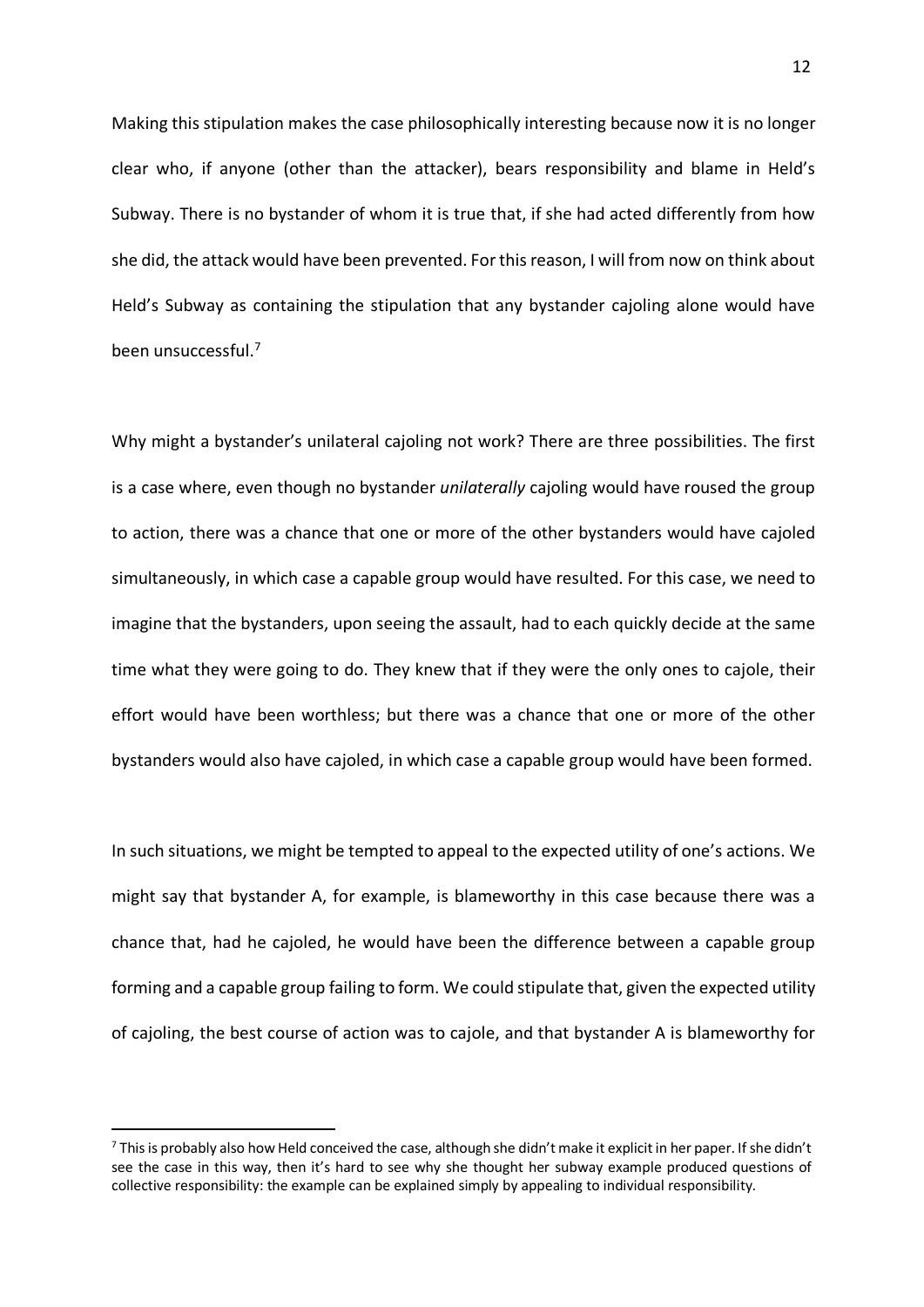Making this stipulation makes the case philosophically interesting because now it is no longer clear who, if anyone (other than the attacker), bears responsibility and blame in Held's Subway. There is no bystander of whom it is true that, if she had acted differently from how she did, the attack would have been prevented. For this reason, I will from now on think about Held's Subway as containing the stipulation that any bystander cajoling alone would have been unsuccessful.[7]

Why might a bystander's unilateral cajoling not work? There are three possibilities. The first is a case where, even though no bystander *unilaterally* cajoling would have roused the group to action, there was a chance that one or more of the other bystanders would have cajoled simultaneously, in which case a capable group would have resulted. For this case, we need to imagine that the bystanders, upon seeing the assault, had to each quickly decide at the same time what they were going to do. They knew that if they were the only ones to cajole, their effort would have been worthless; but there was a chance that one or more of the other bystanders would also have cajoled, in which case a capable group would have been formed.

In such situations, we might be tempted to appeal to the expected utility of one's actions. We might say that bystander A, for example, is blameworthy in this case because there was a chance that, had he cajoled, he would have been the difference between a capable group forming and a capable group failing to form. We could stipulate that, given the expected utility of cajoling, the best course of action was to cajole, and that bystander A is blameworthy for

[7] This is probably also how Held conceived the case, although she didn't make it explicit in her paper. If she didn't see the case in this way, then it's hard to see why she thought her subway example produced questions of collective responsibility: the example can be explained simply by appealing to individual responsibility.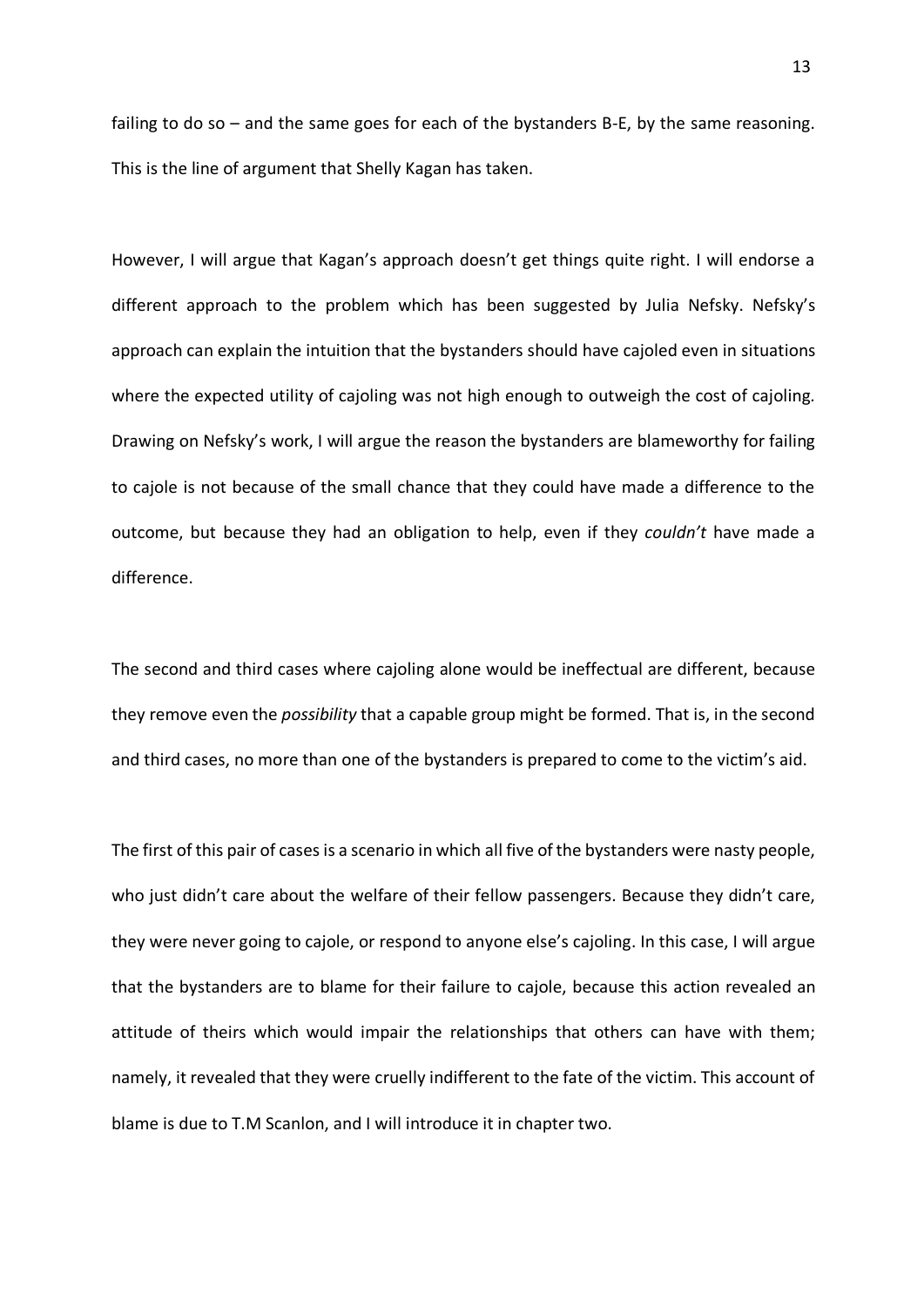failing to do so – and the same goes for each of the bystanders B-E, by the same reasoning. This is the line of argument that Shelly Kagan has taken.

However, I will argue that Kagan's approach doesn't get things quite right. I will endorse a different approach to the problem which has been suggested by Julia Nefsky. Nefsky's approach can explain the intuition that the bystanders should have cajoled even in situations where the expected utility of cajoling was not high enough to outweigh the cost of cajoling. Drawing on Nefsky's work, I will argue the reason the bystanders are blameworthy for failing to cajole is not because of the small chance that they could have made a difference to the outcome, but because they had an obligation to help, even if they *couldn't* have made a difference.

The second and third cases where cajoling alone would be ineffectual are different, because they remove even the *possibility* that a capable group might be formed. That is, in the second and third cases, no more than one of the bystanders is prepared to come to the victim's aid.

The first of this pair of cases is a scenario in which all five of the bystanders were nasty people, who just didn't care about the welfare of their fellow passengers. Because they didn't care, they were never going to cajole, or respond to anyone else's cajoling. In this case, I will argue that the bystanders are to blame for their failure to cajole, because this action revealed an attitude of theirs which would impair the relationships that others can have with them; namely, it revealed that they were cruelly indifferent to the fate of the victim. This account of blame is due to T.M Scanlon, and I will introduce it in chapter two.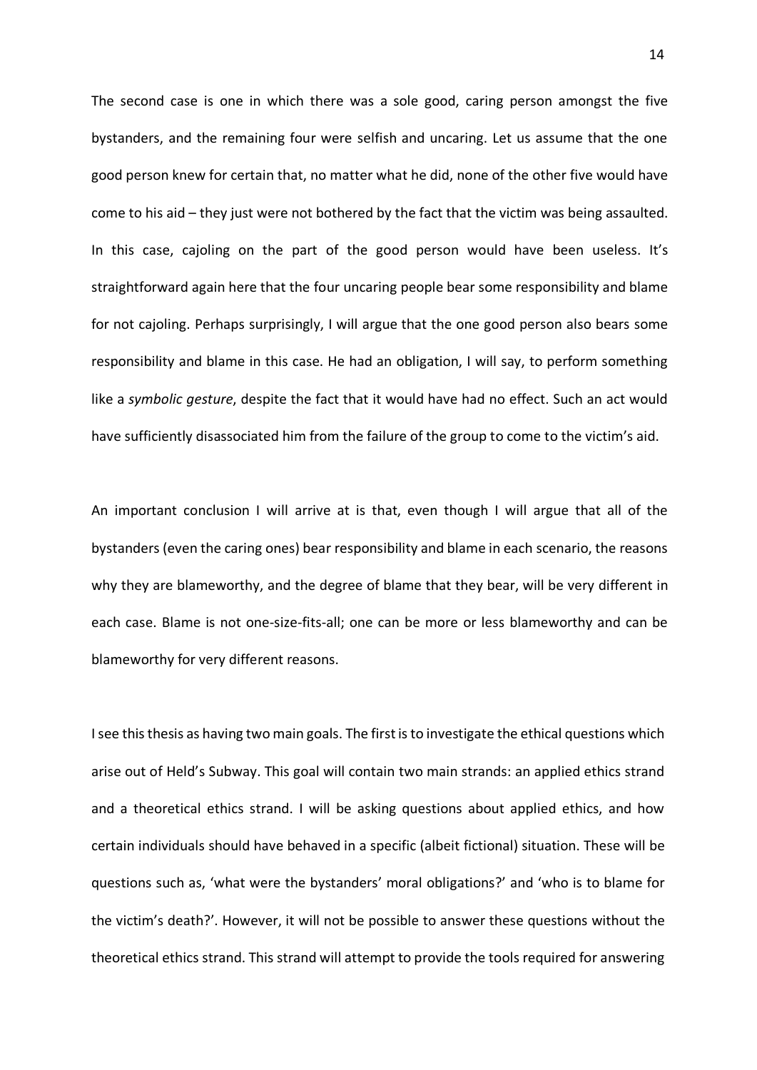The second case is one in which there was a sole good, caring person amongst the five bystanders, and the remaining four were selfish and uncaring. Let us assume that the one good person knew for certain that, no matter what he did, none of the other five would have come to his aid – they just were not bothered by the fact that the victim was being assaulted. In this case, cajoling on the part of the good person would have been useless. It's straightforward again here that the four uncaring people bear some responsibility and blame for not cajoling. Perhaps surprisingly, I will argue that the one good person also bears some responsibility and blame in this case. He had an obligation, I will say, to perform something like a *symbolic gesture*, despite the fact that it would have had no effect. Such an act would have sufficiently disassociated him from the failure of the group to come to the victim's aid.

An important conclusion I will arrive at is that, even though I will argue that all of the bystanders (even the caring ones) bear responsibility and blame in each scenario, the reasons why they are blameworthy, and the degree of blame that they bear, will be very different in each case. Blame is not one-size-fits-all; one can be more or less blameworthy and can be blameworthy for very different reasons.

I see this thesis as having two main goals. The first is to investigate the ethical questions which arise out of Held's Subway. This goal will contain two main strands: an applied ethics strand and a theoretical ethics strand. I will be asking questions about applied ethics, and how certain individuals should have behaved in a specific (albeit fictional) situation. These will be questions such as, 'what were the bystanders' moral obligations?' and 'who is to blame for the victim's death?'. However, it will not be possible to answer these questions without the theoretical ethics strand. This strand will attempt to provide the tools required for answering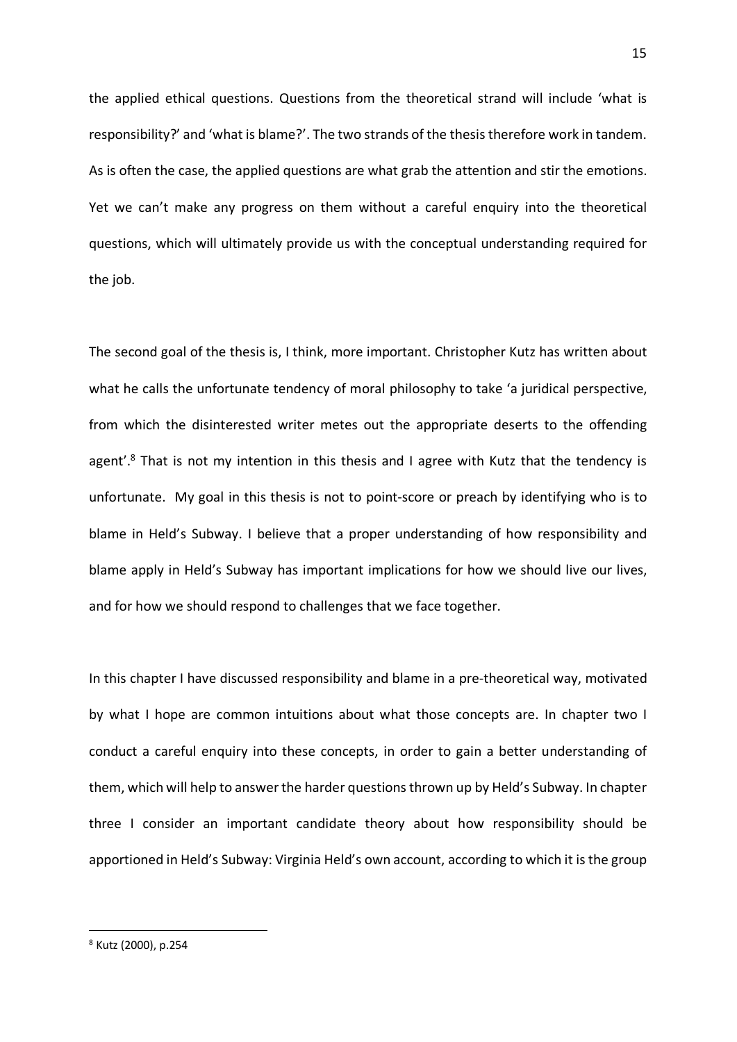the applied ethical questions. Questions from the theoretical strand will include 'what is responsibility?' and 'what is blame?'. The two strands of the thesis therefore work in tandem. As is often the case, the applied questions are what grab the attention and stir the emotions. Yet we can't make any progress on them without a careful enquiry into the theoretical questions, which will ultimately provide us with the conceptual understanding required for the job.

The second goal of the thesis is, I think, more important. Christopher Kutz has written about what he calls the unfortunate tendency of moral philosophy to take 'a juridical perspective, from which the disinterested writer metes out the appropriate deserts to the offending agent'.[8] That is not my intention in this thesis and I agree with Kutz that the tendency is unfortunate. My goal in this thesis is not to point-score or preach by identifying who is to blame in Held's Subway. I believe that a proper understanding of how responsibility and blame apply in Held's Subway has important implications for how we should live our lives, and for how we should respond to challenges that we face together.

In this chapter I have discussed responsibility and blame in a pre-theoretical way, motivated by what I hope are common intuitions about what those concepts are. In chapter two I conduct a careful enquiry into these concepts, in order to gain a better understanding of them, which will help to answer the harder questions thrown up by Held's Subway. In chapter three I consider an important candidate theory about how responsibility should be apportioned in Held's Subway: Virginia Held's own account, according to which it is the group

[8] Kutz (2000), p.254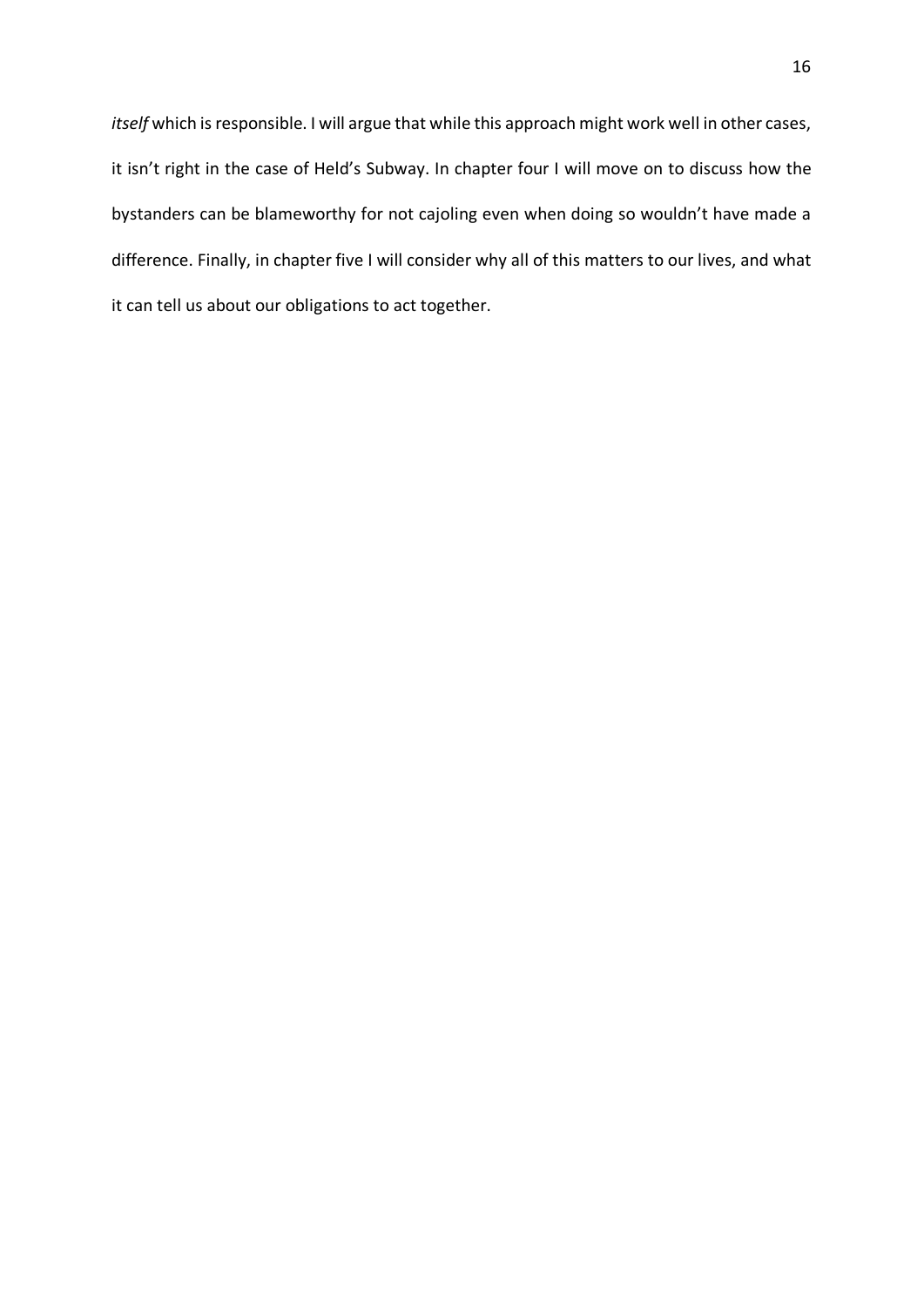*itself* which is responsible. I will argue that while this approach might work well in other cases, it isn't right in the case of Held's Subway. In chapter four I will move on to discuss how the bystanders can be blameworthy for not cajoling even when doing so wouldn't have made a difference. Finally, in chapter five I will consider why all of this matters to our lives, and what it can tell us about our obligations to act together.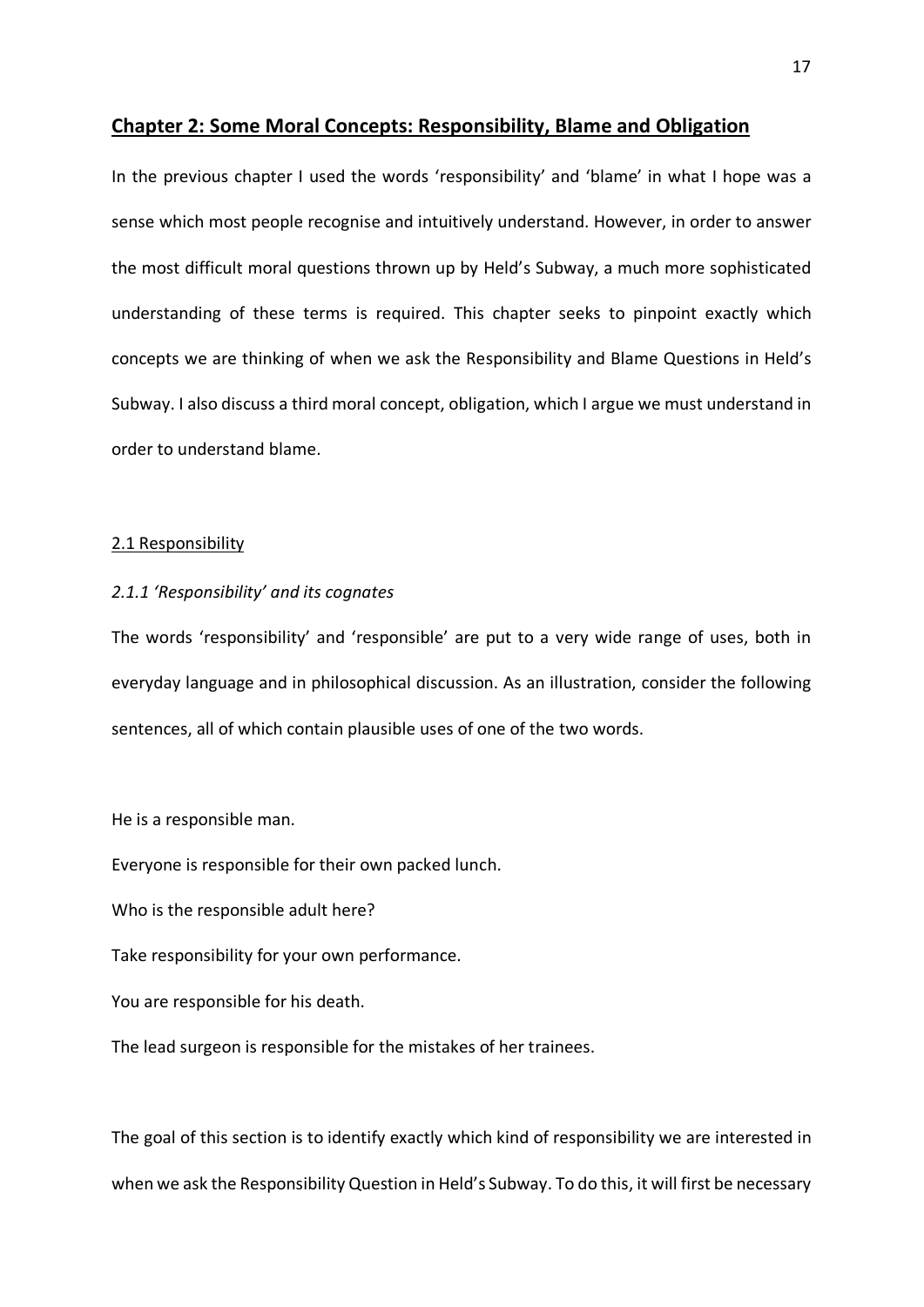## Chapter 2: Some Moral Concepts: Responsibility, Blame and Obligation

In the previous chapter I used the words 'responsibility' and 'blame' in what I hope was a sense which most people recognise and intuitively understand. However, in order to answer the most difficult moral questions thrown up by Held's Subway, a much more sophisticated understanding of these terms is required. This chapter seeks to pinpoint exactly which concepts we are thinking of when we ask the Responsibility and Blame Questions in Held's Subway. I also discuss a third moral concept, obligation, which I argue we must understand in order to understand blame.

### 2.1 Responsibility

#### *2.1.1 'Responsibility' and its cognates*

The words 'responsibility' and 'responsible' are put to a very wide range of uses, both in everyday language and in philosophical discussion. As an illustration, consider the following sentences, all of which contain plausible uses of one of the two words.

He is a responsible man.

Everyone is responsible for their own packed lunch.

Who is the responsible adult here?

Take responsibility for your own performance.

You are responsible for his death.

The lead surgeon is responsible for the mistakes of her trainees.

The goal of this section is to identify exactly which kind of responsibility we are interested in when we ask the Responsibility Question in Held's Subway. To do this, it will first be necessary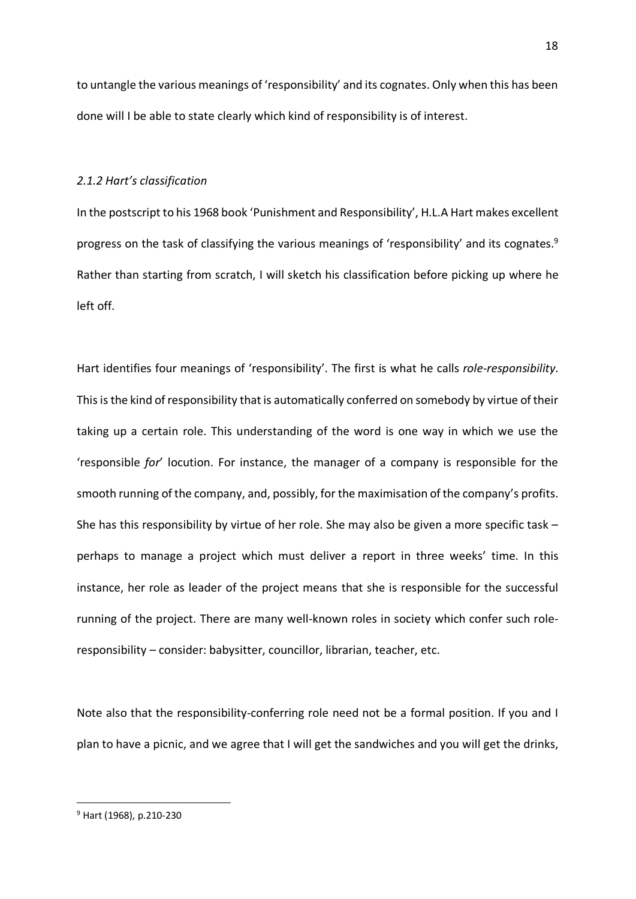to untangle the various meanings of 'responsibility' and its cognates. Only when this has been done will I be able to state clearly which kind of responsibility is of interest.

### *2.1.2 Hart's classification*

In the postscript to his 1968 book 'Punishment and Responsibility', H.L.A Hart makes excellent progress on the task of classifying the various meanings of 'responsibility' and its cognates.[9] Rather than starting from scratch, I will sketch his classification before picking up where he left off.

Hart identifies four meanings of 'responsibility'. The first is what he calls *role-responsibility*. This is the kind of responsibility that is automatically conferred on somebody by virtue of their taking up a certain role. This understanding of the word is one way in which we use the 'responsible *for*' locution. For instance, the manager of a company is responsible for the smooth running of the company, and, possibly, for the maximisation of the company's profits. She has this responsibility by virtue of her role. She may also be given a more specific task – perhaps to manage a project which must deliver a report in three weeks' time. In this instance, her role as leader of the project means that she is responsible for the successful running of the project. There are many well-known roles in society which confer such role-responsibility – consider: babysitter, councillor, librarian, teacher, etc.

Note also that the responsibility-conferring role need not be a formal position. If you and I plan to have a picnic, and we agree that I will get the sandwiches and you will get the drinks,

---

[9] Hart (1968), p.210-230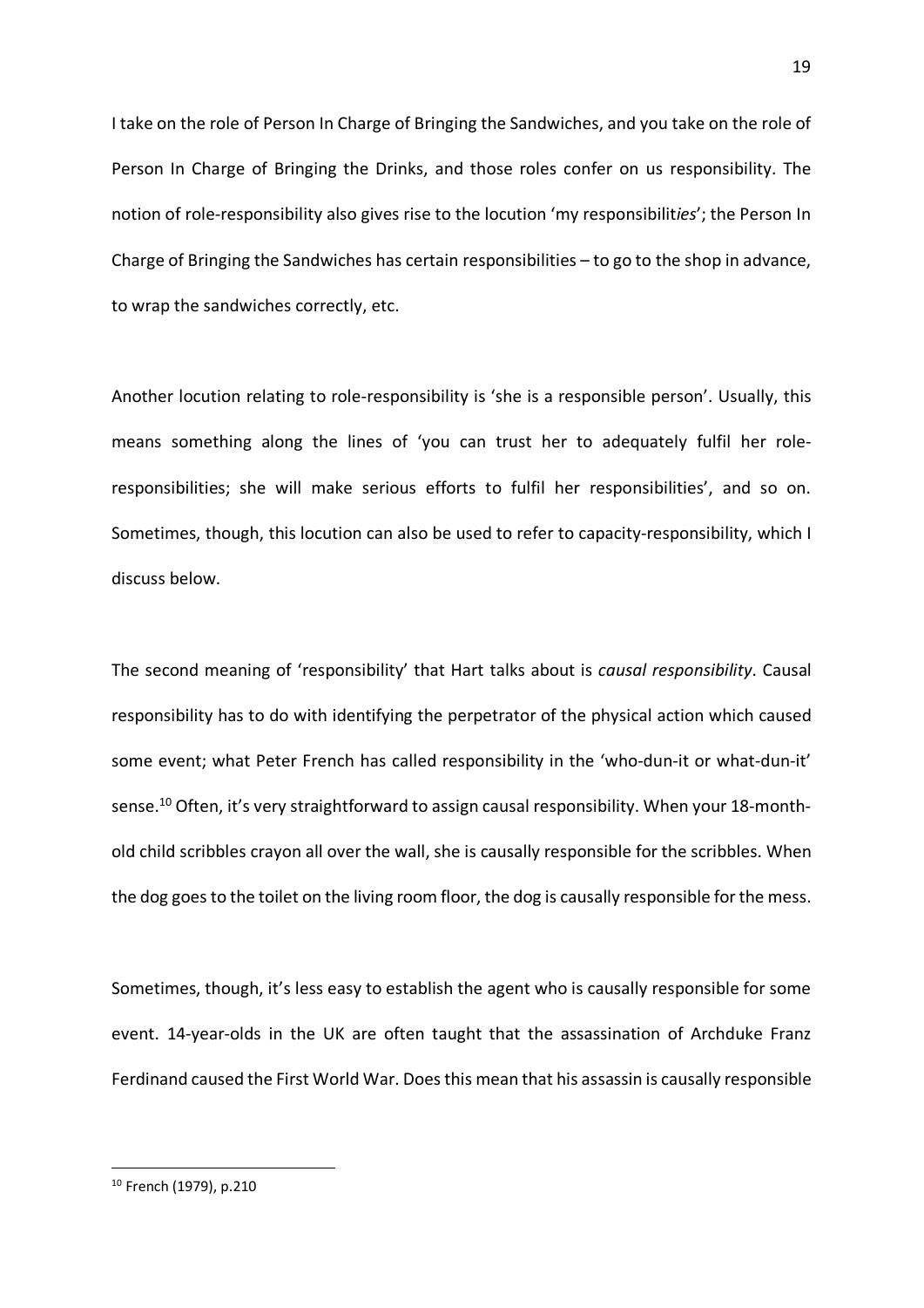I take on the role of Person In Charge of Bringing the Sandwiches, and you take on the role of Person In Charge of Bringing the Drinks, and those roles confer on us responsibility. The notion of role-responsibility also gives rise to the locution 'my responsibilit*ies*'; the Person In Charge of Bringing the Sandwiches has certain responsibilities – to go to the shop in advance, to wrap the sandwiches correctly, etc.

Another locution relating to role-responsibility is 'she is a responsible person'. Usually, this means something along the lines of 'you can trust her to adequately fulfil her role-responsibilities; she will make serious efforts to fulfil her responsibilities', and so on. Sometimes, though, this locution can also be used to refer to capacity-responsibility, which I discuss below.

The second meaning of 'responsibility' that Hart talks about is *causal responsibility*. Causal responsibility has to do with identifying the perpetrator of the physical action which caused some event; what Peter French has called responsibility in the 'who-dun-it or what-dun-it' sense.[10] Often, it's very straightforward to assign causal responsibility. When your 18-month-old child scribbles crayon all over the wall, she is causally responsible for the scribbles. When the dog goes to the toilet on the living room floor, the dog is causally responsible for the mess.

Sometimes, though, it's less easy to establish the agent who is causally responsible for some event. 14-year-olds in the UK are often taught that the assassination of Archduke Franz Ferdinand caused the First World War. Does this mean that his assassin is causally responsible

[10] French (1979), p.210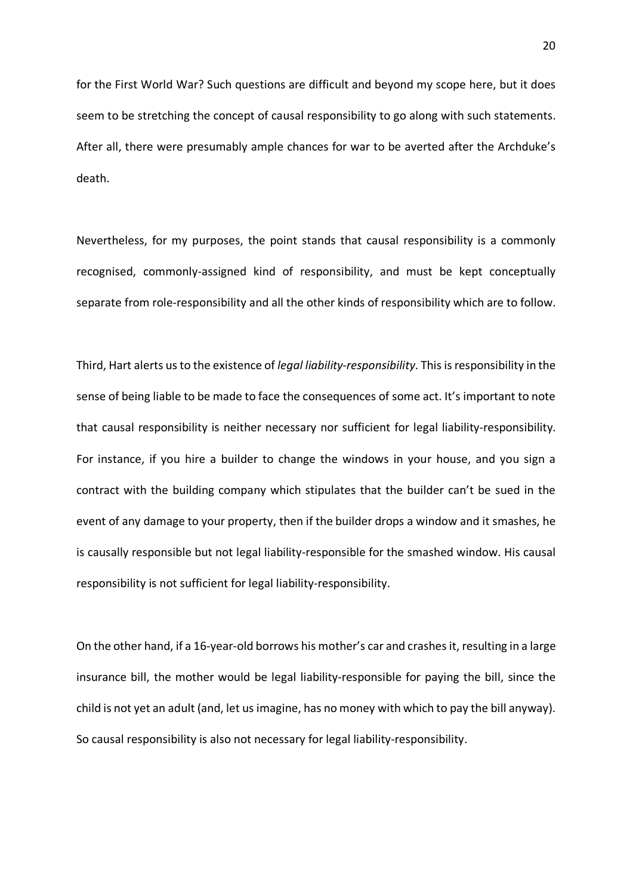for the First World War? Such questions are difficult and beyond my scope here, but it does seem to be stretching the concept of causal responsibility to go along with such statements. After all, there were presumably ample chances for war to be averted after the Archduke's death.

Nevertheless, for my purposes, the point stands that causal responsibility is a commonly recognised, commonly-assigned kind of responsibility, and must be kept conceptually separate from role-responsibility and all the other kinds of responsibility which are to follow.

Third, Hart alerts us to the existence of *legal liability-responsibility*. This is responsibility in the sense of being liable to be made to face the consequences of some act. It's important to note that causal responsibility is neither necessary nor sufficient for legal liability-responsibility. For instance, if you hire a builder to change the windows in your house, and you sign a contract with the building company which stipulates that the builder can't be sued in the event of any damage to your property, then if the builder drops a window and it smashes, he is causally responsible but not legal liability-responsible for the smashed window. His causal responsibility is not sufficient for legal liability-responsibility.

On the other hand, if a 16-year-old borrows his mother's car and crashes it, resulting in a large insurance bill, the mother would be legal liability-responsible for paying the bill, since the child is not yet an adult (and, let us imagine, has no money with which to pay the bill anyway). So causal responsibility is also not necessary for legal liability-responsibility.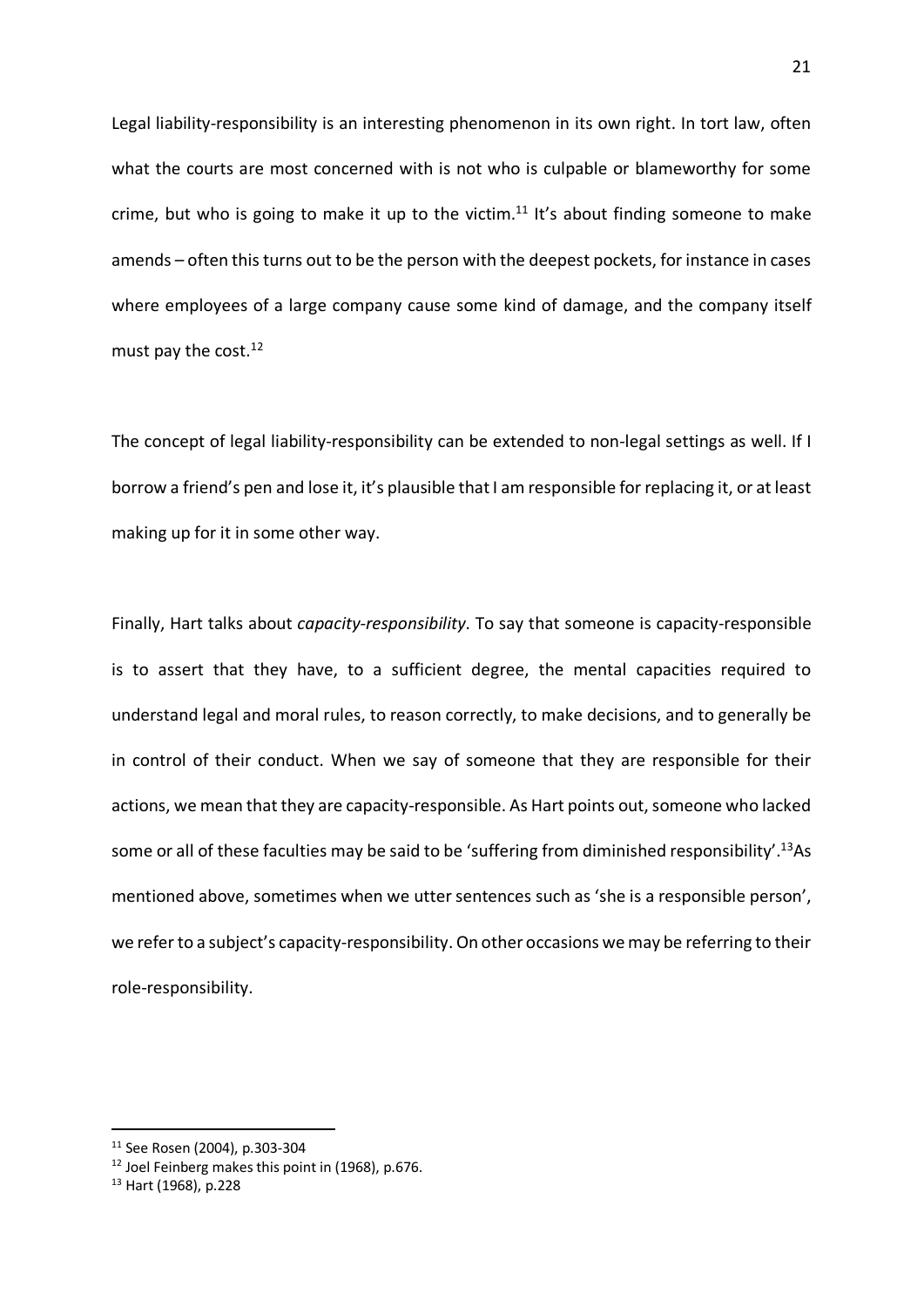Legal liability-responsibility is an interesting phenomenon in its own right. In tort law, often what the courts are most concerned with is not who is culpable or blameworthy for some crime, but who is going to make it up to the victim.[11] It's about finding someone to make amends – often this turns out to be the person with the deepest pockets, for instance in cases where employees of a large company cause some kind of damage, and the company itself must pay the cost.[12]

The concept of legal liability-responsibility can be extended to non-legal settings as well. If I borrow a friend's pen and lose it, it's plausible that I am responsible for replacing it, or at least making up for it in some other way.

Finally, Hart talks about *capacity-responsibility*. To say that someone is capacity-responsible is to assert that they have, to a sufficient degree, the mental capacities required to understand legal and moral rules, to reason correctly, to make decisions, and to generally be in control of their conduct. When we say of someone that they are responsible for their actions, we mean that they are capacity-responsible. As Hart points out, someone who lacked some or all of these faculties may be said to be 'suffering from diminished responsibility'.[13]As mentioned above, sometimes when we utter sentences such as 'she is a responsible person', we refer to a subject's capacity-responsibility. On other occasions we may be referring to their role-responsibility.

---

[11] See Rosen (2004), p.303-304

[12] Joel Feinberg makes this point in (1968), p.676.

[13] Hart (1968), p.228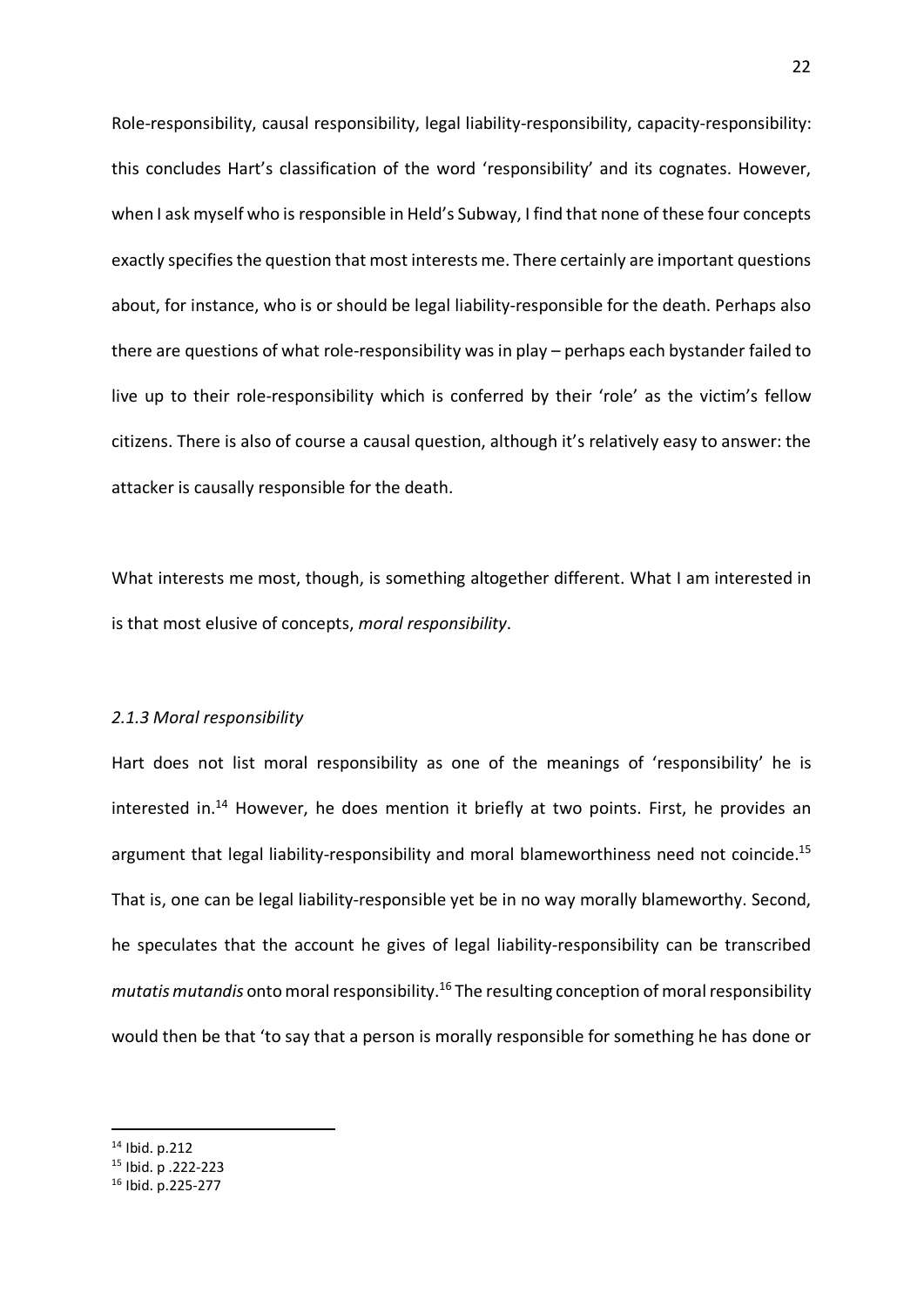Role-responsibility, causal responsibility, legal liability-responsibility, capacity-responsibility: this concludes Hart's classification of the word 'responsibility' and its cognates. However, when I ask myself who is responsible in Held's Subway, I find that none of these four concepts exactly specifies the question that most interests me. There certainly are important questions about, for instance, who is or should be legal liability-responsible for the death. Perhaps also there are questions of what role-responsibility was in play – perhaps each bystander failed to live up to their role-responsibility which is conferred by their 'role' as the victim's fellow citizens. There is also of course a causal question, although it's relatively easy to answer: the attacker is causally responsible for the death.

What interests me most, though, is something altogether different. What I am interested in is that most elusive of concepts, *moral responsibility*.

### *2.1.3 Moral responsibility*

Hart does not list moral responsibility as one of the meanings of 'responsibility' he is interested in.[14] However, he does mention it briefly at two points. First, he provides an argument that legal liability-responsibility and moral blameworthiness need not coincide.[15] That is, one can be legal liability-responsible yet be in no way morally blameworthy. Second, he speculates that the account he gives of legal liability-responsibility can be transcribed *mutatis mutandis* onto moral responsibility.[16] The resulting conception of moral responsibility would then be that 'to say that a person is morally responsible for something he has done or

---

[14] Ibid. p.212

[15] Ibid. p .222-223

[16] Ibid. p.225-277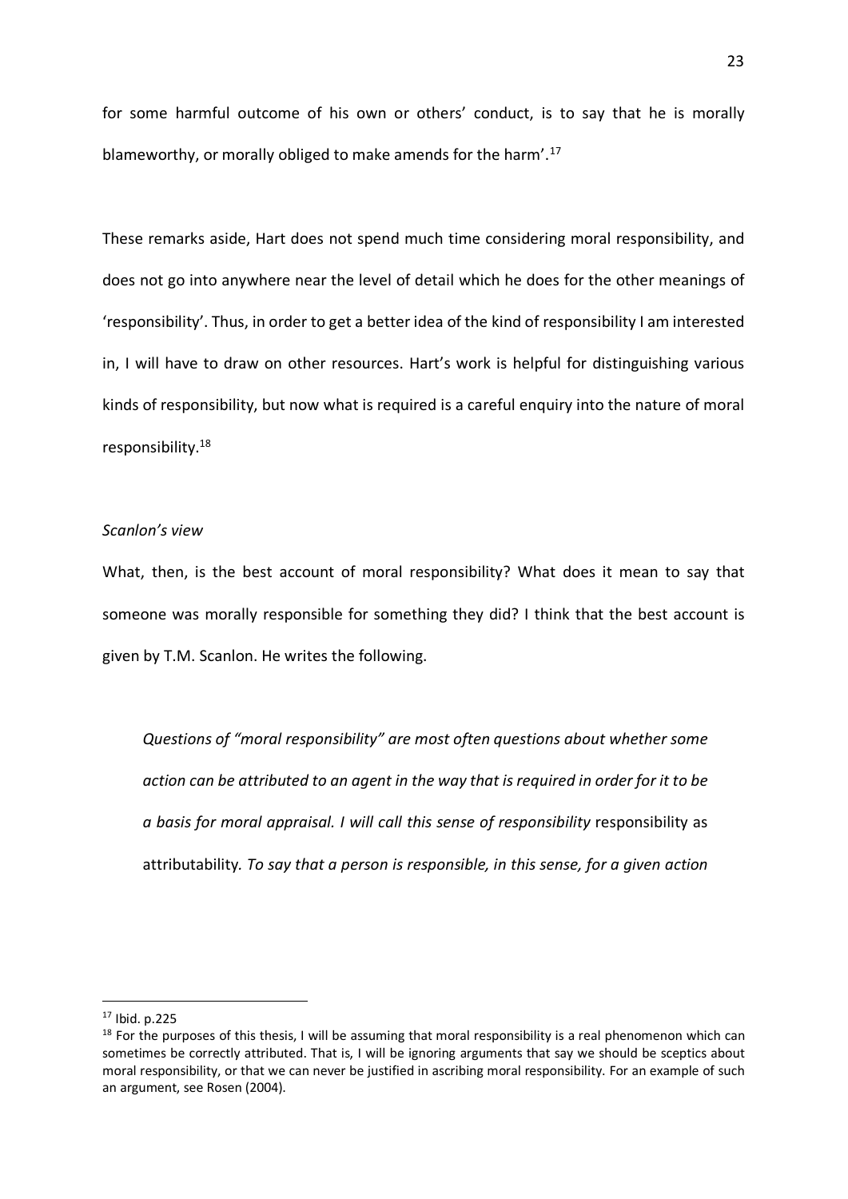for some harmful outcome of his own or others' conduct, is to say that he is morally blameworthy, or morally obliged to make amends for the harm'.[17]

These remarks aside, Hart does not spend much time considering moral responsibility, and does not go into anywhere near the level of detail which he does for the other meanings of 'responsibility'. Thus, in order to get a better idea of the kind of responsibility I am interested in, I will have to draw on other resources. Hart's work is helpful for distinguishing various kinds of responsibility, but now what is required is a careful enquiry into the nature of moral responsibility.[18]

*Scanlon's view*

What, then, is the best account of moral responsibility? What does it mean to say that someone was morally responsible for something they did? I think that the best account is given by T.M. Scanlon. He writes the following.

> *Questions of "moral responsibility" are most often questions about whether some action can be attributed to an agent in the way that is required in order for it to be a basis for moral appraisal. I will call this sense of responsibility* responsibility as attributability. *To say that a person is responsible, in this sense, for a given action*

---

[17] Ibid. p.225

[18] For the purposes of this thesis, I will be assuming that moral responsibility is a real phenomenon which can sometimes be correctly attributed. That is, I will be ignoring arguments that say we should be sceptics about moral responsibility, or that we can never be justified in ascribing moral responsibility. For an example of such an argument, see Rosen (2004).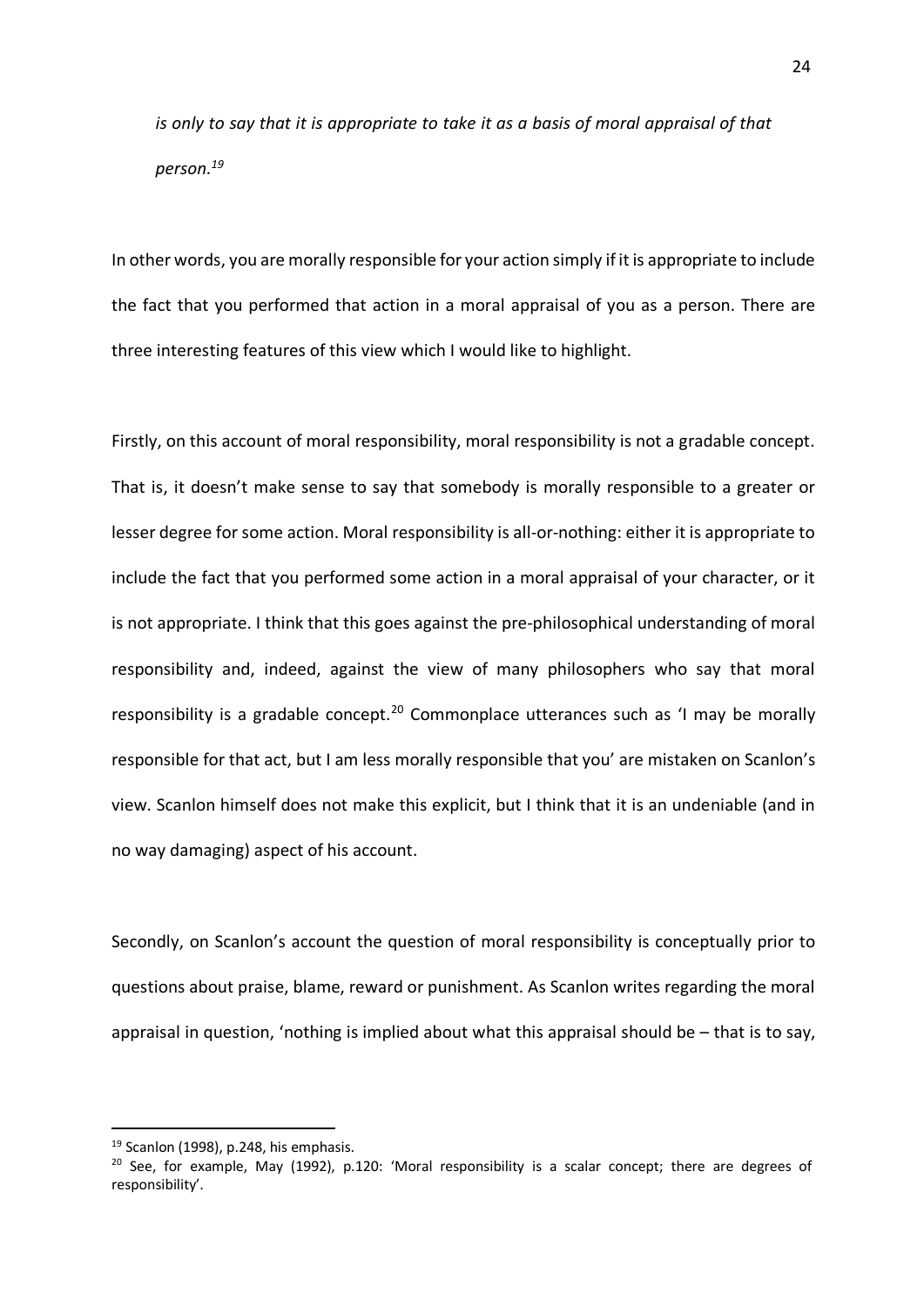*is only to say that it is appropriate to take it as a basis of moral appraisal of that person.*[19]

In other words, you are morally responsible for your action simply if it is appropriate to include the fact that you performed that action in a moral appraisal of you as a person. There are three interesting features of this view which I would like to highlight.

Firstly, on this account of moral responsibility, moral responsibility is not a gradable concept. That is, it doesn't make sense to say that somebody is morally responsible to a greater or lesser degree for some action. Moral responsibility is all-or-nothing: either it is appropriate to include the fact that you performed some action in a moral appraisal of your character, or it is not appropriate. I think that this goes against the pre-philosophical understanding of moral responsibility and, indeed, against the view of many philosophers who say that moral responsibility is a gradable concept.[20] Commonplace utterances such as 'I may be morally responsible for that act, but I am less morally responsible that you' are mistaken on Scanlon's view. Scanlon himself does not make this explicit, but I think that it is an undeniable (and in no way damaging) aspect of his account.

Secondly, on Scanlon's account the question of moral responsibility is conceptually prior to questions about praise, blame, reward or punishment. As Scanlon writes regarding the moral appraisal in question, 'nothing is implied about what this appraisal should be – that is to say,

---

[19] Scanlon (1998), p.248, his emphasis.

[20] See, for example, May (1992), p.120: 'Moral responsibility is a scalar concept; there are degrees of responsibility'.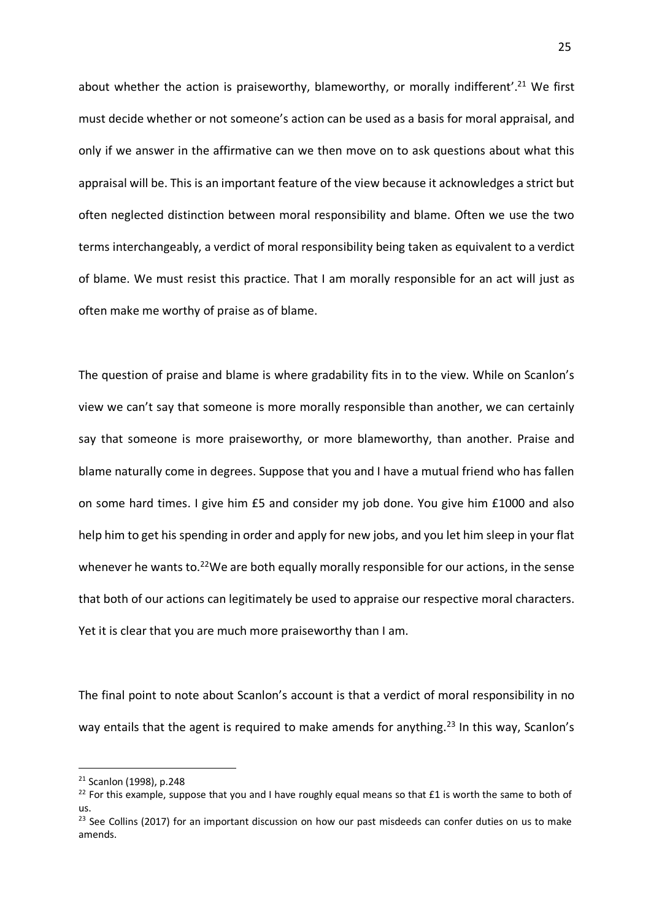about whether the action is praiseworthy, blameworthy, or morally indifferent'.[21] We first must decide whether or not someone's action can be used as a basis for moral appraisal, and only if we answer in the affirmative can we then move on to ask questions about what this appraisal will be. This is an important feature of the view because it acknowledges a strict but often neglected distinction between moral responsibility and blame. Often we use the two terms interchangeably, a verdict of moral responsibility being taken as equivalent to a verdict of blame. We must resist this practice. That I am morally responsible for an act will just as often make me worthy of praise as of blame.

The question of praise and blame is where gradability fits in to the view. While on Scanlon's view we can't say that someone is more morally responsible than another, we can certainly say that someone is more praiseworthy, or more blameworthy, than another. Praise and blame naturally come in degrees. Suppose that you and I have a mutual friend who has fallen on some hard times. I give him £5 and consider my job done. You give him £1000 and also help him to get his spending in order and apply for new jobs, and you let him sleep in your flat whenever he wants to.[22]We are both equally morally responsible for our actions, in the sense that both of our actions can legitimately be used to appraise our respective moral characters. Yet it is clear that you are much more praiseworthy than I am.

The final point to note about Scanlon's account is that a verdict of moral responsibility in no way entails that the agent is required to make amends for anything.[23] In this way, Scanlon's

[21] Scanlon (1998), p.248

[22] For this example, suppose that you and I have roughly equal means so that £1 is worth the same to both of us.

[23] See Collins (2017) for an important discussion on how our past misdeeds can confer duties on us to make amends.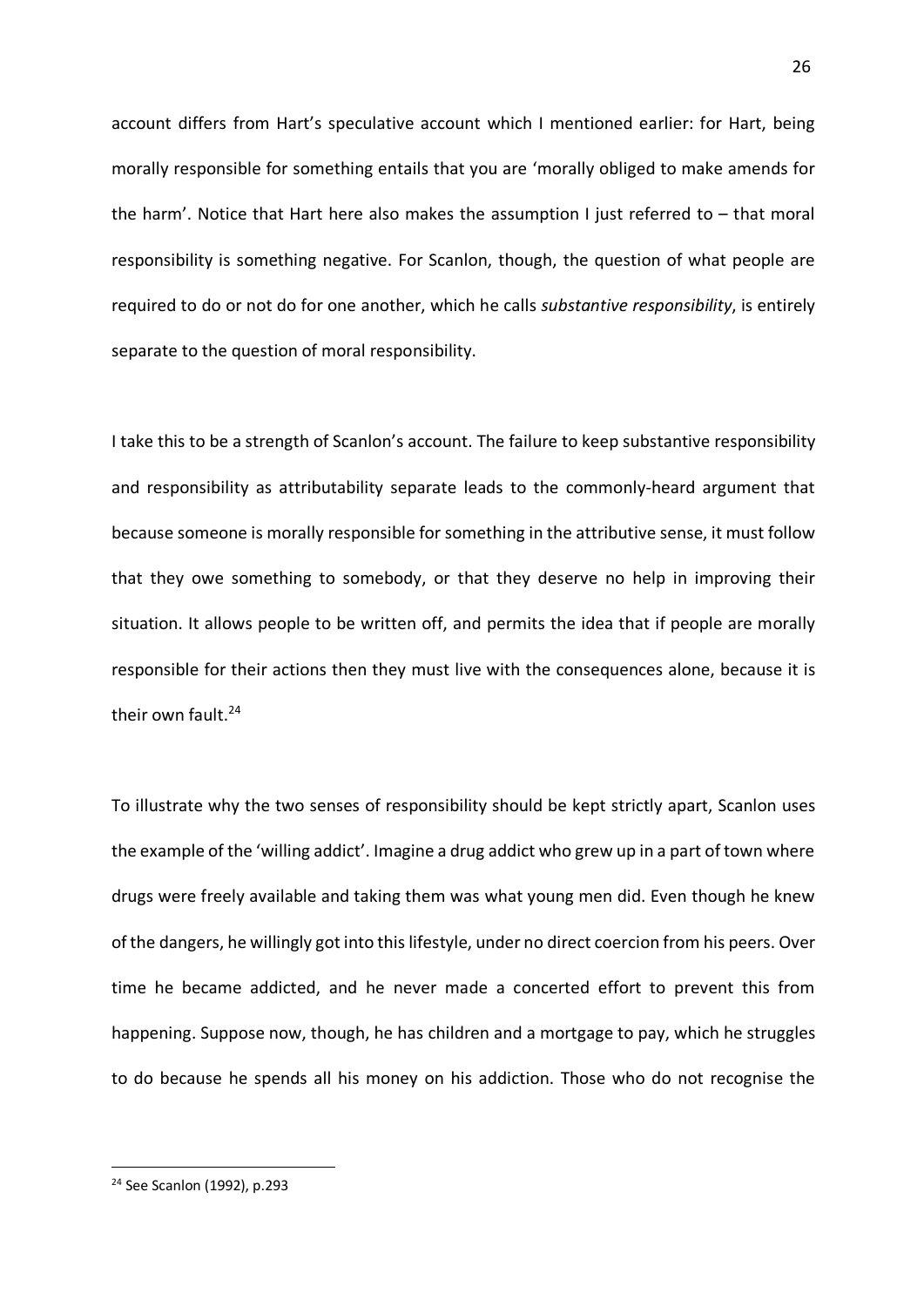account differs from Hart's speculative account which I mentioned earlier: for Hart, being morally responsible for something entails that you are 'morally obliged to make amends for the harm'. Notice that Hart here also makes the assumption I just referred to – that moral responsibility is something negative. For Scanlon, though, the question of what people are required to do or not do for one another, which he calls *substantive responsibility*, is entirely separate to the question of moral responsibility.

I take this to be a strength of Scanlon's account. The failure to keep substantive responsibility and responsibility as attributability separate leads to the commonly-heard argument that because someone is morally responsible for something in the attributive sense, it must follow that they owe something to somebody, or that they deserve no help in improving their situation. It allows people to be written off, and permits the idea that if people are morally responsible for their actions then they must live with the consequences alone, because it is their own fault.[24]

To illustrate why the two senses of responsibility should be kept strictly apart, Scanlon uses the example of the 'willing addict'. Imagine a drug addict who grew up in a part of town where drugs were freely available and taking them was what young men did. Even though he knew of the dangers, he willingly got into this lifestyle, under no direct coercion from his peers. Over time he became addicted, and he never made a concerted effort to prevent this from happening. Suppose now, though, he has children and a mortgage to pay, which he struggles to do because he spends all his money on his addiction. Those who do not recognise the

[24] See Scanlon (1992), p.293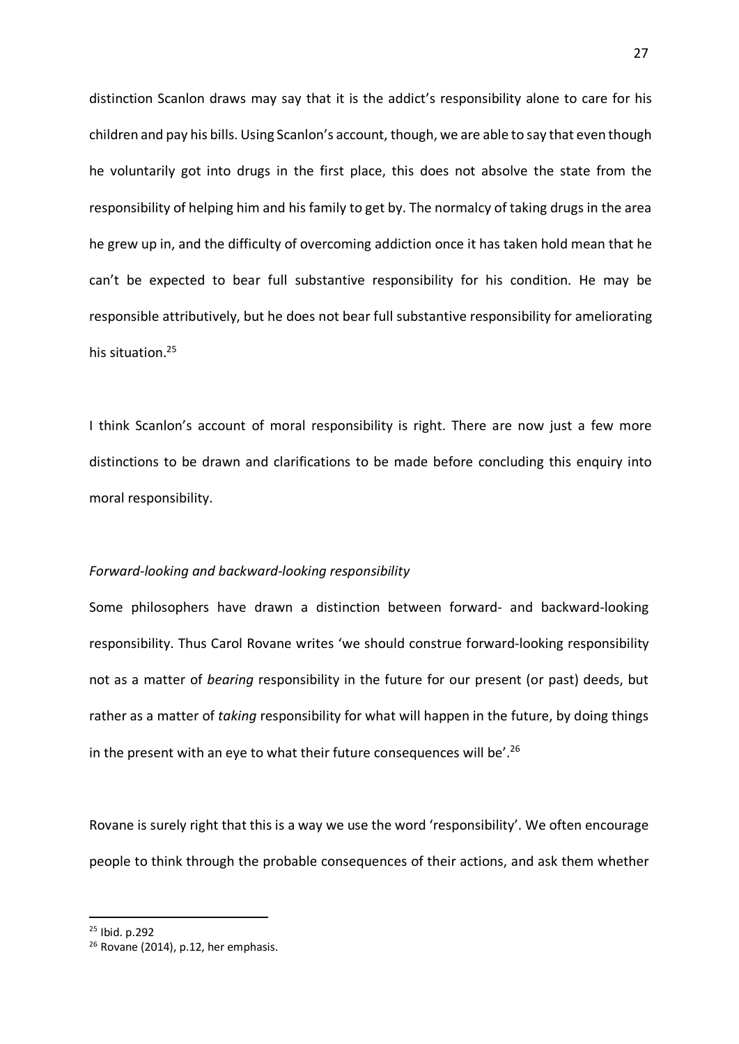distinction Scanlon draws may say that it is the addict's responsibility alone to care for his children and pay his bills. Using Scanlon's account, though, we are able to say that even though he voluntarily got into drugs in the first place, this does not absolve the state from the responsibility of helping him and his family to get by. The normalcy of taking drugs in the area he grew up in, and the difficulty of overcoming addiction once it has taken hold mean that he can't be expected to bear full substantive responsibility for his condition. He may be responsible attributively, but he does not bear full substantive responsibility for ameliorating his situation.[25]

I think Scanlon's account of moral responsibility is right. There are now just a few more distinctions to be drawn and clarifications to be made before concluding this enquiry into moral responsibility.

*Forward-looking and backward-looking responsibility*

Some philosophers have drawn a distinction between forward- and backward-looking responsibility. Thus Carol Rovane writes 'we should construe forward-looking responsibility not as a matter of *bearing* responsibility in the future for our present (or past) deeds, but rather as a matter of *taking* responsibility for what will happen in the future, by doing things in the present with an eye to what their future consequences will be'.[26]

Rovane is surely right that this is a way we use the word 'responsibility'. We often encourage people to think through the probable consequences of their actions, and ask them whether

[25] Ibid. p.292

[26] Rovane (2014), p.12, her emphasis.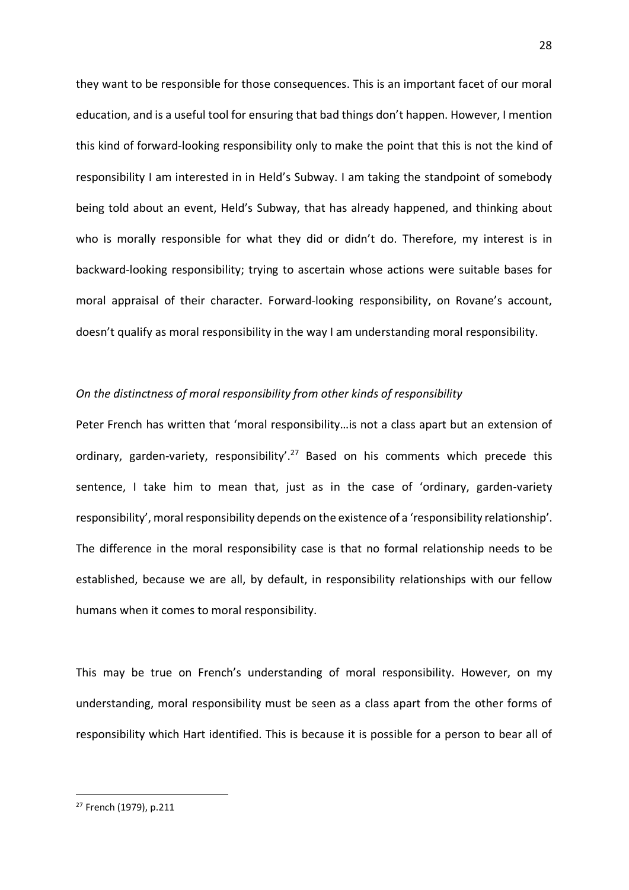they want to be responsible for those consequences. This is an important facet of our moral education, and is a useful tool for ensuring that bad things don't happen. However, I mention this kind of forward-looking responsibility only to make the point that this is not the kind of responsibility I am interested in in Held's Subway. I am taking the standpoint of somebody being told about an event, Held's Subway, that has already happened, and thinking about who is morally responsible for what they did or didn't do. Therefore, my interest is in backward-looking responsibility; trying to ascertain whose actions were suitable bases for moral appraisal of their character. Forward-looking responsibility, on Rovane's account, doesn't qualify as moral responsibility in the way I am understanding moral responsibility.

*On the distinctness of moral responsibility from other kinds of responsibility*

Peter French has written that 'moral responsibility…is not a class apart but an extension of ordinary, garden-variety, responsibility'.[27] Based on his comments which precede this sentence, I take him to mean that, just as in the case of 'ordinary, garden-variety responsibility', moral responsibility depends on the existence of a 'responsibility relationship'. The difference in the moral responsibility case is that no formal relationship needs to be established, because we are all, by default, in responsibility relationships with our fellow humans when it comes to moral responsibility.

This may be true on French's understanding of moral responsibility. However, on my understanding, moral responsibility must be seen as a class apart from the other forms of responsibility which Hart identified. This is because it is possible for a person to bear all of

[27] French (1979), p.211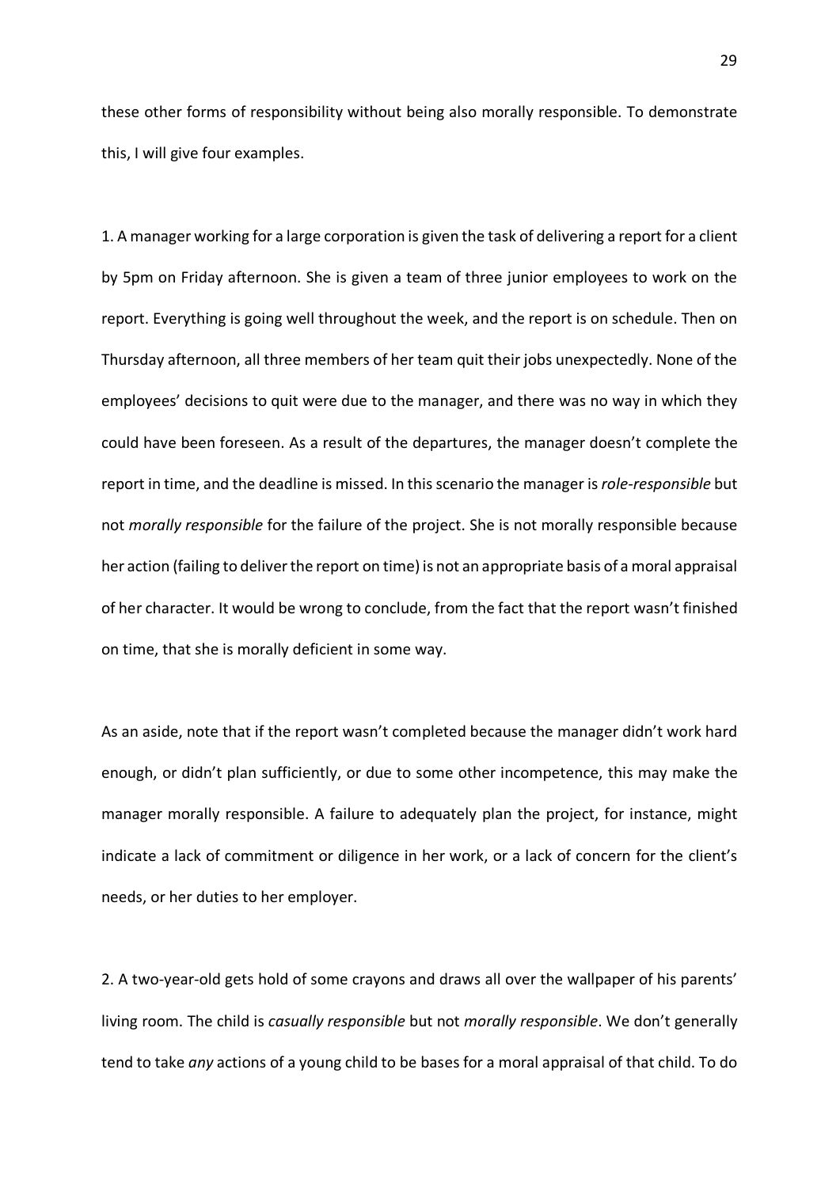these other forms of responsibility without being also morally responsible. To demonstrate this, I will give four examples.

1. A manager working for a large corporation is given the task of delivering a report for a client by 5pm on Friday afternoon. She is given a team of three junior employees to work on the report. Everything is going well throughout the week, and the report is on schedule. Then on Thursday afternoon, all three members of her team quit their jobs unexpectedly. None of the employees' decisions to quit were due to the manager, and there was no way in which they could have been foreseen. As a result of the departures, the manager doesn't complete the report in time, and the deadline is missed. In this scenario the manager is *role-responsible* but not *morally responsible* for the failure of the project. She is not morally responsible because her action (failing to deliver the report on time) is not an appropriate basis of a moral appraisal of her character. It would be wrong to conclude, from the fact that the report wasn't finished on time, that she is morally deficient in some way.

As an aside, note that if the report wasn't completed because the manager didn't work hard enough, or didn't plan sufficiently, or due to some other incompetence, this may make the manager morally responsible. A failure to adequately plan the project, for instance, might indicate a lack of commitment or diligence in her work, or a lack of concern for the client's needs, or her duties to her employer.

2. A two-year-old gets hold of some crayons and draws all over the wallpaper of his parents' living room. The child is *casually responsible* but not *morally responsible*. We don't generally tend to take *any* actions of a young child to be bases for a moral appraisal of that child. To do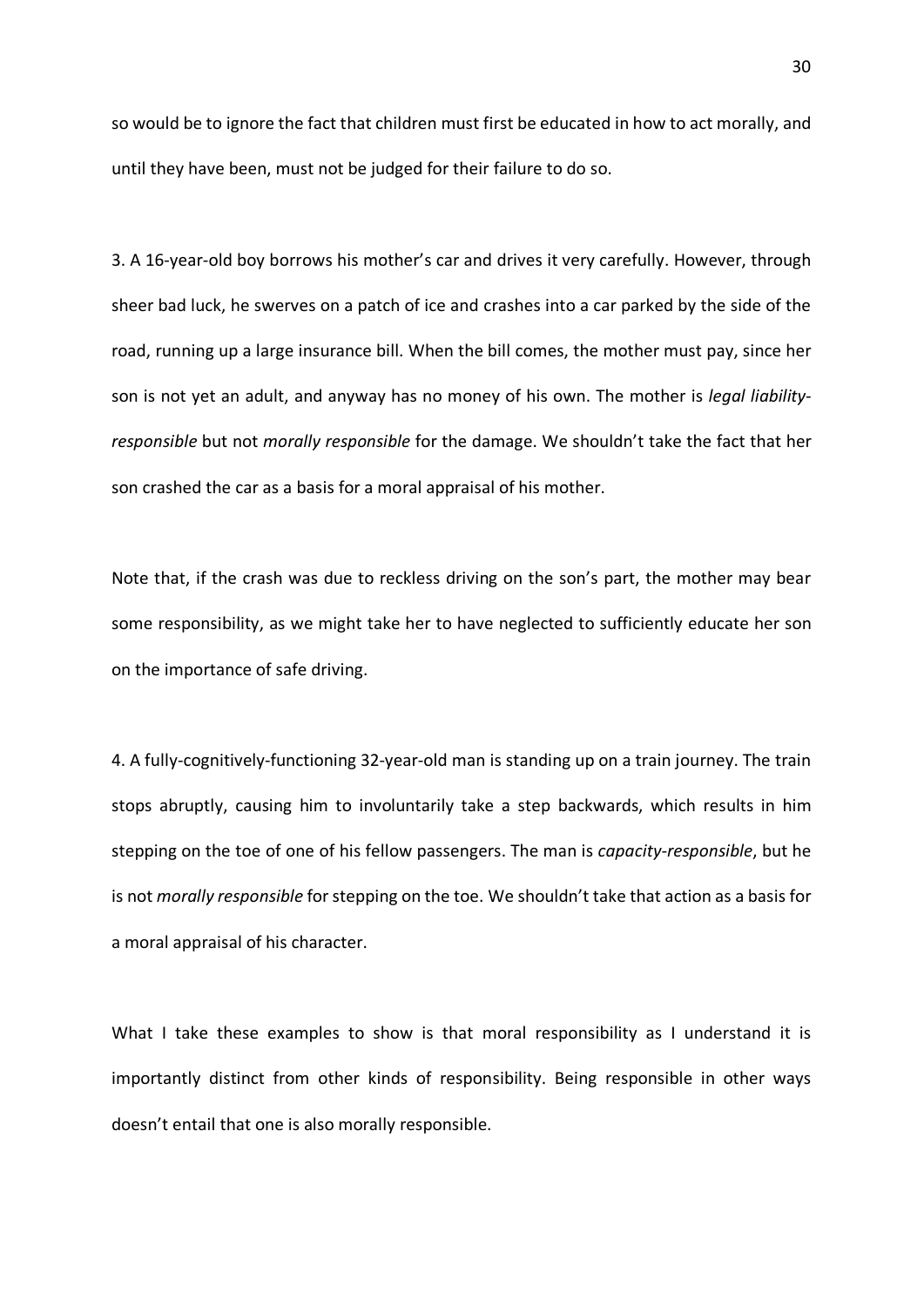so would be to ignore the fact that children must first be educated in how to act morally, and until they have been, must not be judged for their failure to do so.

3. A 16-year-old boy borrows his mother's car and drives it very carefully. However, through sheer bad luck, he swerves on a patch of ice and crashes into a car parked by the side of the road, running up a large insurance bill. When the bill comes, the mother must pay, since her son is not yet an adult, and anyway has no money of his own. The mother is *legal liability-responsible* but not *morally responsible* for the damage. We shouldn't take the fact that her son crashed the car as a basis for a moral appraisal of his mother.

Note that, if the crash was due to reckless driving on the son's part, the mother may bear some responsibility, as we might take her to have neglected to sufficiently educate her son on the importance of safe driving.

4. A fully-cognitively-functioning 32-year-old man is standing up on a train journey. The train stops abruptly, causing him to involuntarily take a step backwards, which results in him stepping on the toe of one of his fellow passengers. The man is *capacity-responsible*, but he is not *morally responsible* for stepping on the toe. We shouldn't take that action as a basis for a moral appraisal of his character.

What I take these examples to show is that moral responsibility as I understand it is importantly distinct from other kinds of responsibility. Being responsible in other ways doesn't entail that one is also morally responsible.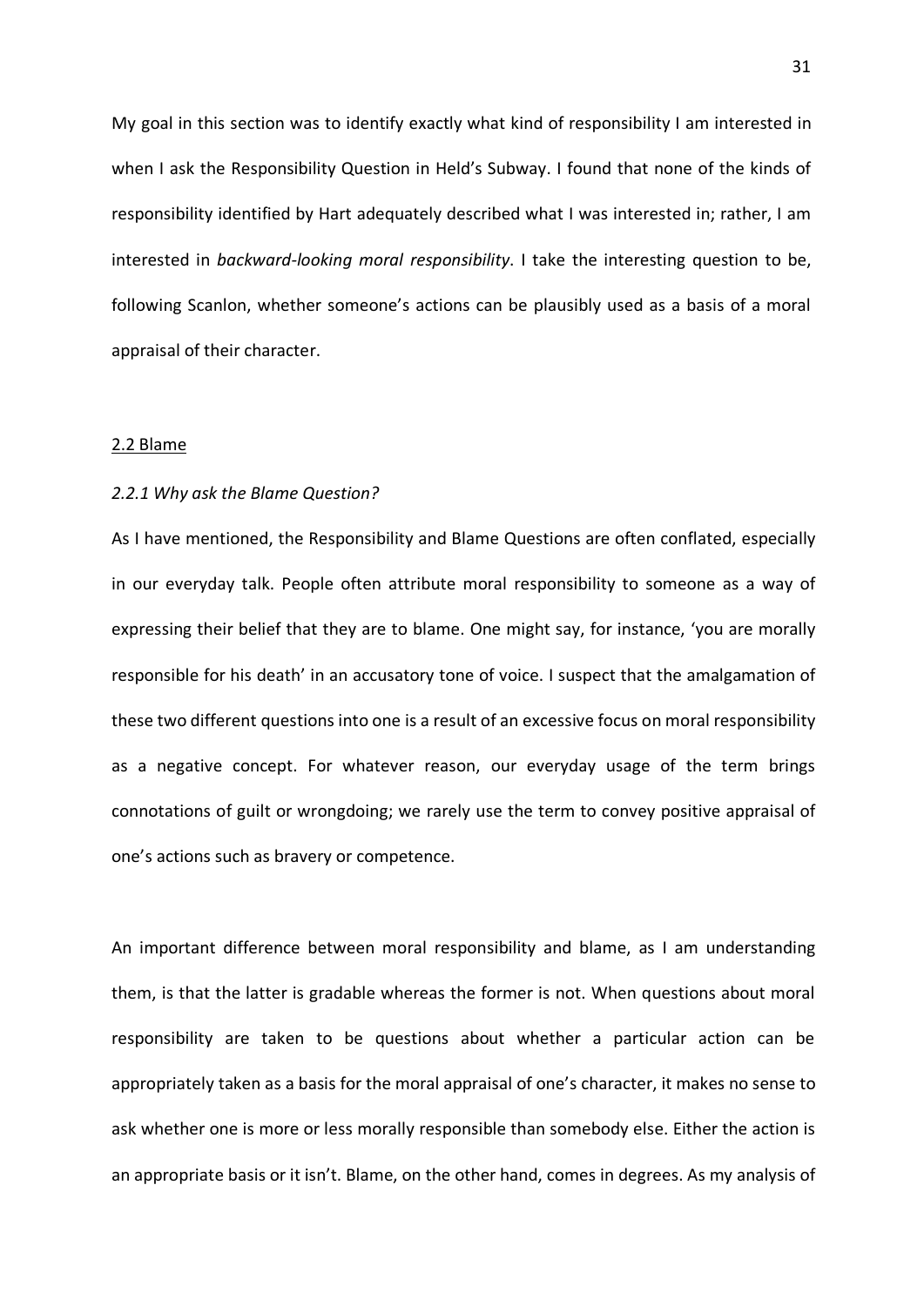My goal in this section was to identify exactly what kind of responsibility I am interested in when I ask the Responsibility Question in Held's Subway. I found that none of the kinds of responsibility identified by Hart adequately described what I was interested in; rather, I am interested in *backward-looking moral responsibility*. I take the interesting question to be, following Scanlon, whether someone's actions can be plausibly used as a basis of a moral appraisal of their character.

## 2.2 Blame

### *2.2.1 Why ask the Blame Question?*

As I have mentioned, the Responsibility and Blame Questions are often conflated, especially in our everyday talk. People often attribute moral responsibility to someone as a way of expressing their belief that they are to blame. One might say, for instance, 'you are morally responsible for his death' in an accusatory tone of voice. I suspect that the amalgamation of these two different questions into one is a result of an excessive focus on moral responsibility as a negative concept. For whatever reason, our everyday usage of the term brings connotations of guilt or wrongdoing; we rarely use the term to convey positive appraisal of one's actions such as bravery or competence.

An important difference between moral responsibility and blame, as I am understanding them, is that the latter is gradable whereas the former is not. When questions about moral responsibility are taken to be questions about whether a particular action can be appropriately taken as a basis for the moral appraisal of one's character, it makes no sense to ask whether one is more or less morally responsible than somebody else. Either the action is an appropriate basis or it isn't. Blame, on the other hand, comes in degrees. As my analysis of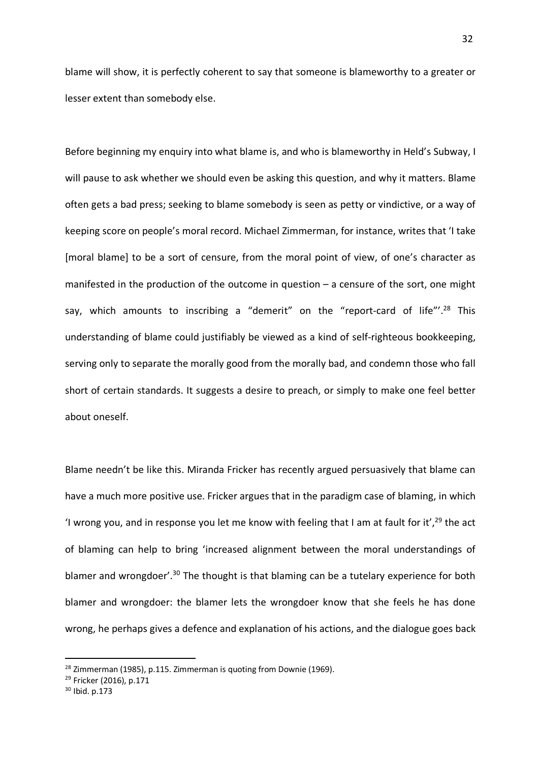blame will show, it is perfectly coherent to say that someone is blameworthy to a greater or lesser extent than somebody else.

Before beginning my enquiry into what blame is, and who is blameworthy in Held's Subway, I will pause to ask whether we should even be asking this question, and why it matters. Blame often gets a bad press; seeking to blame somebody is seen as petty or vindictive, or a way of keeping score on people's moral record. Michael Zimmerman, for instance, writes that 'I take [moral blame] to be a sort of censure, from the moral point of view, of one's character as manifested in the production of the outcome in question – a censure of the sort, one might say, which amounts to inscribing a "demerit" on the "report-card of life"'.[28] This understanding of blame could justifiably be viewed as a kind of self-righteous bookkeeping, serving only to separate the morally good from the morally bad, and condemn those who fall short of certain standards. It suggests a desire to preach, or simply to make one feel better about oneself.

Blame needn't be like this. Miranda Fricker has recently argued persuasively that blame can have a much more positive use. Fricker argues that in the paradigm case of blaming, in which 'I wrong you, and in response you let me know with feeling that I am at fault for it',[29] the act of blaming can help to bring 'increased alignment between the moral understandings of blamer and wrongdoer'.[30] The thought is that blaming can be a tutelary experience for both blamer and wrongdoer: the blamer lets the wrongdoer know that she feels he has done wrong, he perhaps gives a defence and explanation of his actions, and the dialogue goes back

[28] Zimmerman (1985), p.115. Zimmerman is quoting from Downie (1969).

[29] Fricker (2016), p.171

[30] Ibid. p.173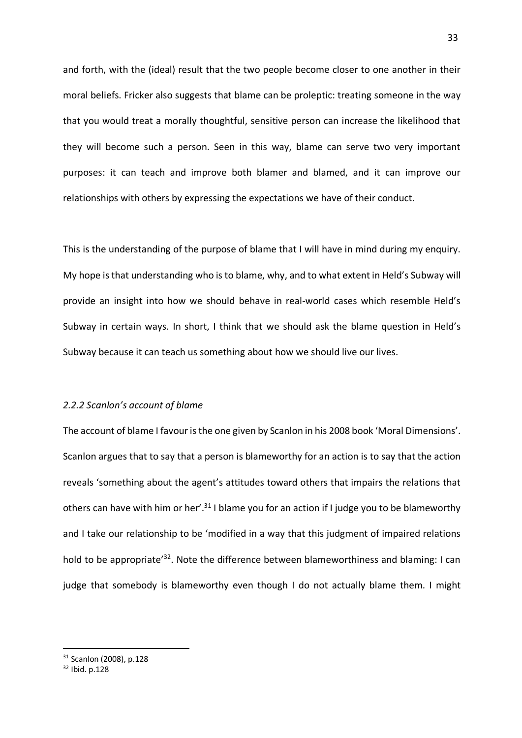and forth, with the (ideal) result that the two people become closer to one another in their moral beliefs. Fricker also suggests that blame can be proleptic: treating someone in the way that you would treat a morally thoughtful, sensitive person can increase the likelihood that they will become such a person. Seen in this way, blame can serve two very important purposes: it can teach and improve both blamer and blamed, and it can improve our relationships with others by expressing the expectations we have of their conduct.

This is the understanding of the purpose of blame that I will have in mind during my enquiry. My hope is that understanding who is to blame, why, and to what extent in Held's Subway will provide an insight into how we should behave in real-world cases which resemble Held's Subway in certain ways. In short, I think that we should ask the blame question in Held's Subway because it can teach us something about how we should live our lives.

### *2.2.2 Scanlon's account of blame*

The account of blame I favour is the one given by Scanlon in his 2008 book 'Moral Dimensions'. Scanlon argues that to say that a person is blameworthy for an action is to say that the action reveals 'something about the agent's attitudes toward others that impairs the relations that others can have with him or her'.[31] I blame you for an action if I judge you to be blameworthy and I take our relationship to be 'modified in a way that this judgment of impaired relations hold to be appropriate'[32]. Note the difference between blameworthiness and blaming: I can judge that somebody is blameworthy even though I do not actually blame them. I might

---

[31] Scanlon (2008), p.128

[32] Ibid. p.128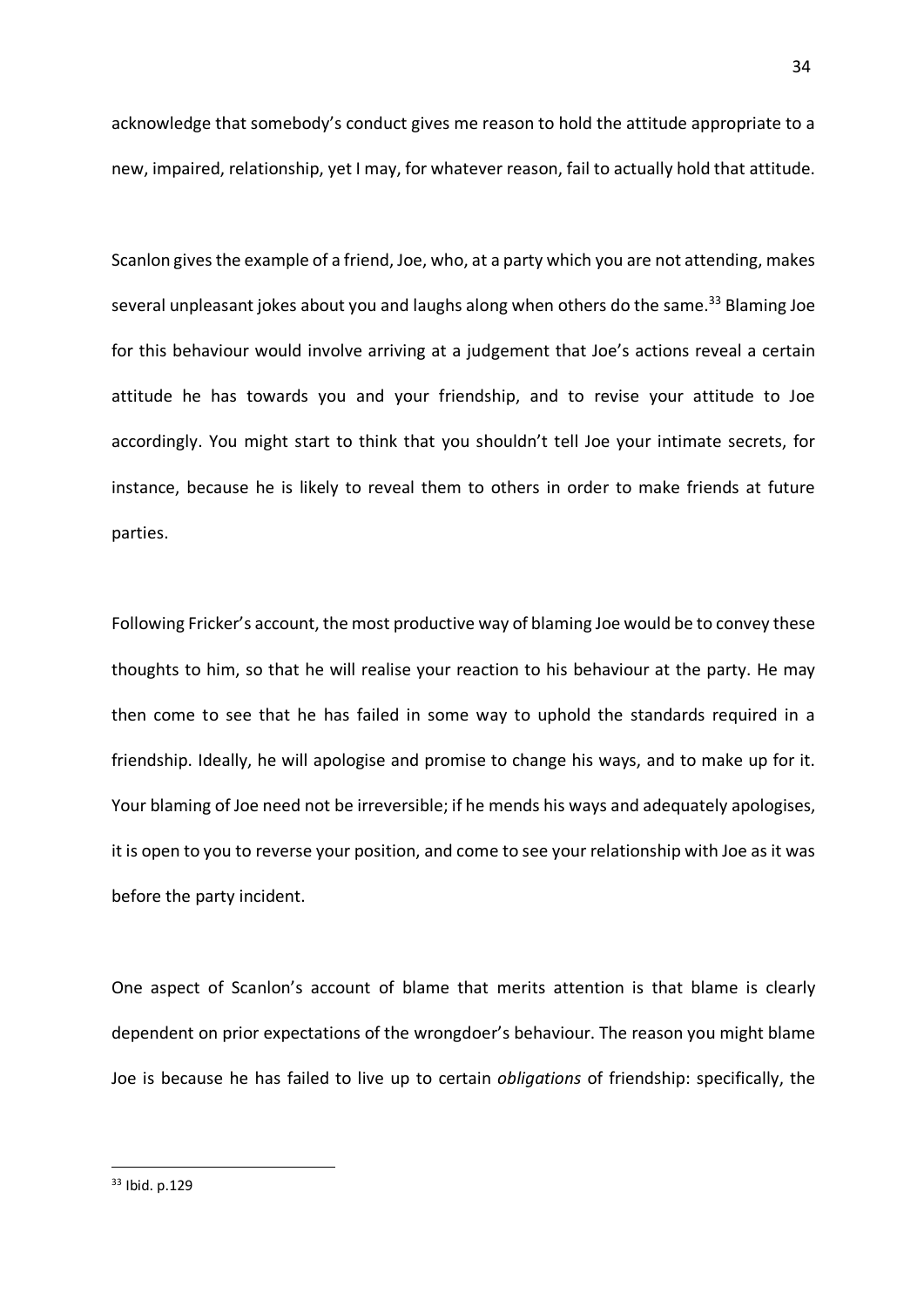acknowledge that somebody's conduct gives me reason to hold the attitude appropriate to a new, impaired, relationship, yet I may, for whatever reason, fail to actually hold that attitude.

Scanlon gives the example of a friend, Joe, who, at a party which you are not attending, makes several unpleasant jokes about you and laughs along when others do the same.[33] Blaming Joe for this behaviour would involve arriving at a judgement that Joe's actions reveal a certain attitude he has towards you and your friendship, and to revise your attitude to Joe accordingly. You might start to think that you shouldn't tell Joe your intimate secrets, for instance, because he is likely to reveal them to others in order to make friends at future parties.

Following Fricker's account, the most productive way of blaming Joe would be to convey these thoughts to him, so that he will realise your reaction to his behaviour at the party. He may then come to see that he has failed in some way to uphold the standards required in a friendship. Ideally, he will apologise and promise to change his ways, and to make up for it. Your blaming of Joe need not be irreversible; if he mends his ways and adequately apologises, it is open to you to reverse your position, and come to see your relationship with Joe as it was before the party incident.

One aspect of Scanlon's account of blame that merits attention is that blame is clearly dependent on prior expectations of the wrongdoer's behaviour. The reason you might blame Joe is because he has failed to live up to certain *obligations* of friendship: specifically, the

[33] Ibid. p.129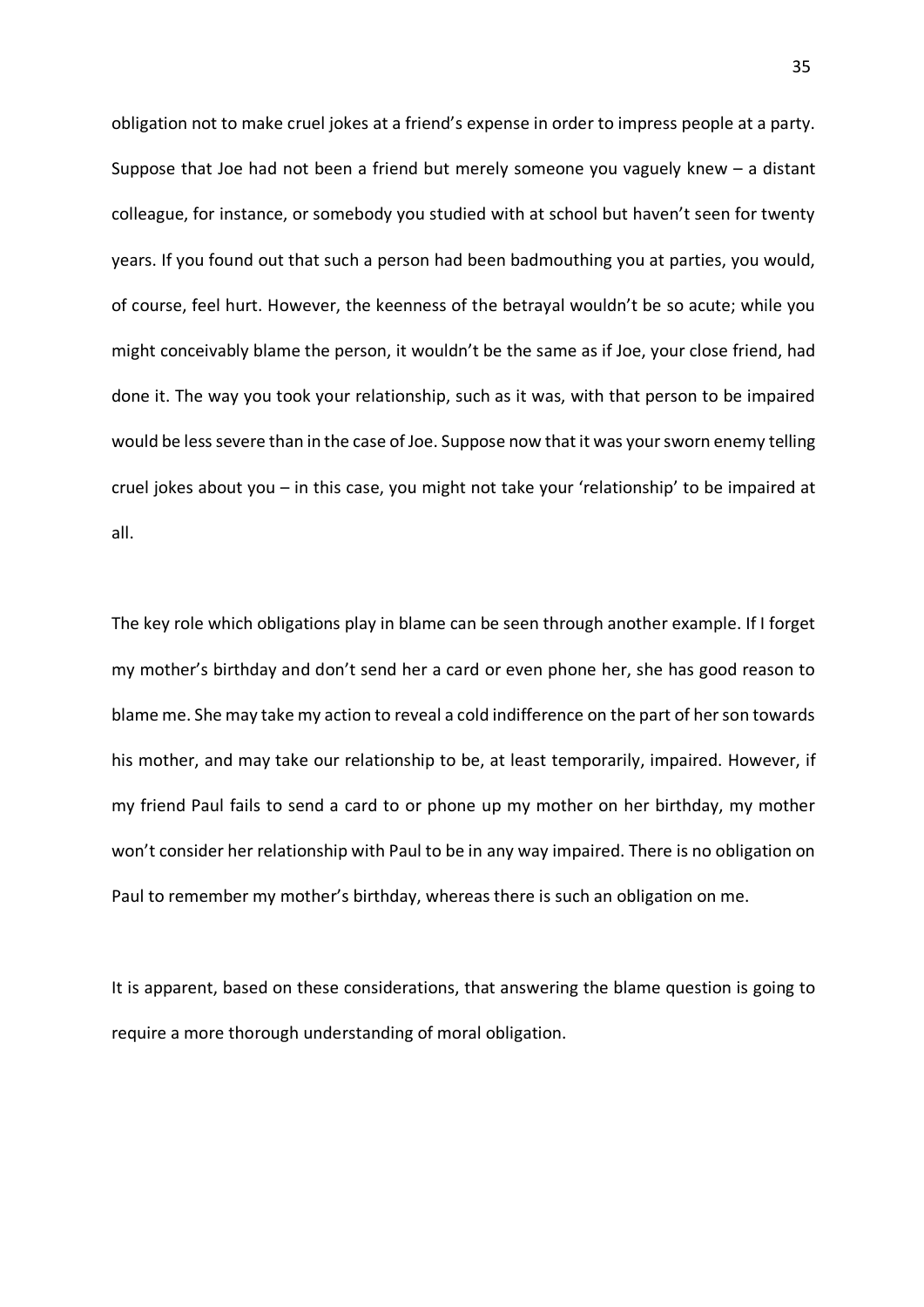obligation not to make cruel jokes at a friend's expense in order to impress people at a party. Suppose that Joe had not been a friend but merely someone you vaguely knew – a distant colleague, for instance, or somebody you studied with at school but haven't seen for twenty years. If you found out that such a person had been badmouthing you at parties, you would, of course, feel hurt. However, the keenness of the betrayal wouldn't be so acute; while you might conceivably blame the person, it wouldn't be the same as if Joe, your close friend, had done it. The way you took your relationship, such as it was, with that person to be impaired would be less severe than in the case of Joe. Suppose now that it was your sworn enemy telling cruel jokes about you – in this case, you might not take your 'relationship' to be impaired at all.

The key role which obligations play in blame can be seen through another example. If I forget my mother's birthday and don't send her a card or even phone her, she has good reason to blame me. She may take my action to reveal a cold indifference on the part of her son towards his mother, and may take our relationship to be, at least temporarily, impaired. However, if my friend Paul fails to send a card to or phone up my mother on her birthday, my mother won't consider her relationship with Paul to be in any way impaired. There is no obligation on Paul to remember my mother's birthday, whereas there is such an obligation on me.

It is apparent, based on these considerations, that answering the blame question is going to require a more thorough understanding of moral obligation.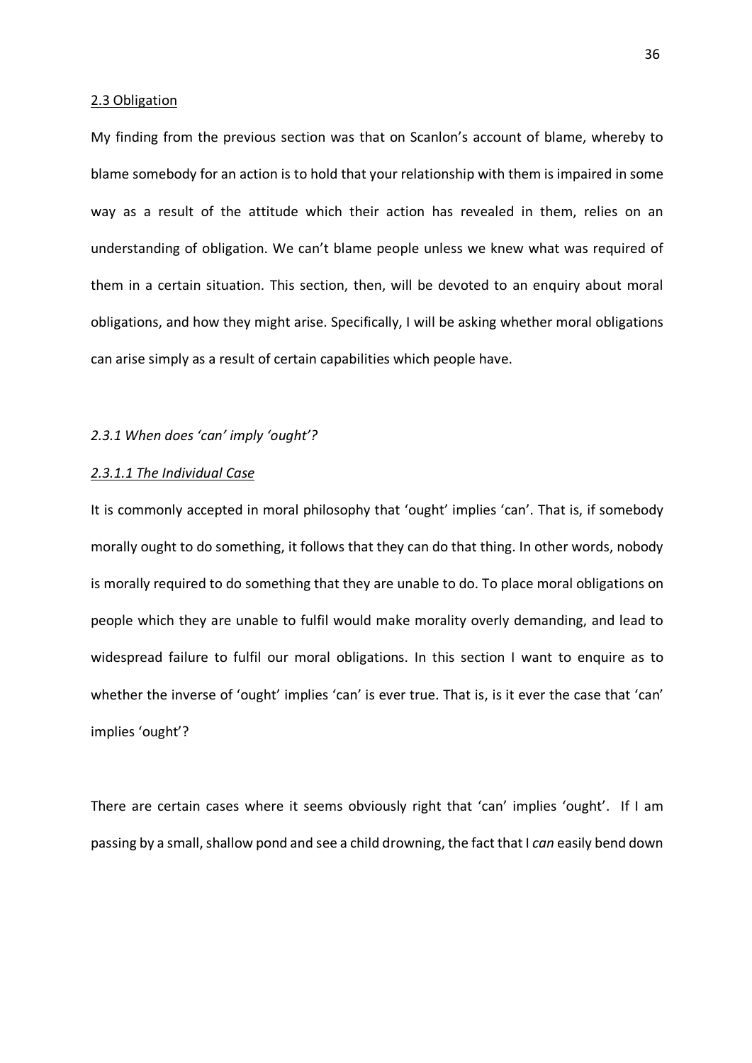## 2.3 Obligation

My finding from the previous section was that on Scanlon's account of blame, whereby to blame somebody for an action is to hold that your relationship with them is impaired in some way as a result of the attitude which their action has revealed in them, relies on an understanding of obligation. We can't blame people unless we knew what was required of them in a certain situation. This section, then, will be devoted to an enquiry about moral obligations, and how they might arise. Specifically, I will be asking whether moral obligations can arise simply as a result of certain capabilities which people have.

### *2.3.1 When does 'can' imply 'ought'?*

#### *2.3.1.1 The Individual Case*

It is commonly accepted in moral philosophy that 'ought' implies 'can'. That is, if somebody morally ought to do something, it follows that they can do that thing. In other words, nobody is morally required to do something that they are unable to do. To place moral obligations on people which they are unable to fulfil would make morality overly demanding, and lead to widespread failure to fulfil our moral obligations. In this section I want to enquire as to whether the inverse of 'ought' implies 'can' is ever true. That is, is it ever the case that 'can' implies 'ought'?

There are certain cases where it seems obviously right that 'can' implies 'ought'. If I am passing by a small, shallow pond and see a child drowning, the fact that I *can* easily bend down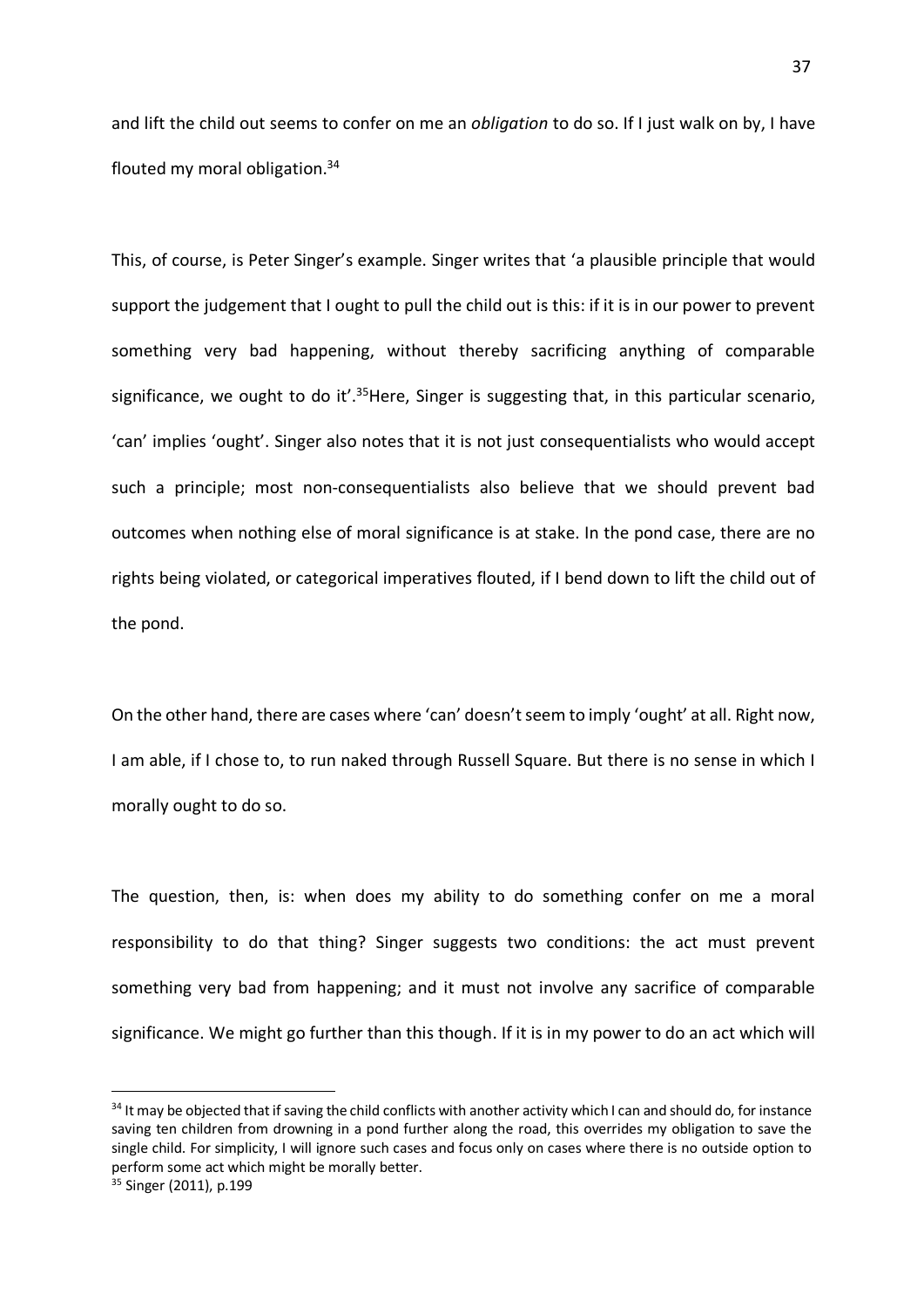and lift the child out seems to confer on me an *obligation* to do so. If I just walk on by, I have flouted my moral obligation.[34]

This, of course, is Peter Singer's example. Singer writes that 'a plausible principle that would support the judgement that I ought to pull the child out is this: if it is in our power to prevent something very bad happening, without thereby sacrificing anything of comparable significance, we ought to do it'.[35]Here, Singer is suggesting that, in this particular scenario, 'can' implies 'ought'. Singer also notes that it is not just consequentialists who would accept such a principle; most non-consequentialists also believe that we should prevent bad outcomes when nothing else of moral significance is at stake. In the pond case, there are no rights being violated, or categorical imperatives flouted, if I bend down to lift the child out of the pond.

On the other hand, there are cases where 'can' doesn't seem to imply 'ought' at all. Right now, I am able, if I chose to, to run naked through Russell Square. But there is no sense in which I morally ought to do so.

The question, then, is: when does my ability to do something confer on me a moral responsibility to do that thing? Singer suggests two conditions: the act must prevent something very bad from happening; and it must not involve any sacrifice of comparable significance. We might go further than this though. If it is in my power to do an act which will

---

[34] It may be objected that if saving the child conflicts with another activity which I can and should do, for instance saving ten children from drowning in a pond further along the road, this overrides my obligation to save the single child. For simplicity, I will ignore such cases and focus only on cases where there is no outside option to perform some act which might be morally better.

[35] Singer (2011), p.199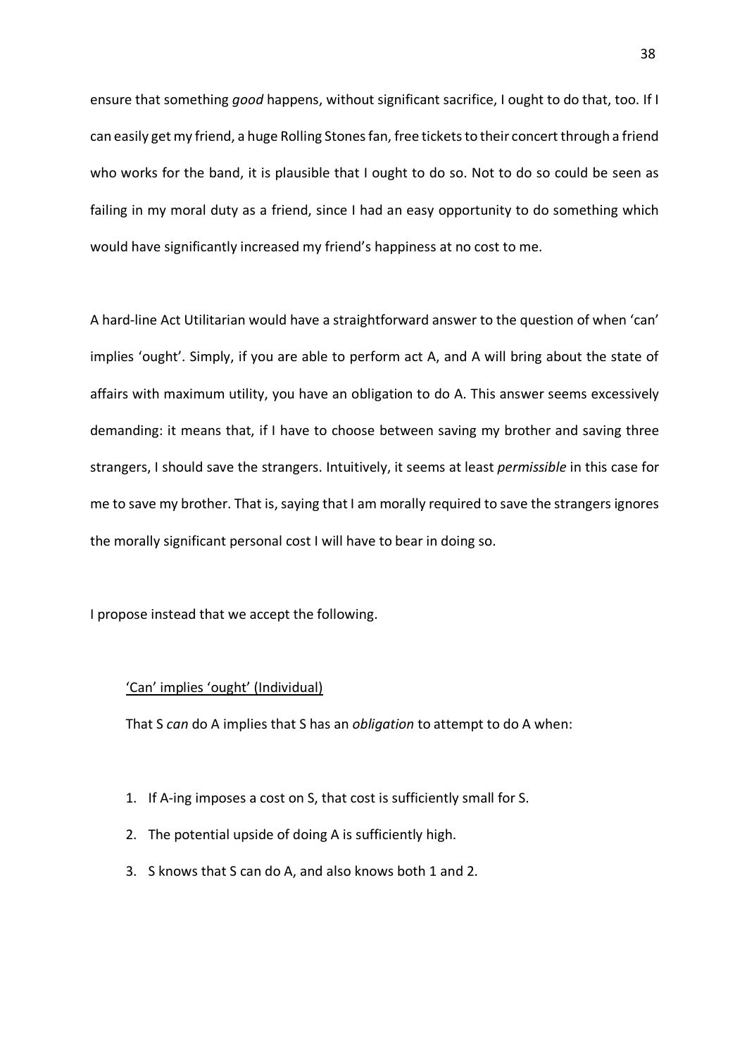ensure that something *good* happens, without significant sacrifice, I ought to do that, too. If I can easily get my friend, a huge Rolling Stones fan, free tickets to their concert through a friend who works for the band, it is plausible that I ought to do so. Not to do so could be seen as failing in my moral duty as a friend, since I had an easy opportunity to do something which would have significantly increased my friend's happiness at no cost to me.

A hard-line Act Utilitarian would have a straightforward answer to the question of when 'can' implies 'ought'. Simply, if you are able to perform act A, and A will bring about the state of affairs with maximum utility, you have an obligation to do A. This answer seems excessively demanding: it means that, if I have to choose between saving my brother and saving three strangers, I should save the strangers. Intuitively, it seems at least *permissible* in this case for me to save my brother. That is, saying that I am morally required to save the strangers ignores the morally significant personal cost I will have to bear in doing so.

I propose instead that we accept the following.

<u>'Can' implies 'ought' (Individual)</u>

That S *can* do A implies that S has an *obligation* to attempt to do A when:

1. If A-ing imposes a cost on S, that cost is sufficiently small for S.
2. The potential upside of doing A is sufficiently high.
3. S knows that S can do A, and also knows both 1 and 2.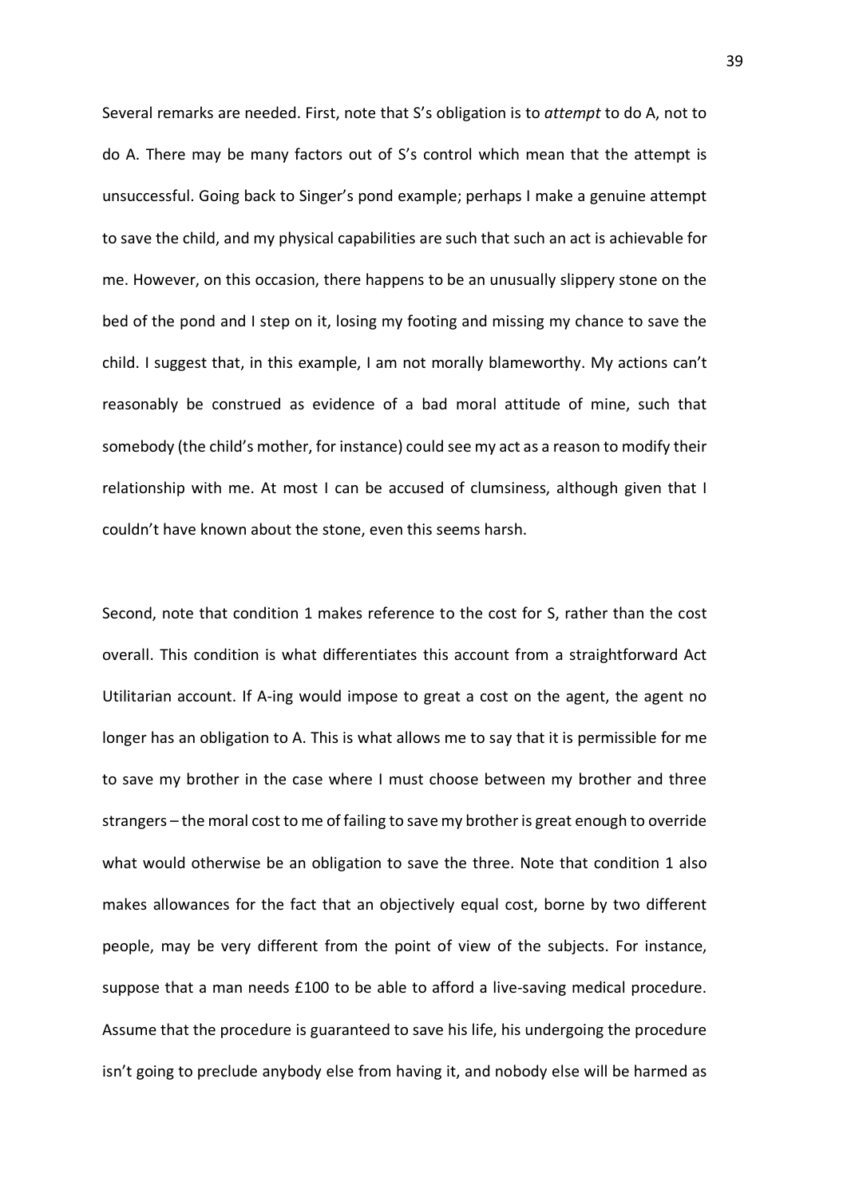Several remarks are needed. First, note that S's obligation is to *attempt* to do A, not to do A. There may be many factors out of S's control which mean that the attempt is unsuccessful. Going back to Singer's pond example; perhaps I make a genuine attempt to save the child, and my physical capabilities are such that such an act is achievable for me. However, on this occasion, there happens to be an unusually slippery stone on the bed of the pond and I step on it, losing my footing and missing my chance to save the child. I suggest that, in this example, I am not morally blameworthy. My actions can't reasonably be construed as evidence of a bad moral attitude of mine, such that somebody (the child's mother, for instance) could see my act as a reason to modify their relationship with me. At most I can be accused of clumsiness, although given that I couldn't have known about the stone, even this seems harsh.

Second, note that condition 1 makes reference to the cost for S, rather than the cost overall. This condition is what differentiates this account from a straightforward Act Utilitarian account. If A-ing would impose to great a cost on the agent, the agent no longer has an obligation to A. This is what allows me to say that it is permissible for me to save my brother in the case where I must choose between my brother and three strangers – the moral cost to me of failing to save my brother is great enough to override what would otherwise be an obligation to save the three. Note that condition 1 also makes allowances for the fact that an objectively equal cost, borne by two different people, may be very different from the point of view of the subjects. For instance, suppose that a man needs £100 to be able to afford a live-saving medical procedure. Assume that the procedure is guaranteed to save his life, his undergoing the procedure isn't going to preclude anybody else from having it, and nobody else will be harmed as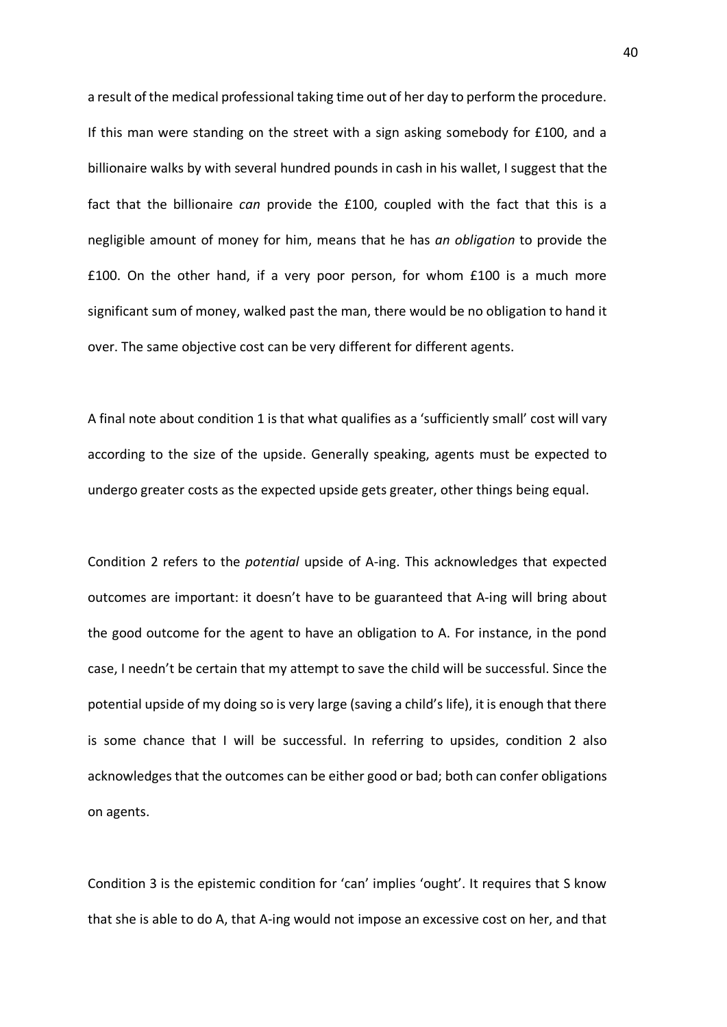a result of the medical professional taking time out of her day to perform the procedure. If this man were standing on the street with a sign asking somebody for £100, and a billionaire walks by with several hundred pounds in cash in his wallet, I suggest that the fact that the billionaire *can* provide the £100, coupled with the fact that this is a negligible amount of money for him, means that he has *an obligation* to provide the £100. On the other hand, if a very poor person, for whom £100 is a much more significant sum of money, walked past the man, there would be no obligation to hand it over. The same objective cost can be very different for different agents.

A final note about condition 1 is that what qualifies as a 'sufficiently small' cost will vary according to the size of the upside. Generally speaking, agents must be expected to undergo greater costs as the expected upside gets greater, other things being equal.

Condition 2 refers to the *potential* upside of A-ing. This acknowledges that expected outcomes are important: it doesn't have to be guaranteed that A-ing will bring about the good outcome for the agent to have an obligation to A. For instance, in the pond case, I needn't be certain that my attempt to save the child will be successful. Since the potential upside of my doing so is very large (saving a child's life), it is enough that there is some chance that I will be successful. In referring to upsides, condition 2 also acknowledges that the outcomes can be either good or bad; both can confer obligations on agents.

Condition 3 is the epistemic condition for 'can' implies 'ought'. It requires that S know that she is able to do A, that A-ing would not impose an excessive cost on her, and that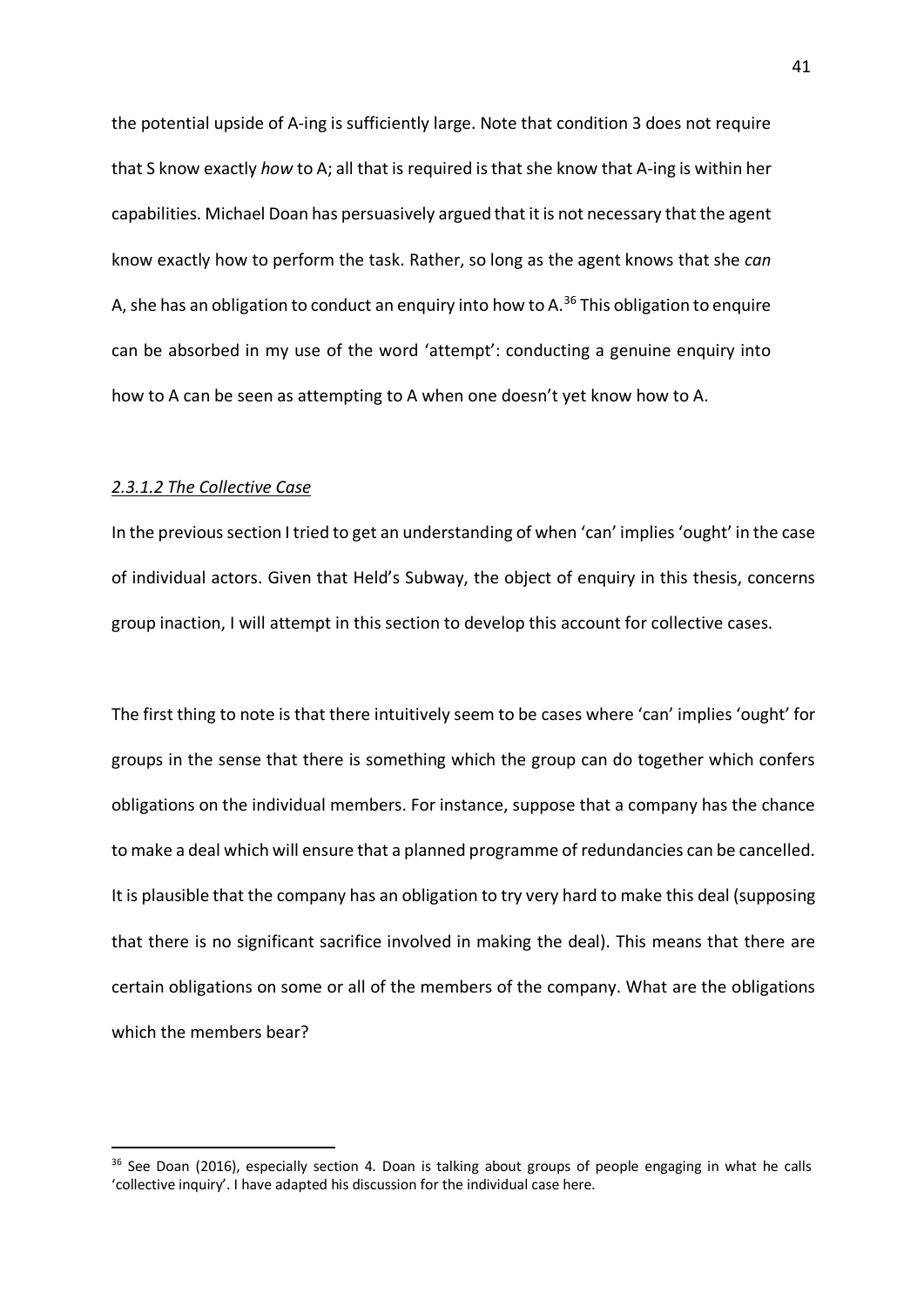the potential upside of A-ing is sufficiently large. Note that condition 3 does not require that S know exactly *how* to A; all that is required is that she know that A-ing is within her capabilities. Michael Doan has persuasively argued that it is not necessary that the agent know exactly how to perform the task. Rather, so long as the agent knows that she *can* A, she has an obligation to conduct an enquiry into how to A.[36] This obligation to enquire can be absorbed in my use of the word 'attempt': conducting a genuine enquiry into how to A can be seen as attempting to A when one doesn't yet know how to A.

#### *2.3.1.2 The Collective Case*

In the previous section I tried to get an understanding of when 'can' implies 'ought' in the case of individual actors. Given that Held's Subway, the object of enquiry in this thesis, concerns group inaction, I will attempt in this section to develop this account for collective cases.

The first thing to note is that there intuitively seem to be cases where 'can' implies 'ought' for groups in the sense that there is something which the group can do together which confers obligations on the individual members. For instance, suppose that a company has the chance to make a deal which will ensure that a planned programme of redundancies can be cancelled. It is plausible that the company has an obligation to try very hard to make this deal (supposing that there is no significant sacrifice involved in making the deal). This means that there are certain obligations on some or all of the members of the company. What are the obligations which the members bear?

---

[36] See Doan (2016), especially section 4. Doan is talking about groups of people engaging in what he calls 'collective inquiry'. I have adapted his discussion for the individual case here.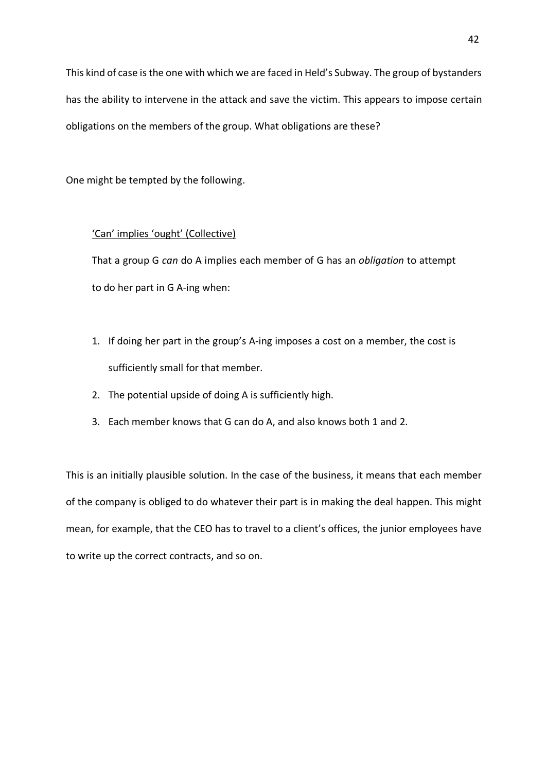This kind of case is the one with which we are faced in Held's Subway. The group of bystanders has the ability to intervene in the attack and save the victim. This appears to impose certain obligations on the members of the group. What obligations are these?

One might be tempted by the following.

> <u>'Can' implies 'ought' (Collective)</u>
>
> That a group G *can* do A implies each member of G has an *obligation* to attempt to do her part in G A-ing when:
>
> 1. If doing her part in the group's A-ing imposes a cost on a member, the cost is sufficiently small for that member.
> 2. The potential upside of doing A is sufficiently high.
> 3. Each member knows that G can do A, and also knows both 1 and 2.

This is an initially plausible solution. In the case of the business, it means that each member of the company is obliged to do whatever their part is in making the deal happen. This might mean, for example, that the CEO has to travel to a client's offices, the junior employees have to write up the correct contracts, and so on.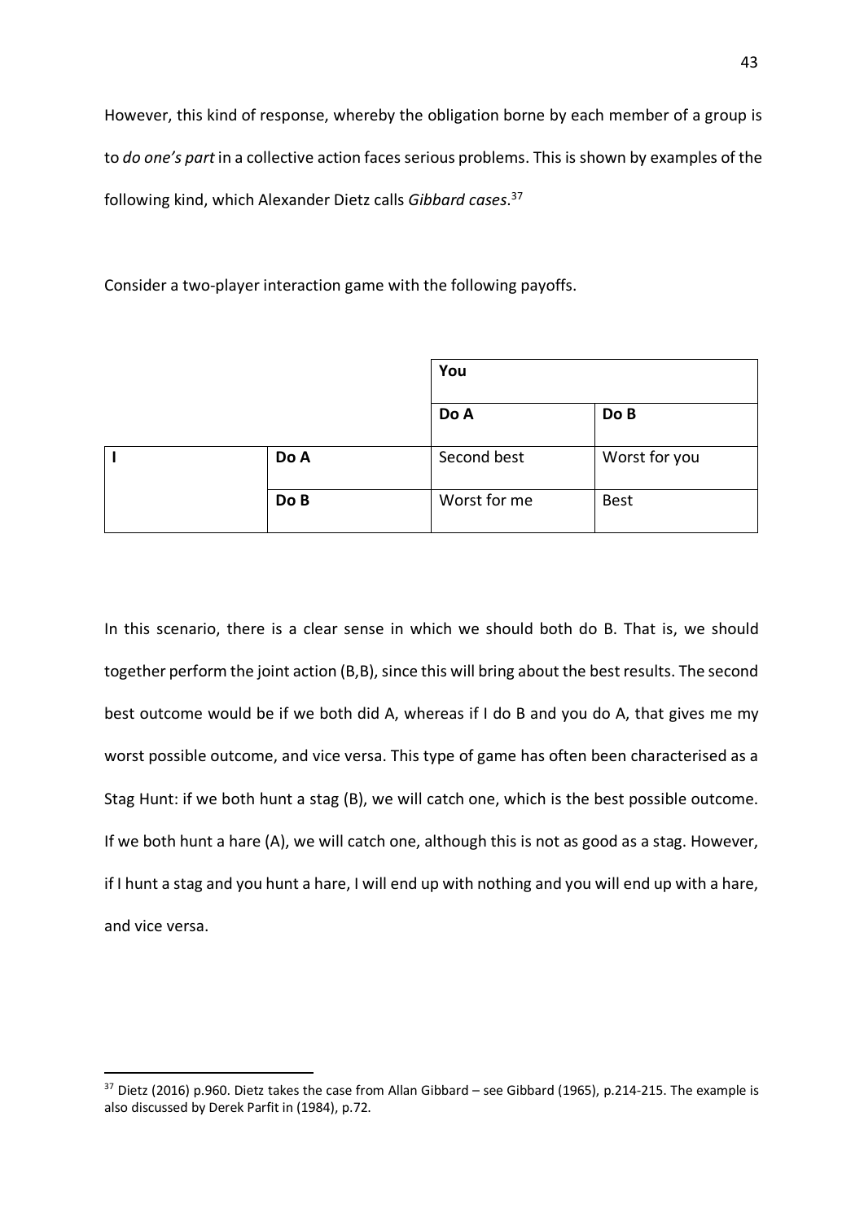However, this kind of response, whereby the obligation borne by each member of a group is to *do one's part* in a collective action faces serious problems. This is shown by examples of the following kind, which Alexander Dietz calls *Gibbard cases*.[37]

Consider a two-player interaction game with the following payoffs.

| | | **You** | |
|---|---|---|---|
| | | **Do A** | **Do B** |
| **I** | **Do A** | Second best | Worst for you |
| | **Do B** | Worst for me | Best |

In this scenario, there is a clear sense in which we should both do B. That is, we should together perform the joint action (B,B), since this will bring about the best results. The second best outcome would be if we both did A, whereas if I do B and you do A, that gives me my worst possible outcome, and vice versa. This type of game has often been characterised as a Stag Hunt: if we both hunt a stag (B), we will catch one, which is the best possible outcome. If we both hunt a hare (A), we will catch one, although this is not as good as a stag. However, if I hunt a stag and you hunt a hare, I will end up with nothing and you will end up with a hare, and vice versa.

---

[37] Dietz (2016) p.960. Dietz takes the case from Allan Gibbard – see Gibbard (1965), p.214-215. The example is also discussed by Derek Parfit in (1984), p.72.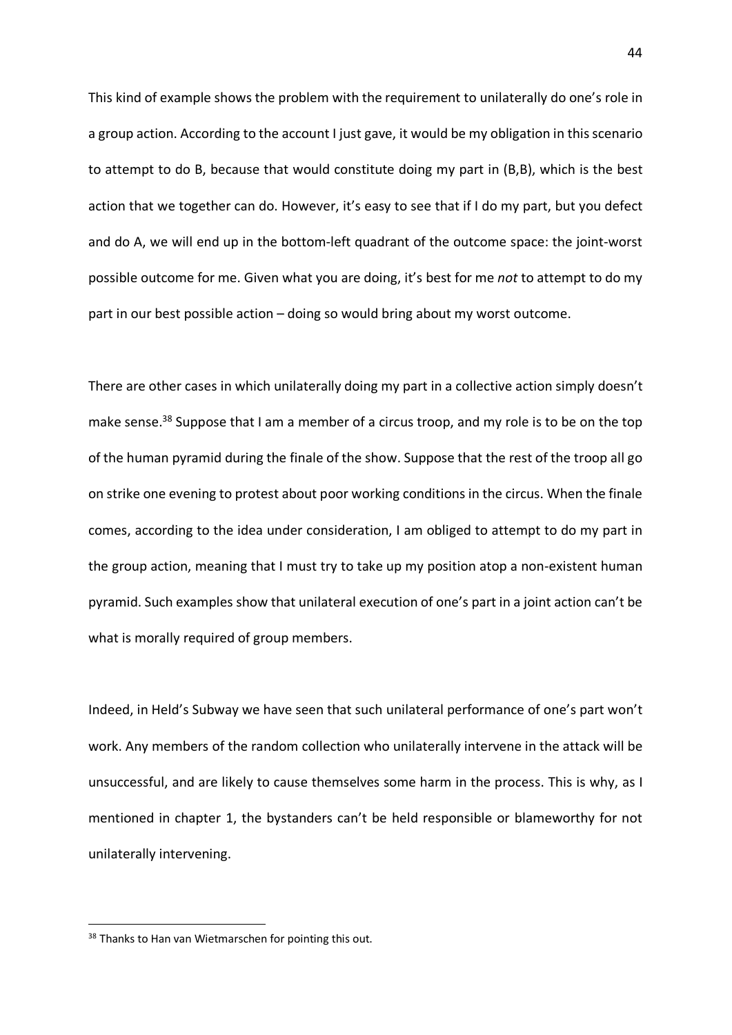This kind of example shows the problem with the requirement to unilaterally do one's role in a group action. According to the account I just gave, it would be my obligation in this scenario to attempt to do B, because that would constitute doing my part in (B,B), which is the best action that we together can do. However, it's easy to see that if I do my part, but you defect and do A, we will end up in the bottom-left quadrant of the outcome space: the joint-worst possible outcome for me. Given what you are doing, it's best for me *not* to attempt to do my part in our best possible action – doing so would bring about my worst outcome.

There are other cases in which unilaterally doing my part in a collective action simply doesn't make sense.[38] Suppose that I am a member of a circus troop, and my role is to be on the top of the human pyramid during the finale of the show. Suppose that the rest of the troop all go on strike one evening to protest about poor working conditions in the circus. When the finale comes, according to the idea under consideration, I am obliged to attempt to do my part in the group action, meaning that I must try to take up my position atop a non-existent human pyramid. Such examples show that unilateral execution of one's part in a joint action can't be what is morally required of group members.

Indeed, in Held's Subway we have seen that such unilateral performance of one's part won't work. Any members of the random collection who unilaterally intervene in the attack will be unsuccessful, and are likely to cause themselves some harm in the process. This is why, as I mentioned in chapter 1, the bystanders can't be held responsible or blameworthy for not unilaterally intervening.

[38] Thanks to Han van Wietmarschen for pointing this out.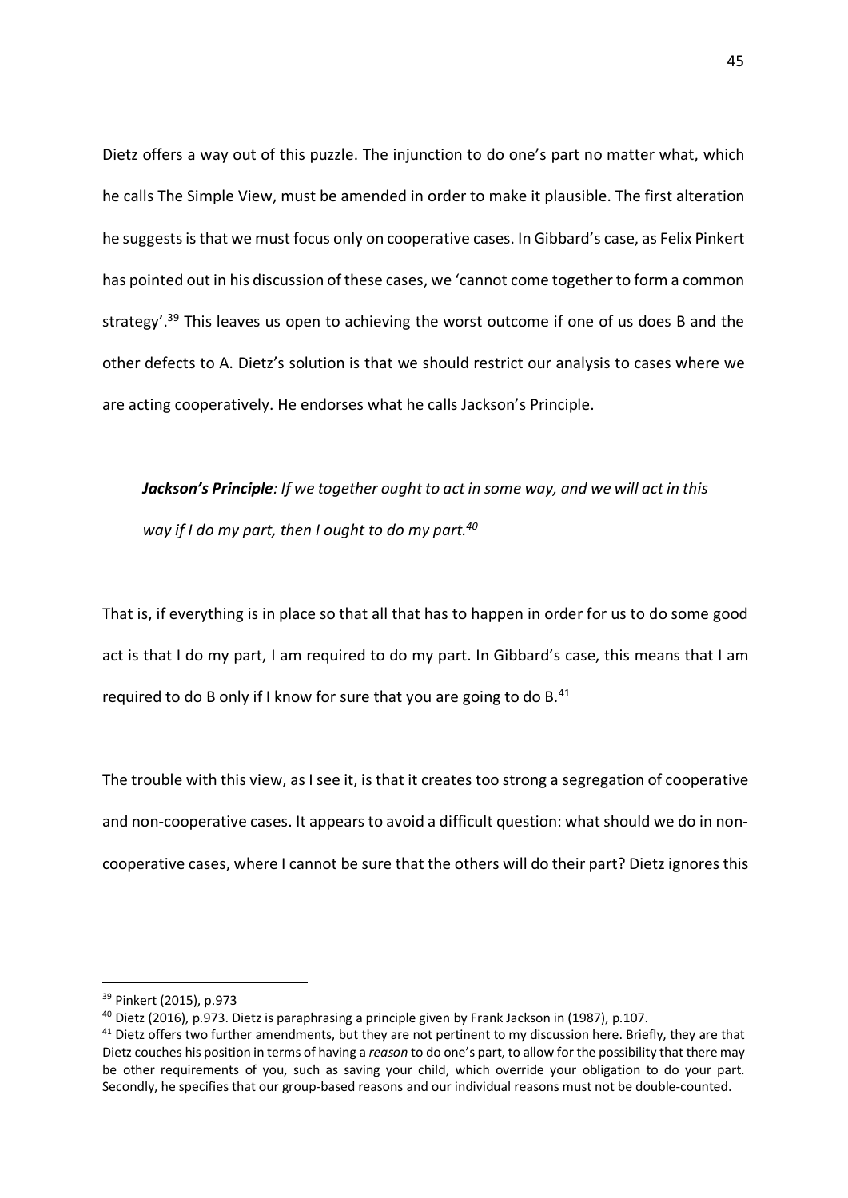Dietz offers a way out of this puzzle. The injunction to do one's part no matter what, which he calls The Simple View, must be amended in order to make it plausible. The first alteration he suggests is that we must focus only on cooperative cases. In Gibbard's case, as Felix Pinkert has pointed out in his discussion of these cases, we 'cannot come together to form a common strategy'.[39] This leaves us open to achieving the worst outcome if one of us does B and the other defects to A. Dietz's solution is that we should restrict our analysis to cases where we are acting cooperatively. He endorses what he calls Jackson's Principle.

> ***Jackson's Principle****: If we together ought to act in some way, and we will act in this way if I do my part, then I ought to do my part.*[40]

That is, if everything is in place so that all that has to happen in order for us to do some good act is that I do my part, I am required to do my part. In Gibbard's case, this means that I am required to do B only if I know for sure that you are going to do B.[41]

The trouble with this view, as I see it, is that it creates too strong a segregation of cooperative and non-cooperative cases. It appears to avoid a difficult question: what should we do in non-cooperative cases, where I cannot be sure that the others will do their part? Dietz ignores this

---

[39] Pinkert (2015), p.973

[40] Dietz (2016), p.973. Dietz is paraphrasing a principle given by Frank Jackson in (1987), p.107.

[41] Dietz offers two further amendments, but they are not pertinent to my discussion here. Briefly, they are that Dietz couches his position in terms of having a *reason* to do one's part, to allow for the possibility that there may be other requirements of you, such as saving your child, which override your obligation to do your part. Secondly, he specifies that our group-based reasons and our individual reasons must not be double-counted.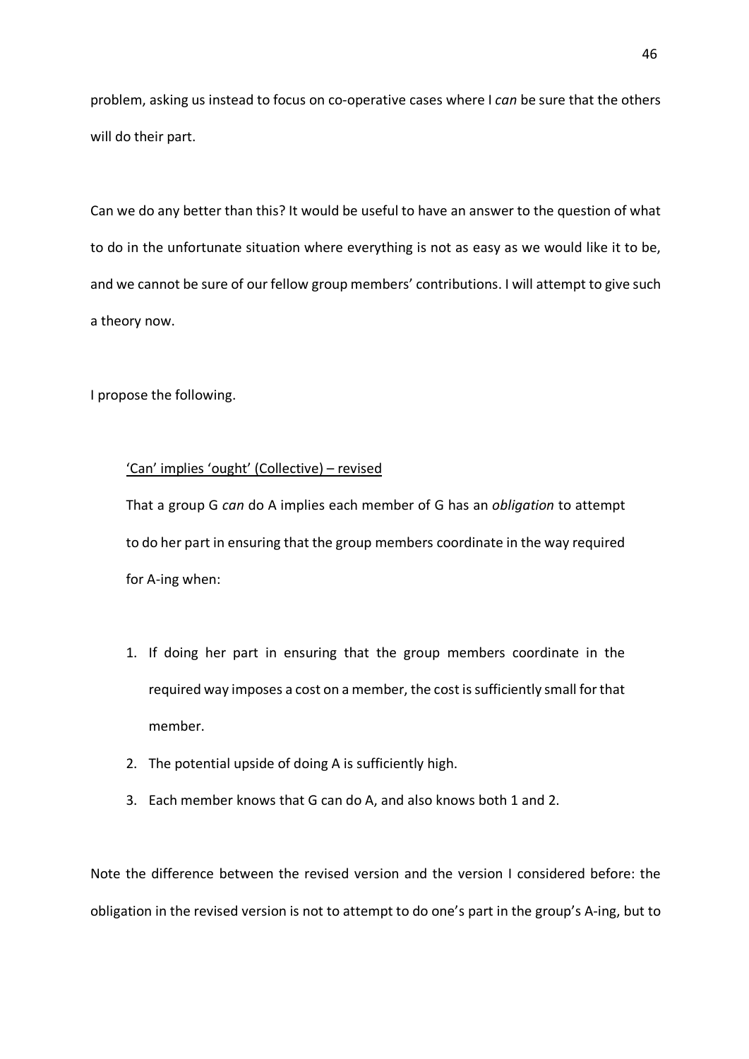problem, asking us instead to focus on co-operative cases where I *can* be sure that the others will do their part.

Can we do any better than this? It would be useful to have an answer to the question of what to do in the unfortunate situation where everything is not as easy as we would like it to be, and we cannot be sure of our fellow group members' contributions. I will attempt to give such a theory now.

I propose the following.

> <u>'Can' implies 'ought' (Collective) – revised</u>
>
> That a group G *can* do A implies each member of G has an *obligation* to attempt to do her part in ensuring that the group members coordinate in the way required for A-ing when:
>
> 1. If doing her part in ensuring that the group members coordinate in the required way imposes a cost on a member, the cost is sufficiently small for that member.
> 2. The potential upside of doing A is sufficiently high.
> 3. Each member knows that G can do A, and also knows both 1 and 2.

Note the difference between the revised version and the version I considered before: the obligation in the revised version is not to attempt to do one's part in the group's A-ing, but to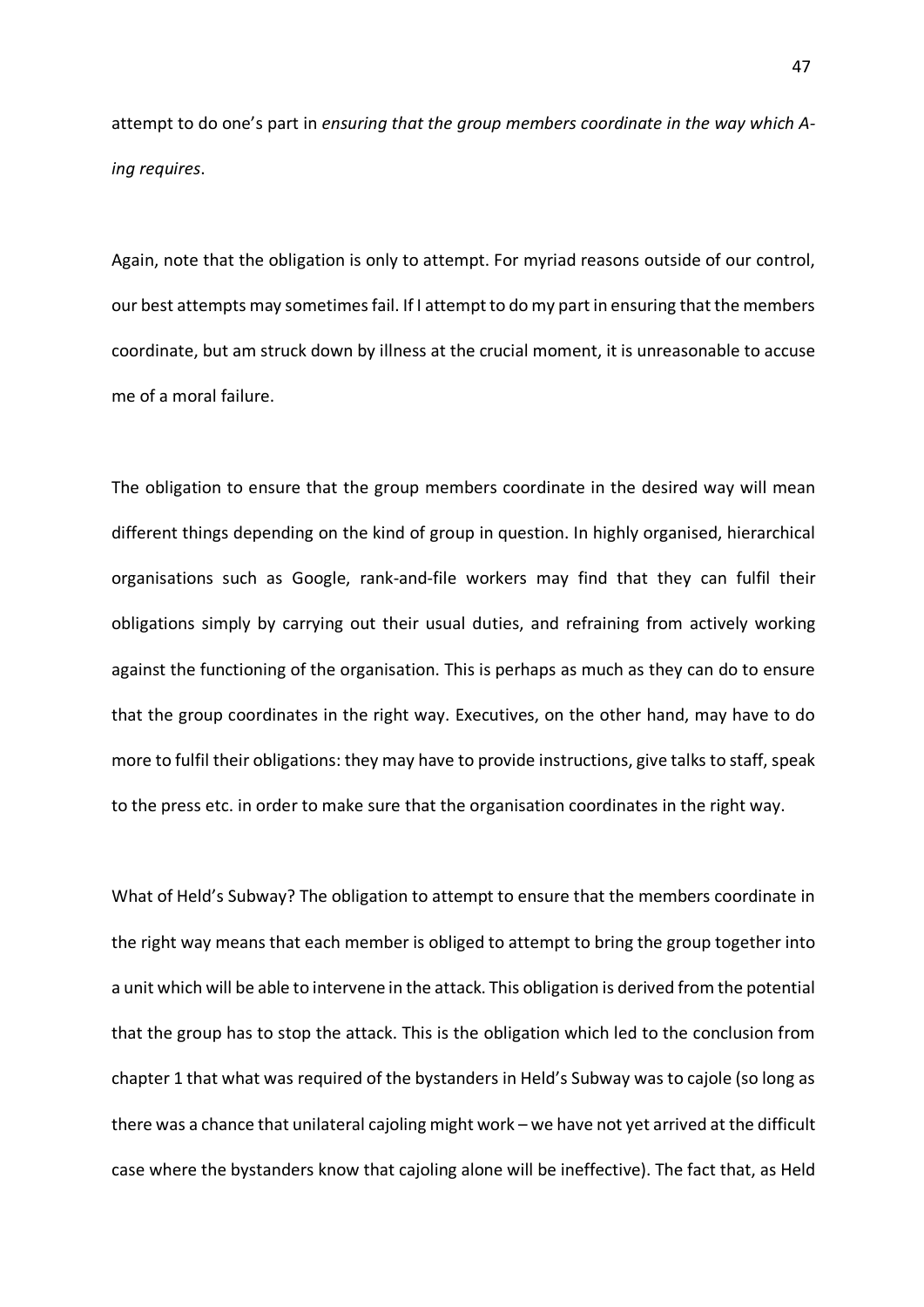attempt to do one's part in *ensuring that the group members coordinate in the way which A-ing requires*.

Again, note that the obligation is only to attempt. For myriad reasons outside of our control, our best attempts may sometimes fail. If I attempt to do my part in ensuring that the members coordinate, but am struck down by illness at the crucial moment, it is unreasonable to accuse me of a moral failure.

The obligation to ensure that the group members coordinate in the desired way will mean different things depending on the kind of group in question. In highly organised, hierarchical organisations such as Google, rank-and-file workers may find that they can fulfil their obligations simply by carrying out their usual duties, and refraining from actively working against the functioning of the organisation. This is perhaps as much as they can do to ensure that the group coordinates in the right way. Executives, on the other hand, may have to do more to fulfil their obligations: they may have to provide instructions, give talks to staff, speak to the press etc. in order to make sure that the organisation coordinates in the right way.

What of Held's Subway? The obligation to attempt to ensure that the members coordinate in the right way means that each member is obliged to attempt to bring the group together into a unit which will be able to intervene in the attack. This obligation is derived from the potential that the group has to stop the attack. This is the obligation which led to the conclusion from chapter 1 that what was required of the bystanders in Held's Subway was to cajole (so long as there was a chance that unilateral cajoling might work – we have not yet arrived at the difficult case where the bystanders know that cajoling alone will be ineffective). The fact that, as Held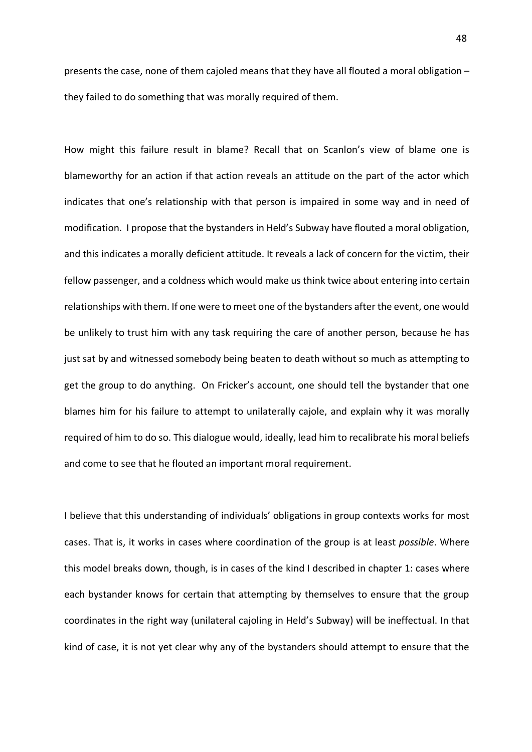presents the case, none of them cajoled means that they have all flouted a moral obligation – they failed to do something that was morally required of them.

How might this failure result in blame? Recall that on Scanlon's view of blame one is blameworthy for an action if that action reveals an attitude on the part of the actor which indicates that one's relationship with that person is impaired in some way and in need of modification. I propose that the bystanders in Held's Subway have flouted a moral obligation, and this indicates a morally deficient attitude. It reveals a lack of concern for the victim, their fellow passenger, and a coldness which would make us think twice about entering into certain relationships with them. If one were to meet one of the bystanders after the event, one would be unlikely to trust him with any task requiring the care of another person, because he has just sat by and witnessed somebody being beaten to death without so much as attempting to get the group to do anything. On Fricker's account, one should tell the bystander that one blames him for his failure to attempt to unilaterally cajole, and explain why it was morally required of him to do so. This dialogue would, ideally, lead him to recalibrate his moral beliefs and come to see that he flouted an important moral requirement.

I believe that this understanding of individuals' obligations in group contexts works for most cases. That is, it works in cases where coordination of the group is at least *possible*. Where this model breaks down, though, is in cases of the kind I described in chapter 1: cases where each bystander knows for certain that attempting by themselves to ensure that the group coordinates in the right way (unilateral cajoling in Held's Subway) will be ineffectual. In that kind of case, it is not yet clear why any of the bystanders should attempt to ensure that the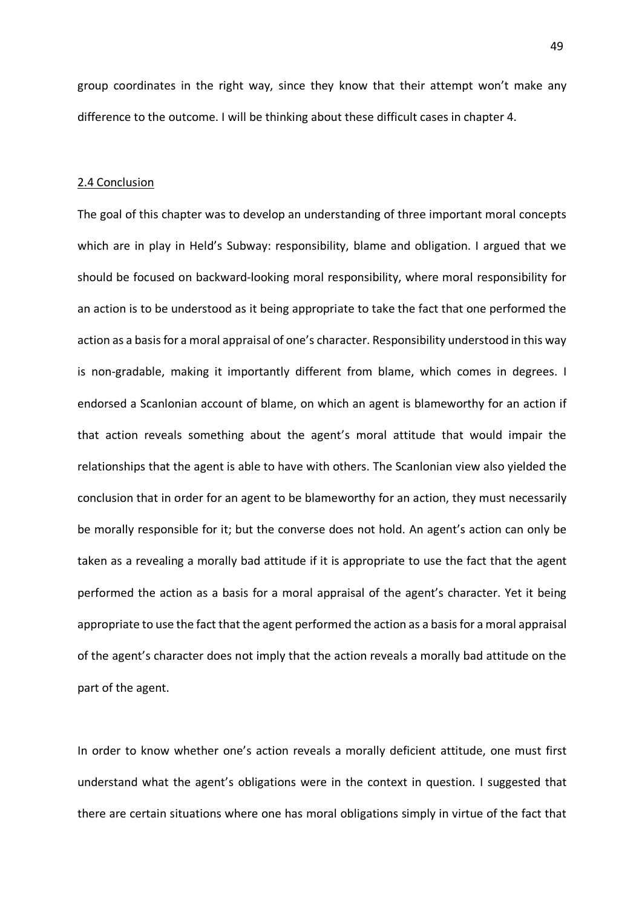group coordinates in the right way, since they know that their attempt won't make any difference to the outcome. I will be thinking about these difficult cases in chapter 4.

## 2.4 Conclusion

The goal of this chapter was to develop an understanding of three important moral concepts which are in play in Held's Subway: responsibility, blame and obligation. I argued that we should be focused on backward-looking moral responsibility, where moral responsibility for an action is to be understood as it being appropriate to take the fact that one performed the action as a basis for a moral appraisal of one's character. Responsibility understood in this way is non-gradable, making it importantly different from blame, which comes in degrees. I endorsed a Scanlonian account of blame, on which an agent is blameworthy for an action if that action reveals something about the agent's moral attitude that would impair the relationships that the agent is able to have with others. The Scanlonian view also yielded the conclusion that in order for an agent to be blameworthy for an action, they must necessarily be morally responsible for it; but the converse does not hold. An agent's action can only be taken as a revealing a morally bad attitude if it is appropriate to use the fact that the agent performed the action as a basis for a moral appraisal of the agent's character. Yet it being appropriate to use the fact that the agent performed the action as a basis for a moral appraisal of the agent's character does not imply that the action reveals a morally bad attitude on the part of the agent.

In order to know whether one's action reveals a morally deficient attitude, one must first understand what the agent's obligations were in the context in question. I suggested that there are certain situations where one has moral obligations simply in virtue of the fact that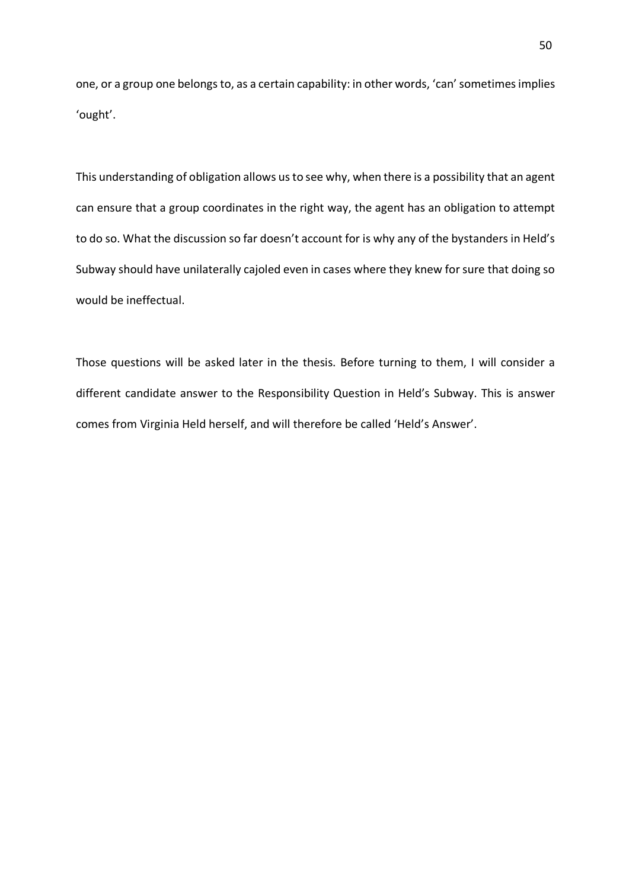one, or a group one belongs to, as a certain capability: in other words, 'can' sometimes implies 'ought'.

This understanding of obligation allows us to see why, when there is a possibility that an agent can ensure that a group coordinates in the right way, the agent has an obligation to attempt to do so. What the discussion so far doesn't account for is why any of the bystanders in Held's Subway should have unilaterally cajoled even in cases where they knew for sure that doing so would be ineffectual.

Those questions will be asked later in the thesis. Before turning to them, I will consider a different candidate answer to the Responsibility Question in Held's Subway. This is answer comes from Virginia Held herself, and will therefore be called 'Held's Answer'.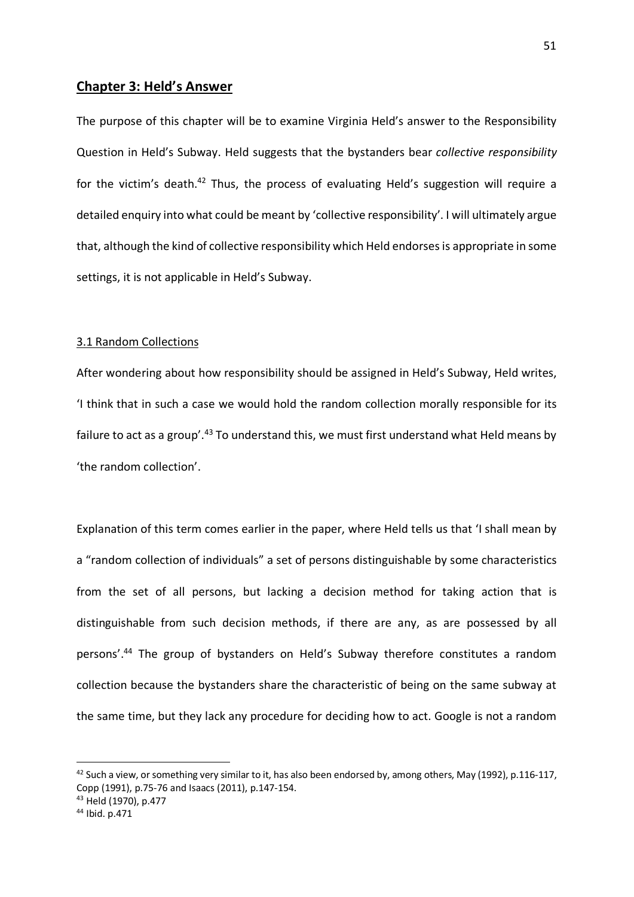## Chapter 3: Held's Answer

The purpose of this chapter will be to examine Virginia Held's answer to the Responsibility Question in Held's Subway. Held suggests that the bystanders bear *collective responsibility* for the victim's death.[42] Thus, the process of evaluating Held's suggestion will require a detailed enquiry into what could be meant by 'collective responsibility'. I will ultimately argue that, although the kind of collective responsibility which Held endorses is appropriate in some settings, it is not applicable in Held's Subway.

### 3.1 Random Collections

After wondering about how responsibility should be assigned in Held's Subway, Held writes, 'I think that in such a case we would hold the random collection morally responsible for its failure to act as a group'.[43] To understand this, we must first understand what Held means by 'the random collection'.

Explanation of this term comes earlier in the paper, where Held tells us that 'I shall mean by a "random collection of individuals" a set of persons distinguishable by some characteristics from the set of all persons, but lacking a decision method for taking action that is distinguishable from such decision methods, if there are any, as are possessed by all persons'.[44] The group of bystanders on Held's Subway therefore constitutes a random collection because the bystanders share the characteristic of being on the same subway at the same time, but they lack any procedure for deciding how to act. Google is not a random

---

[42] Such a view, or something very similar to it, has also been endorsed by, among others, May (1992), p.116-117, Copp (1991), p.75-76 and Isaacs (2011), p.147-154.

[43] Held (1970), p.477

[44] Ibid. p.471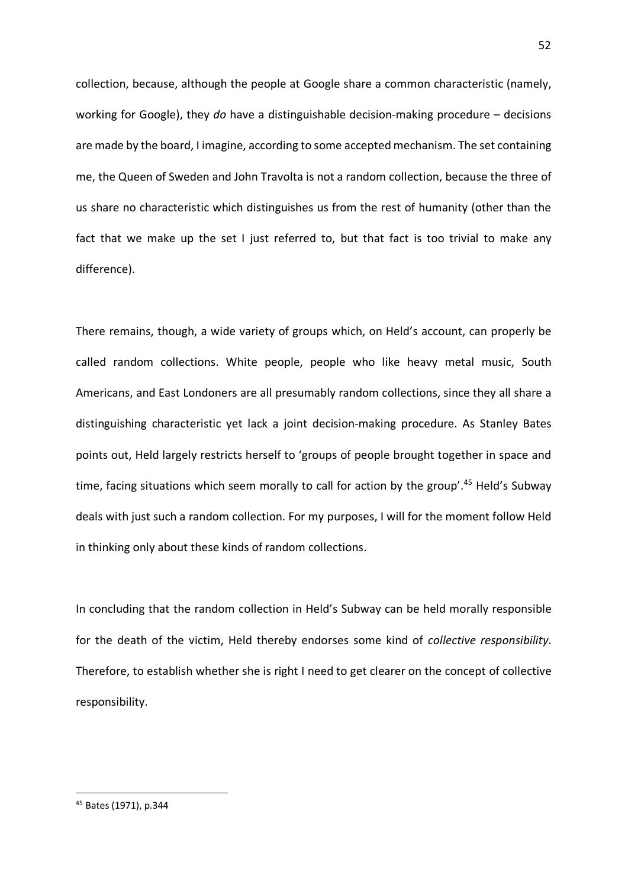collection, because, although the people at Google share a common characteristic (namely, working for Google), they *do* have a distinguishable decision-making procedure – decisions are made by the board, I imagine, according to some accepted mechanism. The set containing me, the Queen of Sweden and John Travolta is not a random collection, because the three of us share no characteristic which distinguishes us from the rest of humanity (other than the fact that we make up the set I just referred to, but that fact is too trivial to make any difference).

There remains, though, a wide variety of groups which, on Held's account, can properly be called random collections. White people, people who like heavy metal music, South Americans, and East Londoners are all presumably random collections, since they all share a distinguishing characteristic yet lack a joint decision-making procedure. As Stanley Bates points out, Held largely restricts herself to 'groups of people brought together in space and time, facing situations which seem morally to call for action by the group'.[45] Held's Subway deals with just such a random collection. For my purposes, I will for the moment follow Held in thinking only about these kinds of random collections.

In concluding that the random collection in Held's Subway can be held morally responsible for the death of the victim, Held thereby endorses some kind of *collective responsibility*. Therefore, to establish whether she is right I need to get clearer on the concept of collective responsibility.

---

[45] Bates (1971), p.344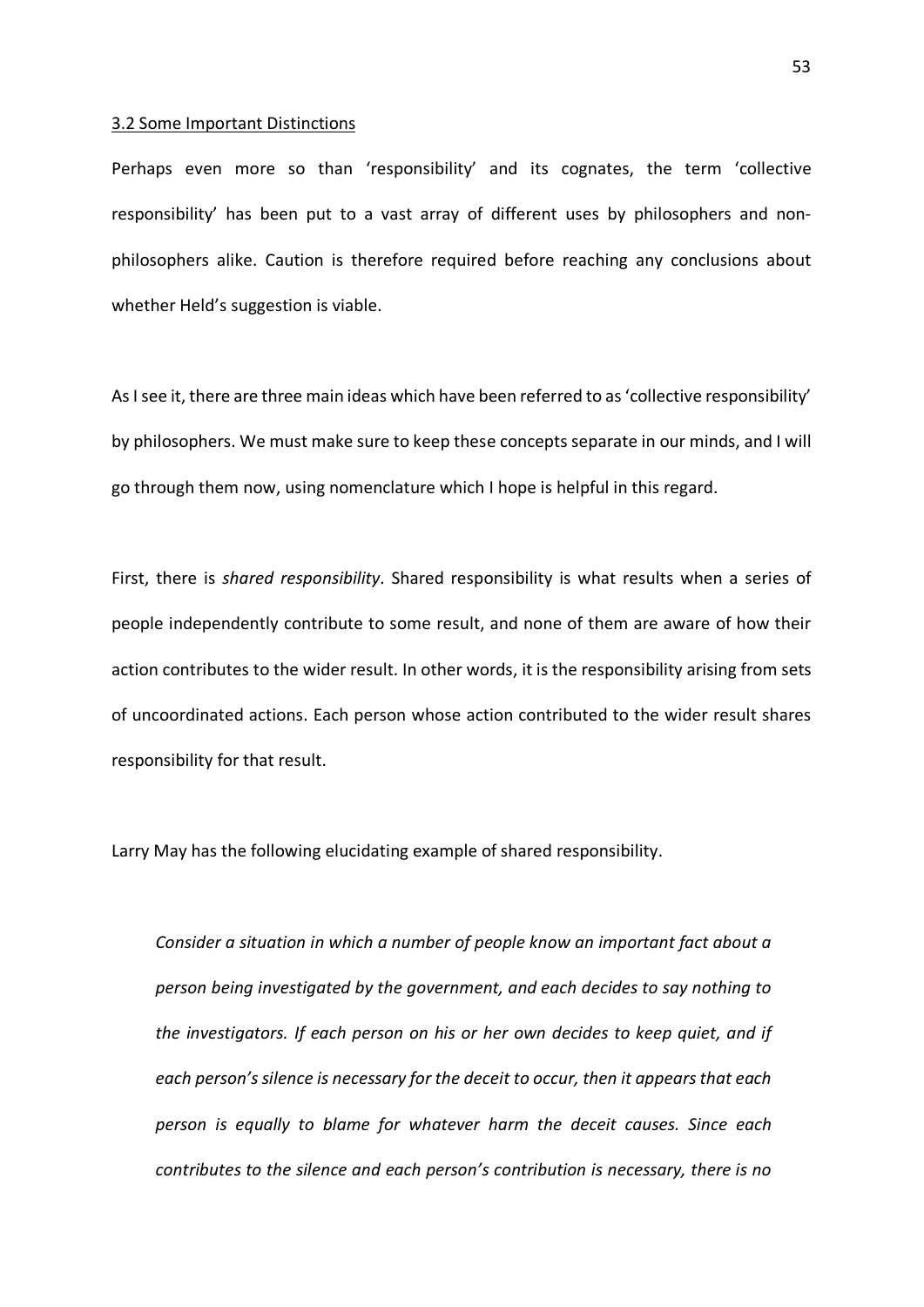## 3.2 Some Important Distinctions

Perhaps even more so than 'responsibility' and its cognates, the term 'collective responsibility' has been put to a vast array of different uses by philosophers and non-philosophers alike. Caution is therefore required before reaching any conclusions about whether Held's suggestion is viable.

As I see it, there are three main ideas which have been referred to as 'collective responsibility' by philosophers. We must make sure to keep these concepts separate in our minds, and I will go through them now, using nomenclature which I hope is helpful in this regard.

First, there is *shared responsibility*. Shared responsibility is what results when a series of people independently contribute to some result, and none of them are aware of how their action contributes to the wider result. In other words, it is the responsibility arising from sets of uncoordinated actions. Each person whose action contributed to the wider result shares responsibility for that result.

Larry May has the following elucidating example of shared responsibility.

> *Consider a situation in which a number of people know an important fact about a person being investigated by the government, and each decides to say nothing to the investigators. If each person on his or her own decides to keep quiet, and if each person's silence is necessary for the deceit to occur, then it appears that each person is equally to blame for whatever harm the deceit causes. Since each contributes to the silence and each person's contribution is necessary, there is no*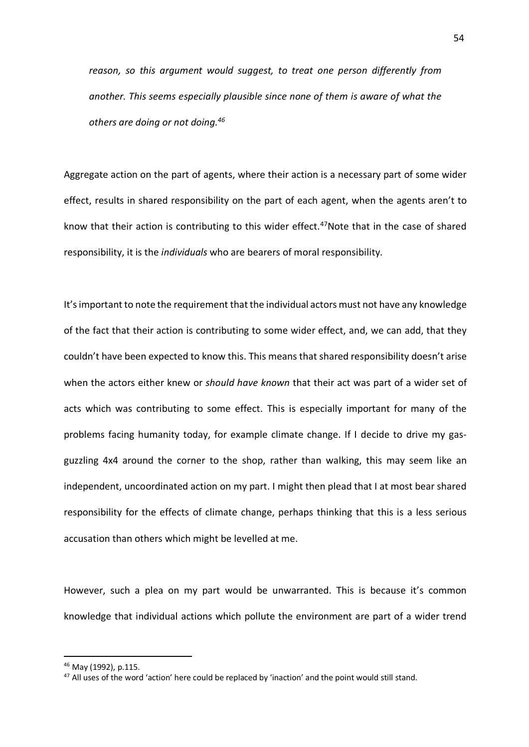*reason, so this argument would suggest, to treat one person differently from another. This seems especially plausible since none of them is aware of what the others are doing or not doing.*[46]

Aggregate action on the part of agents, where their action is a necessary part of some wider effect, results in shared responsibility on the part of each agent, when the agents aren't to know that their action is contributing to this wider effect.[47]Note that in the case of shared responsibility, it is the *individuals* who are bearers of moral responsibility.

It's important to note the requirement that the individual actors must not have any knowledge of the fact that their action is contributing to some wider effect, and, we can add, that they couldn't have been expected to know this. This means that shared responsibility doesn't arise when the actors either knew or *should have known* that their act was part of a wider set of acts which was contributing to some effect. This is especially important for many of the problems facing humanity today, for example climate change. If I decide to drive my gas-guzzling 4x4 around the corner to the shop, rather than walking, this may seem like an independent, uncoordinated action on my part. I might then plead that I at most bear shared responsibility for the effects of climate change, perhaps thinking that this is a less serious accusation than others which might be levelled at me.

However, such a plea on my part would be unwarranted. This is because it's common knowledge that individual actions which pollute the environment are part of a wider trend

[46] May (1992), p.115.

[47] All uses of the word 'action' here could be replaced by 'inaction' and the point would still stand.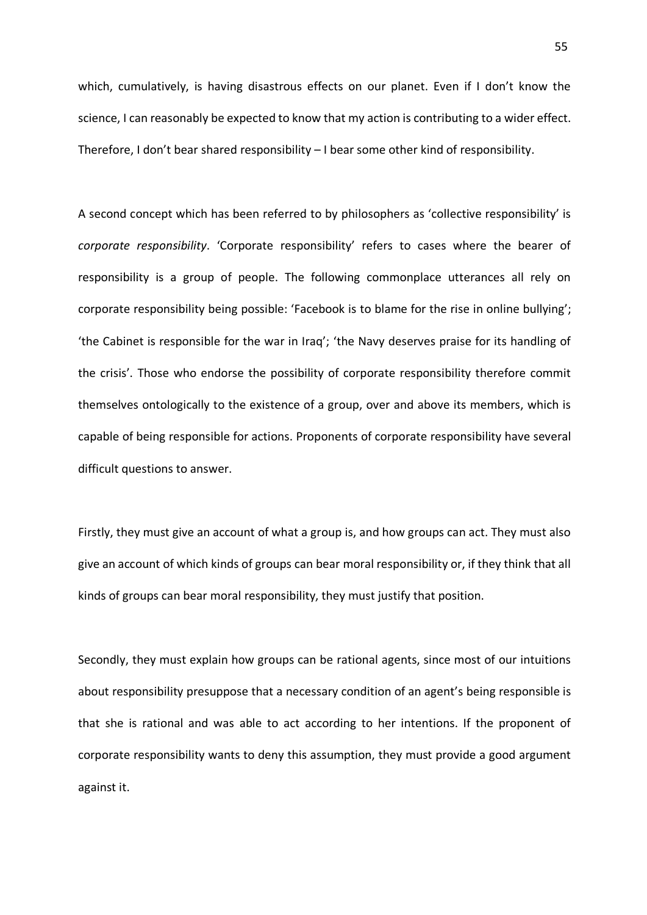which, cumulatively, is having disastrous effects on our planet. Even if I don't know the science, I can reasonably be expected to know that my action is contributing to a wider effect. Therefore, I don't bear shared responsibility – I bear some other kind of responsibility.

A second concept which has been referred to by philosophers as 'collective responsibility' is *corporate responsibility*. 'Corporate responsibility' refers to cases where the bearer of responsibility is a group of people. The following commonplace utterances all rely on corporate responsibility being possible: 'Facebook is to blame for the rise in online bullying'; 'the Cabinet is responsible for the war in Iraq'; 'the Navy deserves praise for its handling of the crisis'. Those who endorse the possibility of corporate responsibility therefore commit themselves ontologically to the existence of a group, over and above its members, which is capable of being responsible for actions. Proponents of corporate responsibility have several difficult questions to answer.

Firstly, they must give an account of what a group is, and how groups can act. They must also give an account of which kinds of groups can bear moral responsibility or, if they think that all kinds of groups can bear moral responsibility, they must justify that position.

Secondly, they must explain how groups can be rational agents, since most of our intuitions about responsibility presuppose that a necessary condition of an agent's being responsible is that she is rational and was able to act according to her intentions. If the proponent of corporate responsibility wants to deny this assumption, they must provide a good argument against it.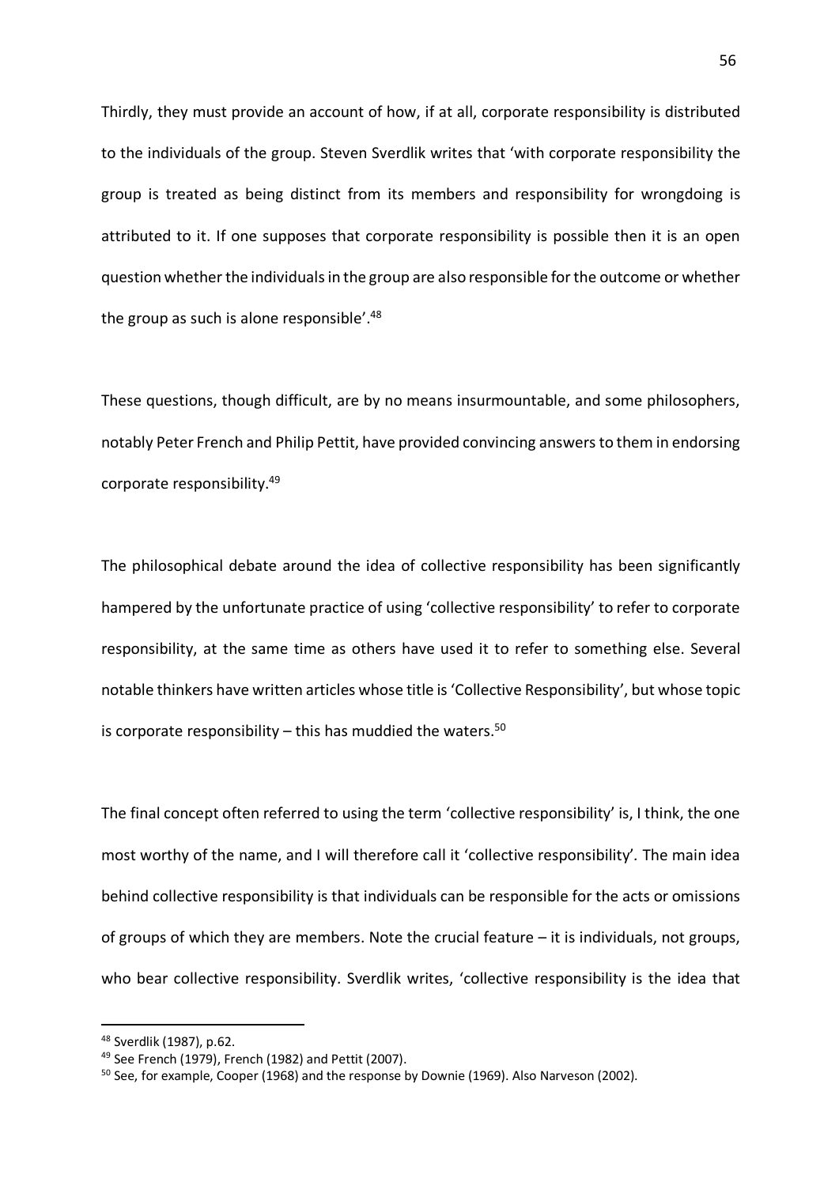Thirdly, they must provide an account of how, if at all, corporate responsibility is distributed to the individuals of the group. Steven Sverdlik writes that 'with corporate responsibility the group is treated as being distinct from its members and responsibility for wrongdoing is attributed to it. If one supposes that corporate responsibility is possible then it is an open question whether the individuals in the group are also responsible for the outcome or whether the group as such is alone responsible'.[48]

These questions, though difficult, are by no means insurmountable, and some philosophers, notably Peter French and Philip Pettit, have provided convincing answers to them in endorsing corporate responsibility.[49]

The philosophical debate around the idea of collective responsibility has been significantly hampered by the unfortunate practice of using 'collective responsibility' to refer to corporate responsibility, at the same time as others have used it to refer to something else. Several notable thinkers have written articles whose title is 'Collective Responsibility', but whose topic is corporate responsibility – this has muddied the waters.[50]

The final concept often referred to using the term 'collective responsibility' is, I think, the one most worthy of the name, and I will therefore call it 'collective responsibility'. The main idea behind collective responsibility is that individuals can be responsible for the acts or omissions of groups of which they are members. Note the crucial feature – it is individuals, not groups, who bear collective responsibility. Sverdlik writes, 'collective responsibility is the idea that

[48] Sverdlik (1987), p.62.
[49] See French (1979), French (1982) and Pettit (2007).
[50] See, for example, Cooper (1968) and the response by Downie (1969). Also Narveson (2002).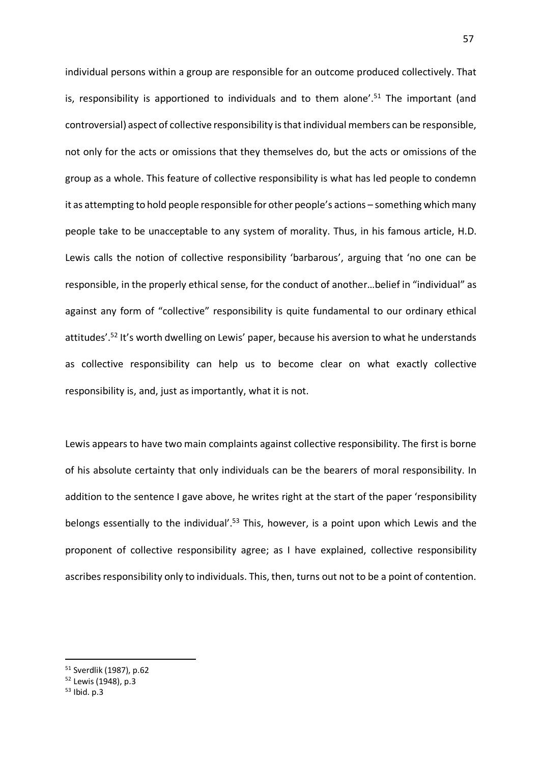individual persons within a group are responsible for an outcome produced collectively. That is, responsibility is apportioned to individuals and to them alone'.[51] The important (and controversial) aspect of collective responsibility is that individual members can be responsible, not only for the acts or omissions that they themselves do, but the acts or omissions of the group as a whole. This feature of collective responsibility is what has led people to condemn it as attempting to hold people responsible for other people's actions – something which many people take to be unacceptable to any system of morality. Thus, in his famous article, H.D. Lewis calls the notion of collective responsibility 'barbarous', arguing that 'no one can be responsible, in the properly ethical sense, for the conduct of another…belief in "individual" as against any form of "collective" responsibility is quite fundamental to our ordinary ethical attitudes'.[52] It's worth dwelling on Lewis' paper, because his aversion to what he understands as collective responsibility can help us to become clear on what exactly collective responsibility is, and, just as importantly, what it is not.

Lewis appears to have two main complaints against collective responsibility. The first is borne of his absolute certainty that only individuals can be the bearers of moral responsibility. In addition to the sentence I gave above, he writes right at the start of the paper 'responsibility belongs essentially to the individual'.[53] This, however, is a point upon which Lewis and the proponent of collective responsibility agree; as I have explained, collective responsibility ascribes responsibility only to individuals. This, then, turns out not to be a point of contention.

[51] Sverdlik (1987), p.62

[52] Lewis (1948), p.3

[53] Ibid. p.3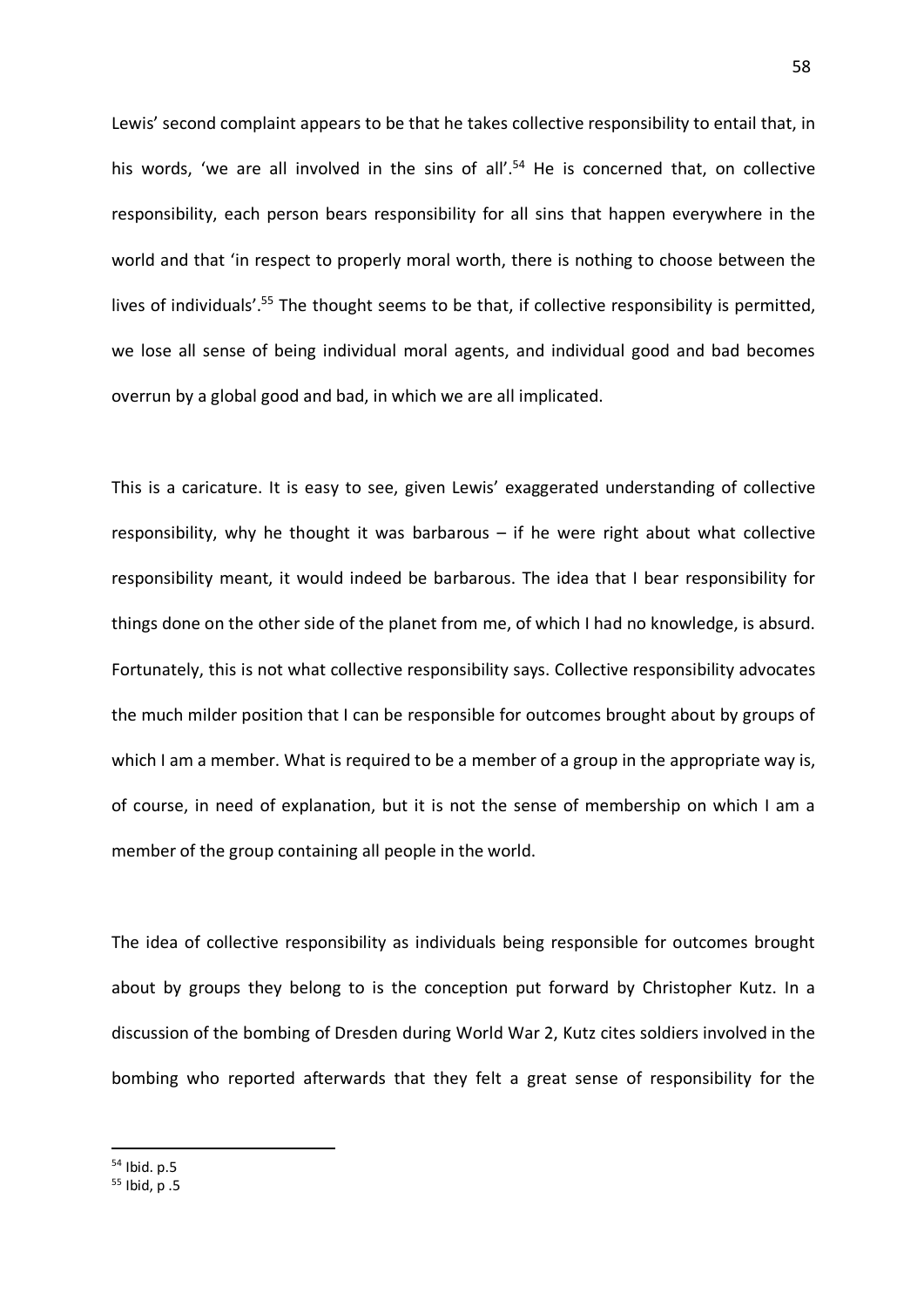Lewis' second complaint appears to be that he takes collective responsibility to entail that, in his words, 'we are all involved in the sins of all'.[54] He is concerned that, on collective responsibility, each person bears responsibility for all sins that happen everywhere in the world and that 'in respect to properly moral worth, there is nothing to choose between the lives of individuals'.[55] The thought seems to be that, if collective responsibility is permitted, we lose all sense of being individual moral agents, and individual good and bad becomes overrun by a global good and bad, in which we are all implicated.

This is a caricature. It is easy to see, given Lewis' exaggerated understanding of collective responsibility, why he thought it was barbarous – if he were right about what collective responsibility meant, it would indeed be barbarous. The idea that I bear responsibility for things done on the other side of the planet from me, of which I had no knowledge, is absurd. Fortunately, this is not what collective responsibility says. Collective responsibility advocates the much milder position that I can be responsible for outcomes brought about by groups of which I am a member. What is required to be a member of a group in the appropriate way is, of course, in need of explanation, but it is not the sense of membership on which I am a member of the group containing all people in the world.

The idea of collective responsibility as individuals being responsible for outcomes brought about by groups they belong to is the conception put forward by Christopher Kutz. In a discussion of the bombing of Dresden during World War 2, Kutz cites soldiers involved in the bombing who reported afterwards that they felt a great sense of responsibility for the

---

[54] Ibid. p.5

[55] Ibid, p .5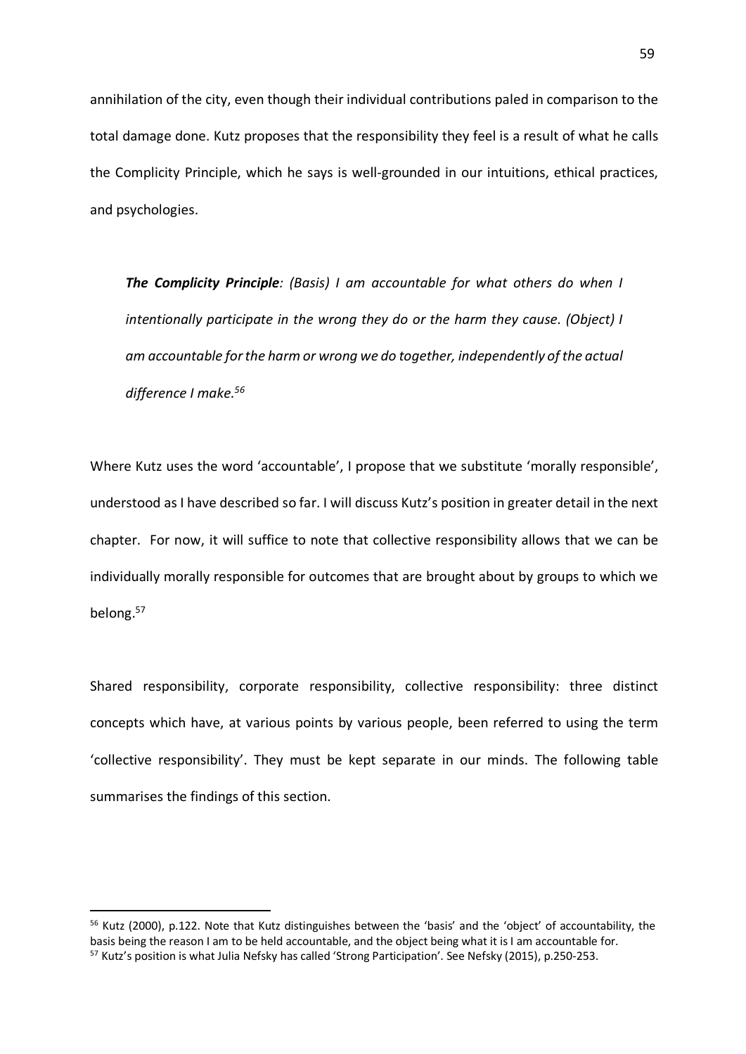annihilation of the city, even though their individual contributions paled in comparison to the total damage done. Kutz proposes that the responsibility they feel is a result of what he calls the Complicity Principle, which he says is well-grounded in our intuitions, ethical practices, and psychologies.

> ***The Complicity Principle****: (Basis) I am accountable for what others do when I intentionally participate in the wrong they do or the harm they cause. (Object) I am accountable for the harm or wrong we do together, independently of the actual difference I make.*[56]

Where Kutz uses the word 'accountable', I propose that we substitute 'morally responsible', understood as I have described so far. I will discuss Kutz's position in greater detail in the next chapter. For now, it will suffice to note that collective responsibility allows that we can be individually morally responsible for outcomes that are brought about by groups to which we belong.[57]

Shared responsibility, corporate responsibility, collective responsibility: three distinct concepts which have, at various points by various people, been referred to using the term 'collective responsibility'. They must be kept separate in our minds. The following table summarises the findings of this section.

---

[56] Kutz (2000), p.122. Note that Kutz distinguishes between the 'basis' and the 'object' of accountability, the basis being the reason I am to be held accountable, and the object being what it is I am accountable for.

[57] Kutz's position is what Julia Nefsky has called 'Strong Participation'. See Nefsky (2015), p.250-253.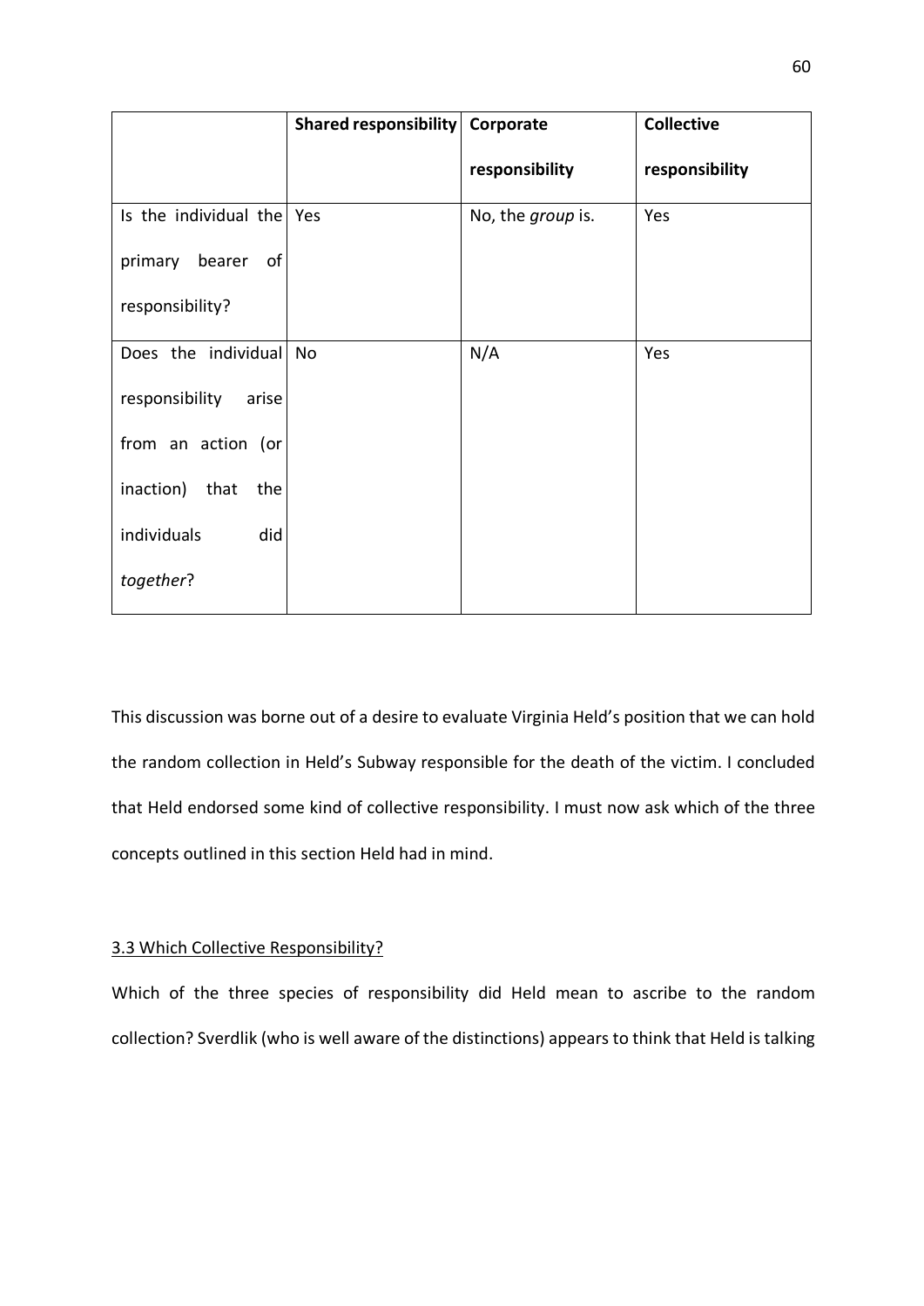| | **Shared responsibility** | **Corporate responsibility** | **Collective responsibility** |
|---|---|---|---|
| Is the individual the primary bearer of responsibility? | Yes | No, the *group* is. | Yes |
| Does the individual responsibility arise from an action (or inaction) that the individuals did *together*? | No | N/A | Yes |

This discussion was borne out of a desire to evaluate Virginia Held's position that we can hold the random collection in Held's Subway responsible for the death of the victim. I concluded that Held endorsed some kind of collective responsibility. I must now ask which of the three concepts outlined in this section Held had in mind.

### 3.3 Which Collective Responsibility?

Which of the three species of responsibility did Held mean to ascribe to the random collection? Sverdlik (who is well aware of the distinctions) appears to think that Held is talking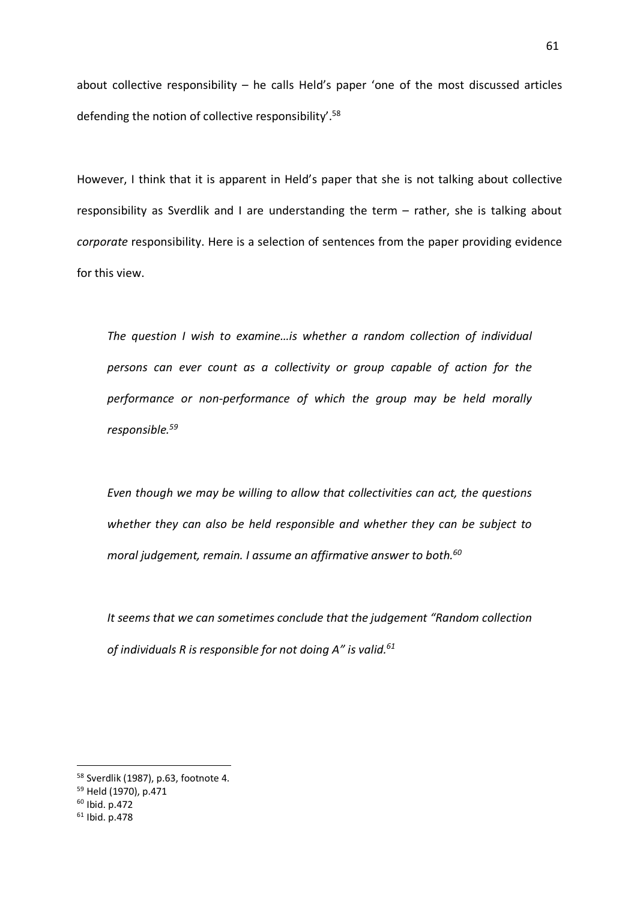about collective responsibility – he calls Held's paper 'one of the most discussed articles defending the notion of collective responsibility'.[58]

However, I think that it is apparent in Held's paper that she is not talking about collective responsibility as Sverdlik and I are understanding the term – rather, she is talking about *corporate* responsibility. Here is a selection of sentences from the paper providing evidence for this view.

> *The question I wish to examine…is whether a random collection of individual persons can ever count as a collectivity or group capable of action for the performance or non-performance of which the group may be held morally responsible.*[59]

> *Even though we may be willing to allow that collectivities can act, the questions whether they can also be held responsible and whether they can be subject to moral judgement, remain. I assume an affirmative answer to both.*[60]

> *It seems that we can sometimes conclude that the judgement "Random collection of individuals R is responsible for not doing A" is valid.*[61]

---

[58] Sverdlik (1987), p.63, footnote 4.

[59] Held (1970), p.471

[60] Ibid. p.472

[61] Ibid. p.478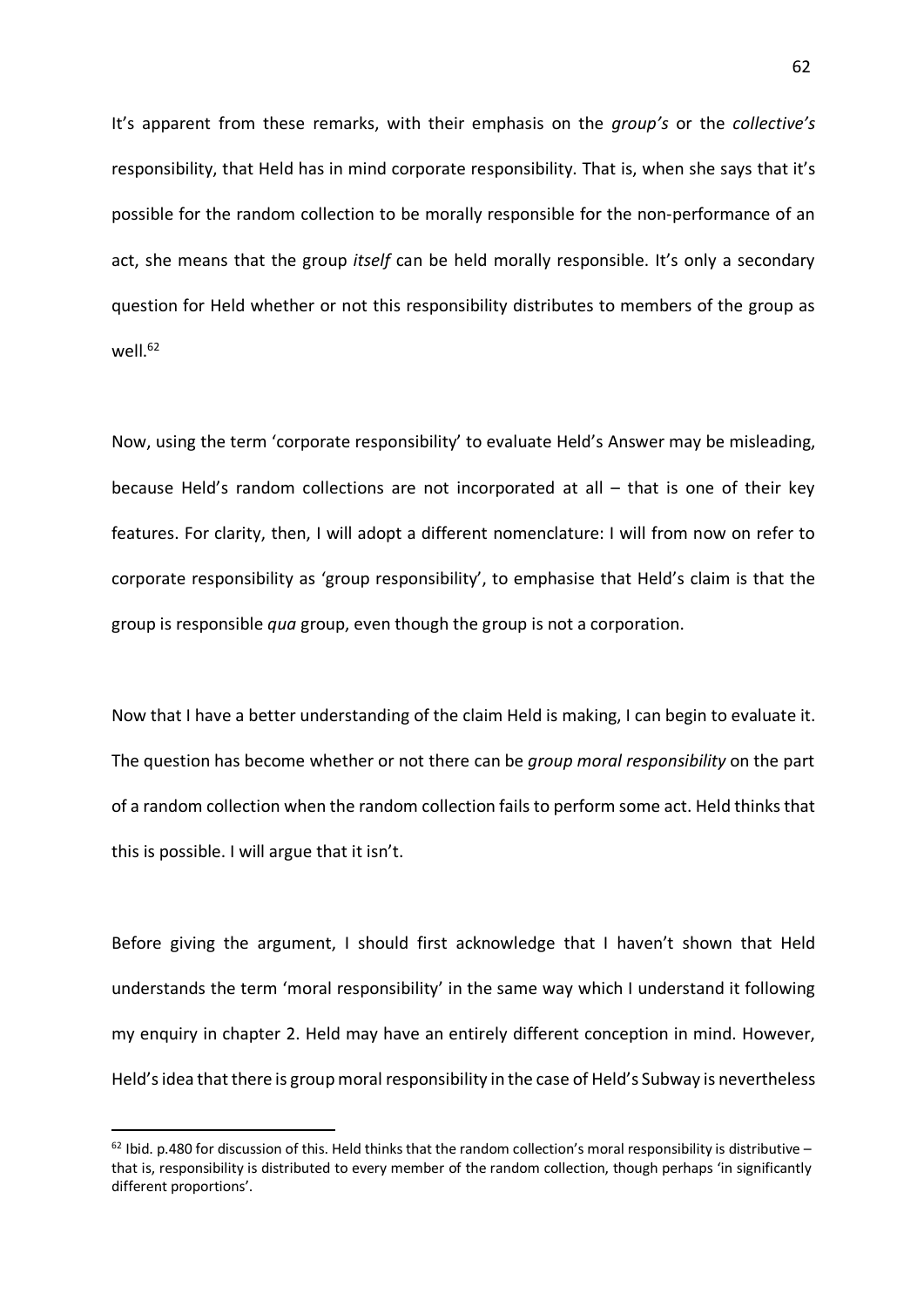It's apparent from these remarks, with their emphasis on the *group's* or the *collective's* responsibility, that Held has in mind corporate responsibility. That is, when she says that it's possible for the random collection to be morally responsible for the non-performance of an act, she means that the group *itself* can be held morally responsible. It's only a secondary question for Held whether or not this responsibility distributes to members of the group as well.[62]

Now, using the term 'corporate responsibility' to evaluate Held's Answer may be misleading, because Held's random collections are not incorporated at all – that is one of their key features. For clarity, then, I will adopt a different nomenclature: I will from now on refer to corporate responsibility as 'group responsibility', to emphasise that Held's claim is that the group is responsible *qua* group, even though the group is not a corporation.

Now that I have a better understanding of the claim Held is making, I can begin to evaluate it. The question has become whether or not there can be *group moral responsibility* on the part of a random collection when the random collection fails to perform some act. Held thinks that this is possible. I will argue that it isn't.

Before giving the argument, I should first acknowledge that I haven't shown that Held understands the term 'moral responsibility' in the same way which I understand it following my enquiry in chapter 2. Held may have an entirely different conception in mind. However, Held's idea that there is group moral responsibility in the case of Held's Subway is nevertheless

[62] Ibid. p.480 for discussion of this. Held thinks that the random collection's moral responsibility is distributive – that is, responsibility is distributed to every member of the random collection, though perhaps 'in significantly different proportions'.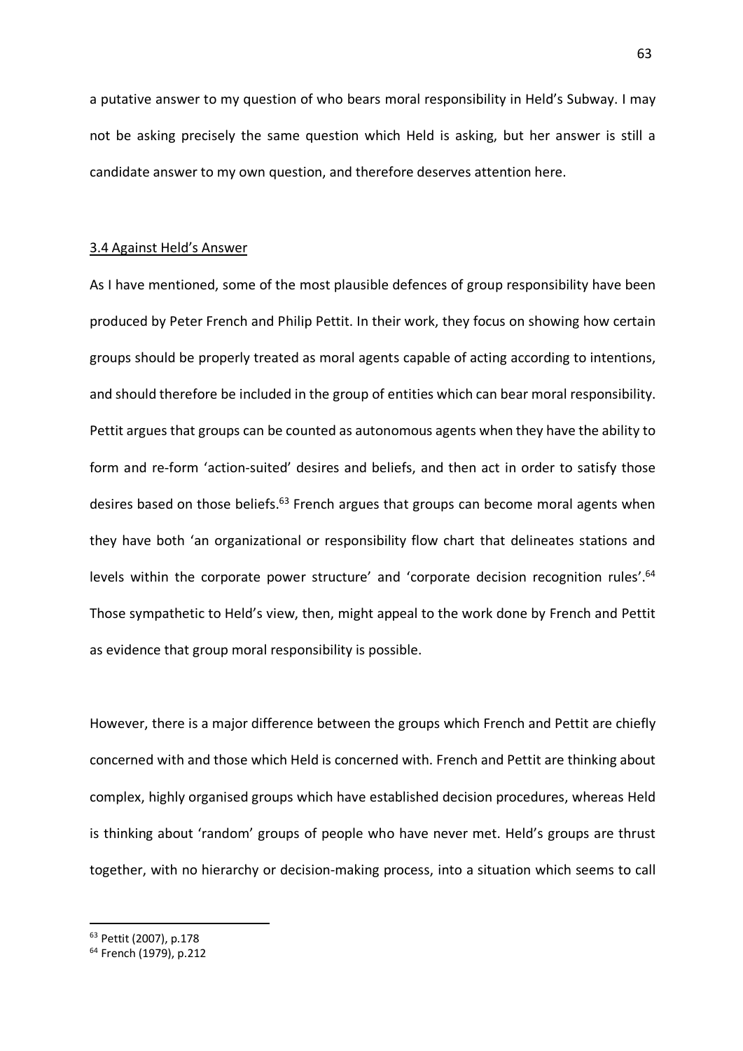a putative answer to my question of who bears moral responsibility in Held's Subway. I may not be asking precisely the same question which Held is asking, but her answer is still a candidate answer to my own question, and therefore deserves attention here.

### 3.4 Against Held's Answer

As I have mentioned, some of the most plausible defences of group responsibility have been produced by Peter French and Philip Pettit. In their work, they focus on showing how certain groups should be properly treated as moral agents capable of acting according to intentions, and should therefore be included in the group of entities which can bear moral responsibility. Pettit argues that groups can be counted as autonomous agents when they have the ability to form and re-form 'action-suited' desires and beliefs, and then act in order to satisfy those desires based on those beliefs.[63] French argues that groups can become moral agents when they have both 'an organizational or responsibility flow chart that delineates stations and levels within the corporate power structure' and 'corporate decision recognition rules'.[64] Those sympathetic to Held's view, then, might appeal to the work done by French and Pettit as evidence that group moral responsibility is possible.

However, there is a major difference between the groups which French and Pettit are chiefly concerned with and those which Held is concerned with. French and Pettit are thinking about complex, highly organised groups which have established decision procedures, whereas Held is thinking about 'random' groups of people who have never met. Held's groups are thrust together, with no hierarchy or decision-making process, into a situation which seems to call

[63] Pettit (2007), p.178

[64] French (1979), p.212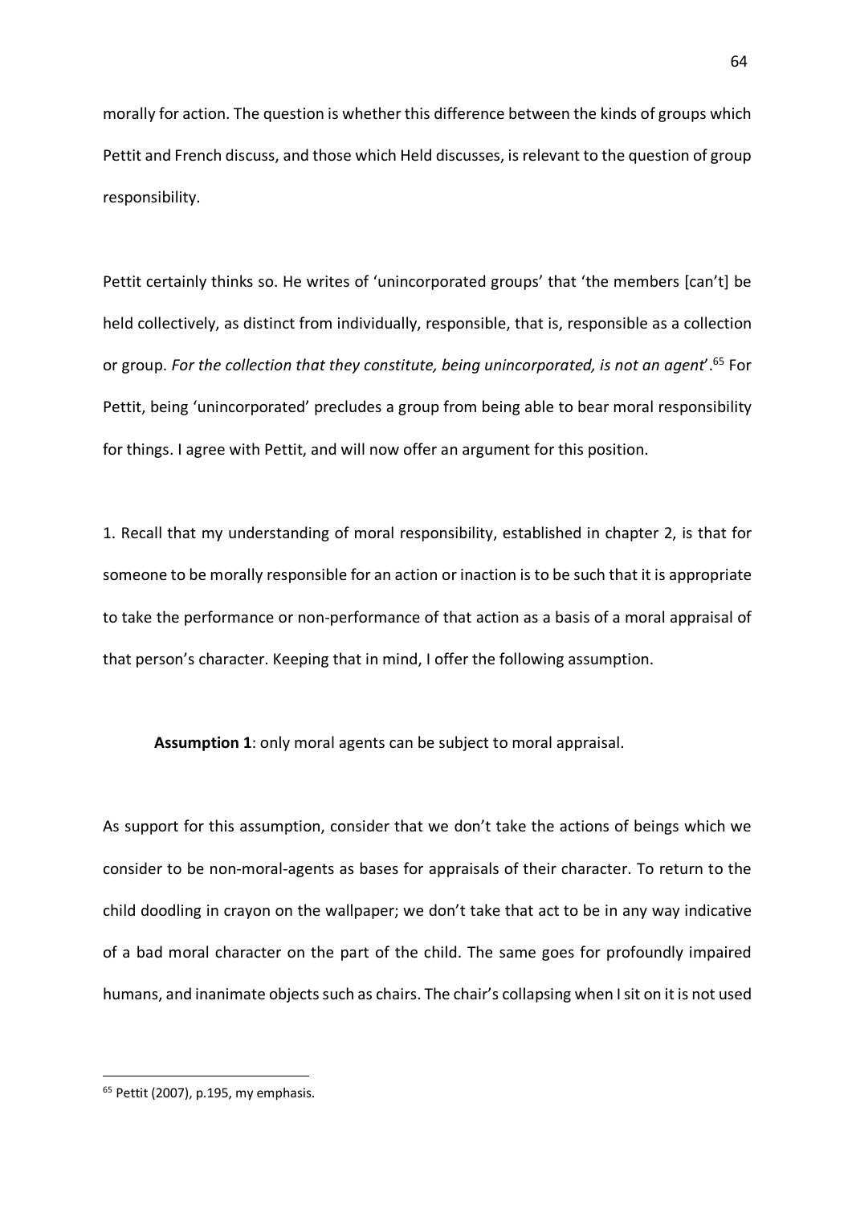morally for action. The question is whether this difference between the kinds of groups which Pettit and French discuss, and those which Held discusses, is relevant to the question of group responsibility.

Pettit certainly thinks so. He writes of 'unincorporated groups' that 'the members [can't] be held collectively, as distinct from individually, responsible, that is, responsible as a collection or group. *For the collection that they constitute, being unincorporated, is not an agent*'.[65] For Pettit, being 'unincorporated' precludes a group from being able to bear moral responsibility for things. I agree with Pettit, and will now offer an argument for this position.

1. Recall that my understanding of moral responsibility, established in chapter 2, is that for someone to be morally responsible for an action or inaction is to be such that it is appropriate to take the performance or non-performance of that action as a basis of a moral appraisal of that person's character. Keeping that in mind, I offer the following assumption.

**Assumption 1**: only moral agents can be subject to moral appraisal.

As support for this assumption, consider that we don't take the actions of beings which we consider to be non-moral-agents as bases for appraisals of their character. To return to the child doodling in crayon on the wallpaper; we don't take that act to be in any way indicative of a bad moral character on the part of the child. The same goes for profoundly impaired humans, and inanimate objects such as chairs. The chair's collapsing when I sit on it is not used

[65] Pettit (2007), p.195, my emphasis.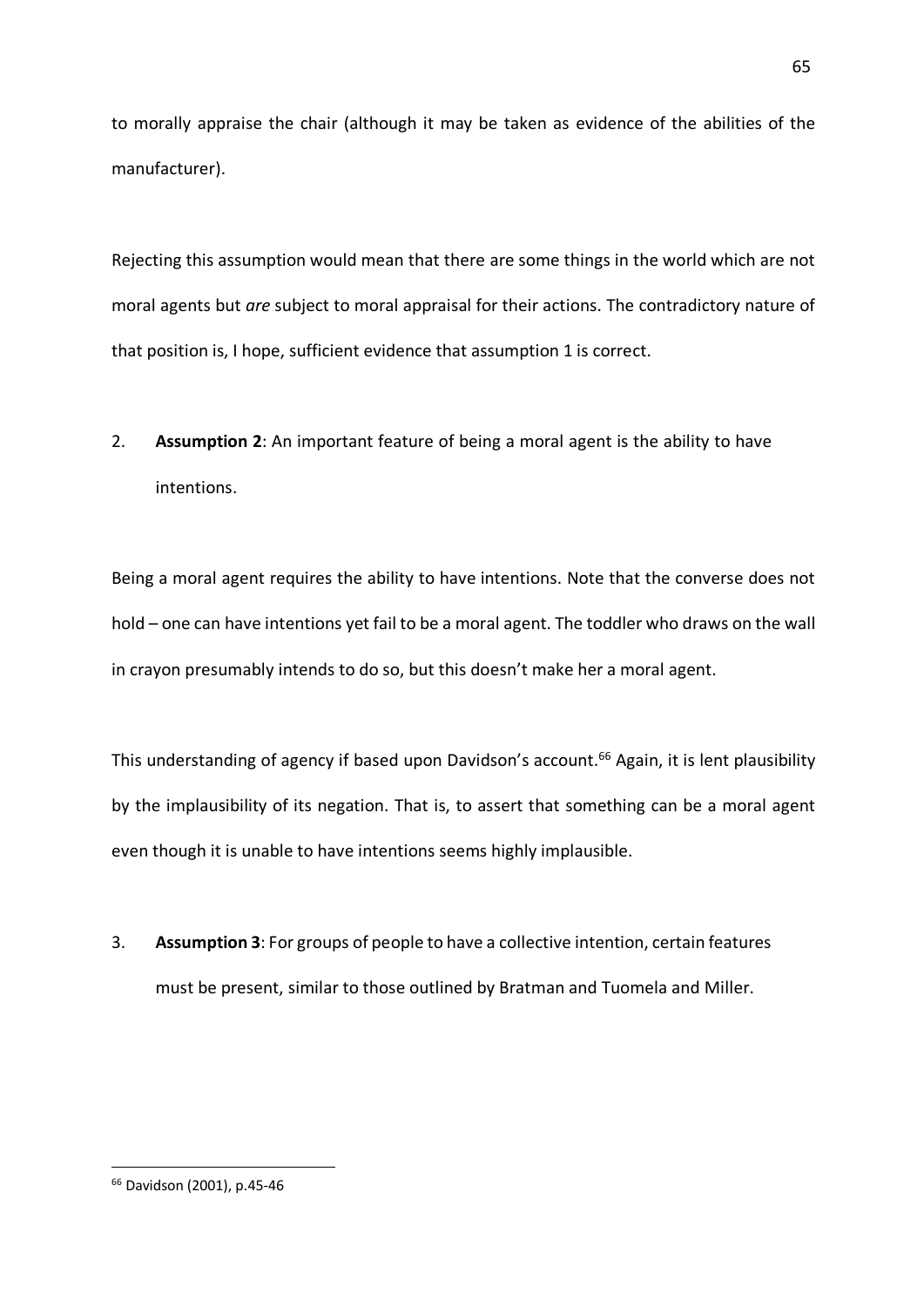to morally appraise the chair (although it may be taken as evidence of the abilities of the manufacturer).

Rejecting this assumption would mean that there are some things in the world which are not moral agents but *are* subject to moral appraisal for their actions. The contradictory nature of that position is, I hope, sufficient evidence that assumption 1 is correct.

2. **Assumption 2**: An important feature of being a moral agent is the ability to have intentions.

Being a moral agent requires the ability to have intentions. Note that the converse does not hold – one can have intentions yet fail to be a moral agent. The toddler who draws on the wall in crayon presumably intends to do so, but this doesn't make her a moral agent.

This understanding of agency if based upon Davidson's account.[66] Again, it is lent plausibility by the implausibility of its negation. That is, to assert that something can be a moral agent even though it is unable to have intentions seems highly implausible.

3. **Assumption 3**: For groups of people to have a collective intention, certain features must be present, similar to those outlined by Bratman and Tuomela and Miller.

---

[66] Davidson (2001), p.45-46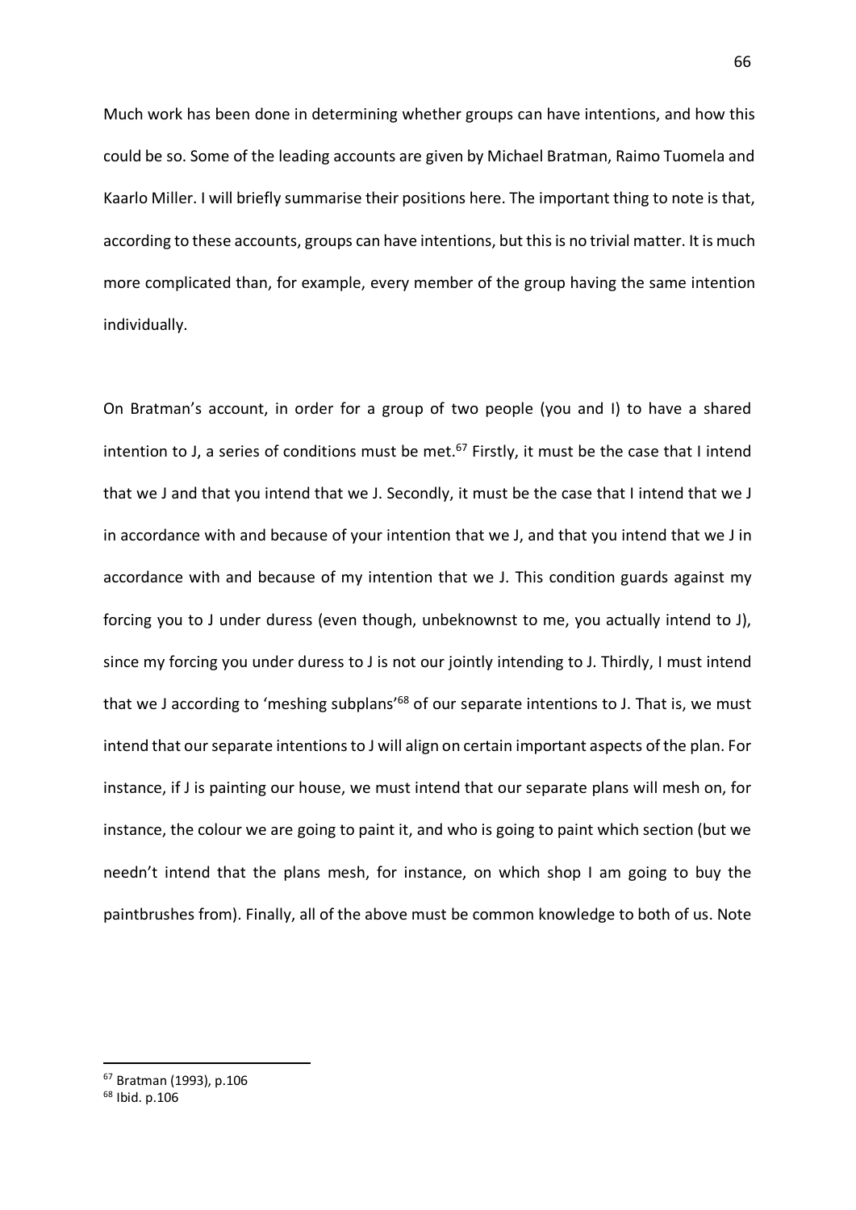Much work has been done in determining whether groups can have intentions, and how this could be so. Some of the leading accounts are given by Michael Bratman, Raimo Tuomela and Kaarlo Miller. I will briefly summarise their positions here. The important thing to note is that, according to these accounts, groups can have intentions, but this is no trivial matter. It is much more complicated than, for example, every member of the group having the same intention individually.

On Bratman's account, in order for a group of two people (you and I) to have a shared intention to J, a series of conditions must be met.[67] Firstly, it must be the case that I intend that we J and that you intend that we J. Secondly, it must be the case that I intend that we J in accordance with and because of your intention that we J, and that you intend that we J in accordance with and because of my intention that we J. This condition guards against my forcing you to J under duress (even though, unbeknownst to me, you actually intend to J), since my forcing you under duress to J is not our jointly intending to J. Thirdly, I must intend that we J according to 'meshing subplans'[68] of our separate intentions to J. That is, we must intend that our separate intentions to J will align on certain important aspects of the plan. For instance, if J is painting our house, we must intend that our separate plans will mesh on, for instance, the colour we are going to paint it, and who is going to paint which section (but we needn't intend that the plans mesh, for instance, on which shop I am going to buy the paintbrushes from). Finally, all of the above must be common knowledge to both of us. Note

[67] Bratman (1993), p.106

[68] Ibid. p.106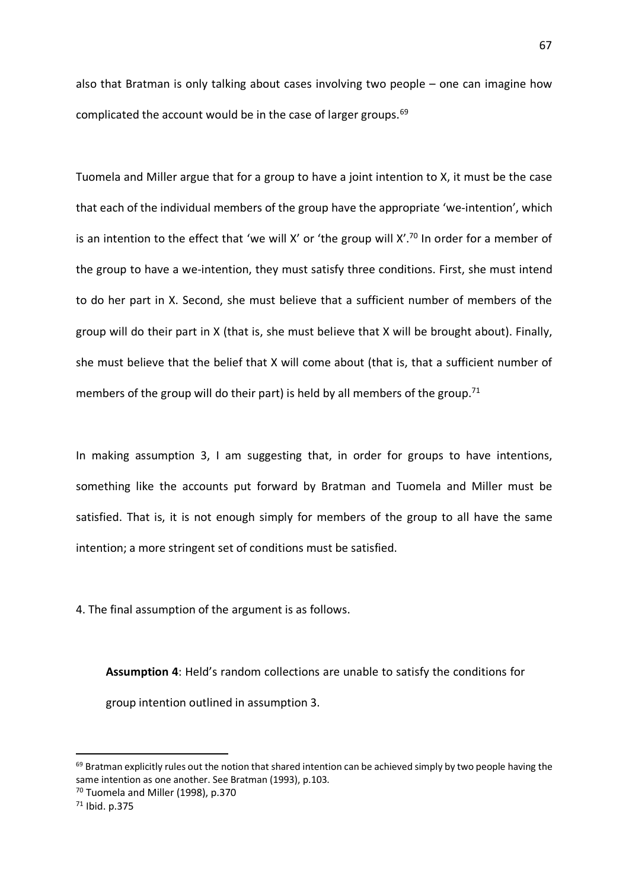also that Bratman is only talking about cases involving two people – one can imagine how complicated the account would be in the case of larger groups.[69]

Tuomela and Miller argue that for a group to have a joint intention to X, it must be the case that each of the individual members of the group have the appropriate 'we-intention', which is an intention to the effect that 'we will X' or 'the group will X'.[70] In order for a member of the group to have a we-intention, they must satisfy three conditions. First, she must intend to do her part in X. Second, she must believe that a sufficient number of members of the group will do their part in X (that is, she must believe that X will be brought about). Finally, she must believe that the belief that X will come about (that is, that a sufficient number of members of the group will do their part) is held by all members of the group.[71]

In making assumption 3, I am suggesting that, in order for groups to have intentions, something like the accounts put forward by Bratman and Tuomela and Miller must be satisfied. That is, it is not enough simply for members of the group to all have the same intention; a more stringent set of conditions must be satisfied.

4. The final assumption of the argument is as follows.

> **Assumption 4**: Held's random collections are unable to satisfy the conditions for group intention outlined in assumption 3.

---

[69] Bratman explicitly rules out the notion that shared intention can be achieved simply by two people having the same intention as one another. See Bratman (1993), p.103.

[70] Tuomela and Miller (1998), p.370

[71] Ibid. p.375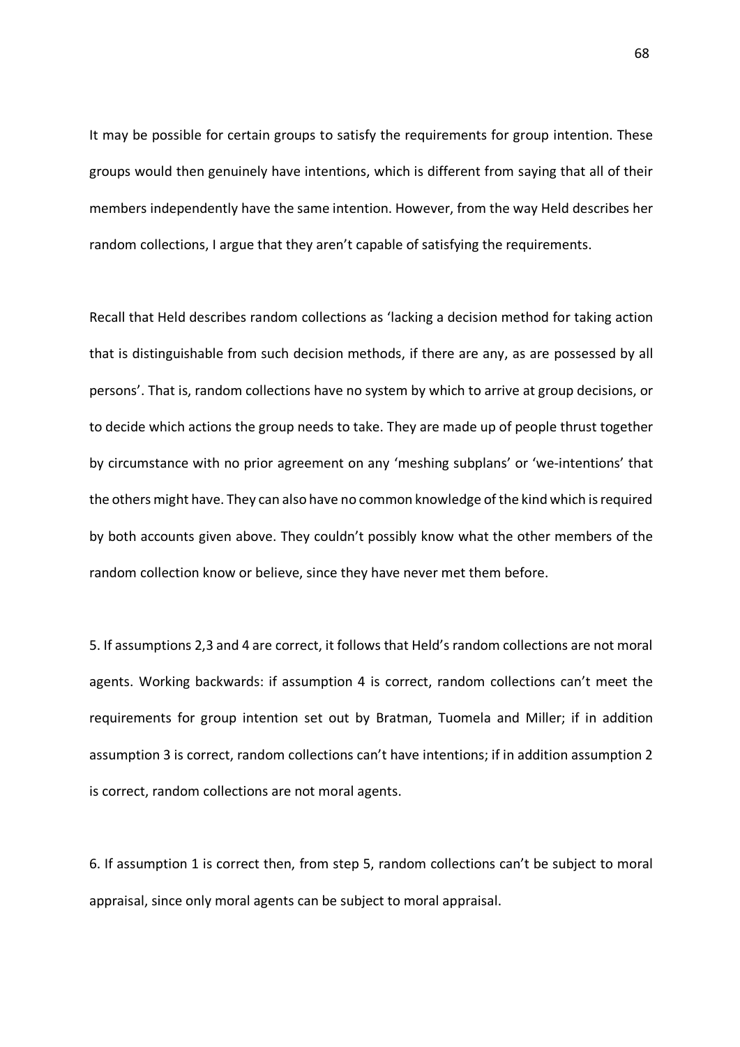It may be possible for certain groups to satisfy the requirements for group intention. These groups would then genuinely have intentions, which is different from saying that all of their members independently have the same intention. However, from the way Held describes her random collections, I argue that they aren't capable of satisfying the requirements.

Recall that Held describes random collections as 'lacking a decision method for taking action that is distinguishable from such decision methods, if there are any, as are possessed by all persons'. That is, random collections have no system by which to arrive at group decisions, or to decide which actions the group needs to take. They are made up of people thrust together by circumstance with no prior agreement on any 'meshing subplans' or 'we-intentions' that the others might have. They can also have no common knowledge of the kind which is required by both accounts given above. They couldn't possibly know what the other members of the random collection know or believe, since they have never met them before.

5. If assumptions 2,3 and 4 are correct, it follows that Held's random collections are not moral agents. Working backwards: if assumption 4 is correct, random collections can't meet the requirements for group intention set out by Bratman, Tuomela and Miller; if in addition assumption 3 is correct, random collections can't have intentions; if in addition assumption 2 is correct, random collections are not moral agents.

6. If assumption 1 is correct then, from step 5, random collections can't be subject to moral appraisal, since only moral agents can be subject to moral appraisal.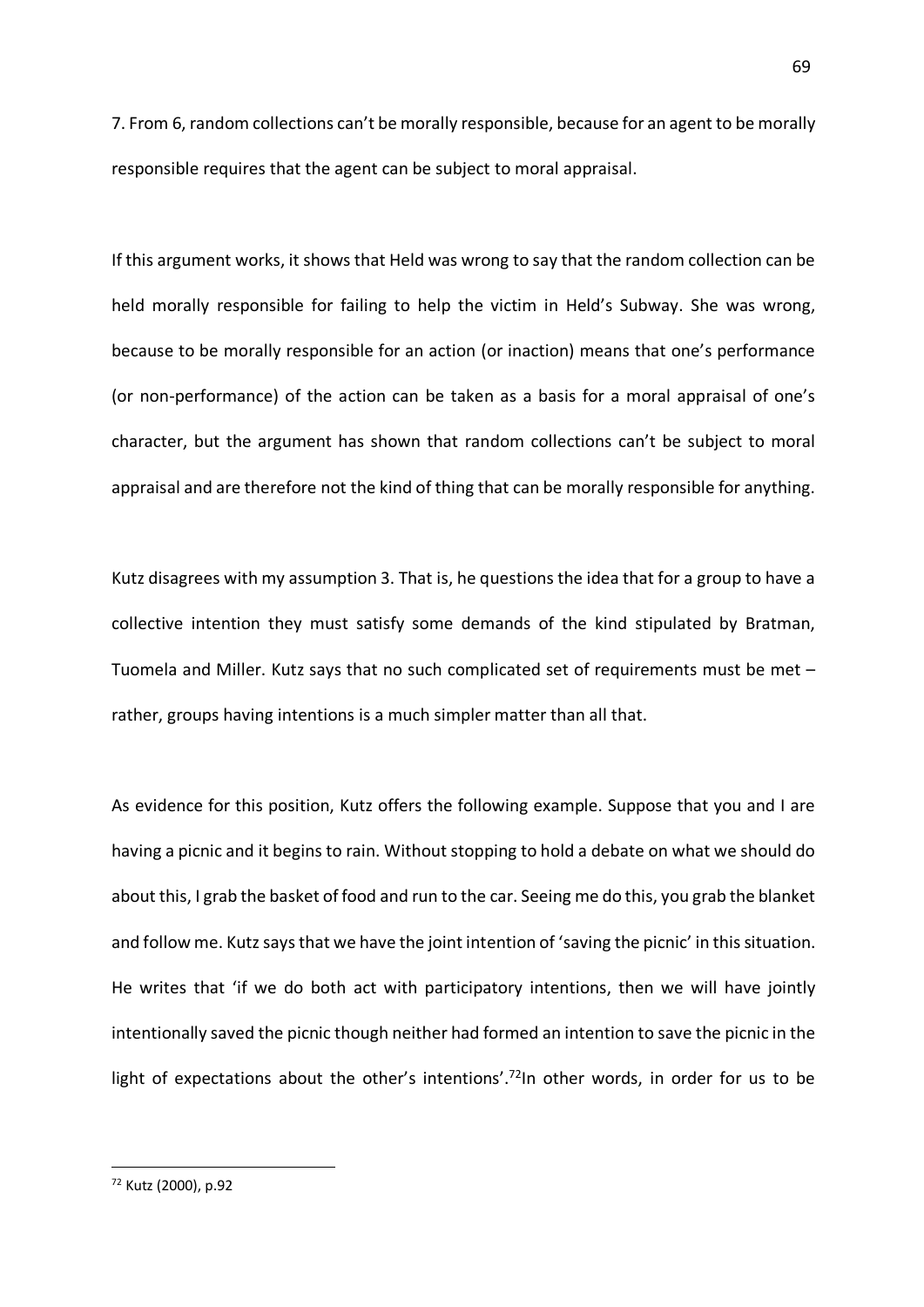7. From 6, random collections can't be morally responsible, because for an agent to be morally responsible requires that the agent can be subject to moral appraisal.

If this argument works, it shows that Held was wrong to say that the random collection can be held morally responsible for failing to help the victim in Held's Subway. She was wrong, because to be morally responsible for an action (or inaction) means that one's performance (or non-performance) of the action can be taken as a basis for a moral appraisal of one's character, but the argument has shown that random collections can't be subject to moral appraisal and are therefore not the kind of thing that can be morally responsible for anything.

Kutz disagrees with my assumption 3. That is, he questions the idea that for a group to have a collective intention they must satisfy some demands of the kind stipulated by Bratman, Tuomela and Miller. Kutz says that no such complicated set of requirements must be met – rather, groups having intentions is a much simpler matter than all that.

As evidence for this position, Kutz offers the following example. Suppose that you and I are having a picnic and it begins to rain. Without stopping to hold a debate on what we should do about this, I grab the basket of food and run to the car. Seeing me do this, you grab the blanket and follow me. Kutz says that we have the joint intention of 'saving the picnic' in this situation. He writes that 'if we do both act with participatory intentions, then we will have jointly intentionally saved the picnic though neither had formed an intention to save the picnic in the light of expectations about the other's intentions'.[72]In other words, in order for us to be

[72] Kutz (2000), p.92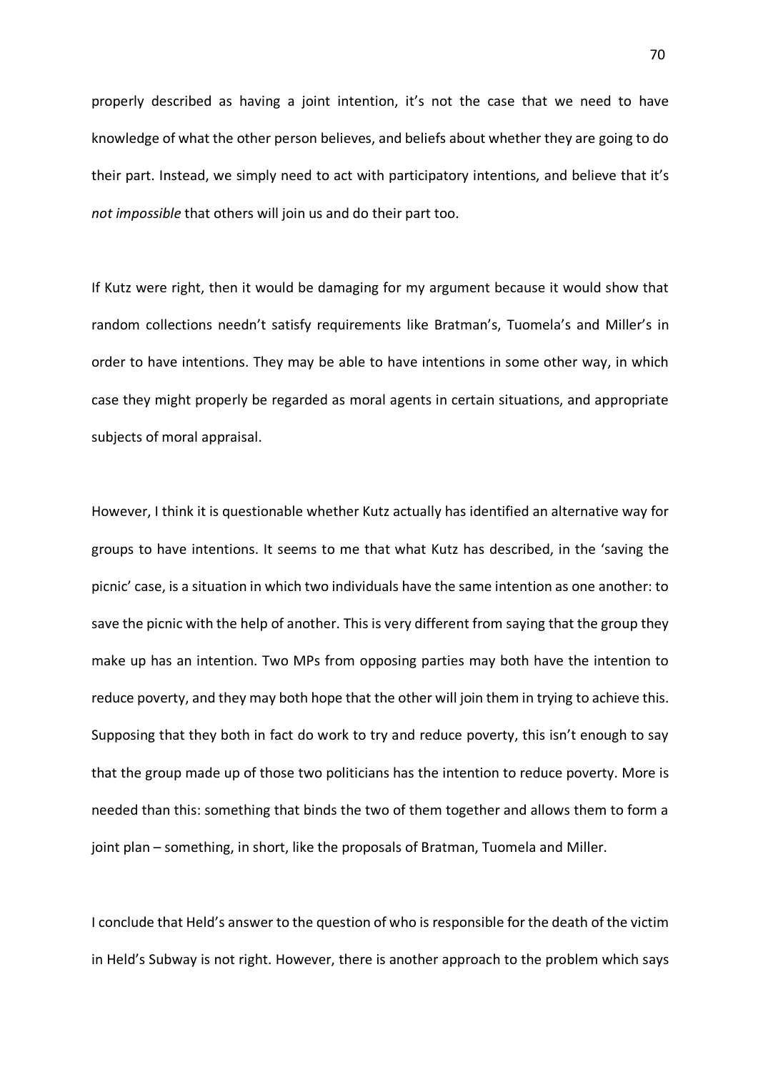properly described as having a joint intention, it's not the case that we need to have knowledge of what the other person believes, and beliefs about whether they are going to do their part. Instead, we simply need to act with participatory intentions, and believe that it's *not impossible* that others will join us and do their part too.

If Kutz were right, then it would be damaging for my argument because it would show that random collections needn't satisfy requirements like Bratman's, Tuomela's and Miller's in order to have intentions. They may be able to have intentions in some other way, in which case they might properly be regarded as moral agents in certain situations, and appropriate subjects of moral appraisal.

However, I think it is questionable whether Kutz actually has identified an alternative way for groups to have intentions. It seems to me that what Kutz has described, in the 'saving the picnic' case, is a situation in which two individuals have the same intention as one another: to save the picnic with the help of another. This is very different from saying that the group they make up has an intention. Two MPs from opposing parties may both have the intention to reduce poverty, and they may both hope that the other will join them in trying to achieve this. Supposing that they both in fact do work to try and reduce poverty, this isn't enough to say that the group made up of those two politicians has the intention to reduce poverty. More is needed than this: something that binds the two of them together and allows them to form a joint plan – something, in short, like the proposals of Bratman, Tuomela and Miller.

I conclude that Held's answer to the question of who is responsible for the death of the victim in Held's Subway is not right. However, there is another approach to the problem which says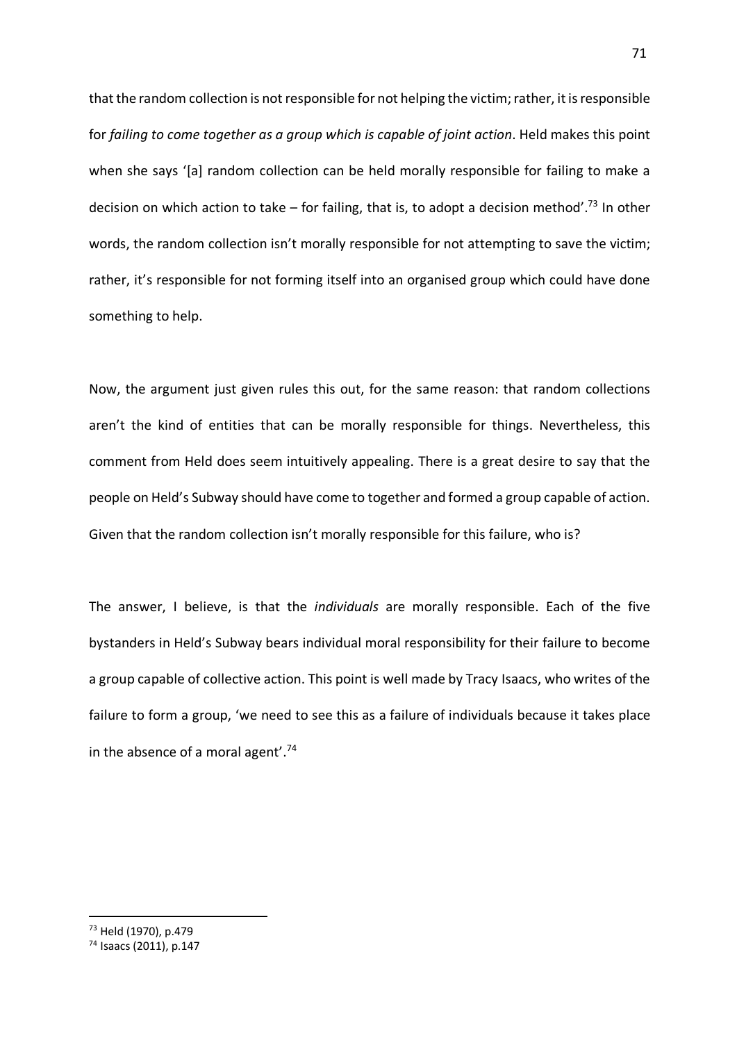that the random collection is not responsible for not helping the victim; rather, it is responsible for *failing to come together as a group which is capable of joint action*. Held makes this point when she says '[a] random collection can be held morally responsible for failing to make a decision on which action to take – for failing, that is, to adopt a decision method'.[73] In other words, the random collection isn't morally responsible for not attempting to save the victim; rather, it's responsible for not forming itself into an organised group which could have done something to help.

Now, the argument just given rules this out, for the same reason: that random collections aren't the kind of entities that can be morally responsible for things. Nevertheless, this comment from Held does seem intuitively appealing. There is a great desire to say that the people on Held's Subway should have come to together and formed a group capable of action. Given that the random collection isn't morally responsible for this failure, who is?

The answer, I believe, is that the *individuals* are morally responsible. Each of the five bystanders in Held's Subway bears individual moral responsibility for their failure to become a group capable of collective action. This point is well made by Tracy Isaacs, who writes of the failure to form a group, 'we need to see this as a failure of individuals because it takes place in the absence of a moral agent'.[74]

---

[73] Held (1970), p.479

[74] Isaacs (2011), p.147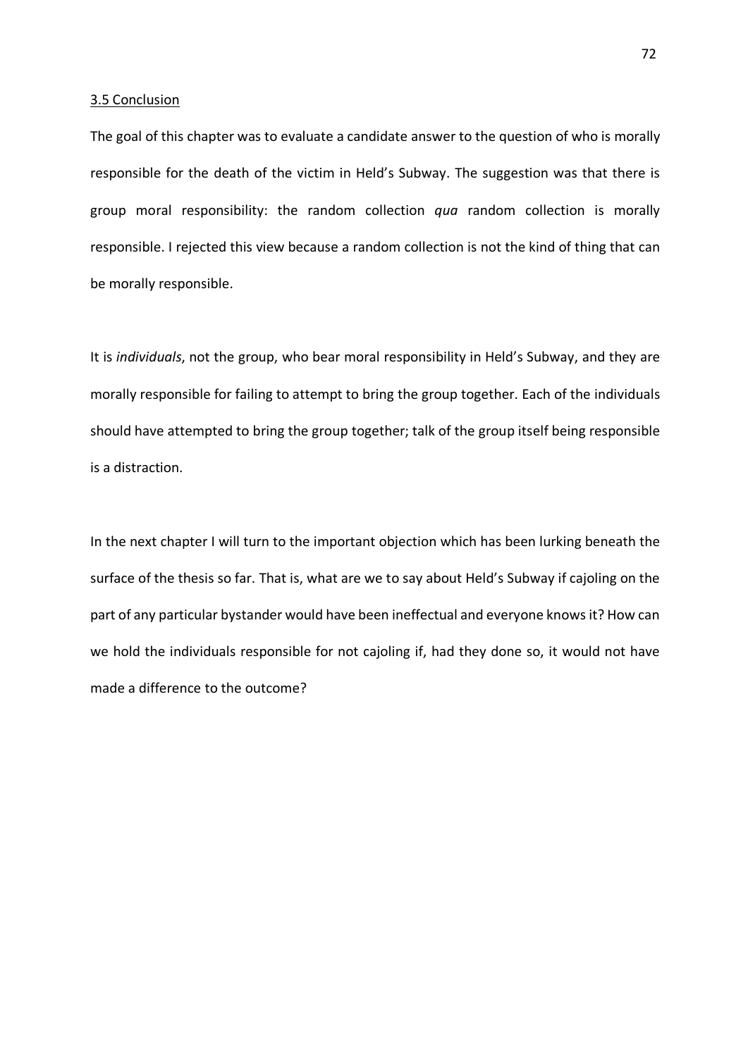## 3.5 Conclusion

The goal of this chapter was to evaluate a candidate answer to the question of who is morally responsible for the death of the victim in Held's Subway. The suggestion was that there is group moral responsibility: the random collection *qua* random collection is morally responsible. I rejected this view because a random collection is not the kind of thing that can be morally responsible.

It is *individuals*, not the group, who bear moral responsibility in Held's Subway, and they are morally responsible for failing to attempt to bring the group together. Each of the individuals should have attempted to bring the group together; talk of the group itself being responsible is a distraction.

In the next chapter I will turn to the important objection which has been lurking beneath the surface of the thesis so far. That is, what are we to say about Held's Subway if cajoling on the part of any particular bystander would have been ineffectual and everyone knows it? How can we hold the individuals responsible for not cajoling if, had they done so, it would not have made a difference to the outcome?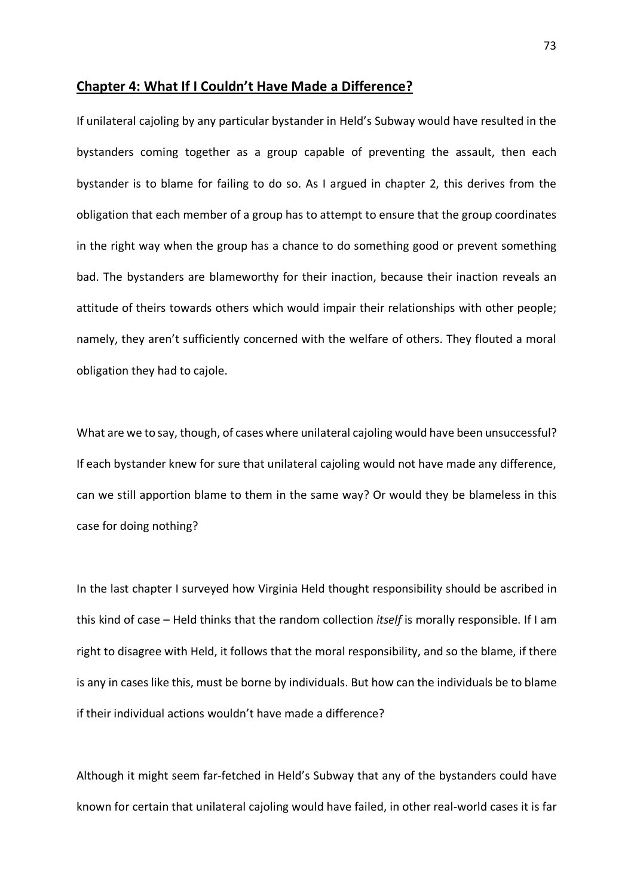## Chapter 4: What If I Couldn't Have Made a Difference?

If unilateral cajoling by any particular bystander in Held's Subway would have resulted in the bystanders coming together as a group capable of preventing the assault, then each bystander is to blame for failing to do so. As I argued in chapter 2, this derives from the obligation that each member of a group has to attempt to ensure that the group coordinates in the right way when the group has a chance to do something good or prevent something bad. The bystanders are blameworthy for their inaction, because their inaction reveals an attitude of theirs towards others which would impair their relationships with other people; namely, they aren't sufficiently concerned with the welfare of others. They flouted a moral obligation they had to cajole.

What are we to say, though, of cases where unilateral cajoling would have been unsuccessful? If each bystander knew for sure that unilateral cajoling would not have made any difference, can we still apportion blame to them in the same way? Or would they be blameless in this case for doing nothing?

In the last chapter I surveyed how Virginia Held thought responsibility should be ascribed in this kind of case – Held thinks that the random collection *itself* is morally responsible. If I am right to disagree with Held, it follows that the moral responsibility, and so the blame, if there is any in cases like this, must be borne by individuals. But how can the individuals be to blame if their individual actions wouldn't have made a difference?

Although it might seem far-fetched in Held's Subway that any of the bystanders could have known for certain that unilateral cajoling would have failed, in other real-world cases it is far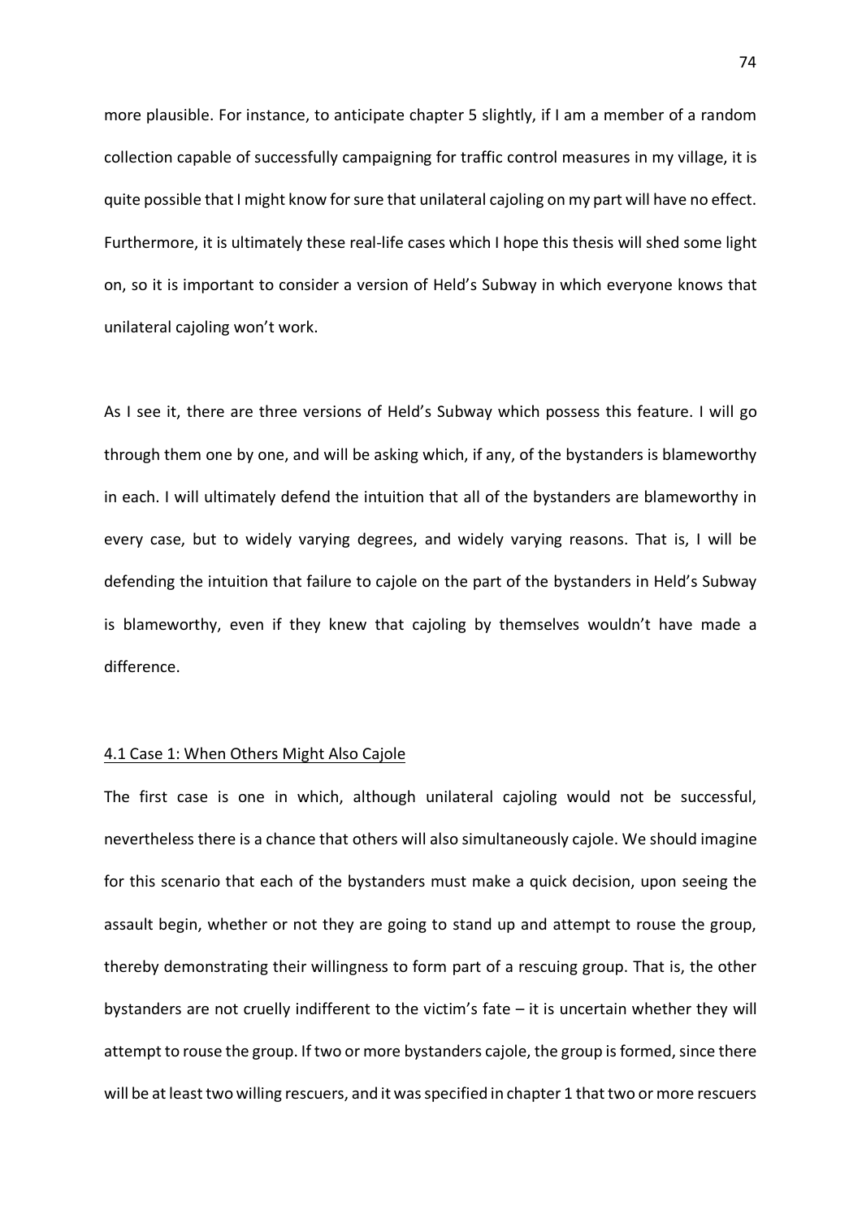more plausible. For instance, to anticipate chapter 5 slightly, if I am a member of a random collection capable of successfully campaigning for traffic control measures in my village, it is quite possible that I might know for sure that unilateral cajoling on my part will have no effect. Furthermore, it is ultimately these real-life cases which I hope this thesis will shed some light on, so it is important to consider a version of Held's Subway in which everyone knows that unilateral cajoling won't work.

As I see it, there are three versions of Held's Subway which possess this feature. I will go through them one by one, and will be asking which, if any, of the bystanders is blameworthy in each. I will ultimately defend the intuition that all of the bystanders are blameworthy in every case, but to widely varying degrees, and widely varying reasons. That is, I will be defending the intuition that failure to cajole on the part of the bystanders in Held's Subway is blameworthy, even if they knew that cajoling by themselves wouldn't have made a difference.

### 4.1 Case 1: When Others Might Also Cajole

The first case is one in which, although unilateral cajoling would not be successful, nevertheless there is a chance that others will also simultaneously cajole. We should imagine for this scenario that each of the bystanders must make a quick decision, upon seeing the assault begin, whether or not they are going to stand up and attempt to rouse the group, thereby demonstrating their willingness to form part of a rescuing group. That is, the other bystanders are not cruelly indifferent to the victim's fate – it is uncertain whether they will attempt to rouse the group. If two or more bystanders cajole, the group is formed, since there will be at least two willing rescuers, and it was specified in chapter 1 that two or more rescuers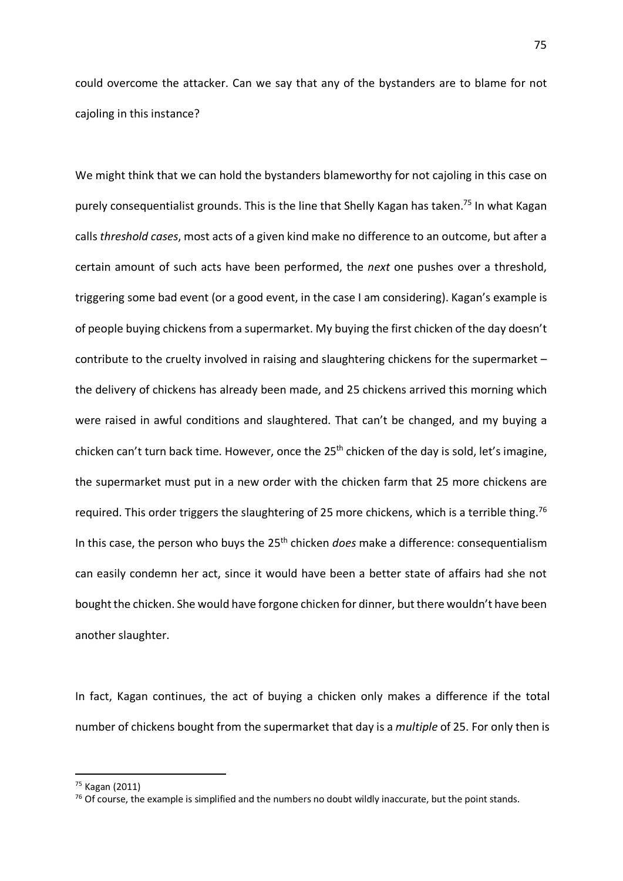could overcome the attacker. Can we say that any of the bystanders are to blame for not cajoling in this instance?

We might think that we can hold the bystanders blameworthy for not cajoling in this case on purely consequentialist grounds. This is the line that Shelly Kagan has taken.[75] In what Kagan calls *threshold cases*, most acts of a given kind make no difference to an outcome, but after a certain amount of such acts have been performed, the *next* one pushes over a threshold, triggering some bad event (or a good event, in the case I am considering). Kagan's example is of people buying chickens from a supermarket. My buying the first chicken of the day doesn't contribute to the cruelty involved in raising and slaughtering chickens for the supermarket – the delivery of chickens has already been made, and 25 chickens arrived this morning which were raised in awful conditions and slaughtered. That can't be changed, and my buying a chicken can't turn back time. However, once the 25th chicken of the day is sold, let's imagine, the supermarket must put in a new order with the chicken farm that 25 more chickens are required. This order triggers the slaughtering of 25 more chickens, which is a terrible thing.[76] In this case, the person who buys the 25th chicken *does* make a difference: consequentialism can easily condemn her act, since it would have been a better state of affairs had she not bought the chicken. She would have forgone chicken for dinner, but there wouldn't have been another slaughter.

In fact, Kagan continues, the act of buying a chicken only makes a difference if the total number of chickens bought from the supermarket that day is a *multiple* of 25. For only then is

---

[75] Kagan (2011)

[76] Of course, the example is simplified and the numbers no doubt wildly inaccurate, but the point stands.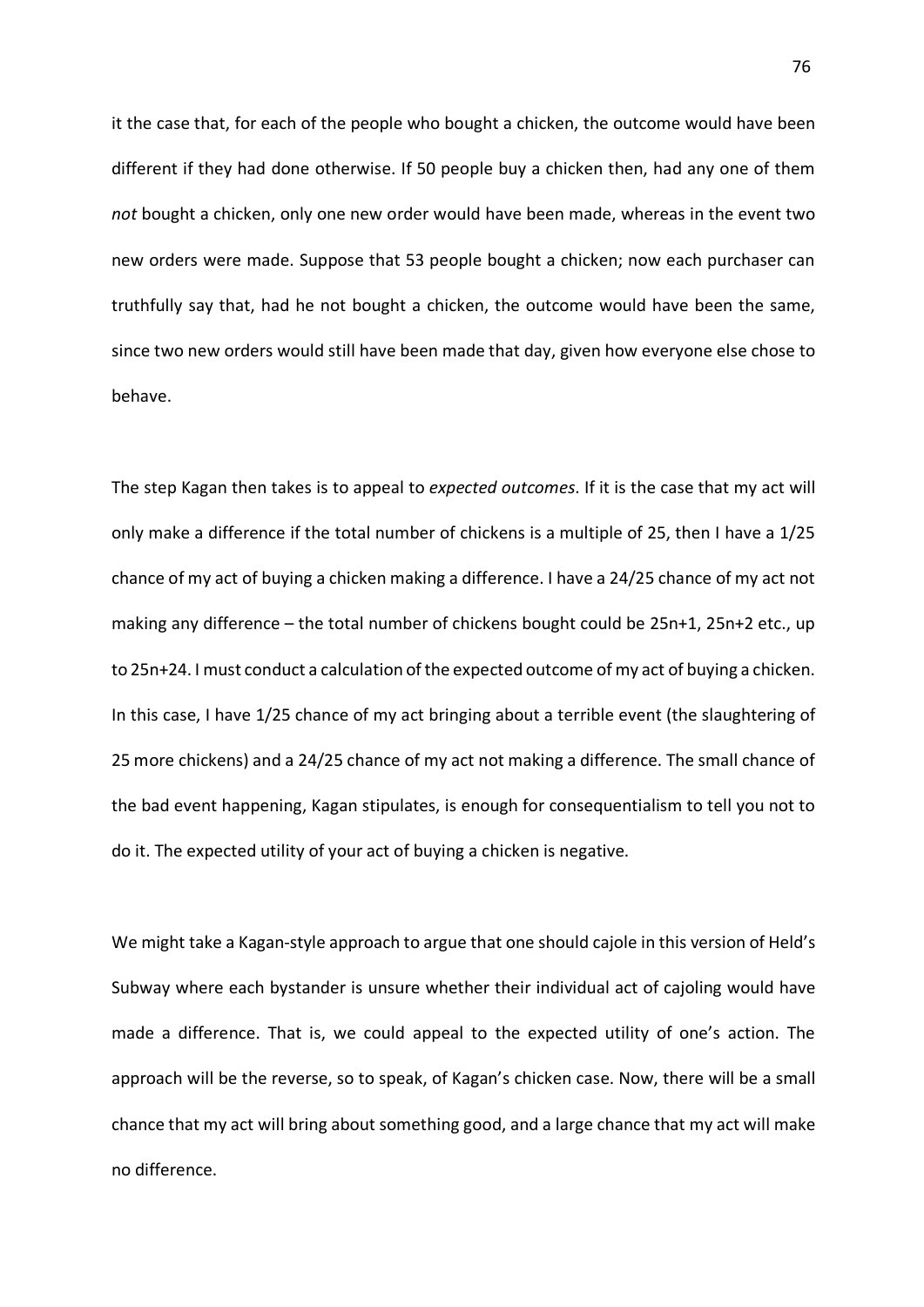it the case that, for each of the people who bought a chicken, the outcome would have been different if they had done otherwise. If 50 people buy a chicken then, had any one of them *not* bought a chicken, only one new order would have been made, whereas in the event two new orders were made. Suppose that 53 people bought a chicken; now each purchaser can truthfully say that, had he not bought a chicken, the outcome would have been the same, since two new orders would still have been made that day, given how everyone else chose to behave.

The step Kagan then takes is to appeal to *expected outcomes*. If it is the case that my act will only make a difference if the total number of chickens is a multiple of 25, then I have a 1/25 chance of my act of buying a chicken making a difference. I have a 24/25 chance of my act not making any difference – the total number of chickens bought could be 25n+1, 25n+2 etc., up to 25n+24. I must conduct a calculation of the expected outcome of my act of buying a chicken. In this case, I have 1/25 chance of my act bringing about a terrible event (the slaughtering of 25 more chickens) and a 24/25 chance of my act not making a difference. The small chance of the bad event happening, Kagan stipulates, is enough for consequentialism to tell you not to do it. The expected utility of your act of buying a chicken is negative.

We might take a Kagan-style approach to argue that one should cajole in this version of Held's Subway where each bystander is unsure whether their individual act of cajoling would have made a difference. That is, we could appeal to the expected utility of one's action. The approach will be the reverse, so to speak, of Kagan's chicken case. Now, there will be a small chance that my act will bring about something good, and a large chance that my act will make no difference.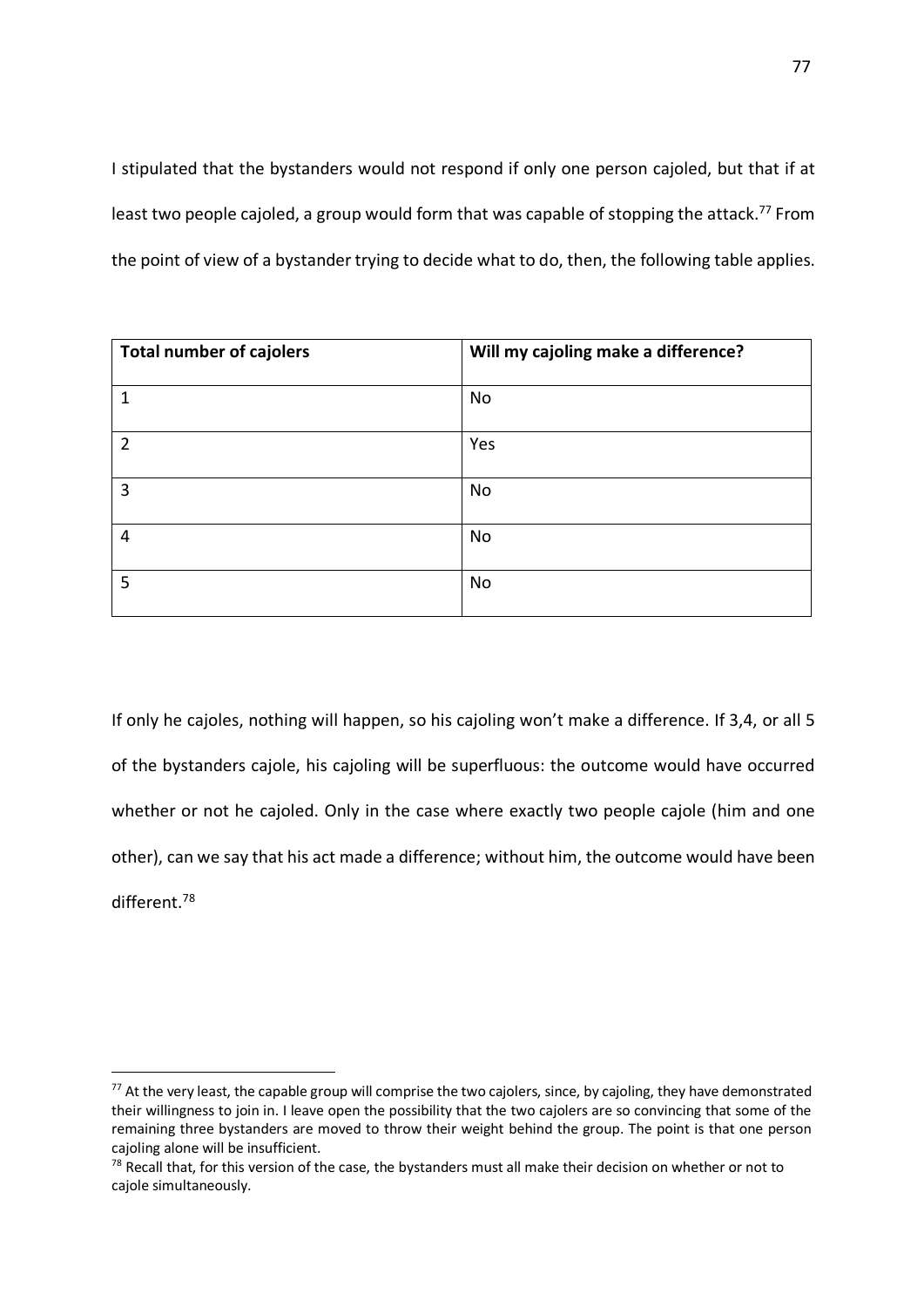I stipulated that the bystanders would not respond if only one person cajoled, but that if at least two people cajoled, a group would form that was capable of stopping the attack.[77] From the point of view of a bystander trying to decide what to do, then, the following table applies.

| **Total number of cajolers** | **Will my cajoling make a difference?** |
|---|---|
| 1 | No |
| 2 | Yes |
| 3 | No |
| 4 | No |
| 5 | No |

If only he cajoles, nothing will happen, so his cajoling won't make a difference. If 3,4, or all 5 of the bystanders cajole, his cajoling will be superfluous: the outcome would have occurred whether or not he cajoled. Only in the case where exactly two people cajole (him and one other), can we say that his act made a difference; without him, the outcome would have been different.[78]

[77] At the very least, the capable group will comprise the two cajolers, since, by cajoling, they have demonstrated their willingness to join in. I leave open the possibility that the two cajolers are so convincing that some of the remaining three bystanders are moved to throw their weight behind the group. The point is that one person cajoling alone will be insufficient.

[78] Recall that, for this version of the case, the bystanders must all make their decision on whether or not to cajole simultaneously.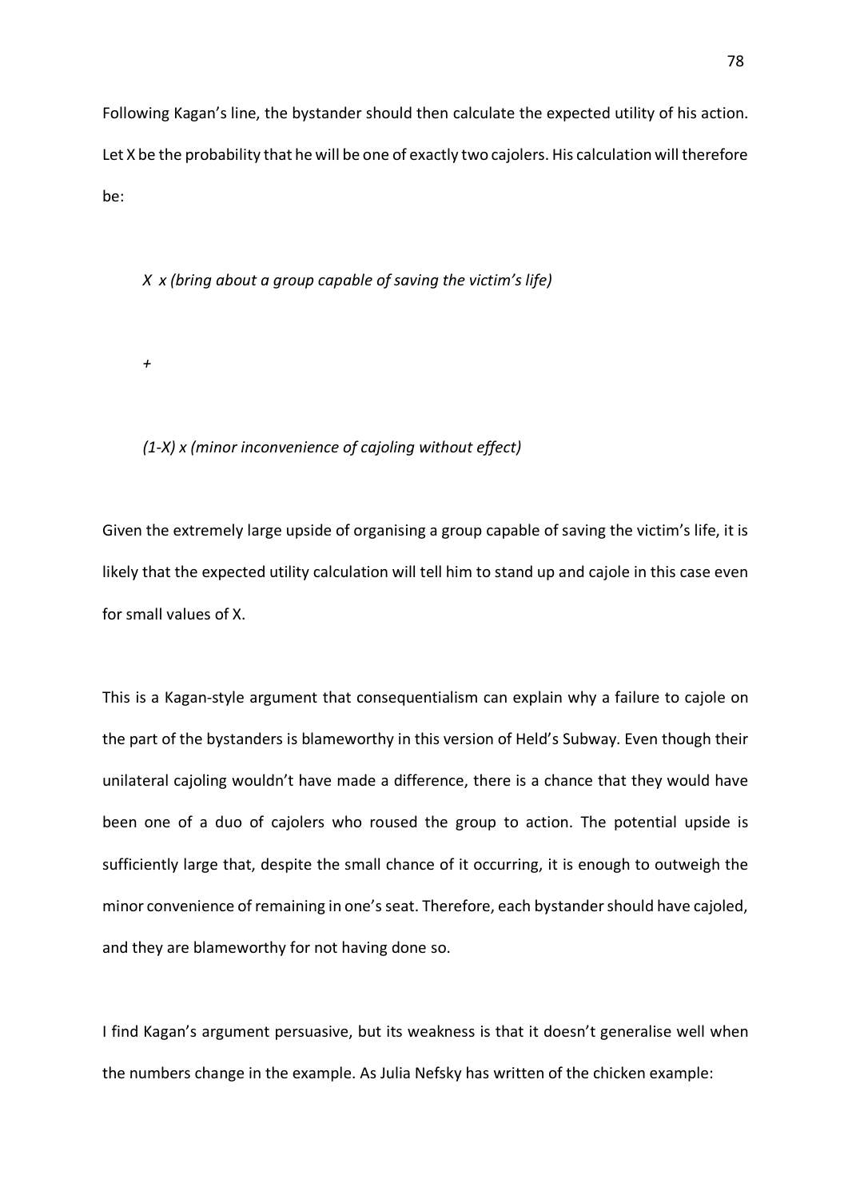Following Kagan's line, the bystander should then calculate the expected utility of his action. Let X be the probability that he will be one of exactly two cajolers. His calculation will therefore be:

*X x (bring about a group capable of saving the victim's life)*

*+*

*(1-X) x (minor inconvenience of cajoling without effect)*

Given the extremely large upside of organising a group capable of saving the victim's life, it is likely that the expected utility calculation will tell him to stand up and cajole in this case even for small values of X.

This is a Kagan-style argument that consequentialism can explain why a failure to cajole on the part of the bystanders is blameworthy in this version of Held's Subway. Even though their unilateral cajoling wouldn't have made a difference, there is a chance that they would have been one of a duo of cajolers who roused the group to action. The potential upside is sufficiently large that, despite the small chance of it occurring, it is enough to outweigh the minor convenience of remaining in one's seat. Therefore, each bystander should have cajoled, and they are blameworthy for not having done so.

I find Kagan's argument persuasive, but its weakness is that it doesn't generalise well when the numbers change in the example. As Julia Nefsky has written of the chicken example: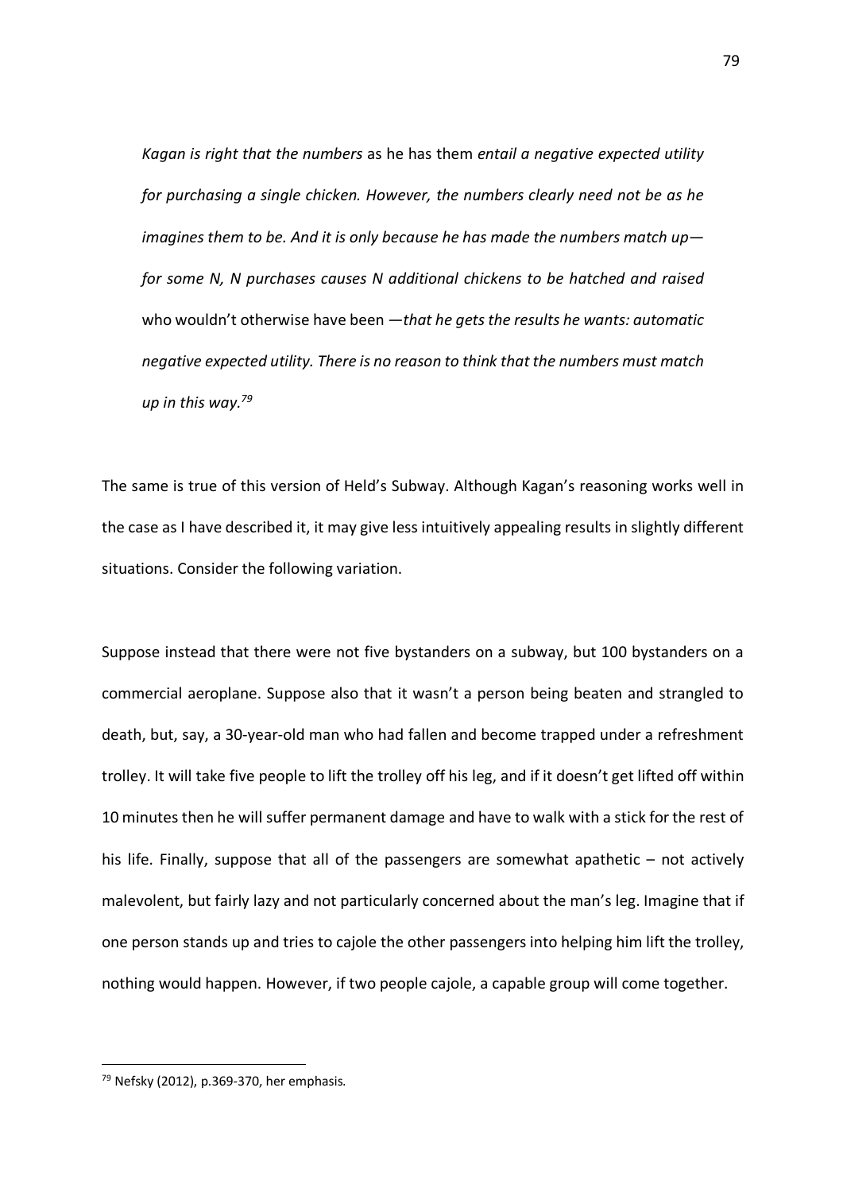> *Kagan is right that the numbers* as he has them *entail a negative expected utility for purchasing a single chicken. However, the numbers clearly need not be as he imagines them to be. And it is only because he has made the numbers match up—for some N, N purchases causes N additional chickens to be hatched and raised* who wouldn't otherwise have been —*that he gets the results he wants: automatic negative expected utility. There is no reason to think that the numbers must match up in this way.*[79]

The same is true of this version of Held's Subway. Although Kagan's reasoning works well in the case as I have described it, it may give less intuitively appealing results in slightly different situations. Consider the following variation.

Suppose instead that there were not five bystanders on a subway, but 100 bystanders on a commercial aeroplane. Suppose also that it wasn't a person being beaten and strangled to death, but, say, a 30-year-old man who had fallen and become trapped under a refreshment trolley. It will take five people to lift the trolley off his leg, and if it doesn't get lifted off within 10 minutes then he will suffer permanent damage and have to walk with a stick for the rest of his life. Finally, suppose that all of the passengers are somewhat apathetic – not actively malevolent, but fairly lazy and not particularly concerned about the man's leg. Imagine that if one person stands up and tries to cajole the other passengers into helping him lift the trolley, nothing would happen. However, if two people cajole, a capable group will come together.

---

[79] Nefsky (2012), p.369-370, her emphasis.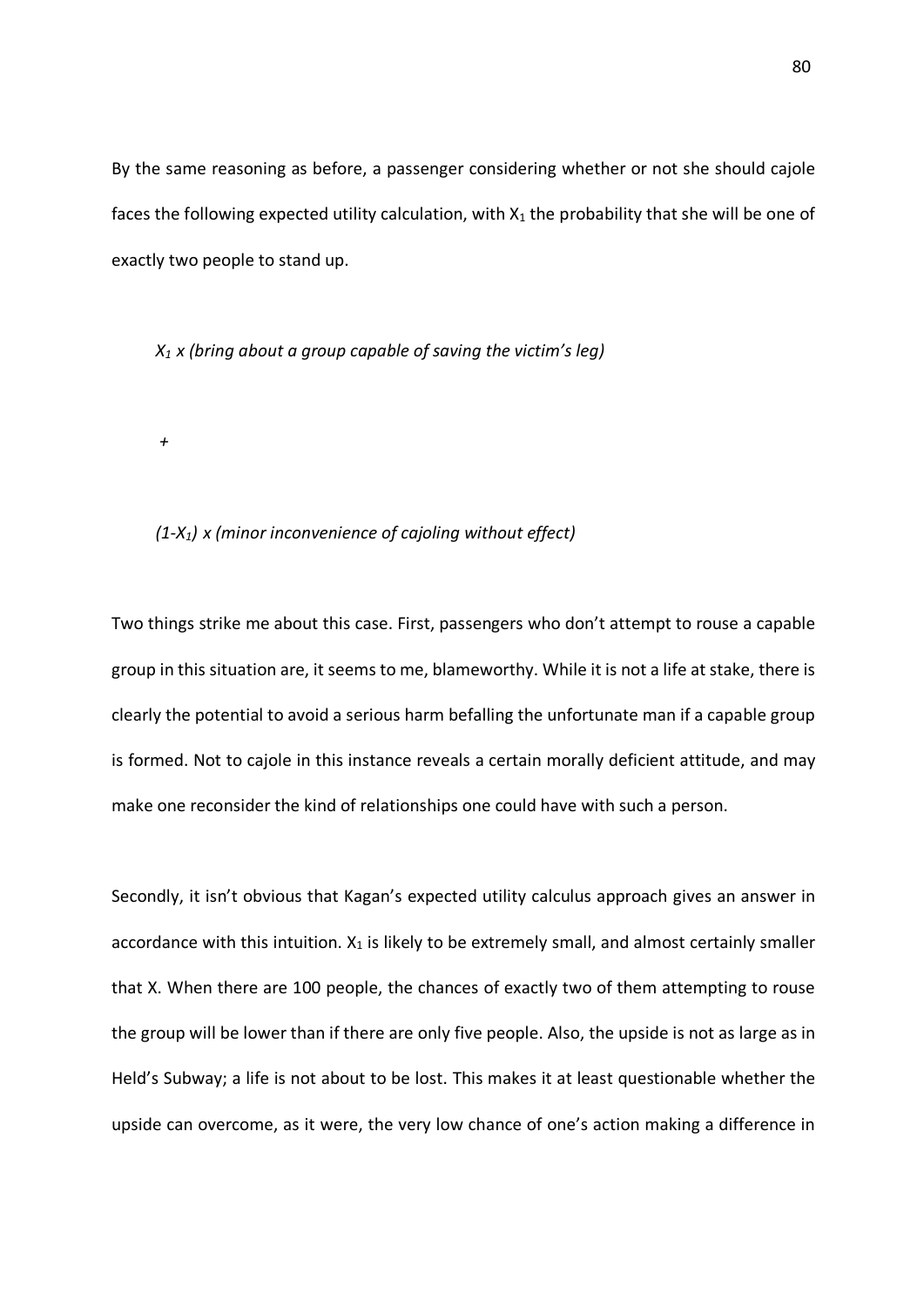By the same reasoning as before, a passenger considering whether or not she should cajole faces the following expected utility calculation, with $X_1$ the probability that she will be one of exactly two people to stand up.

*$X_1$ x (bring about a group capable of saving the victim's leg)*

*+*

*$(1-X_1)$ x (minor inconvenience of cajoling without effect)*

Two things strike me about this case. First, passengers who don't attempt to rouse a capable group in this situation are, it seems to me, blameworthy. While it is not a life at stake, there is clearly the potential to avoid a serious harm befalling the unfortunate man if a capable group is formed. Not to cajole in this instance reveals a certain morally deficient attitude, and may make one reconsider the kind of relationships one could have with such a person.

Secondly, it isn't obvious that Kagan's expected utility calculus approach gives an answer in accordance with this intuition. $X_1$ is likely to be extremely small, and almost certainly smaller that X. When there are 100 people, the chances of exactly two of them attempting to rouse the group will be lower than if there are only five people. Also, the upside is not as large as in Held's Subway; a life is not about to be lost. This makes it at least questionable whether the upside can overcome, as it were, the very low chance of one's action making a difference in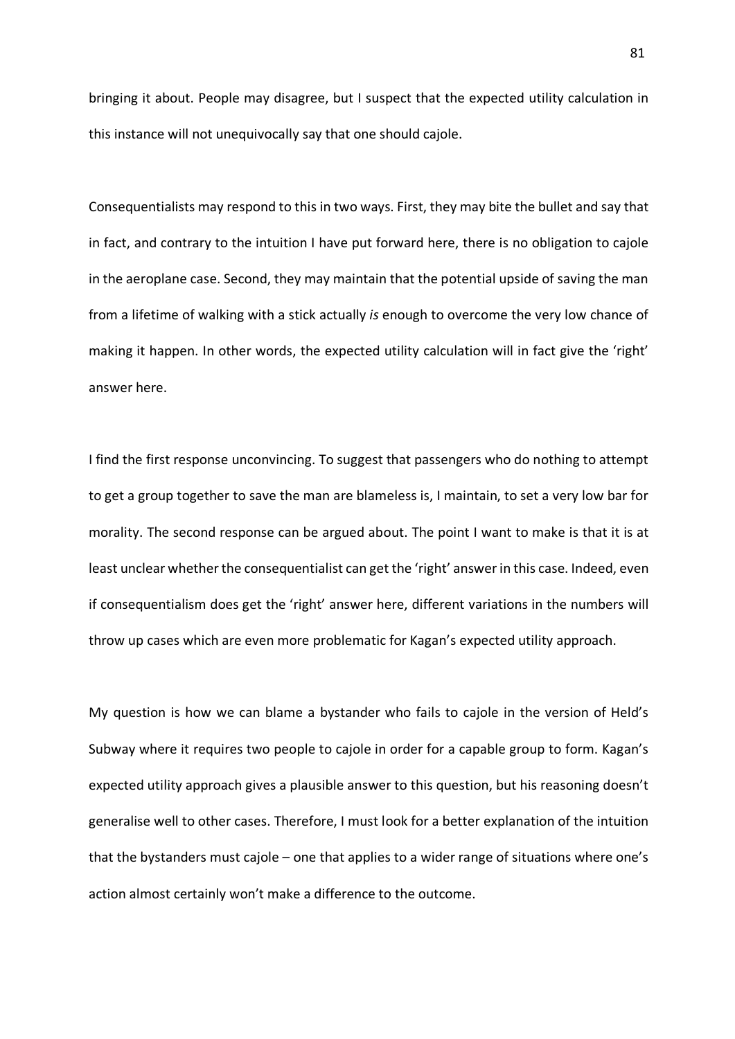bringing it about. People may disagree, but I suspect that the expected utility calculation in this instance will not unequivocally say that one should cajole.

Consequentialists may respond to this in two ways. First, they may bite the bullet and say that in fact, and contrary to the intuition I have put forward here, there is no obligation to cajole in the aeroplane case. Second, they may maintain that the potential upside of saving the man from a lifetime of walking with a stick actually *is* enough to overcome the very low chance of making it happen. In other words, the expected utility calculation will in fact give the 'right' answer here.

I find the first response unconvincing. To suggest that passengers who do nothing to attempt to get a group together to save the man are blameless is, I maintain, to set a very low bar for morality. The second response can be argued about. The point I want to make is that it is at least unclear whether the consequentialist can get the 'right' answer in this case. Indeed, even if consequentialism does get the 'right' answer here, different variations in the numbers will throw up cases which are even more problematic for Kagan's expected utility approach.

My question is how we can blame a bystander who fails to cajole in the version of Held's Subway where it requires two people to cajole in order for a capable group to form. Kagan's expected utility approach gives a plausible answer to this question, but his reasoning doesn't generalise well to other cases. Therefore, I must look for a better explanation of the intuition that the bystanders must cajole – one that applies to a wider range of situations where one's action almost certainly won't make a difference to the outcome.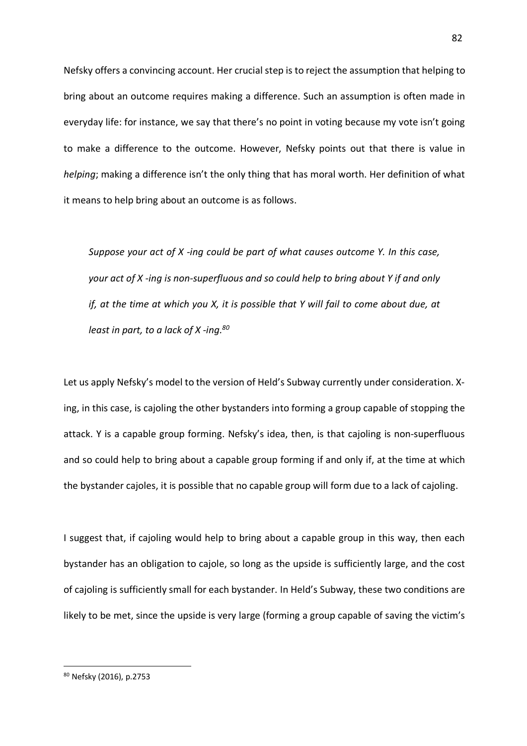Nefsky offers a convincing account. Her crucial step is to reject the assumption that helping to bring about an outcome requires making a difference. Such an assumption is often made in everyday life: for instance, we say that there's no point in voting because my vote isn't going to make a difference to the outcome. However, Nefsky points out that there is value in *helping*; making a difference isn't the only thing that has moral worth. Her definition of what it means to help bring about an outcome is as follows.

> *Suppose your act of X -ing could be part of what causes outcome Y. In this case, your act of X -ing is non-superfluous and so could help to bring about Y if and only if, at the time at which you X, it is possible that Y will fail to come about due, at least in part, to a lack of X -ing.*[80]

Let us apply Nefsky's model to the version of Held's Subway currently under consideration. X-ing, in this case, is cajoling the other bystanders into forming a group capable of stopping the attack. Y is a capable group forming. Nefsky's idea, then, is that cajoling is non-superfluous and so could help to bring about a capable group forming if and only if, at the time at which the bystander cajoles, it is possible that no capable group will form due to a lack of cajoling.

I suggest that, if cajoling would help to bring about a capable group in this way, then each bystander has an obligation to cajole, so long as the upside is sufficiently large, and the cost of cajoling is sufficiently small for each bystander. In Held's Subway, these two conditions are likely to be met, since the upside is very large (forming a group capable of saving the victim's

---

[80] Nefsky (2016), p.2753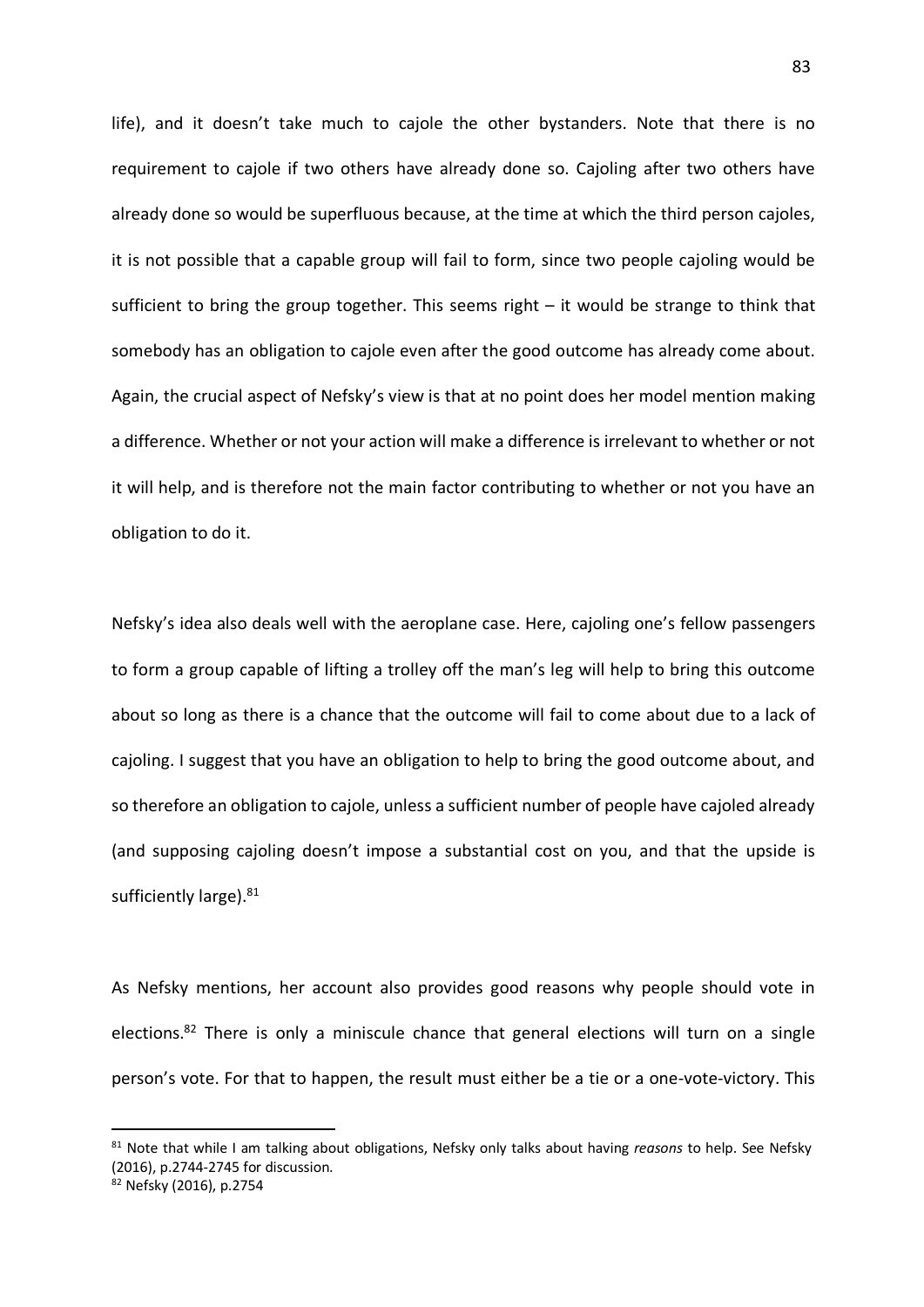life), and it doesn't take much to cajole the other bystanders. Note that there is no requirement to cajole if two others have already done so. Cajoling after two others have already done so would be superfluous because, at the time at which the third person cajoles, it is not possible that a capable group will fail to form, since two people cajoling would be sufficient to bring the group together. This seems right – it would be strange to think that somebody has an obligation to cajole even after the good outcome has already come about. Again, the crucial aspect of Nefsky's view is that at no point does her model mention making a difference. Whether or not your action will make a difference is irrelevant to whether or not it will help, and is therefore not the main factor contributing to whether or not you have an obligation to do it.

Nefsky's idea also deals well with the aeroplane case. Here, cajoling one's fellow passengers to form a group capable of lifting a trolley off the man's leg will help to bring this outcome about so long as there is a chance that the outcome will fail to come about due to a lack of cajoling. I suggest that you have an obligation to help to bring the good outcome about, and so therefore an obligation to cajole, unless a sufficient number of people have cajoled already (and supposing cajoling doesn't impose a substantial cost on you, and that the upside is sufficiently large).[81]

As Nefsky mentions, her account also provides good reasons why people should vote in elections.[82] There is only a miniscule chance that general elections will turn on a single person's vote. For that to happen, the result must either be a tie or a one-vote-victory. This

[81] Note that while I am talking about obligations, Nefsky only talks about having *reasons* to help. See Nefsky (2016), p.2744-2745 for discussion.

[82] Nefsky (2016), p.2754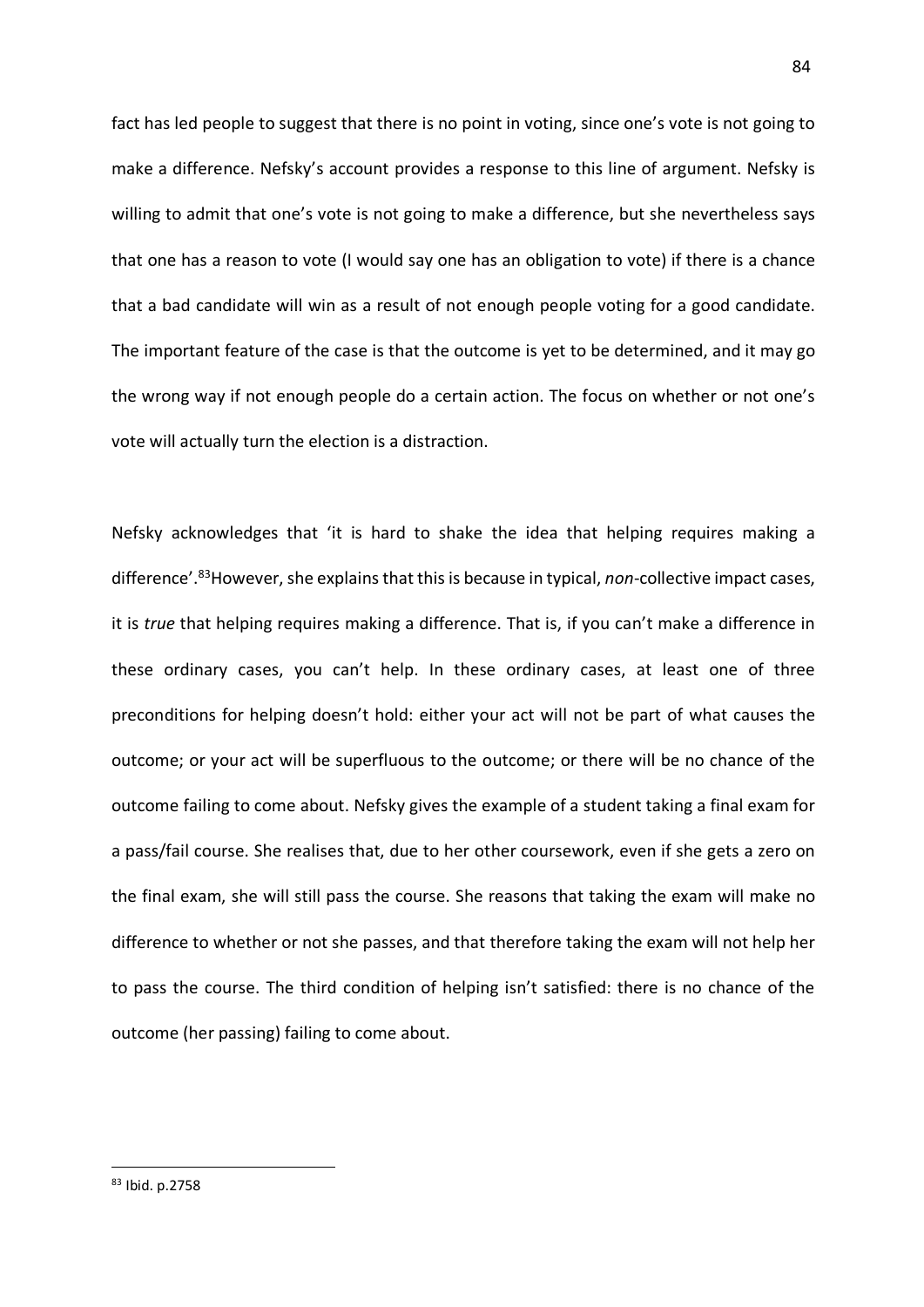fact has led people to suggest that there is no point in voting, since one's vote is not going to make a difference. Nefsky's account provides a response to this line of argument. Nefsky is willing to admit that one's vote is not going to make a difference, but she nevertheless says that one has a reason to vote (I would say one has an obligation to vote) if there is a chance that a bad candidate will win as a result of not enough people voting for a good candidate. The important feature of the case is that the outcome is yet to be determined, and it may go the wrong way if not enough people do a certain action. The focus on whether or not one's vote will actually turn the election is a distraction.

Nefsky acknowledges that 'it is hard to shake the idea that helping requires making a difference'.[83]However, she explains that this is because in typical, *non*-collective impact cases, it is *true* that helping requires making a difference. That is, if you can't make a difference in these ordinary cases, you can't help. In these ordinary cases, at least one of three preconditions for helping doesn't hold: either your act will not be part of what causes the outcome; or your act will be superfluous to the outcome; or there will be no chance of the outcome failing to come about. Nefsky gives the example of a student taking a final exam for a pass/fail course. She realises that, due to her other coursework, even if she gets a zero on the final exam, she will still pass the course. She reasons that taking the exam will make no difference to whether or not she passes, and that therefore taking the exam will not help her to pass the course. The third condition of helping isn't satisfied: there is no chance of the outcome (her passing) failing to come about.

---

[83] Ibid. p.2758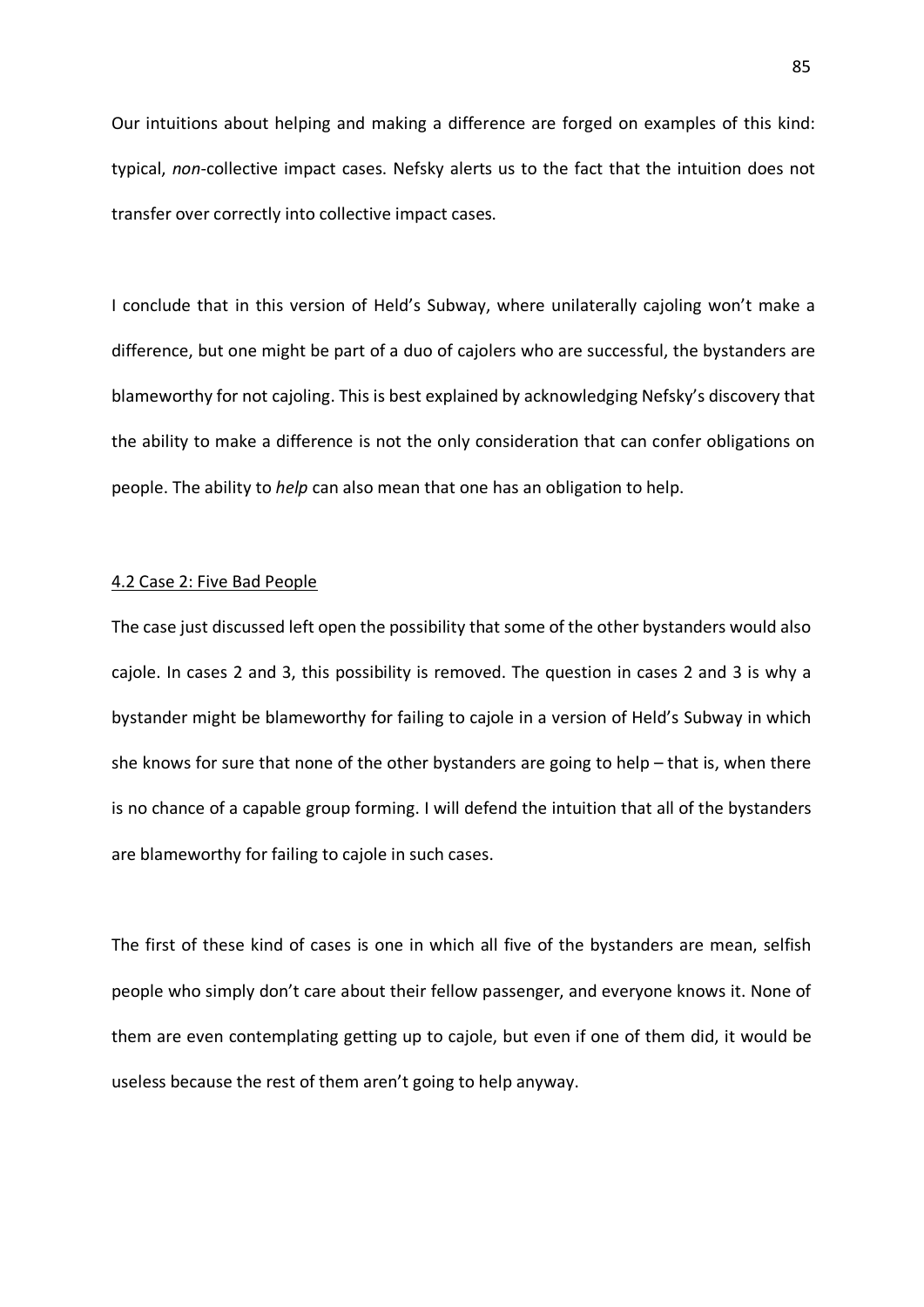Our intuitions about helping and making a difference are forged on examples of this kind: typical, *non*-collective impact cases. Nefsky alerts us to the fact that the intuition does not transfer over correctly into collective impact cases.

I conclude that in this version of Held's Subway, where unilaterally cajoling won't make a difference, but one might be part of a duo of cajolers who are successful, the bystanders are blameworthy for not cajoling. This is best explained by acknowledging Nefsky's discovery that the ability to make a difference is not the only consideration that can confer obligations on people. The ability to *help* can also mean that one has an obligation to help.

### 4.2 Case 2: Five Bad People

The case just discussed left open the possibility that some of the other bystanders would also cajole. In cases 2 and 3, this possibility is removed. The question in cases 2 and 3 is why a bystander might be blameworthy for failing to cajole in a version of Held's Subway in which she knows for sure that none of the other bystanders are going to help – that is, when there is no chance of a capable group forming. I will defend the intuition that all of the bystanders are blameworthy for failing to cajole in such cases.

The first of these kind of cases is one in which all five of the bystanders are mean, selfish people who simply don't care about their fellow passenger, and everyone knows it. None of them are even contemplating getting up to cajole, but even if one of them did, it would be useless because the rest of them aren't going to help anyway.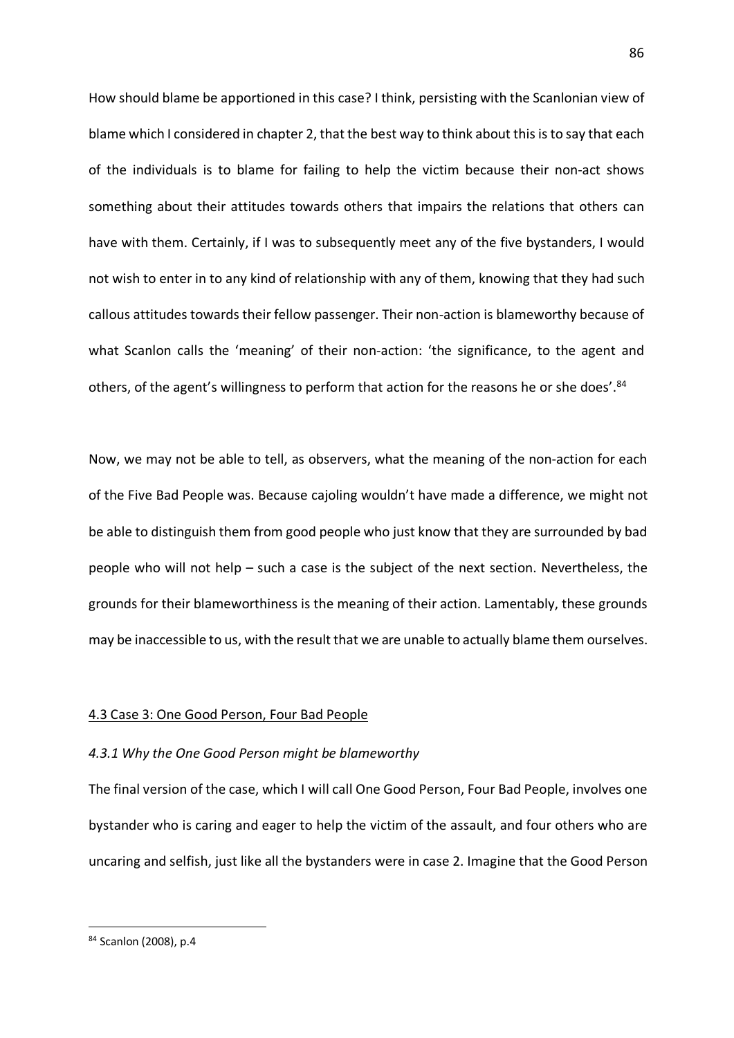How should blame be apportioned in this case? I think, persisting with the Scanlonian view of blame which I considered in chapter 2, that the best way to think about this is to say that each of the individuals is to blame for failing to help the victim because their non-act shows something about their attitudes towards others that impairs the relations that others can have with them. Certainly, if I was to subsequently meet any of the five bystanders, I would not wish to enter in to any kind of relationship with any of them, knowing that they had such callous attitudes towards their fellow passenger. Their non-action is blameworthy because of what Scanlon calls the 'meaning' of their non-action: 'the significance, to the agent and others, of the agent's willingness to perform that action for the reasons he or she does'.[84]

Now, we may not be able to tell, as observers, what the meaning of the non-action for each of the Five Bad People was. Because cajoling wouldn't have made a difference, we might not be able to distinguish them from good people who just know that they are surrounded by bad people who will not help – such a case is the subject of the next section. Nevertheless, the grounds for their blameworthiness is the meaning of their action. Lamentably, these grounds may be inaccessible to us, with the result that we are unable to actually blame them ourselves.

## 4.3 Case 3: One Good Person, Four Bad People

### *4.3.1 Why the One Good Person might be blameworthy*

The final version of the case, which I will call One Good Person, Four Bad People, involves one bystander who is caring and eager to help the victim of the assault, and four others who are uncaring and selfish, just like all the bystanders were in case 2. Imagine that the Good Person

---

[84] Scanlon (2008), p.4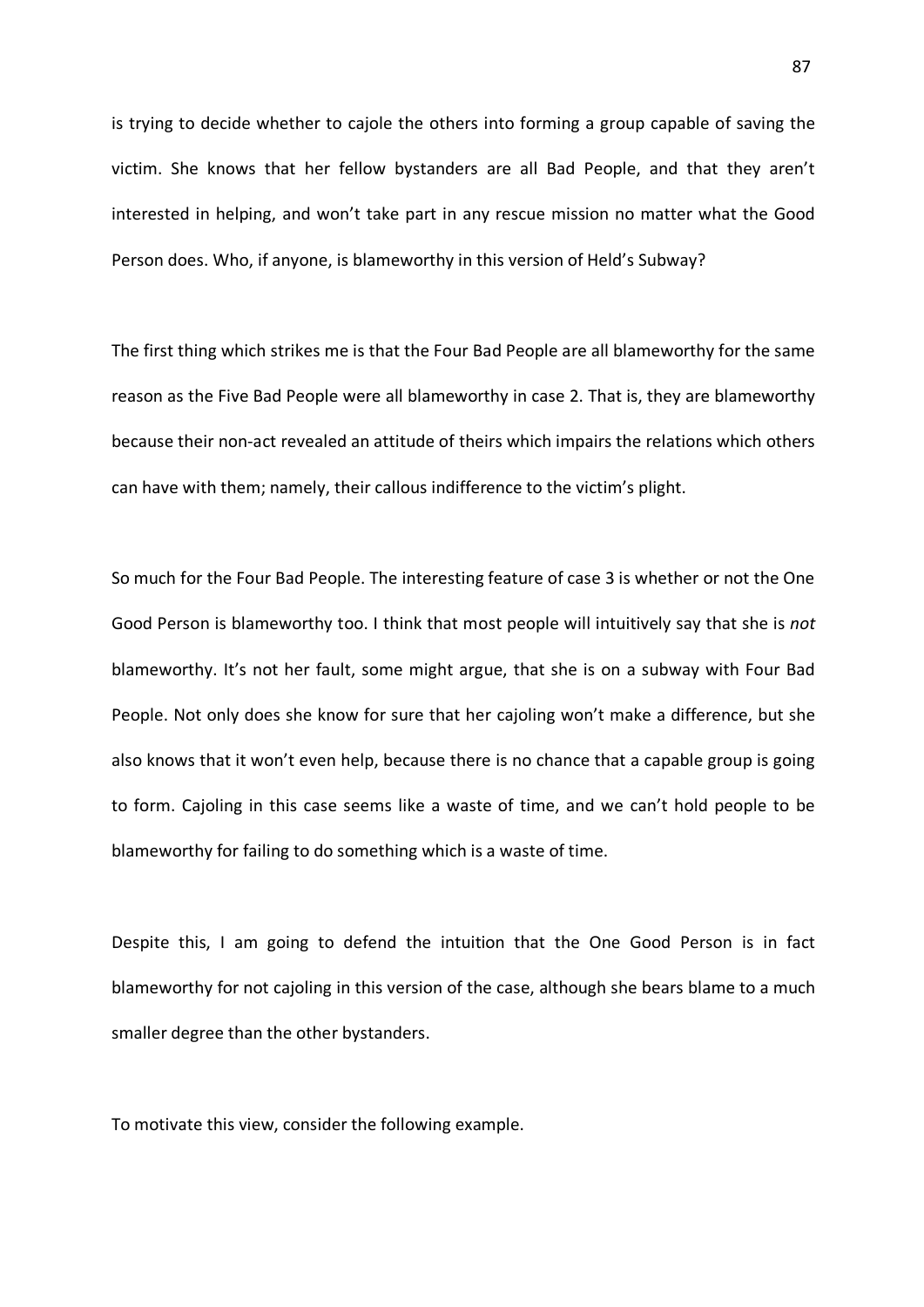is trying to decide whether to cajole the others into forming a group capable of saving the victim. She knows that her fellow bystanders are all Bad People, and that they aren't interested in helping, and won't take part in any rescue mission no matter what the Good Person does. Who, if anyone, is blameworthy in this version of Held's Subway?

The first thing which strikes me is that the Four Bad People are all blameworthy for the same reason as the Five Bad People were all blameworthy in case 2. That is, they are blameworthy because their non-act revealed an attitude of theirs which impairs the relations which others can have with them; namely, their callous indifference to the victim's plight.

So much for the Four Bad People. The interesting feature of case 3 is whether or not the One Good Person is blameworthy too. I think that most people will intuitively say that she is *not* blameworthy. It's not her fault, some might argue, that she is on a subway with Four Bad People. Not only does she know for sure that her cajoling won't make a difference, but she also knows that it won't even help, because there is no chance that a capable group is going to form. Cajoling in this case seems like a waste of time, and we can't hold people to be blameworthy for failing to do something which is a waste of time.

Despite this, I am going to defend the intuition that the One Good Person is in fact blameworthy for not cajoling in this version of the case, although she bears blame to a much smaller degree than the other bystanders.

To motivate this view, consider the following example.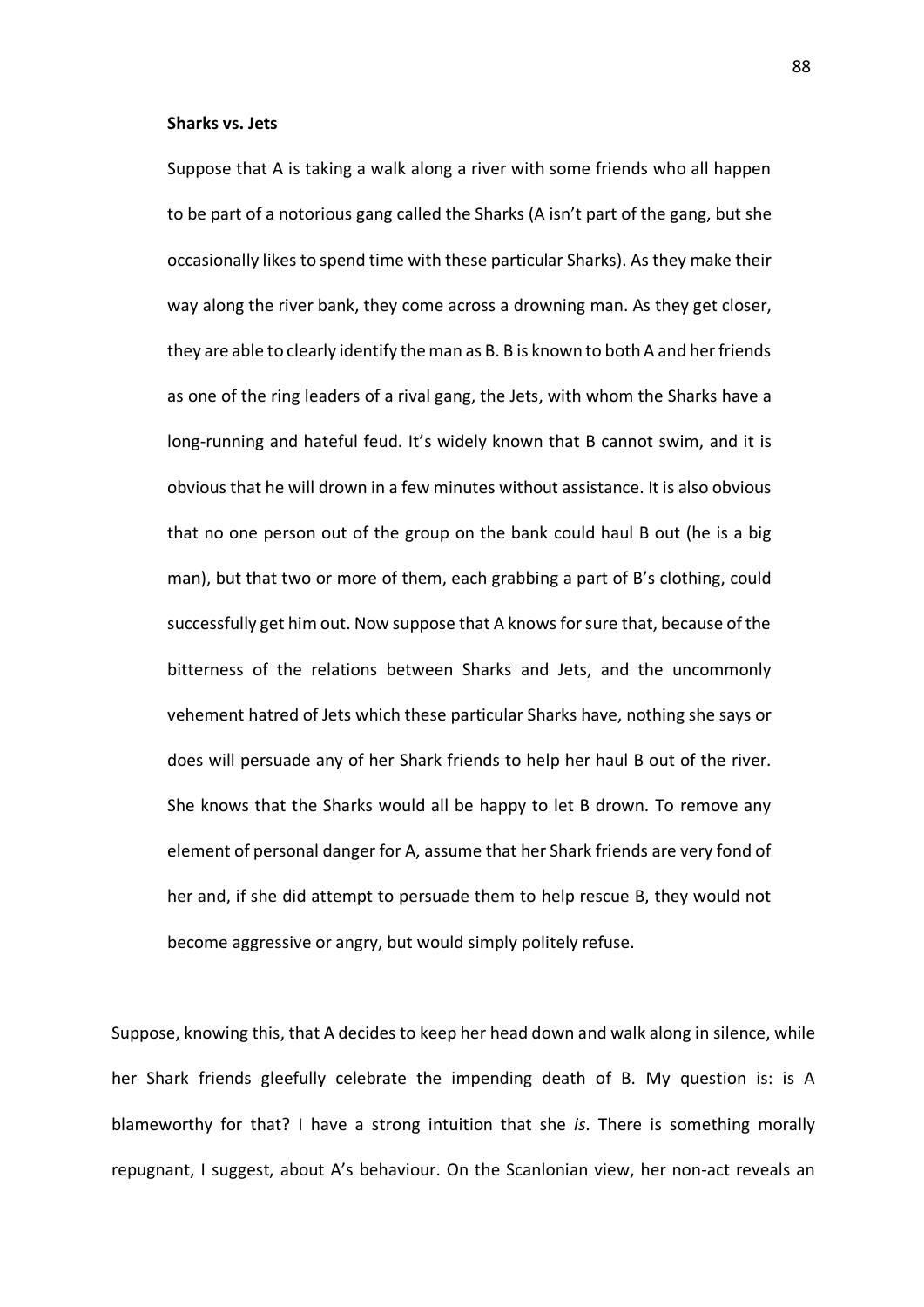**Sharks vs. Jets**

> Suppose that A is taking a walk along a river with some friends who all happen to be part of a notorious gang called the Sharks (A isn't part of the gang, but she occasionally likes to spend time with these particular Sharks). As they make their way along the river bank, they come across a drowning man. As they get closer, they are able to clearly identify the man as B. B is known to both A and her friends as one of the ring leaders of a rival gang, the Jets, with whom the Sharks have a long-running and hateful feud. It's widely known that B cannot swim, and it is obvious that he will drown in a few minutes without assistance. It is also obvious that no one person out of the group on the bank could haul B out (he is a big man), but that two or more of them, each grabbing a part of B's clothing, could successfully get him out. Now suppose that A knows for sure that, because of the bitterness of the relations between Sharks and Jets, and the uncommonly vehement hatred of Jets which these particular Sharks have, nothing she says or does will persuade any of her Shark friends to help her haul B out of the river. She knows that the Sharks would all be happy to let B drown. To remove any element of personal danger for A, assume that her Shark friends are very fond of her and, if she did attempt to persuade them to help rescue B, they would not become aggressive or angry, but would simply politely refuse.

Suppose, knowing this, that A decides to keep her head down and walk along in silence, while her Shark friends gleefully celebrate the impending death of B. My question is: is A blameworthy for that? I have a strong intuition that she *is*. There is something morally repugnant, I suggest, about A's behaviour. On the Scanlonian view, her non-act reveals an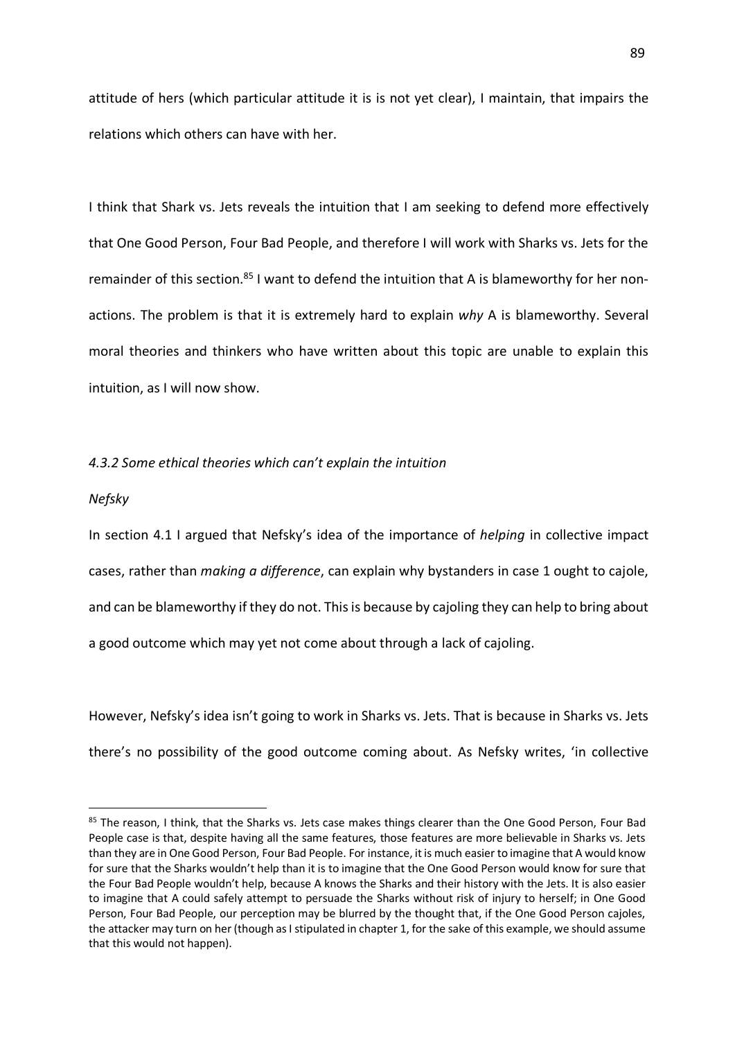attitude of hers (which particular attitude it is is not yet clear), I maintain, that impairs the relations which others can have with her.

I think that Shark vs. Jets reveals the intuition that I am seeking to defend more effectively that One Good Person, Four Bad People, and therefore I will work with Sharks vs. Jets for the remainder of this section.[85] I want to defend the intuition that A is blameworthy for her non-actions. The problem is that it is extremely hard to explain *why* A is blameworthy. Several moral theories and thinkers who have written about this topic are unable to explain this intuition, as I will now show.

### *4.3.2 Some ethical theories which can't explain the intuition*

*Nefsky*

In section 4.1 I argued that Nefsky's idea of the importance of *helping* in collective impact cases, rather than *making a difference*, can explain why bystanders in case 1 ought to cajole, and can be blameworthy if they do not. This is because by cajoling they can help to bring about a good outcome which may yet not come about through a lack of cajoling.

However, Nefsky's idea isn't going to work in Sharks vs. Jets. That is because in Sharks vs. Jets there's no possibility of the good outcome coming about. As Nefsky writes, 'in collective

---

[85] The reason, I think, that the Sharks vs. Jets case makes things clearer than the One Good Person, Four Bad People case is that, despite having all the same features, those features are more believable in Sharks vs. Jets than they are in One Good Person, Four Bad People. For instance, it is much easier to imagine that A would know for sure that the Sharks wouldn't help than it is to imagine that the One Good Person would know for sure that the Four Bad People wouldn't help, because A knows the Sharks and their history with the Jets. It is also easier to imagine that A could safely attempt to persuade the Sharks without risk of injury to herself; in One Good Person, Four Bad People, our perception may be blurred by the thought that, if the One Good Person cajoles, the attacker may turn on her (though as I stipulated in chapter 1, for the sake of this example, we should assume that this would not happen).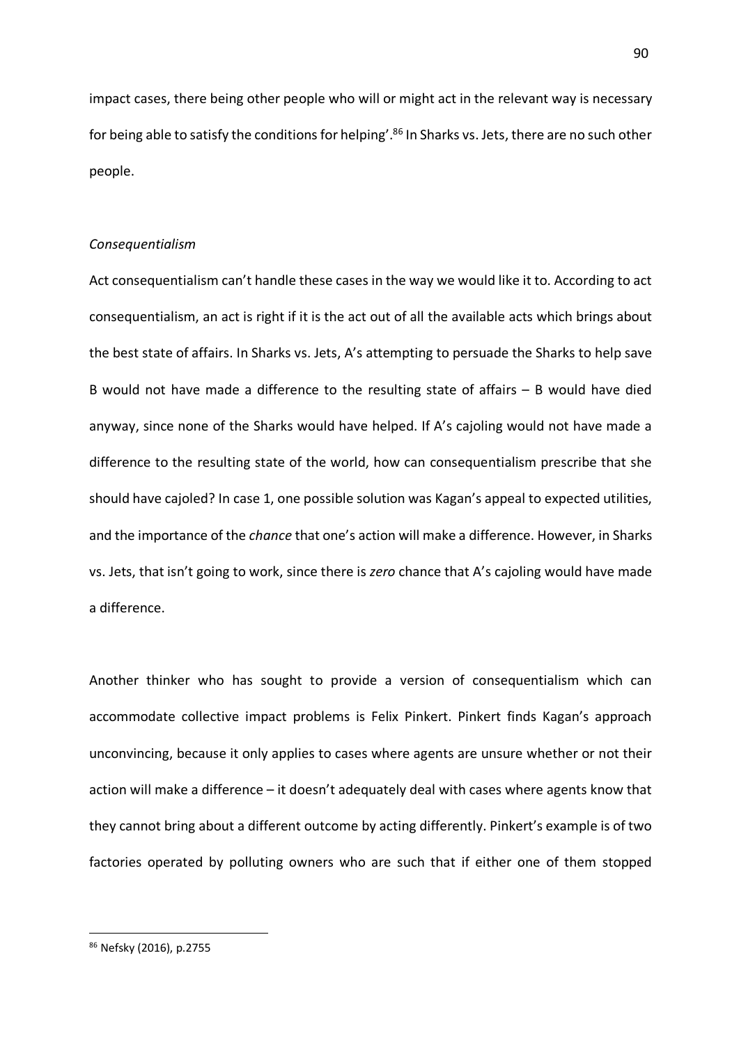impact cases, there being other people who will or might act in the relevant way is necessary for being able to satisfy the conditions for helping'.[86] In Sharks vs. Jets, there are no such other people.

*Consequentialism*

Act consequentialism can't handle these cases in the way we would like it to. According to act consequentialism, an act is right if it is the act out of all the available acts which brings about the best state of affairs. In Sharks vs. Jets, A's attempting to persuade the Sharks to help save B would not have made a difference to the resulting state of affairs – B would have died anyway, since none of the Sharks would have helped. If A's cajoling would not have made a difference to the resulting state of the world, how can consequentialism prescribe that she should have cajoled? In case 1, one possible solution was Kagan's appeal to expected utilities, and the importance of the *chance* that one's action will make a difference. However, in Sharks vs. Jets, that isn't going to work, since there is *zero* chance that A's cajoling would have made a difference.

Another thinker who has sought to provide a version of consequentialism which can accommodate collective impact problems is Felix Pinkert. Pinkert finds Kagan's approach unconvincing, because it only applies to cases where agents are unsure whether or not their action will make a difference – it doesn't adequately deal with cases where agents know that they cannot bring about a different outcome by acting differently. Pinkert's example is of two factories operated by polluting owners who are such that if either one of them stopped

[86] Nefsky (2016), p.2755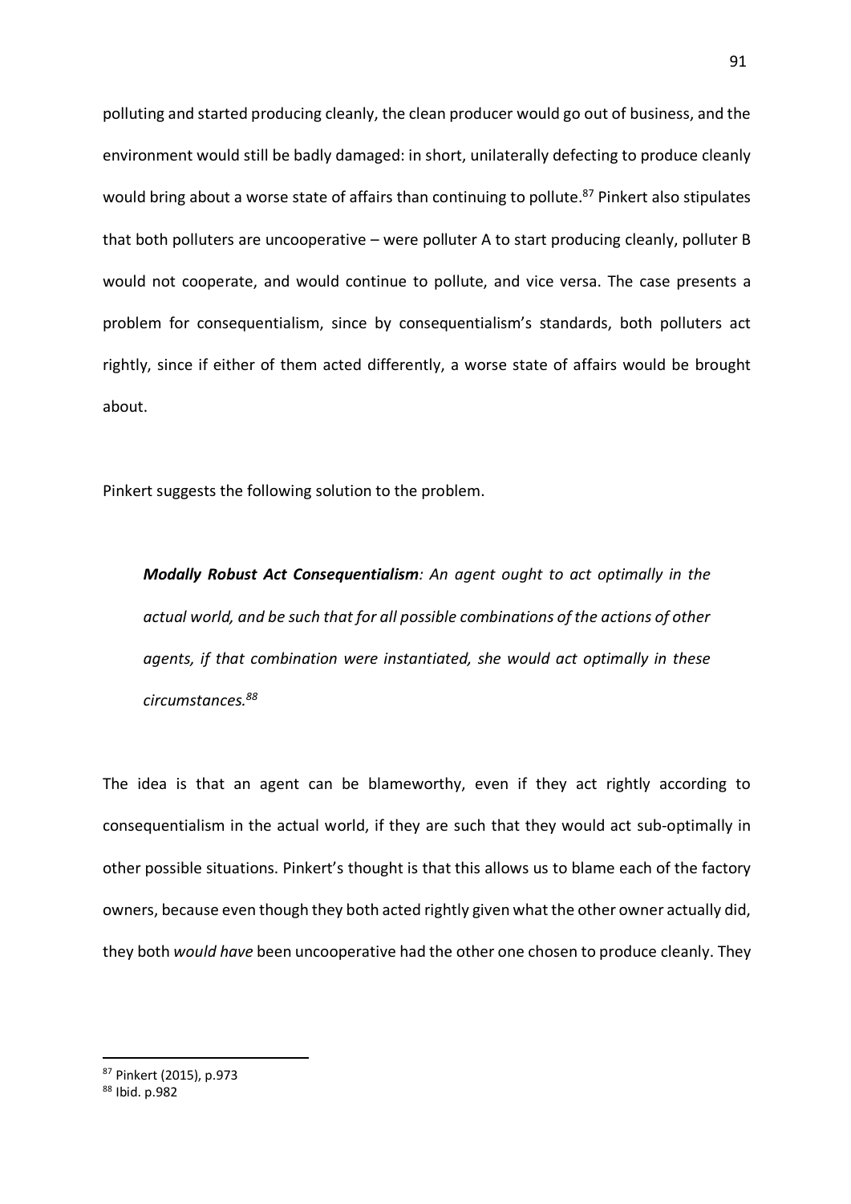polluting and started producing cleanly, the clean producer would go out of business, and the environment would still be badly damaged: in short, unilaterally defecting to produce cleanly would bring about a worse state of affairs than continuing to pollute.[87] Pinkert also stipulates that both polluters are uncooperative – were polluter A to start producing cleanly, polluter B would not cooperate, and would continue to pollute, and vice versa. The case presents a problem for consequentialism, since by consequentialism's standards, both polluters act rightly, since if either of them acted differently, a worse state of affairs would be brought about.

Pinkert suggests the following solution to the problem.

> ***Modally Robust Act Consequentialism**: An agent ought to act optimally in the actual world, and be such that for all possible combinations of the actions of other agents, if that combination were instantiated, she would act optimally in these circumstances.*[88]

The idea is that an agent can be blameworthy, even if they act rightly according to consequentialism in the actual world, if they are such that they would act sub-optimally in other possible situations. Pinkert's thought is that this allows us to blame each of the factory owners, because even though they both acted rightly given what the other owner actually did, they both *would have* been uncooperative had the other one chosen to produce cleanly. They

[87] Pinkert (2015), p.973

[88] Ibid. p.982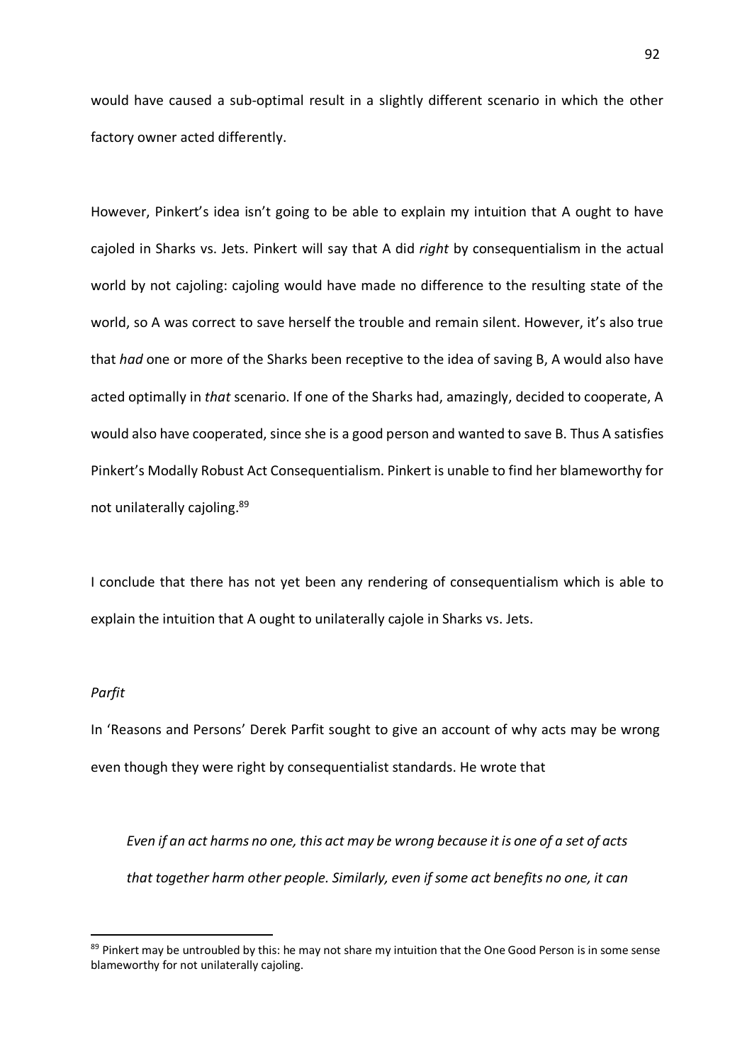would have caused a sub-optimal result in a slightly different scenario in which the other factory owner acted differently.

However, Pinkert's idea isn't going to be able to explain my intuition that A ought to have cajoled in Sharks vs. Jets. Pinkert will say that A did *right* by consequentialism in the actual world by not cajoling: cajoling would have made no difference to the resulting state of the world, so A was correct to save herself the trouble and remain silent. However, it's also true that *had* one or more of the Sharks been receptive to the idea of saving B, A would also have acted optimally in *that* scenario. If one of the Sharks had, amazingly, decided to cooperate, A would also have cooperated, since she is a good person and wanted to save B. Thus A satisfies Pinkert's Modally Robust Act Consequentialism. Pinkert is unable to find her blameworthy for not unilaterally cajoling.[89]

I conclude that there has not yet been any rendering of consequentialism which is able to explain the intuition that A ought to unilaterally cajole in Sharks vs. Jets.

*Parfit*

In 'Reasons and Persons' Derek Parfit sought to give an account of why acts may be wrong even though they were right by consequentialist standards. He wrote that

> *Even if an act harms no one, this act may be wrong because it is one of a set of acts that together harm other people. Similarly, even if some act benefits no one, it can*

[89] Pinkert may be untroubled by this: he may not share my intuition that the One Good Person is in some sense blameworthy for not unilaterally cajoling.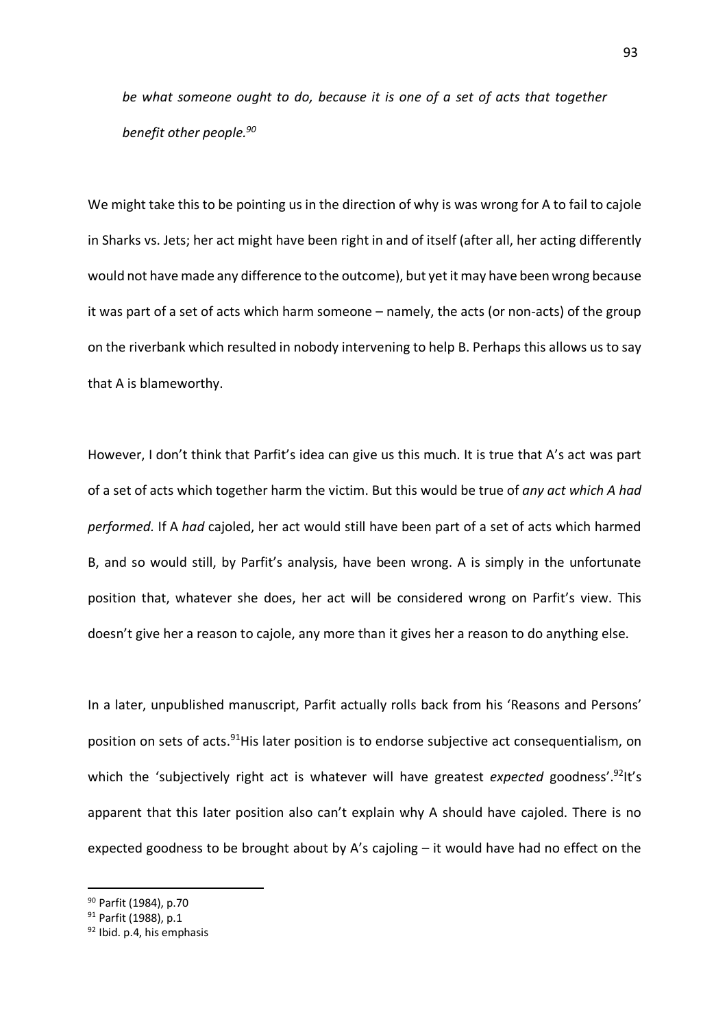*be what someone ought to do, because it is one of a set of acts that together benefit other people.*[90]

We might take this to be pointing us in the direction of why is was wrong for A to fail to cajole in Sharks vs. Jets; her act might have been right in and of itself (after all, her acting differently would not have made any difference to the outcome), but yet it may have been wrong because it was part of a set of acts which harm someone – namely, the acts (or non-acts) of the group on the riverbank which resulted in nobody intervening to help B. Perhaps this allows us to say that A is blameworthy.

However, I don't think that Parfit's idea can give us this much. It is true that A's act was part of a set of acts which together harm the victim. But this would be true of *any act which A had performed.* If A *had* cajoled, her act would still have been part of a set of acts which harmed B, and so would still, by Parfit's analysis, have been wrong. A is simply in the unfortunate position that, whatever she does, her act will be considered wrong on Parfit's view. This doesn't give her a reason to cajole, any more than it gives her a reason to do anything else.

In a later, unpublished manuscript, Parfit actually rolls back from his 'Reasons and Persons' position on sets of acts.[91]His later position is to endorse subjective act consequentialism, on which the 'subjectively right act is whatever will have greatest *expected* goodness'.[92]It's apparent that this later position also can't explain why A should have cajoled. There is no expected goodness to be brought about by A's cajoling – it would have had no effect on the

---

[90] Parfit (1984), p.70

[91] Parfit (1988), p.1

[92] Ibid. p.4, his emphasis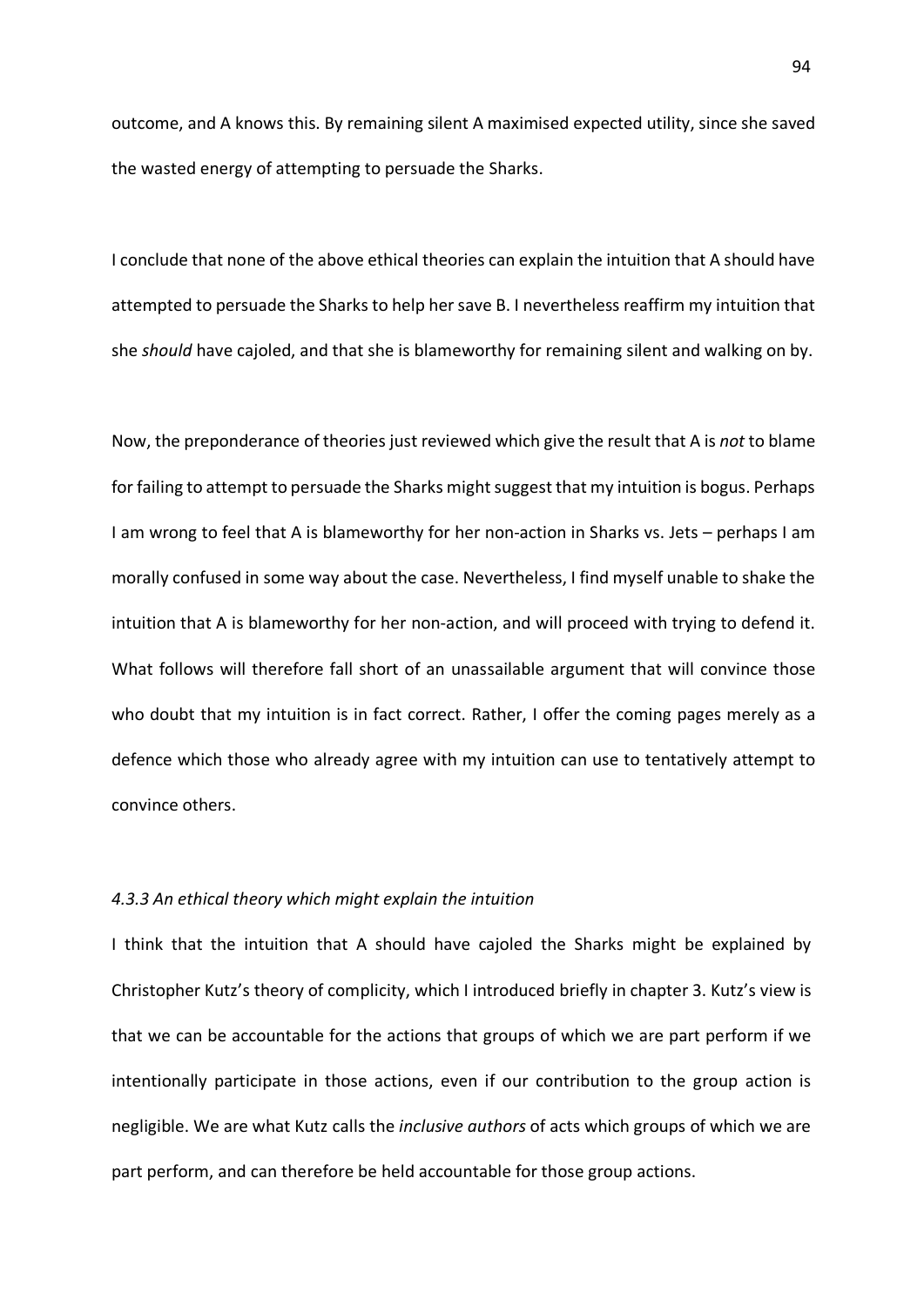outcome, and A knows this. By remaining silent A maximised expected utility, since she saved the wasted energy of attempting to persuade the Sharks.

I conclude that none of the above ethical theories can explain the intuition that A should have attempted to persuade the Sharks to help her save B. I nevertheless reaffirm my intuition that she *should* have cajoled, and that she is blameworthy for remaining silent and walking on by.

Now, the preponderance of theories just reviewed which give the result that A is *not* to blame for failing to attempt to persuade the Sharks might suggest that my intuition is bogus. Perhaps I am wrong to feel that A is blameworthy for her non-action in Sharks vs. Jets – perhaps I am morally confused in some way about the case. Nevertheless, I find myself unable to shake the intuition that A is blameworthy for her non-action, and will proceed with trying to defend it. What follows will therefore fall short of an unassailable argument that will convince those who doubt that my intuition is in fact correct. Rather, I offer the coming pages merely as a defence which those who already agree with my intuition can use to tentatively attempt to convince others.

### *4.3.3 An ethical theory which might explain the intuition*

I think that the intuition that A should have cajoled the Sharks might be explained by Christopher Kutz's theory of complicity, which I introduced briefly in chapter 3. Kutz's view is that we can be accountable for the actions that groups of which we are part perform if we intentionally participate in those actions, even if our contribution to the group action is negligible. We are what Kutz calls the *inclusive authors* of acts which groups of which we are part perform, and can therefore be held accountable for those group actions.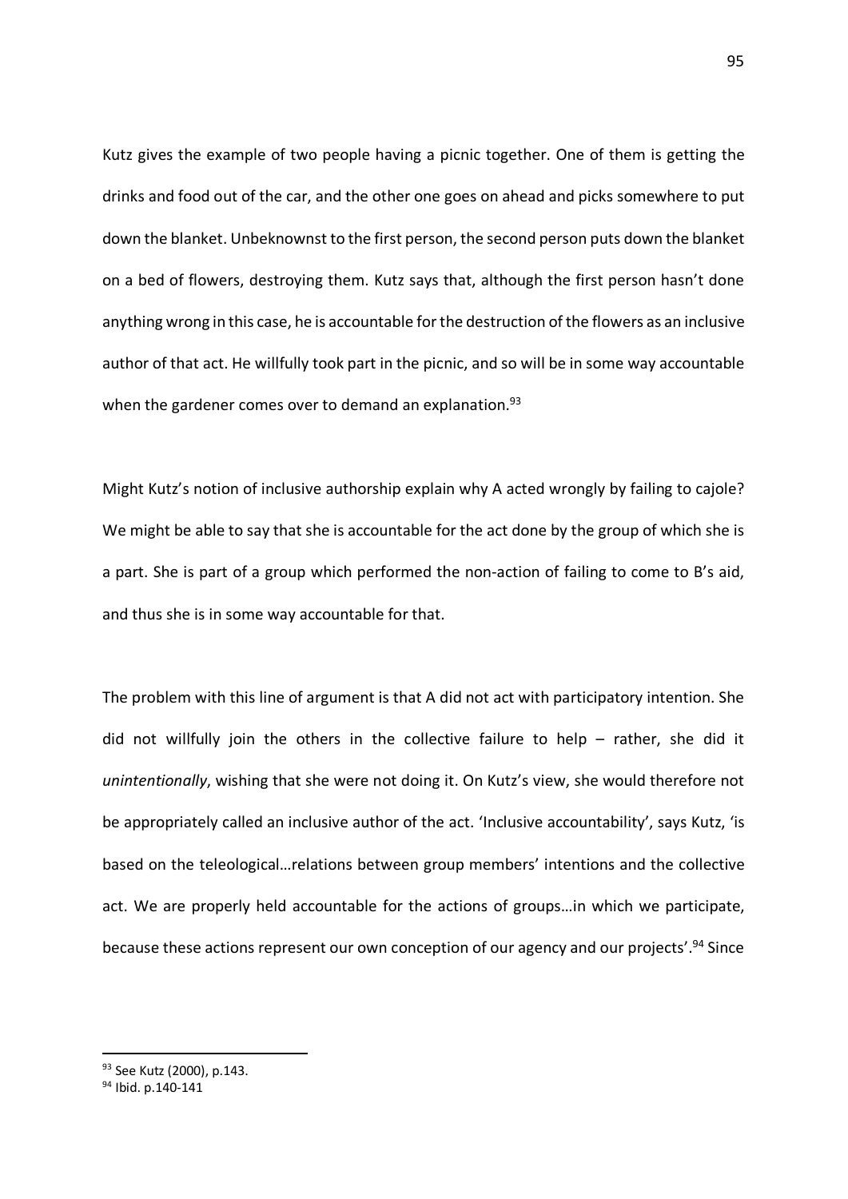Kutz gives the example of two people having a picnic together. One of them is getting the drinks and food out of the car, and the other one goes on ahead and picks somewhere to put down the blanket. Unbeknownst to the first person, the second person puts down the blanket on a bed of flowers, destroying them. Kutz says that, although the first person hasn't done anything wrong in this case, he is accountable for the destruction of the flowers as an inclusive author of that act. He willfully took part in the picnic, and so will be in some way accountable when the gardener comes over to demand an explanation.[93]

Might Kutz's notion of inclusive authorship explain why A acted wrongly by failing to cajole? We might be able to say that she is accountable for the act done by the group of which she is a part. She is part of a group which performed the non-action of failing to come to B's aid, and thus she is in some way accountable for that.

The problem with this line of argument is that A did not act with participatory intention. She did not willfully join the others in the collective failure to help – rather, she did it *unintentionally*, wishing that she were not doing it. On Kutz's view, she would therefore not be appropriately called an inclusive author of the act. 'Inclusive accountability', says Kutz, 'is based on the teleological…relations between group members' intentions and the collective act. We are properly held accountable for the actions of groups…in which we participate, because these actions represent our own conception of our agency and our projects'.[94] Since

[93] See Kutz (2000), p.143.

[94] Ibid. p.140-141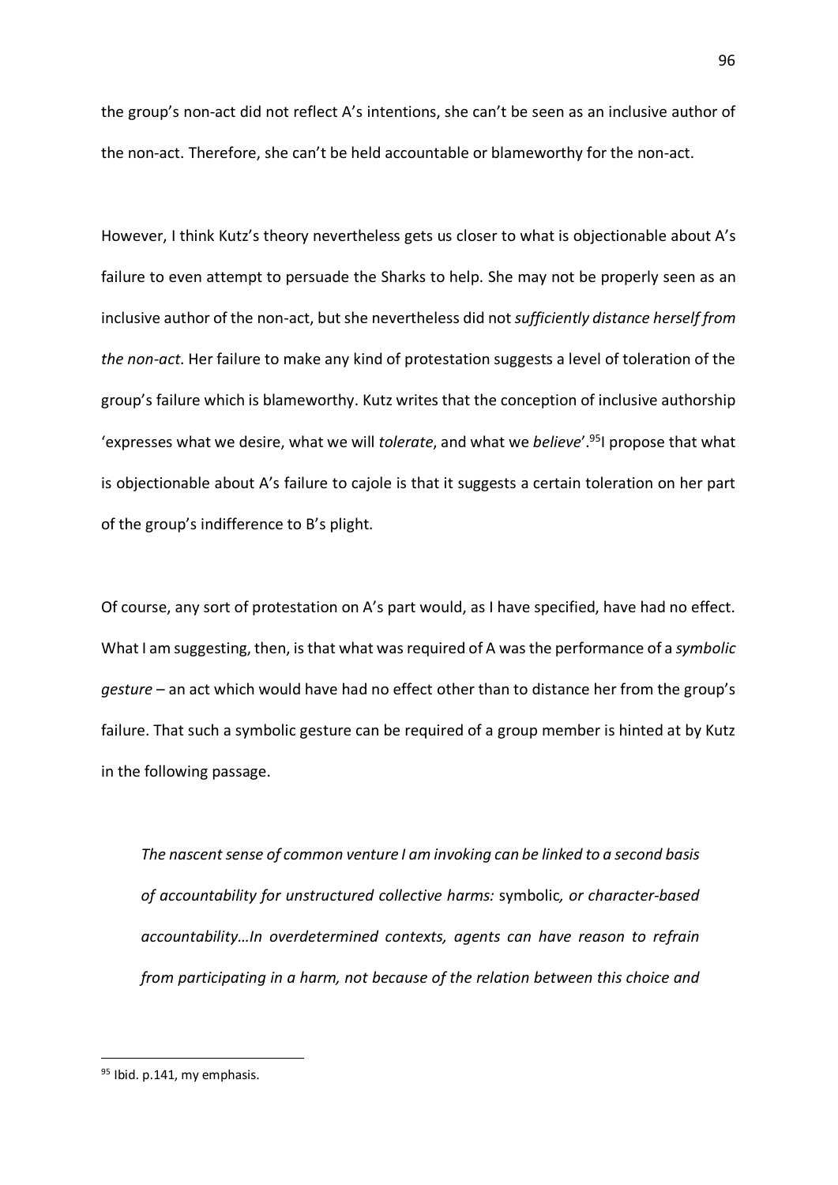the group's non-act did not reflect A's intentions, she can't be seen as an inclusive author of the non-act. Therefore, she can't be held accountable or blameworthy for the non-act.

However, I think Kutz's theory nevertheless gets us closer to what is objectionable about A's failure to even attempt to persuade the Sharks to help. She may not be properly seen as an inclusive author of the non-act, but she nevertheless did not *sufficiently distance herself from the non-act*. Her failure to make any kind of protestation suggests a level of toleration of the group's failure which is blameworthy. Kutz writes that the conception of inclusive authorship 'expresses what we desire, what we will *tolerate*, and what we *believe*'.[95]I propose that what is objectionable about A's failure to cajole is that it suggests a certain toleration on her part of the group's indifference to B's plight.

Of course, any sort of protestation on A's part would, as I have specified, have had no effect. What I am suggesting, then, is that what was required of A was the performance of a *symbolic gesture* – an act which would have had no effect other than to distance her from the group's failure. That such a symbolic gesture can be required of a group member is hinted at by Kutz in the following passage.

> *The nascent sense of common venture I am invoking can be linked to a second basis of accountability for unstructured collective harms:* symbolic*, or character-based accountability…In overdetermined contexts, agents can have reason to refrain from participating in a harm, not because of the relation between this choice and*

---

[95] Ibid. p.141, my emphasis.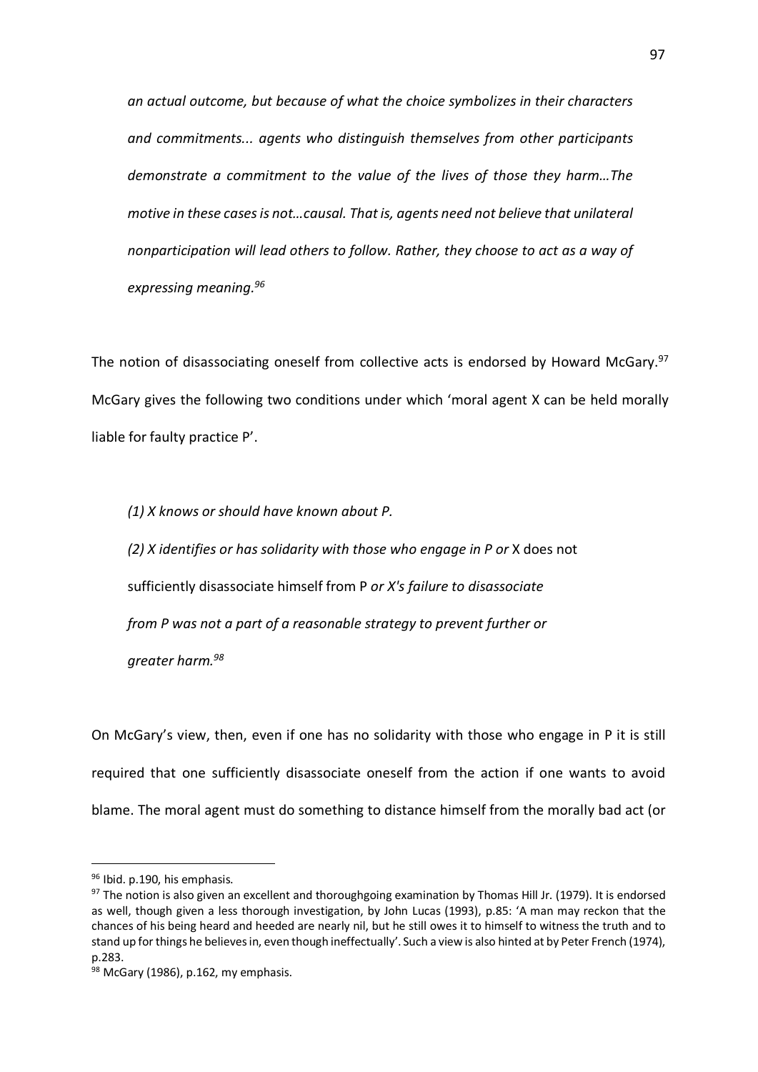*an actual outcome, but because of what the choice symbolizes in their characters and commitments... agents who distinguish themselves from other participants demonstrate a commitment to the value of the lives of those they harm…The motive in these cases is not…causal. That is, agents need not believe that unilateral nonparticipation will lead others to follow. Rather, they choose to act as a way of expressing meaning.*[96]

The notion of disassociating oneself from collective acts is endorsed by Howard McGary.[97] McGary gives the following two conditions under which 'moral agent X can be held morally liable for faulty practice P'.

> *(1) X knows or should have known about P.*
>
> *(2) X identifies or has solidarity with those who engage in P or* X does not sufficiently disassociate himself from P *or X's failure to disassociate from P was not a part of a reasonable strategy to prevent further or greater harm.*[98]

On McGary's view, then, even if one has no solidarity with those who engage in P it is still required that one sufficiently disassociate oneself from the action if one wants to avoid blame. The moral agent must do something to distance himself from the morally bad act (or

---

[96] Ibid. p.190, his emphasis.

[97] The notion is also given an excellent and thoroughgoing examination by Thomas Hill Jr. (1979). It is endorsed as well, though given a less thorough investigation, by John Lucas (1993), p.85: 'A man may reckon that the chances of his being heard and heeded are nearly nil, but he still owes it to himself to witness the truth and to stand up for things he believes in, even though ineffectually'. Such a view is also hinted at by Peter French (1974), p.283.

[98] McGary (1986), p.162, my emphasis.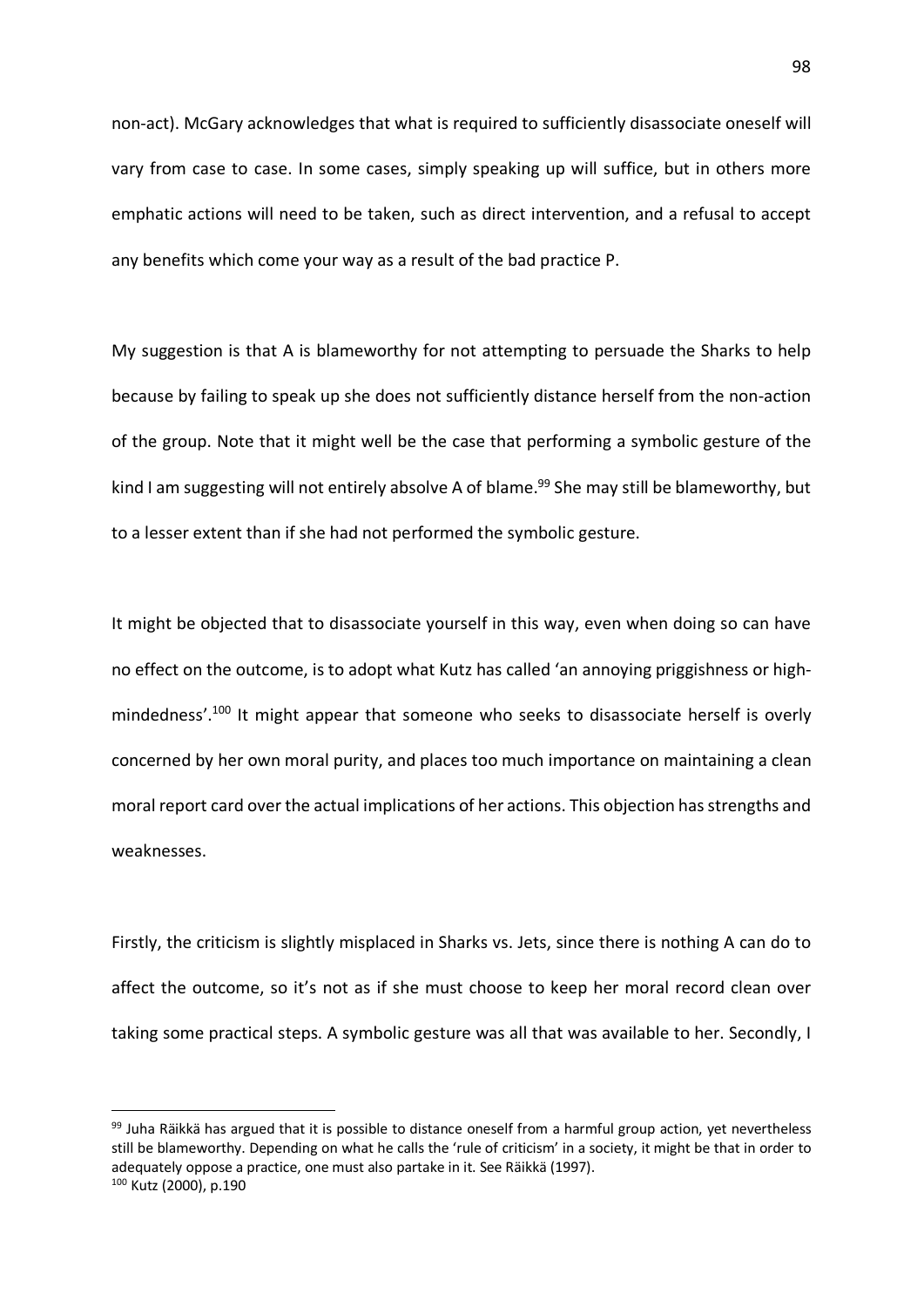non-act). McGary acknowledges that what is required to sufficiently disassociate oneself will vary from case to case. In some cases, simply speaking up will suffice, but in others more emphatic actions will need to be taken, such as direct intervention, and a refusal to accept any benefits which come your way as a result of the bad practice P.

My suggestion is that A is blameworthy for not attempting to persuade the Sharks to help because by failing to speak up she does not sufficiently distance herself from the non-action of the group. Note that it might well be the case that performing a symbolic gesture of the kind I am suggesting will not entirely absolve A of blame.[99] She may still be blameworthy, but to a lesser extent than if she had not performed the symbolic gesture.

It might be objected that to disassociate yourself in this way, even when doing so can have no effect on the outcome, is to adopt what Kutz has called 'an annoying priggishness or high-mindedness'.[100] It might appear that someone who seeks to disassociate herself is overly concerned by her own moral purity, and places too much importance on maintaining a clean moral report card over the actual implications of her actions. This objection has strengths and weaknesses.

Firstly, the criticism is slightly misplaced in Sharks vs. Jets, since there is nothing A can do to affect the outcome, so it's not as if she must choose to keep her moral record clean over taking some practical steps. A symbolic gesture was all that was available to her. Secondly, I

---

[99] Juha Räikkä has argued that it is possible to distance oneself from a harmful group action, yet nevertheless still be blameworthy. Depending on what he calls the 'rule of criticism' in a society, it might be that in order to adequately oppose a practice, one must also partake in it. See Räikkä (1997).

[100] Kutz (2000), p.190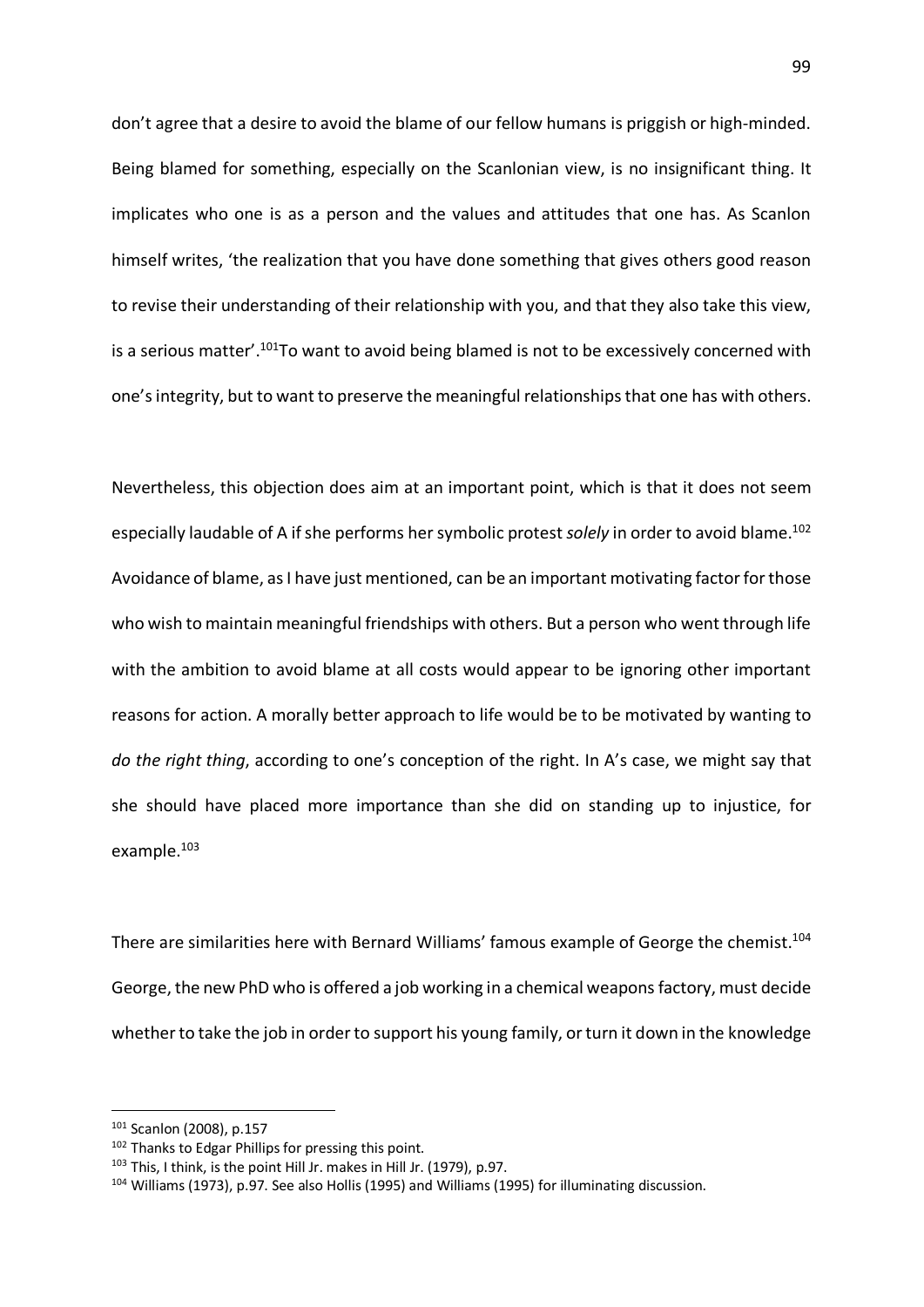don't agree that a desire to avoid the blame of our fellow humans is priggish or high-minded. Being blamed for something, especially on the Scanlonian view, is no insignificant thing. It implicates who one is as a person and the values and attitudes that one has. As Scanlon himself writes, 'the realization that you have done something that gives others good reason to revise their understanding of their relationship with you, and that they also take this view, is a serious matter'.[101]To want to avoid being blamed is not to be excessively concerned with one's integrity, but to want to preserve the meaningful relationships that one has with others.

Nevertheless, this objection does aim at an important point, which is that it does not seem especially laudable of A if she performs her symbolic protest *solely* in order to avoid blame.[102] Avoidance of blame, as I have just mentioned, can be an important motivating factor for those who wish to maintain meaningful friendships with others. But a person who went through life with the ambition to avoid blame at all costs would appear to be ignoring other important reasons for action. A morally better approach to life would be to be motivated by wanting to *do the right thing*, according to one's conception of the right. In A's case, we might say that she should have placed more importance than she did on standing up to injustice, for example.[103]

There are similarities here with Bernard Williams' famous example of George the chemist.[104] George, the new PhD who is offered a job working in a chemical weapons factory, must decide whether to take the job in order to support his young family, or turn it down in the knowledge

---

[101] Scanlon (2008), p.157

[102] Thanks to Edgar Phillips for pressing this point.

[103] This, I think, is the point Hill Jr. makes in Hill Jr. (1979), p.97.

[104] Williams (1973), p.97. See also Hollis (1995) and Williams (1995) for illuminating discussion.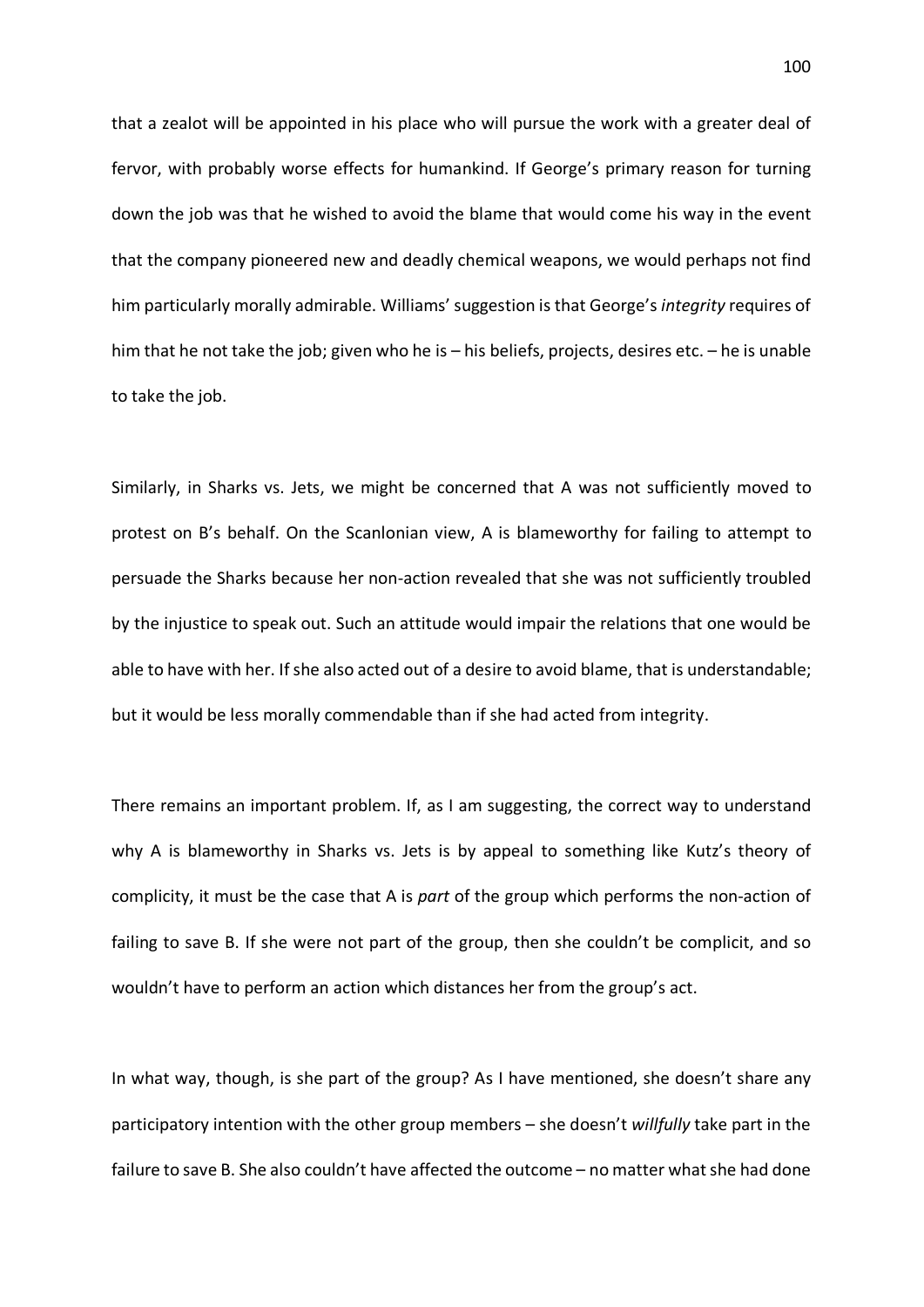that a zealot will be appointed in his place who will pursue the work with a greater deal of fervor, with probably worse effects for humankind. If George's primary reason for turning down the job was that he wished to avoid the blame that would come his way in the event that the company pioneered new and deadly chemical weapons, we would perhaps not find him particularly morally admirable. Williams' suggestion is that George's *integrity* requires of him that he not take the job; given who he is – his beliefs, projects, desires etc. – he is unable to take the job.

Similarly, in Sharks vs. Jets, we might be concerned that A was not sufficiently moved to protest on B's behalf. On the Scanlonian view, A is blameworthy for failing to attempt to persuade the Sharks because her non-action revealed that she was not sufficiently troubled by the injustice to speak out. Such an attitude would impair the relations that one would be able to have with her. If she also acted out of a desire to avoid blame, that is understandable; but it would be less morally commendable than if she had acted from integrity.

There remains an important problem. If, as I am suggesting, the correct way to understand why A is blameworthy in Sharks vs. Jets is by appeal to something like Kutz's theory of complicity, it must be the case that A is *part* of the group which performs the non-action of failing to save B. If she were not part of the group, then she couldn't be complicit, and so wouldn't have to perform an action which distances her from the group's act.

In what way, though, is she part of the group? As I have mentioned, she doesn't share any participatory intention with the other group members – she doesn't *willfully* take part in the failure to save B. She also couldn't have affected the outcome – no matter what she had done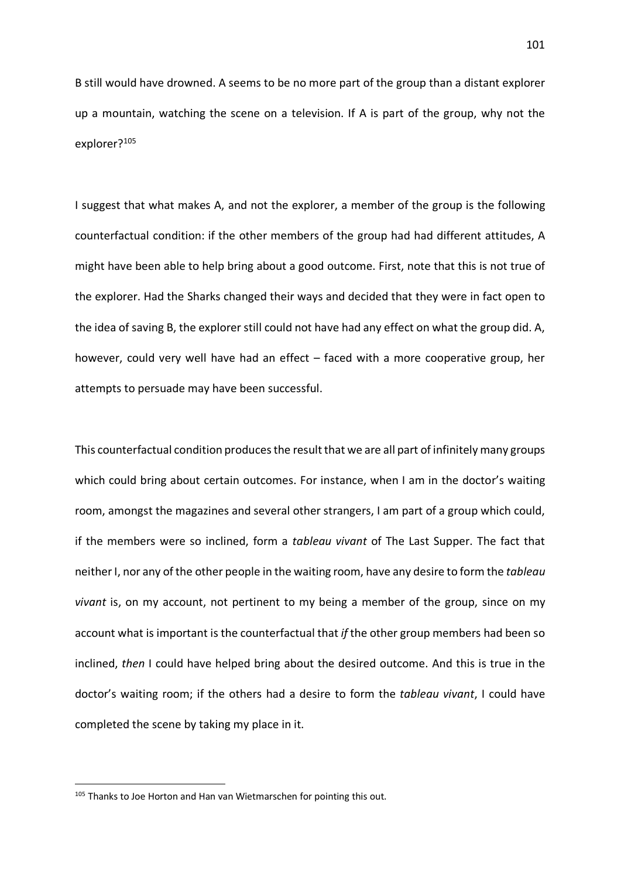B still would have drowned. A seems to be no more part of the group than a distant explorer up a mountain, watching the scene on a television. If A is part of the group, why not the explorer?[105]

I suggest that what makes A, and not the explorer, a member of the group is the following counterfactual condition: if the other members of the group had had different attitudes, A might have been able to help bring about a good outcome. First, note that this is not true of the explorer. Had the Sharks changed their ways and decided that they were in fact open to the idea of saving B, the explorer still could not have had any effect on what the group did. A, however, could very well have had an effect – faced with a more cooperative group, her attempts to persuade may have been successful.

This counterfactual condition produces the result that we are all part of infinitely many groups which could bring about certain outcomes. For instance, when I am in the doctor's waiting room, amongst the magazines and several other strangers, I am part of a group which could, if the members were so inclined, form a *tableau vivant* of The Last Supper. The fact that neither I, nor any of the other people in the waiting room, have any desire to form the *tableau vivant* is, on my account, not pertinent to my being a member of the group, since on my account what is important is the counterfactual that *if* the other group members had been so inclined, *then* I could have helped bring about the desired outcome. And this is true in the doctor's waiting room; if the others had a desire to form the *tableau vivant*, I could have completed the scene by taking my place in it.

---

[105] Thanks to Joe Horton and Han van Wietmarschen for pointing this out.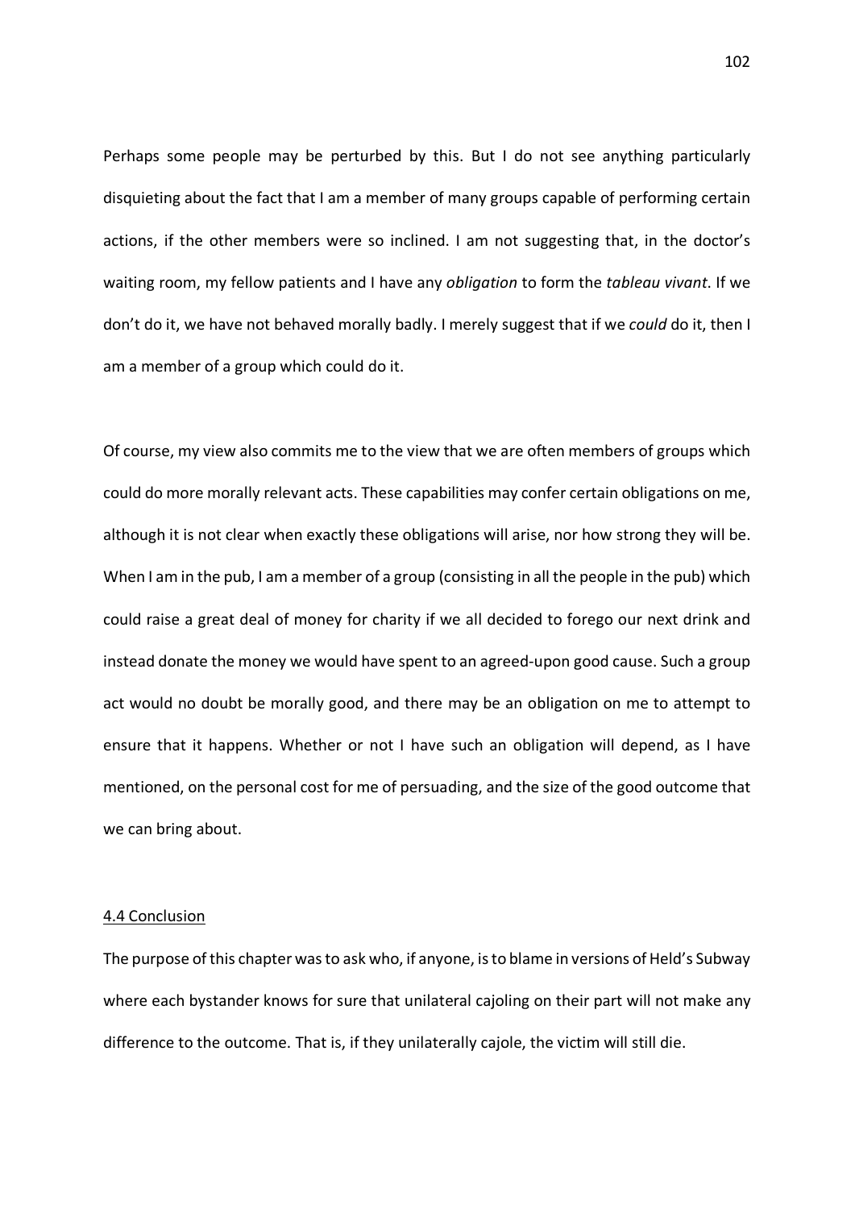Perhaps some people may be perturbed by this. But I do not see anything particularly disquieting about the fact that I am a member of many groups capable of performing certain actions, if the other members were so inclined. I am not suggesting that, in the doctor's waiting room, my fellow patients and I have any *obligation* to form the *tableau vivant*. If we don't do it, we have not behaved morally badly. I merely suggest that if we *could* do it, then I am a member of a group which could do it.

Of course, my view also commits me to the view that we are often members of groups which could do more morally relevant acts. These capabilities may confer certain obligations on me, although it is not clear when exactly these obligations will arise, nor how strong they will be. When I am in the pub, I am a member of a group (consisting in all the people in the pub) which could raise a great deal of money for charity if we all decided to forego our next drink and instead donate the money we would have spent to an agreed-upon good cause. Such a group act would no doubt be morally good, and there may be an obligation on me to attempt to ensure that it happens. Whether or not I have such an obligation will depend, as I have mentioned, on the personal cost for me of persuading, and the size of the good outcome that we can bring about.

## 4.4 Conclusion

The purpose of this chapter was to ask who, if anyone, is to blame in versions of Held's Subway where each bystander knows for sure that unilateral cajoling on their part will not make any difference to the outcome. That is, if they unilaterally cajole, the victim will still die.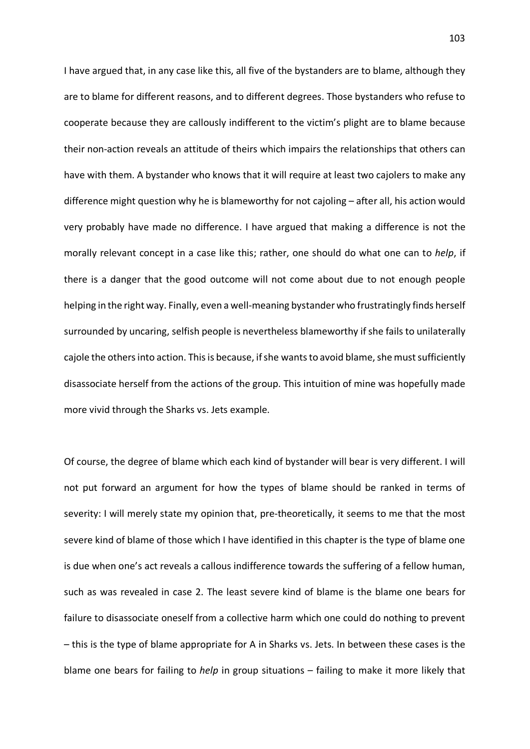I have argued that, in any case like this, all five of the bystanders are to blame, although they are to blame for different reasons, and to different degrees. Those bystanders who refuse to cooperate because they are callously indifferent to the victim's plight are to blame because their non-action reveals an attitude of theirs which impairs the relationships that others can have with them. A bystander who knows that it will require at least two cajolers to make any difference might question why he is blameworthy for not cajoling – after all, his action would very probably have made no difference. I have argued that making a difference is not the morally relevant concept in a case like this; rather, one should do what one can to *help*, if there is a danger that the good outcome will not come about due to not enough people helping in the right way. Finally, even a well-meaning bystander who frustratingly finds herself surrounded by uncaring, selfish people is nevertheless blameworthy if she fails to unilaterally cajole the others into action. This is because, if she wants to avoid blame, she must sufficiently disassociate herself from the actions of the group. This intuition of mine was hopefully made more vivid through the Sharks vs. Jets example.

Of course, the degree of blame which each kind of bystander will bear is very different. I will not put forward an argument for how the types of blame should be ranked in terms of severity: I will merely state my opinion that, pre-theoretically, it seems to me that the most severe kind of blame of those which I have identified in this chapter is the type of blame one is due when one's act reveals a callous indifference towards the suffering of a fellow human, such as was revealed in case 2. The least severe kind of blame is the blame one bears for failure to disassociate oneself from a collective harm which one could do nothing to prevent – this is the type of blame appropriate for A in Sharks vs. Jets. In between these cases is the blame one bears for failing to *help* in group situations – failing to make it more likely that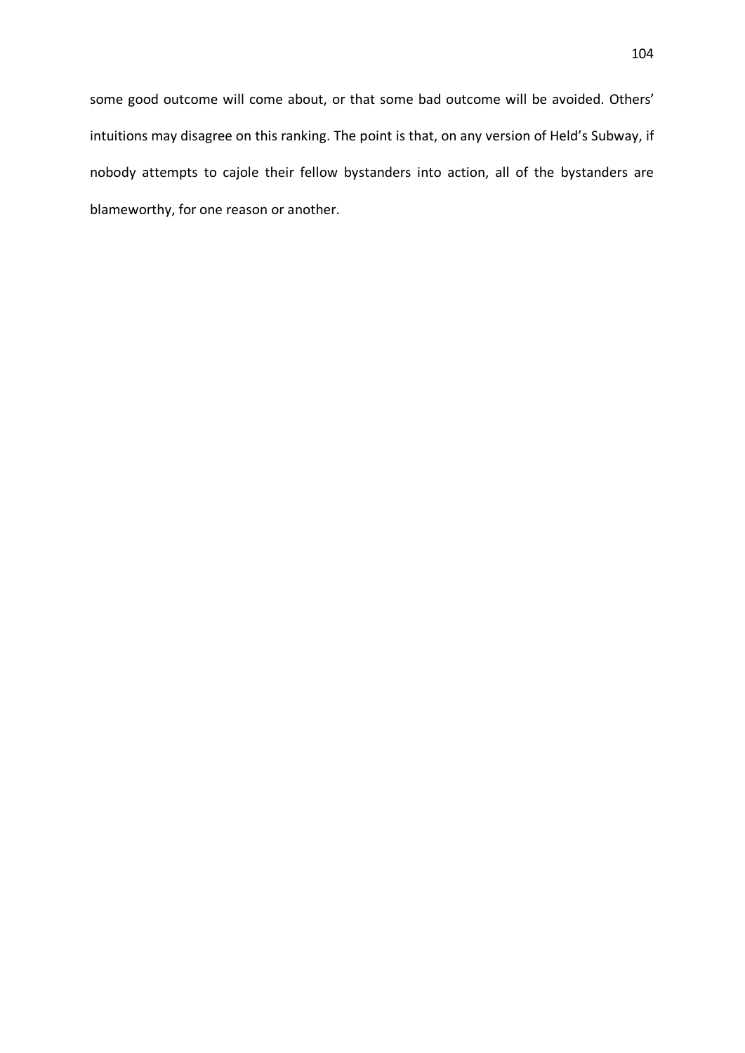some good outcome will come about, or that some bad outcome will be avoided. Others' intuitions may disagree on this ranking. The point is that, on any version of Held's Subway, if nobody attempts to cajole their fellow bystanders into action, all of the bystanders are blameworthy, for one reason or another.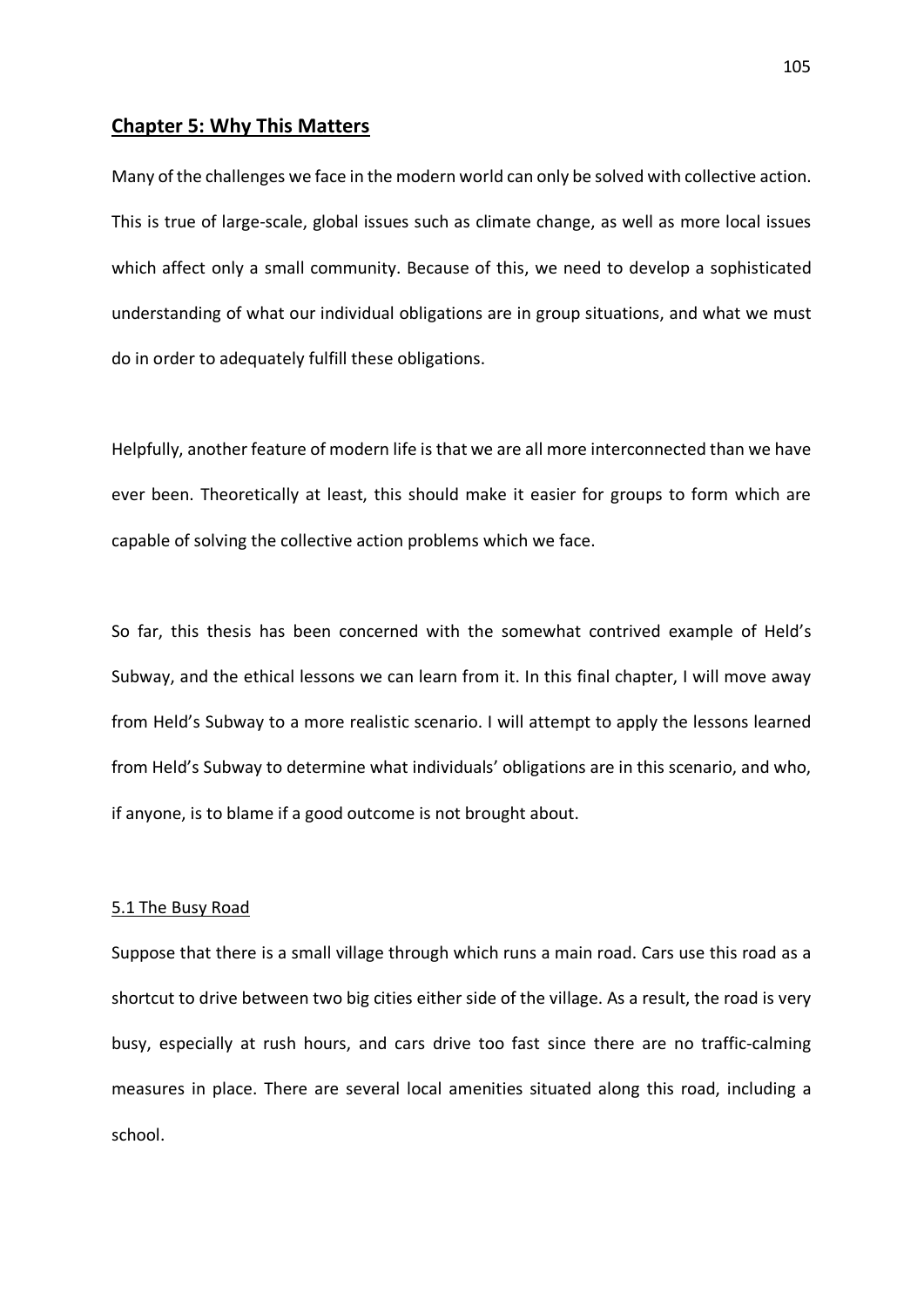## Chapter 5: Why This Matters

Many of the challenges we face in the modern world can only be solved with collective action. This is true of large-scale, global issues such as climate change, as well as more local issues which affect only a small community. Because of this, we need to develop a sophisticated understanding of what our individual obligations are in group situations, and what we must do in order to adequately fulfill these obligations.

Helpfully, another feature of modern life is that we are all more interconnected than we have ever been. Theoretically at least, this should make it easier for groups to form which are capable of solving the collective action problems which we face.

So far, this thesis has been concerned with the somewhat contrived example of Held's Subway, and the ethical lessons we can learn from it. In this final chapter, I will move away from Held's Subway to a more realistic scenario. I will attempt to apply the lessons learned from Held's Subway to determine what individuals' obligations are in this scenario, and who, if anyone, is to blame if a good outcome is not brought about.

### 5.1 The Busy Road

Suppose that there is a small village through which runs a main road. Cars use this road as a shortcut to drive between two big cities either side of the village. As a result, the road is very busy, especially at rush hours, and cars drive too fast since there are no traffic-calming measures in place. There are several local amenities situated along this road, including a school.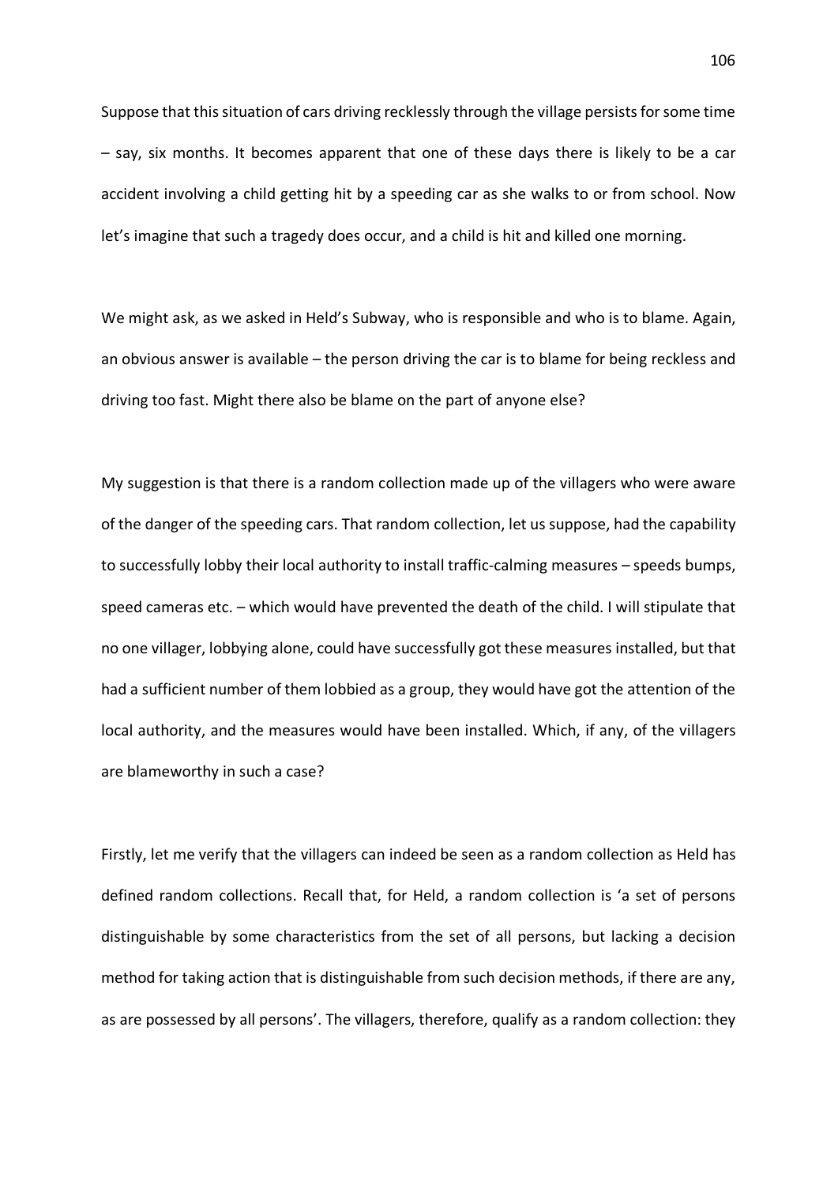Suppose that this situation of cars driving recklessly through the village persists for some time – say, six months. It becomes apparent that one of these days there is likely to be a car accident involving a child getting hit by a speeding car as she walks to or from school. Now let's imagine that such a tragedy does occur, and a child is hit and killed one morning.

We might ask, as we asked in Held's Subway, who is responsible and who is to blame. Again, an obvious answer is available – the person driving the car is to blame for being reckless and driving too fast. Might there also be blame on the part of anyone else?

My suggestion is that there is a random collection made up of the villagers who were aware of the danger of the speeding cars. That random collection, let us suppose, had the capability to successfully lobby their local authority to install traffic-calming measures – speeds bumps, speed cameras etc. – which would have prevented the death of the child. I will stipulate that no one villager, lobbying alone, could have successfully got these measures installed, but that had a sufficient number of them lobbied as a group, they would have got the attention of the local authority, and the measures would have been installed. Which, if any, of the villagers are blameworthy in such a case?

Firstly, let me verify that the villagers can indeed be seen as a random collection as Held has defined random collections. Recall that, for Held, a random collection is 'a set of persons distinguishable by some characteristics from the set of all persons, but lacking a decision method for taking action that is distinguishable from such decision methods, if there are any, as are possessed by all persons'. The villagers, therefore, qualify as a random collection: they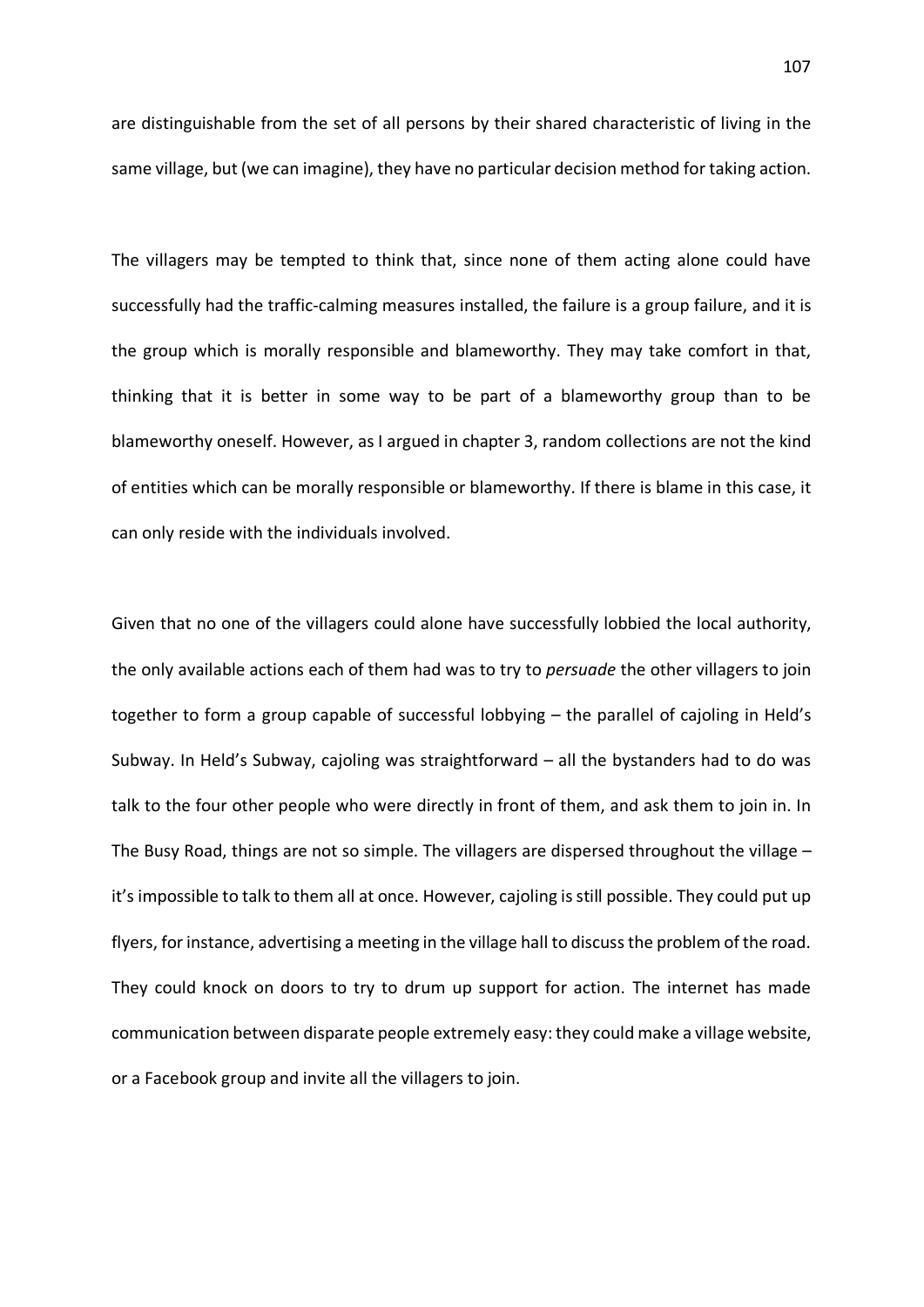are distinguishable from the set of all persons by their shared characteristic of living in the same village, but (we can imagine), they have no particular decision method for taking action.

The villagers may be tempted to think that, since none of them acting alone could have successfully had the traffic-calming measures installed, the failure is a group failure, and it is the group which is morally responsible and blameworthy. They may take comfort in that, thinking that it is better in some way to be part of a blameworthy group than to be blameworthy oneself. However, as I argued in chapter 3, random collections are not the kind of entities which can be morally responsible or blameworthy. If there is blame in this case, it can only reside with the individuals involved.

Given that no one of the villagers could alone have successfully lobbied the local authority, the only available actions each of them had was to try to *persuade* the other villagers to join together to form a group capable of successful lobbying – the parallel of cajoling in Held's Subway. In Held's Subway, cajoling was straightforward – all the bystanders had to do was talk to the four other people who were directly in front of them, and ask them to join in. In The Busy Road, things are not so simple. The villagers are dispersed throughout the village – it's impossible to talk to them all at once. However, cajoling is still possible. They could put up flyers, for instance, advertising a meeting in the village hall to discuss the problem of the road. They could knock on doors to try to drum up support for action. The internet has made communication between disparate people extremely easy: they could make a village website, or a Facebook group and invite all the villagers to join.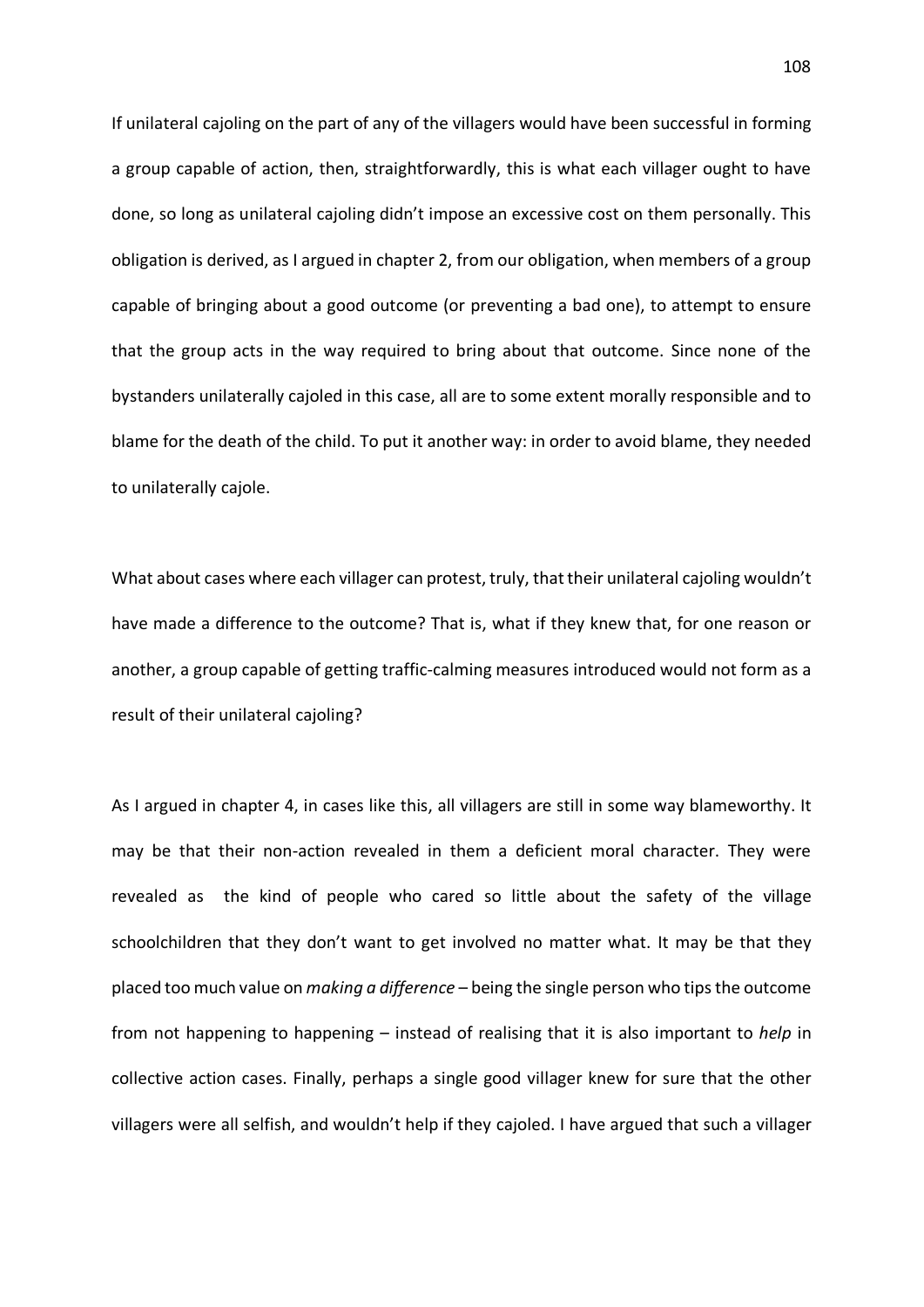If unilateral cajoling on the part of any of the villagers would have been successful in forming a group capable of action, then, straightforwardly, this is what each villager ought to have done, so long as unilateral cajoling didn't impose an excessive cost on them personally. This obligation is derived, as I argued in chapter 2, from our obligation, when members of a group capable of bringing about a good outcome (or preventing a bad one), to attempt to ensure that the group acts in the way required to bring about that outcome. Since none of the bystanders unilaterally cajoled in this case, all are to some extent morally responsible and to blame for the death of the child. To put it another way: in order to avoid blame, they needed to unilaterally cajole.

What about cases where each villager can protest, truly, that their unilateral cajoling wouldn't have made a difference to the outcome? That is, what if they knew that, for one reason or another, a group capable of getting traffic-calming measures introduced would not form as a result of their unilateral cajoling?

As I argued in chapter 4, in cases like this, all villagers are still in some way blameworthy. It may be that their non-action revealed in them a deficient moral character. They were revealed as the kind of people who cared so little about the safety of the village schoolchildren that they don't want to get involved no matter what. It may be that they placed too much value on *making a difference* – being the single person who tips the outcome from not happening to happening – instead of realising that it is also important to *help* in collective action cases. Finally, perhaps a single good villager knew for sure that the other villagers were all selfish, and wouldn't help if they cajoled. I have argued that such a villager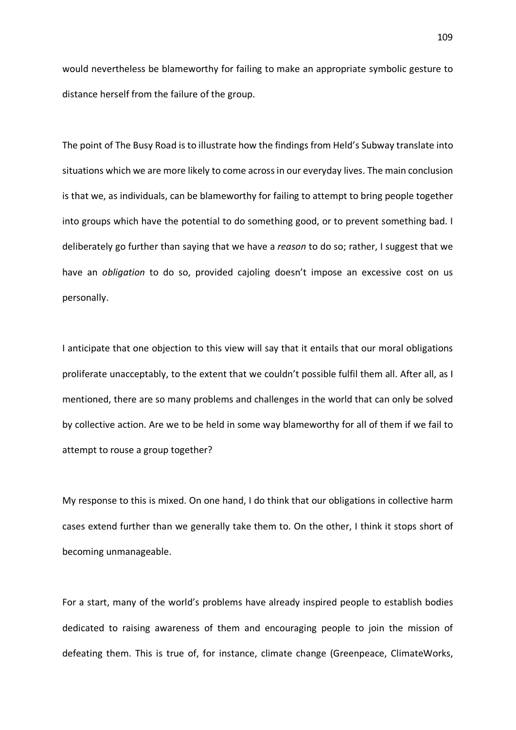would nevertheless be blameworthy for failing to make an appropriate symbolic gesture to distance herself from the failure of the group.

The point of The Busy Road is to illustrate how the findings from Held's Subway translate into situations which we are more likely to come across in our everyday lives. The main conclusion is that we, as individuals, can be blameworthy for failing to attempt to bring people together into groups which have the potential to do something good, or to prevent something bad. I deliberately go further than saying that we have a *reason* to do so; rather, I suggest that we have an *obligation* to do so, provided cajoling doesn't impose an excessive cost on us personally.

I anticipate that one objection to this view will say that it entails that our moral obligations proliferate unacceptably, to the extent that we couldn't possible fulfil them all. After all, as I mentioned, there are so many problems and challenges in the world that can only be solved by collective action. Are we to be held in some way blameworthy for all of them if we fail to attempt to rouse a group together?

My response to this is mixed. On one hand, I do think that our obligations in collective harm cases extend further than we generally take them to. On the other, I think it stops short of becoming unmanageable.

For a start, many of the world's problems have already inspired people to establish bodies dedicated to raising awareness of them and encouraging people to join the mission of defeating them. This is true of, for instance, climate change (Greenpeace, ClimateWorks,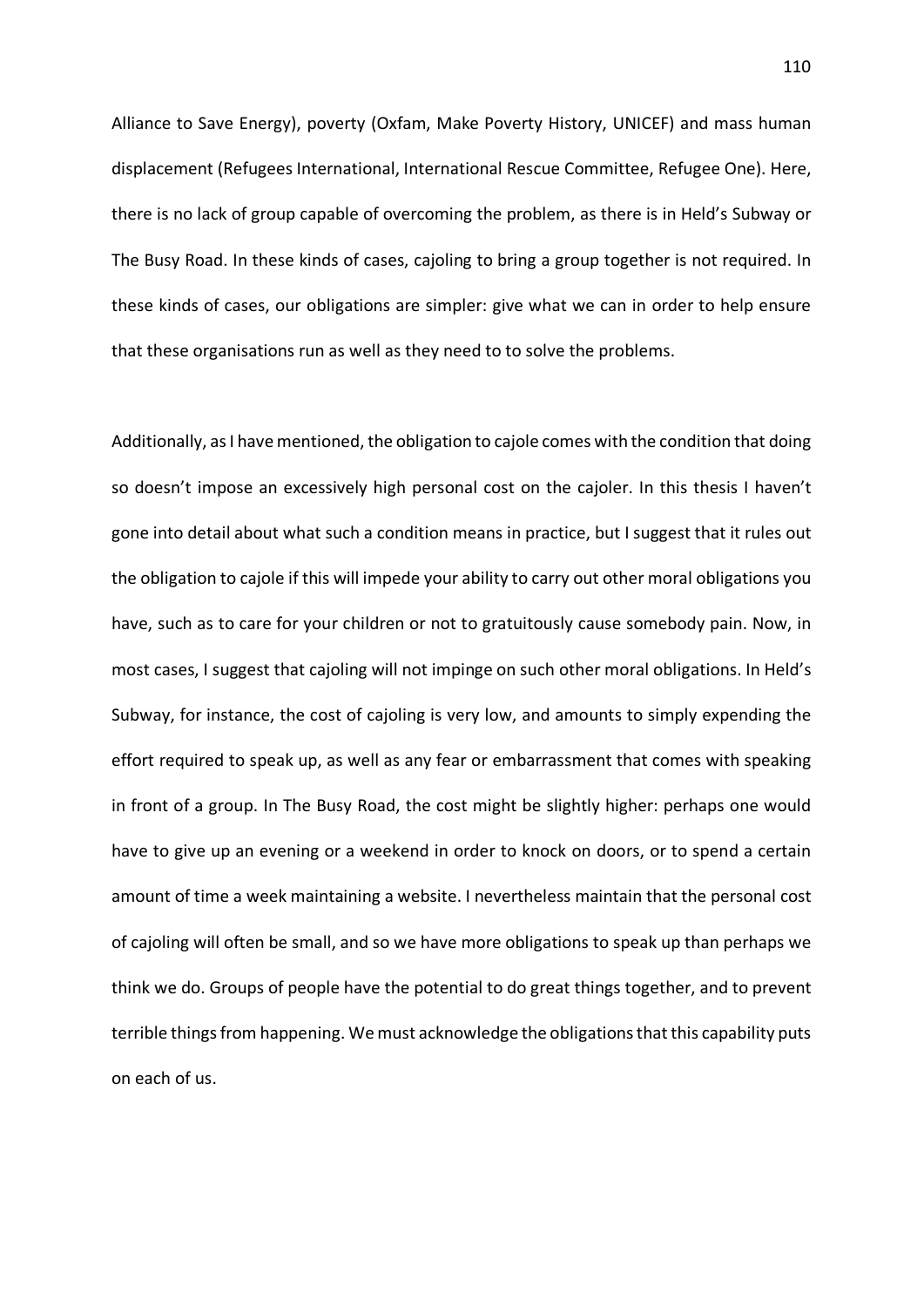Alliance to Save Energy), poverty (Oxfam, Make Poverty History, UNICEF) and mass human displacement (Refugees International, International Rescue Committee, Refugee One). Here, there is no lack of group capable of overcoming the problem, as there is in Held's Subway or The Busy Road. In these kinds of cases, cajoling to bring a group together is not required. In these kinds of cases, our obligations are simpler: give what we can in order to help ensure that these organisations run as well as they need to to solve the problems.

Additionally, as I have mentioned, the obligation to cajole comes with the condition that doing so doesn't impose an excessively high personal cost on the cajoler. In this thesis I haven't gone into detail about what such a condition means in practice, but I suggest that it rules out the obligation to cajole if this will impede your ability to carry out other moral obligations you have, such as to care for your children or not to gratuitously cause somebody pain. Now, in most cases, I suggest that cajoling will not impinge on such other moral obligations. In Held's Subway, for instance, the cost of cajoling is very low, and amounts to simply expending the effort required to speak up, as well as any fear or embarrassment that comes with speaking in front of a group. In The Busy Road, the cost might be slightly higher: perhaps one would have to give up an evening or a weekend in order to knock on doors, or to spend a certain amount of time a week maintaining a website. I nevertheless maintain that the personal cost of cajoling will often be small, and so we have more obligations to speak up than perhaps we think we do. Groups of people have the potential to do great things together, and to prevent terrible things from happening. We must acknowledge the obligations that this capability puts on each of us.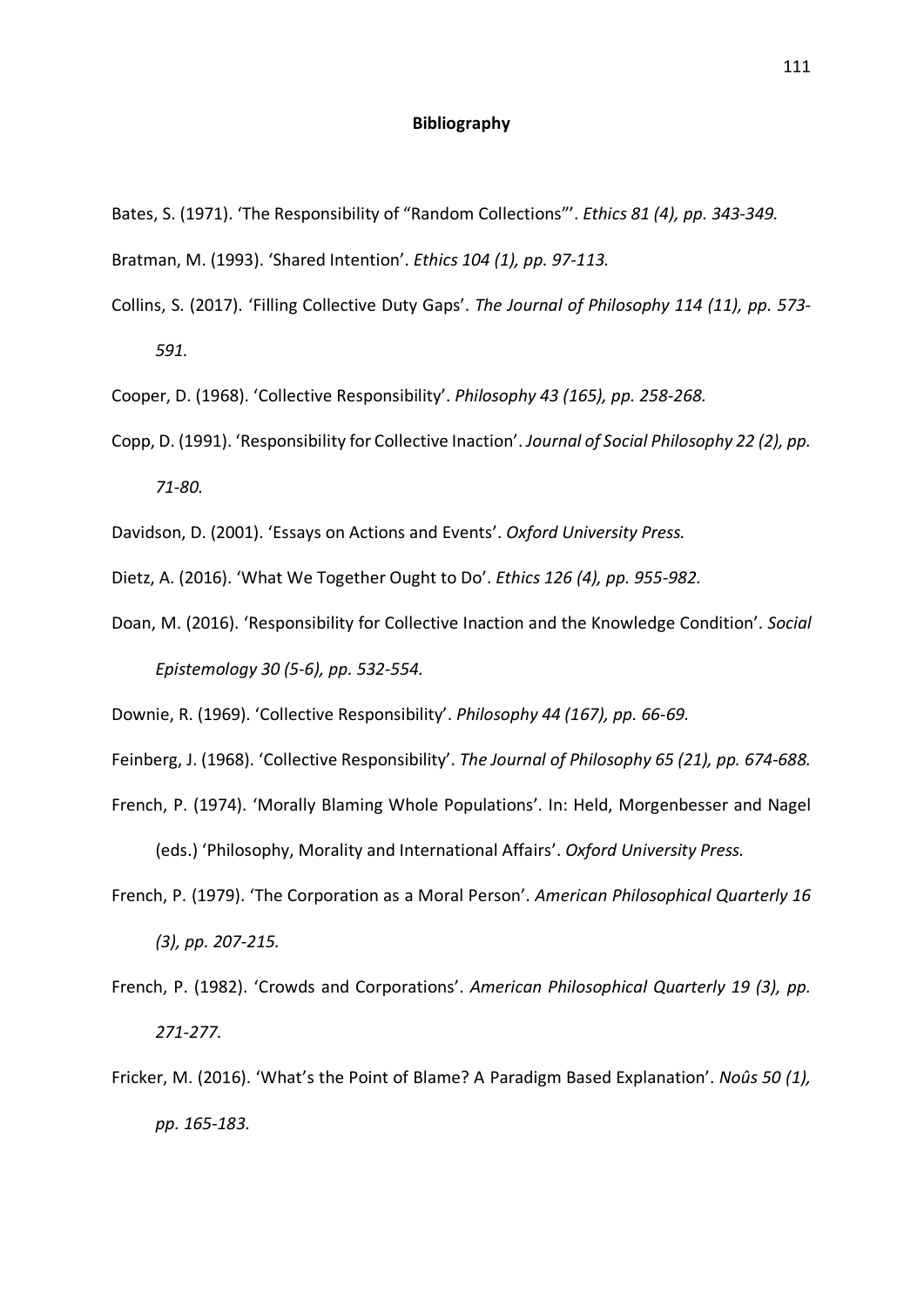**Bibliography**

Bates, S. (1971). 'The Responsibility of "Random Collections"'. *Ethics 81 (4), pp. 343-349.*

Bratman, M. (1993). 'Shared Intention'. *Ethics 104 (1), pp. 97-113.*

Collins, S. (2017). 'Filling Collective Duty Gaps'. *The Journal of Philosophy 114 (11), pp. 573-591.*

Cooper, D. (1968). 'Collective Responsibility'. *Philosophy 43 (165), pp. 258-268.*

Copp, D. (1991). 'Responsibility for Collective Inaction'. *Journal of Social Philosophy 22 (2), pp. 71-80.*

Davidson, D. (2001). 'Essays on Actions and Events'. *Oxford University Press.*

Dietz, A. (2016). 'What We Together Ought to Do'. *Ethics 126 (4), pp. 955-982.*

Doan, M. (2016). 'Responsibility for Collective Inaction and the Knowledge Condition'. *Social Epistemology 30 (5-6), pp. 532-554.*

Downie, R. (1969). 'Collective Responsibility'. *Philosophy 44 (167), pp. 66-69.*

Feinberg, J. (1968). 'Collective Responsibility'. *The Journal of Philosophy 65 (21), pp. 674-688.*

French, P. (1974). 'Morally Blaming Whole Populations'. In: Held, Morgenbesser and Nagel (eds.) 'Philosophy, Morality and International Affairs'. *Oxford University Press.*

French, P. (1979). 'The Corporation as a Moral Person'. *American Philosophical Quarterly 16 (3), pp. 207-215.*

French, P. (1982). 'Crowds and Corporations'. *American Philosophical Quarterly 19 (3), pp. 271-277.*

Fricker, M. (2016). 'What's the Point of Blame? A Paradigm Based Explanation'. *Noûs 50 (1), pp. 165-183.*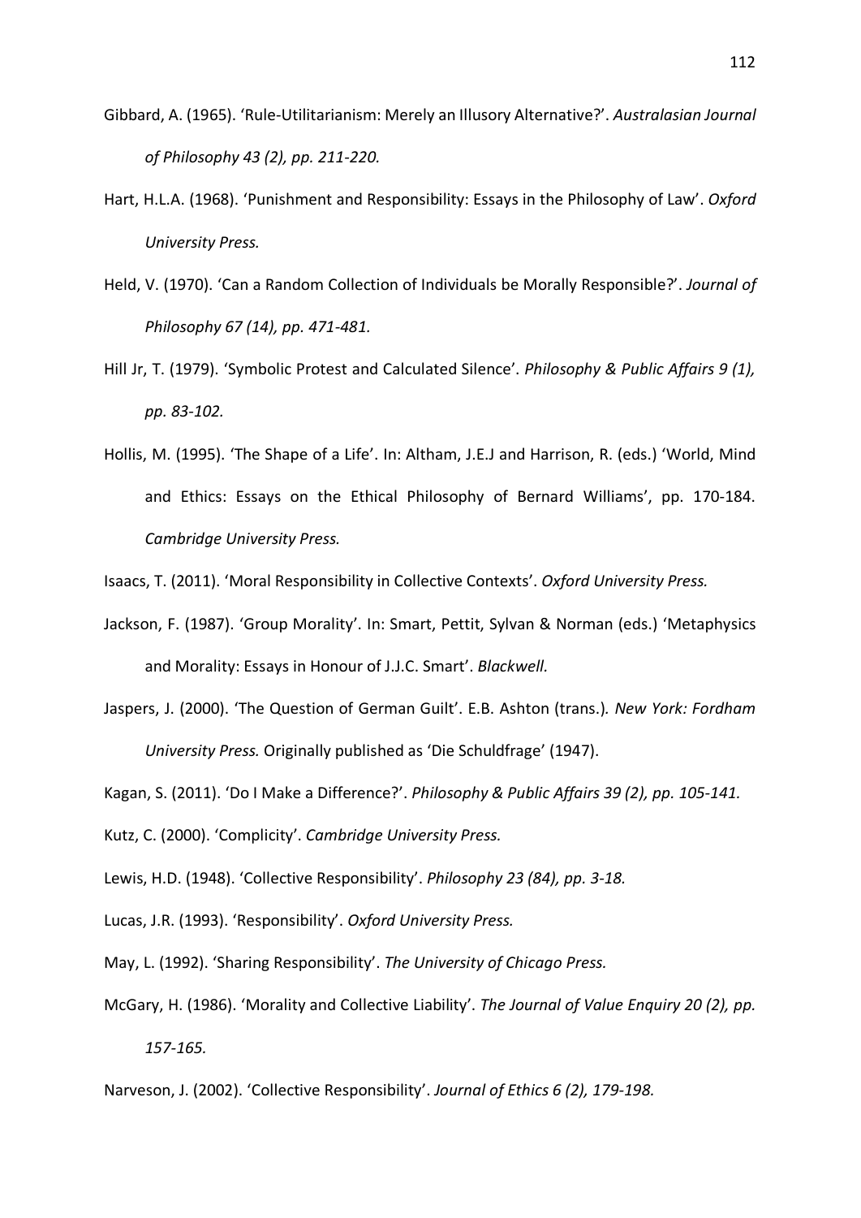Gibbard, A. (1965). 'Rule-Utilitarianism: Merely an Illusory Alternative?'. *Australasian Journal of Philosophy 43 (2), pp. 211-220.*

Hart, H.L.A. (1968). 'Punishment and Responsibility: Essays in the Philosophy of Law'. *Oxford University Press.*

Held, V. (1970). 'Can a Random Collection of Individuals be Morally Responsible?'. *Journal of Philosophy 67 (14), pp. 471-481.*

Hill Jr, T. (1979). 'Symbolic Protest and Calculated Silence'. *Philosophy & Public Affairs 9 (1), pp. 83-102.*

Hollis, M. (1995). 'The Shape of a Life'. In: Altham, J.E.J and Harrison, R. (eds.) 'World, Mind and Ethics: Essays on the Ethical Philosophy of Bernard Williams', pp. 170-184. *Cambridge University Press.*

Isaacs, T. (2011). 'Moral Responsibility in Collective Contexts'. *Oxford University Press.*

Jackson, F. (1987). 'Group Morality'. In: Smart, Pettit, Sylvan & Norman (eds.) 'Metaphysics and Morality: Essays in Honour of J.J.C. Smart'. *Blackwell.*

Jaspers, J. (2000). 'The Question of German Guilt'. E.B. Ashton (trans.)*. New York: Fordham University Press.* Originally published as 'Die Schuldfrage' (1947).

Kagan, S. (2011). 'Do I Make a Difference?'. *Philosophy & Public Affairs 39 (2), pp. 105-141.*

Kutz, C. (2000). 'Complicity'. *Cambridge University Press.*

Lewis, H.D. (1948). 'Collective Responsibility'. *Philosophy 23 (84), pp. 3-18.*

Lucas, J.R. (1993). 'Responsibility'. *Oxford University Press.*

May, L. (1992). 'Sharing Responsibility'. *The University of Chicago Press.*

McGary, H. (1986). 'Morality and Collective Liability'. *The Journal of Value Enquiry 20 (2), pp. 157-165.*

Narveson, J. (2002). 'Collective Responsibility'. *Journal of Ethics 6 (2), 179-198.*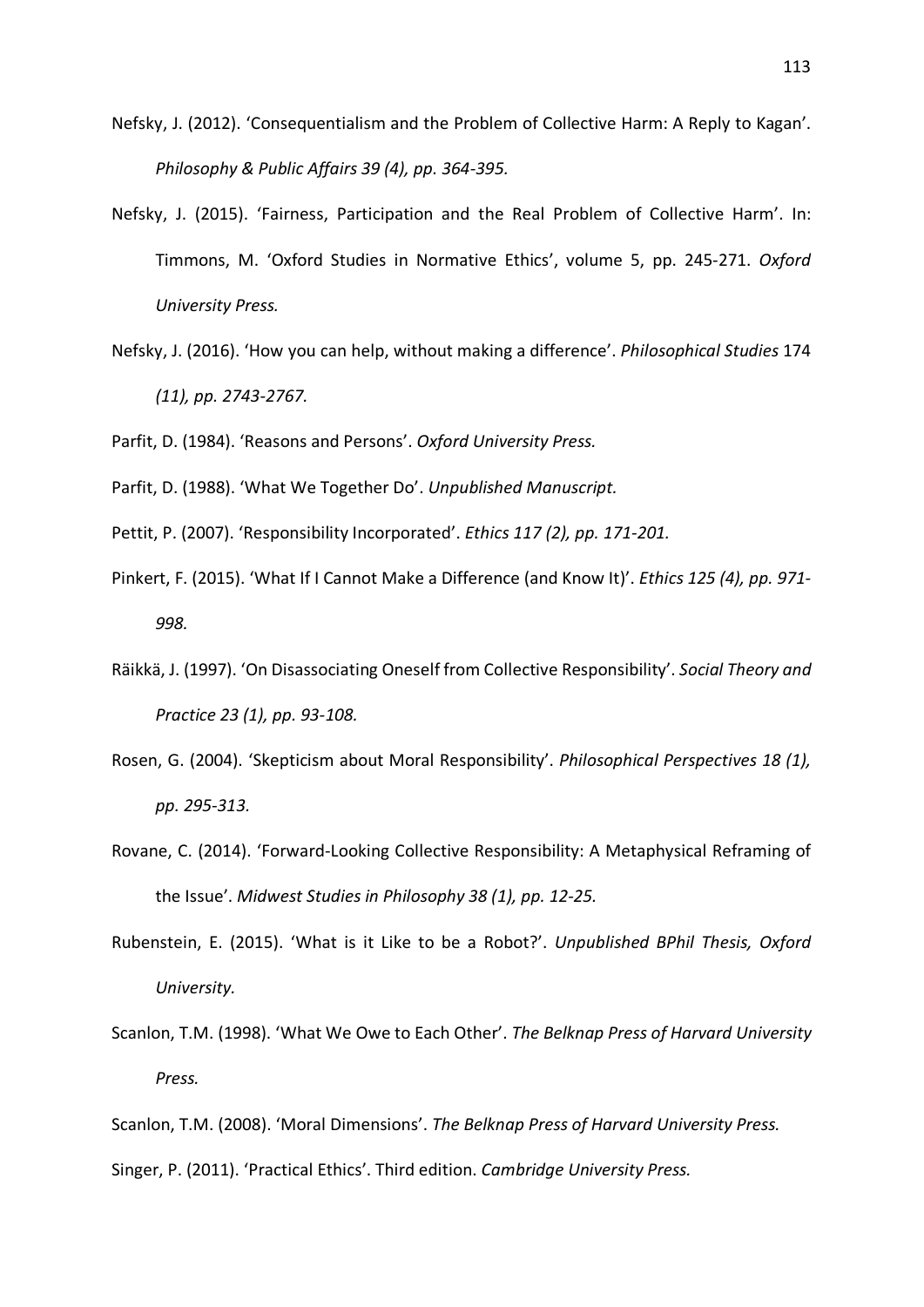Nefsky, J. (2012). 'Consequentialism and the Problem of Collective Harm: A Reply to Kagan'. *Philosophy & Public Affairs 39 (4), pp. 364-395.*

Nefsky, J. (2015). 'Fairness, Participation and the Real Problem of Collective Harm'. In: Timmons, M. 'Oxford Studies in Normative Ethics', volume 5, pp. 245-271. *Oxford University Press.*

Nefsky, J. (2016). 'How you can help, without making a difference'. *Philosophical Studies* 174 *(11), pp. 2743-2767.*

Parfit, D. (1984). 'Reasons and Persons'. *Oxford University Press.*

Parfit, D. (1988). 'What We Together Do'. *Unpublished Manuscript.*

Pettit, P. (2007). 'Responsibility Incorporated'. *Ethics 117 (2), pp. 171-201.*

Pinkert, F. (2015). 'What If I Cannot Make a Difference (and Know It)'. *Ethics 125 (4), pp. 971-998.*

Räikkä, J. (1997). 'On Disassociating Oneself from Collective Responsibility'. *Social Theory and Practice 23 (1), pp. 93-108.*

Rosen, G. (2004). 'Skepticism about Moral Responsibility'. *Philosophical Perspectives 18 (1), pp. 295-313.*

Rovane, C. (2014). 'Forward-Looking Collective Responsibility: A Metaphysical Reframing of the Issue'. *Midwest Studies in Philosophy 38 (1), pp. 12-25.*

Rubenstein, E. (2015). 'What is it Like to be a Robot?'. *Unpublished BPhil Thesis, Oxford University.*

Scanlon, T.M. (1998). 'What We Owe to Each Other'. *The Belknap Press of Harvard University Press.*

Scanlon, T.M. (2008). 'Moral Dimensions'. *The Belknap Press of Harvard University Press.*

Singer, P. (2011). 'Practical Ethics'. Third edition. *Cambridge University Press.*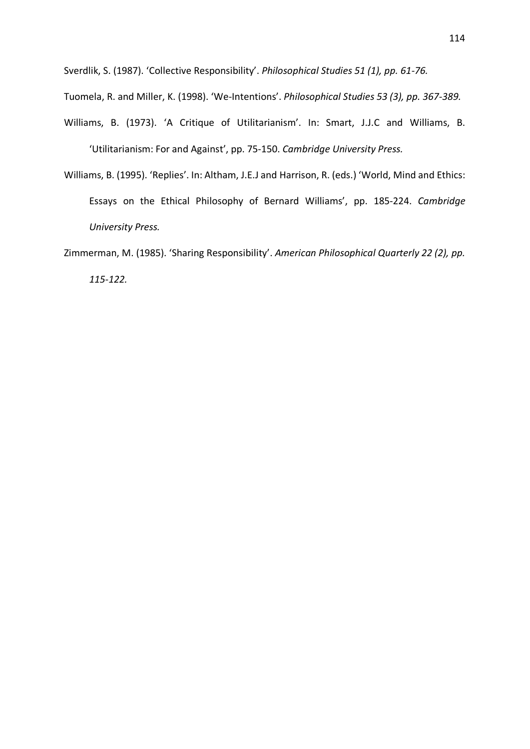Sverdlik, S. (1987). 'Collective Responsibility'. *Philosophical Studies 51 (1), pp. 61-76.*

Tuomela, R. and Miller, K. (1998). 'We-Intentions'. *Philosophical Studies 53 (3), pp. 367-389.*

Williams, B. (1973). 'A Critique of Utilitarianism'. In: Smart, J.J.C and Williams, B. 'Utilitarianism: For and Against', pp. 75-150. *Cambridge University Press.*

Williams, B. (1995). 'Replies'. In: Altham, J.E.J and Harrison, R. (eds.) 'World, Mind and Ethics: Essays on the Ethical Philosophy of Bernard Williams', pp. 185-224. *Cambridge University Press.*

Zimmerman, M. (1985). 'Sharing Responsibility'. *American Philosophical Quarterly 22 (2), pp. 115-122.*